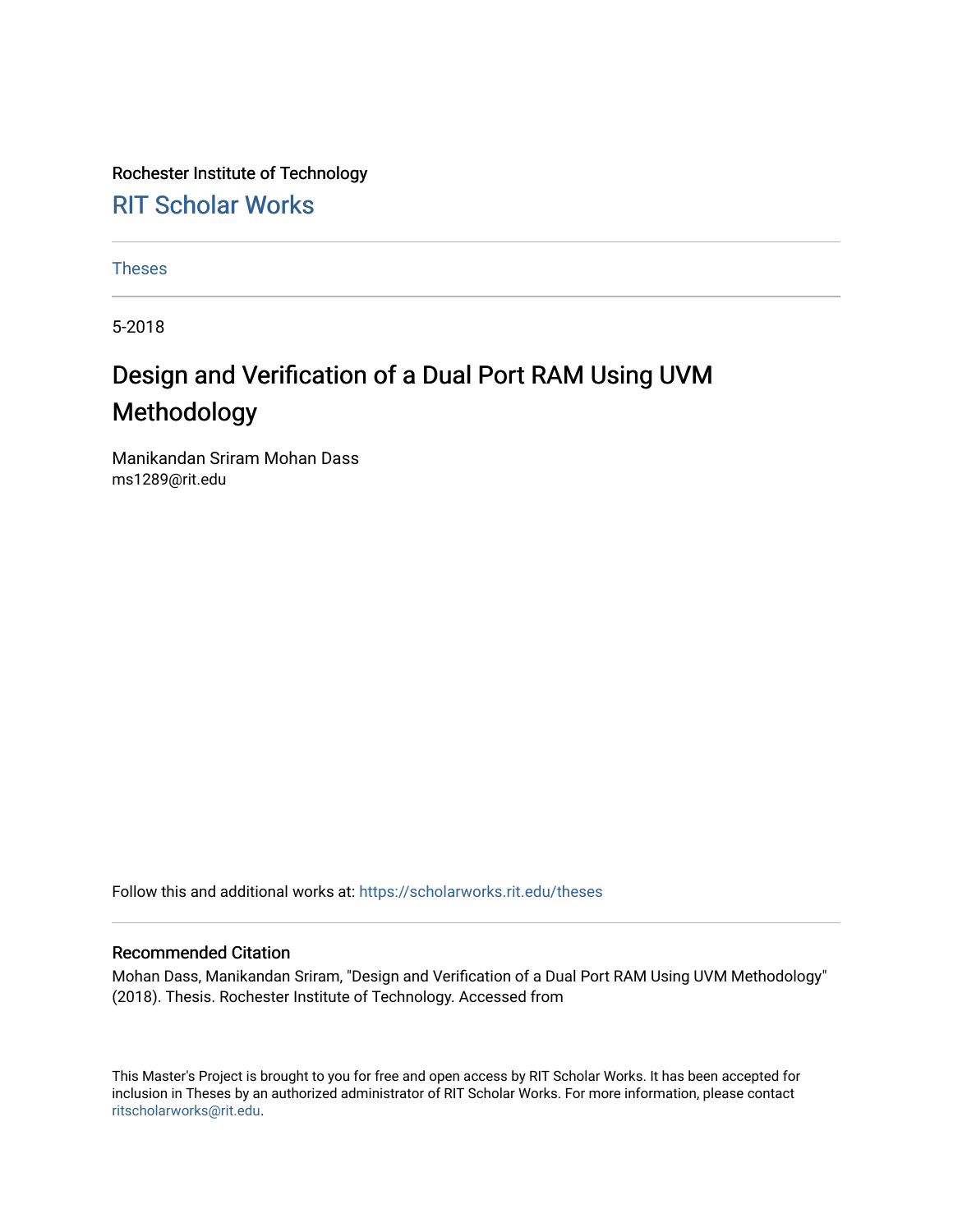Rochester Institute of Technology

RIT Scholar Works

Theses

5-2018

# Design and Verification of a Dual Port RAM Using UVM Methodology

Manikandan Sriram Mohan Dass
ms1289@rit.edu

Follow this and additional works at: https://scholarworks.rit.edu/theses

## Recommended Citation

Mohan Dass, Manikandan Sriram, "Design and Verification of a Dual Port RAM Using UVM Methodology" (2018). Thesis. Rochester Institute of Technology. Accessed from

This Master's Project is brought to you for free and open access by RIT Scholar Works. It has been accepted for inclusion in Theses by an authorized administrator of RIT Scholar Works. For more information, please contact ritscholarworks@rit.edu.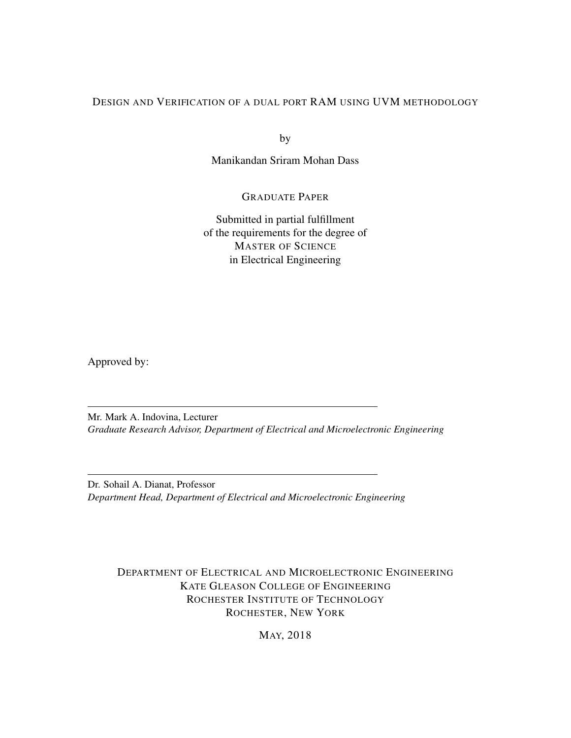# Design and Verification of a dual port RAM using UVM methodology

by

Manikandan Sriram Mohan Dass

GRADUATE PAPER

Submitted in partial fulfillment
of the requirements for the degree of
MASTER OF SCIENCE
in Electrical Engineering

Approved by:

---

Mr. Mark A. Indovina, Lecturer
*Graduate Research Advisor, Department of Electrical and Microelectronic Engineering*

---

Dr. Sohail A. Dianat, Professor
*Department Head, Department of Electrical and Microelectronic Engineering*

DEPARTMENT OF ELECTRICAL AND MICROELECTRONIC ENGINEERING
KATE GLEASON COLLEGE OF ENGINEERING
ROCHESTER INSTITUTE OF TECHNOLOGY
ROCHESTER, NEW YORK

MAY, 2018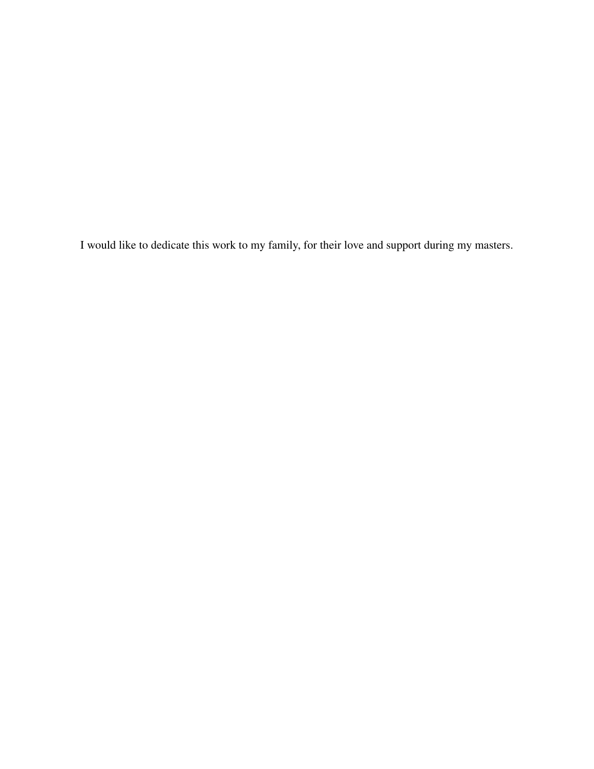I would like to dedicate this work to my family, for their love and support during my masters.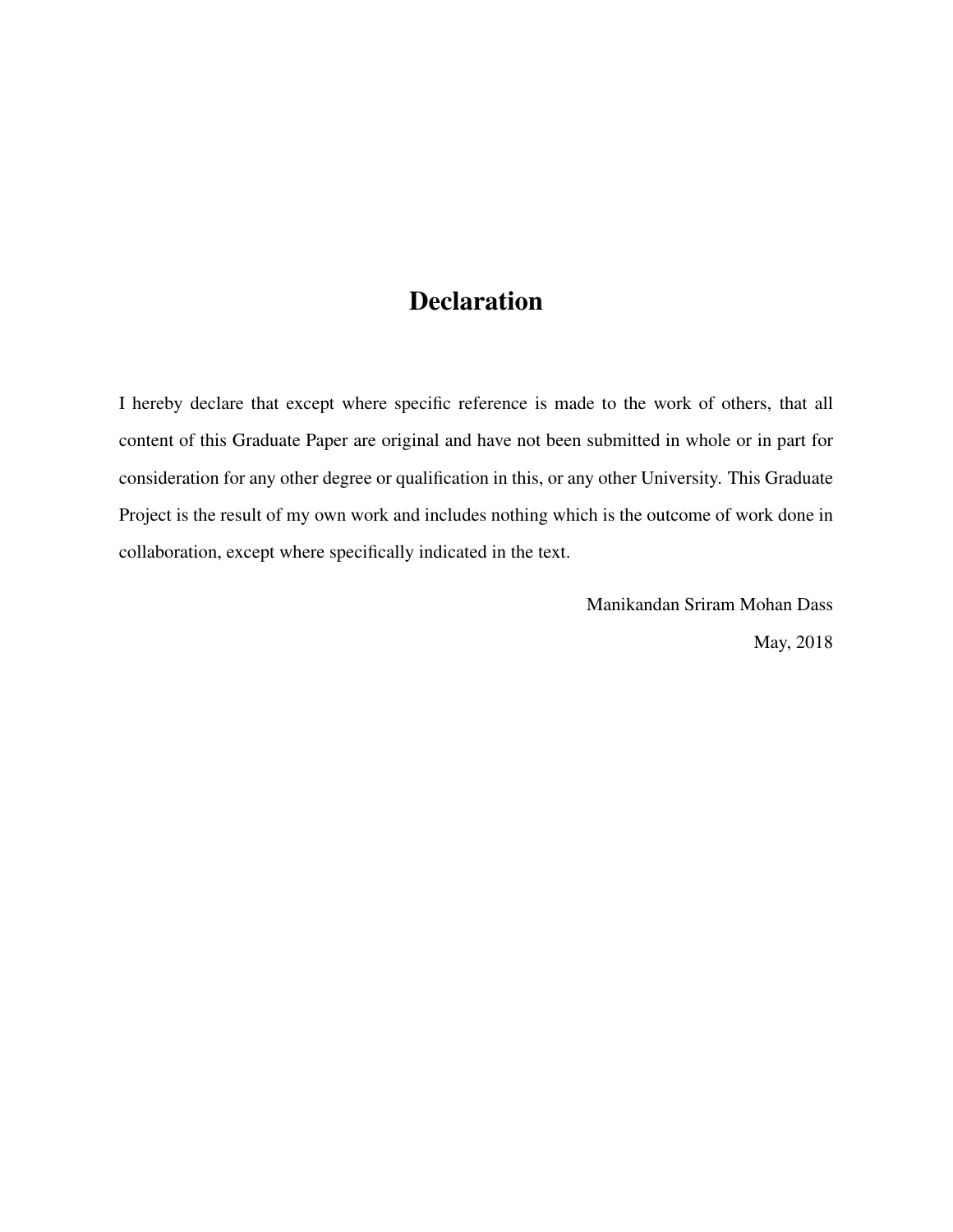# Declaration

I hereby declare that except where specific reference is made to the work of others, that all content of this Graduate Paper are original and have not been submitted in whole or in part for consideration for any other degree or qualification in this, or any other University. This Graduate Project is the result of my own work and includes nothing which is the outcome of work done in collaboration, except where specifically indicated in the text.

Manikandan Sriram Mohan Dass

May, 2018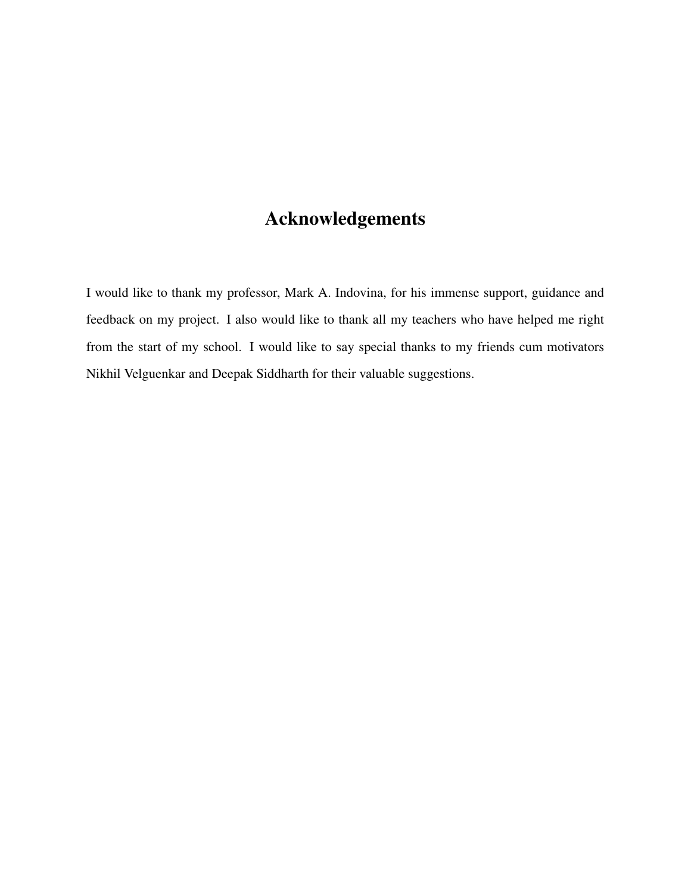# Acknowledgements

I would like to thank my professor, Mark A. Indovina, for his immense support, guidance and feedback on my project. I also would like to thank all my teachers who have helped me right from the start of my school. I would like to say special thanks to my friends cum motivators Nikhil Velguenkar and Deepak Siddharth for their valuable suggestions.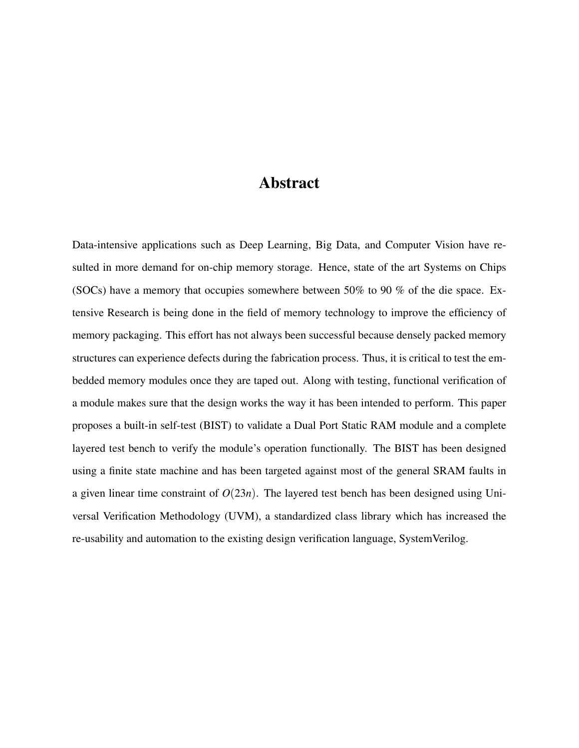# Abstract

Data-intensive applications such as Deep Learning, Big Data, and Computer Vision have resulted in more demand for on-chip memory storage. Hence, state of the art Systems on Chips (SOCs) have a memory that occupies somewhere between 50% to 90 % of the die space. Extensive Research is being done in the field of memory technology to improve the efficiency of memory packaging. This effort has not always been successful because densely packed memory structures can experience defects during the fabrication process. Thus, it is critical to test the embedded memory modules once they are taped out. Along with testing, functional verification of a module makes sure that the design works the way it has been intended to perform. This paper proposes a built-in self-test (BIST) to validate a Dual Port Static RAM module and a complete layered test bench to verify the module's operation functionally. The BIST has been designed using a finite state machine and has been targeted against most of the general SRAM faults in a given linear time constraint of $O(23n)$. The layered test bench has been designed using Universal Verification Methodology (UVM), a standardized class library which has increased the re-usability and automation to the existing design verification language, SystemVerilog.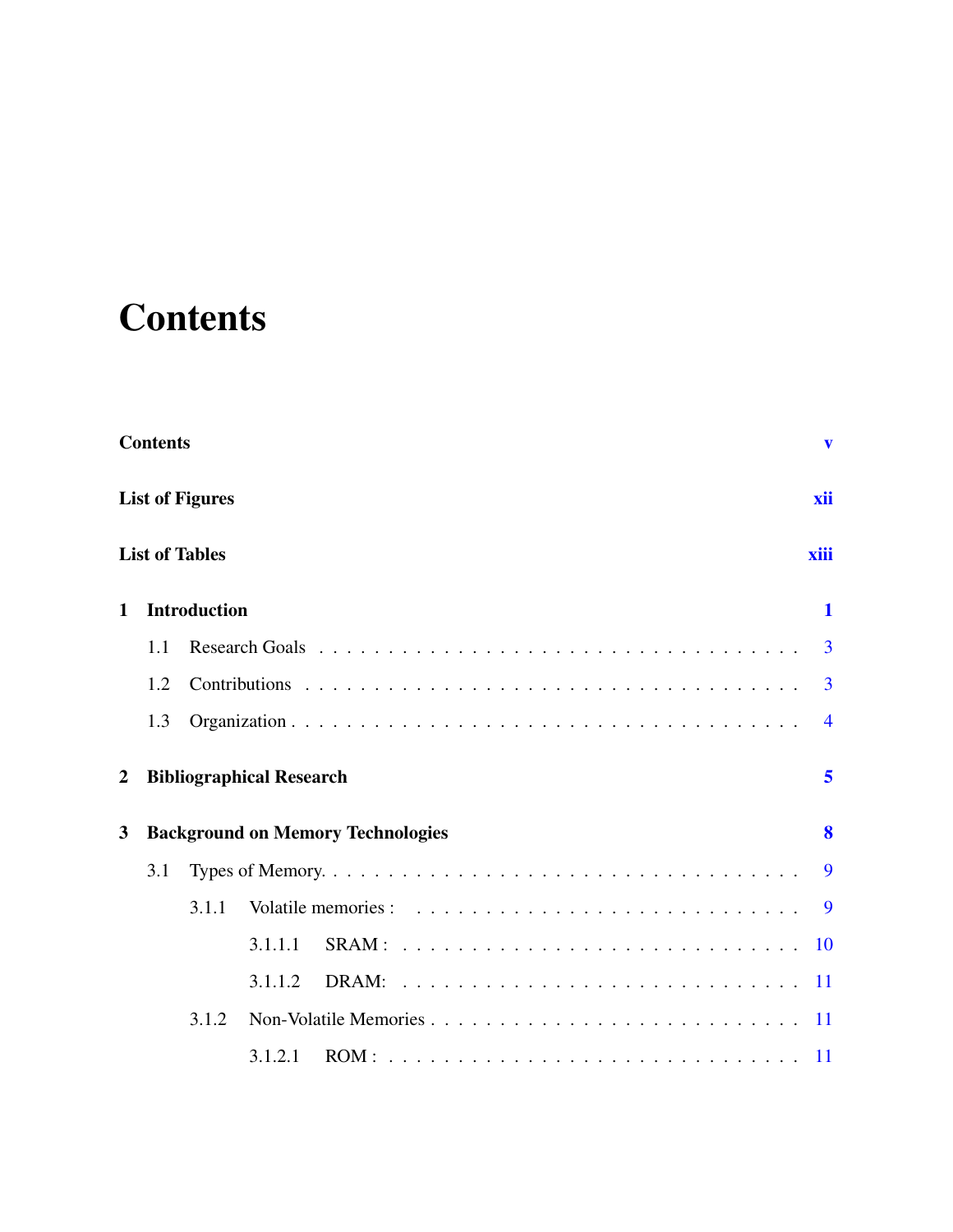# Contents

**Contents** v

**List of Figures** xii

**List of Tables** xiii

**1 Introduction** 1

- 1.1 Research Goals . . . 3
- 1.2 Contributions . . . 3
- 1.3 Organization . . . 4

**2 Bibliographical Research** 5

**3 Background on Memory Technologies** 8

- 3.1 Types of Memory. . . . 9
  - 3.1.1 Volatile memories : . . . 9
    - 3.1.1.1 SRAM : . . . 10
    - 3.1.1.2 DRAM: . . . 11
  - 3.1.2 Non-Volatile Memories . . . 11
    - 3.1.2.1 ROM : . . . 11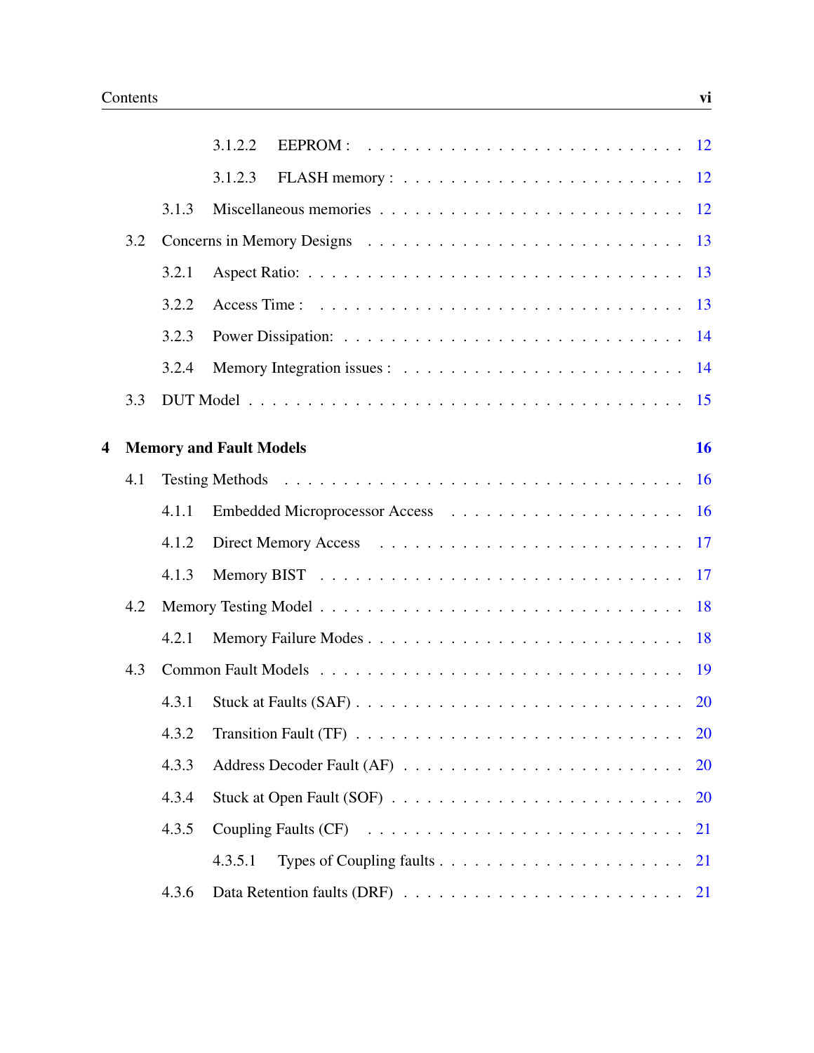3.1.2.2 EEPROM : . . . . . . . . . . . . . . . . . . . . . . . . . 12

3.1.2.3 FLASH memory : . . . . . . . . . . . . . . . . . . . . . . 12

3.1.3 Miscellaneous memories . . . . . . . . . . . . . . . . . . . . . . . 12

3.2 Concerns in Memory Designs . . . . . . . . . . . . . . . . . . . . . . . 13

3.2.1 Aspect Ratio: . . . . . . . . . . . . . . . . . . . . . . . . . . . . 13

3.2.2 Access Time : . . . . . . . . . . . . . . . . . . . . . . . . . . . 13

3.2.3 Power Dissipation: . . . . . . . . . . . . . . . . . . . . . . . . . 14

3.2.4 Memory Integration issues : . . . . . . . . . . . . . . . . . . . . 14

3.3 DUT Model . . . . . . . . . . . . . . . . . . . . . . . . . . . . . . . . 15

**4 Memory and Fault Models** **16**

4.1 Testing Methods . . . . . . . . . . . . . . . . . . . . . . . . . . . . . 16

4.1.1 Embedded Microprocessor Access . . . . . . . . . . . . . . . . . 16

4.1.2 Direct Memory Access . . . . . . . . . . . . . . . . . . . . . . . 17

4.1.3 Memory BIST . . . . . . . . . . . . . . . . . . . . . . . . . . . 17

4.2 Memory Testing Model . . . . . . . . . . . . . . . . . . . . . . . . . . 18

4.2.1 Memory Failure Modes . . . . . . . . . . . . . . . . . . . . . . . 18

4.3 Common Fault Models . . . . . . . . . . . . . . . . . . . . . . . . . . 19

4.3.1 Stuck at Faults (SAF) . . . . . . . . . . . . . . . . . . . . . . . . 20

4.3.2 Transition Fault (TF) . . . . . . . . . . . . . . . . . . . . . . . . 20

4.3.3 Address Decoder Fault (AF) . . . . . . . . . . . . . . . . . . . . 20

4.3.4 Stuck at Open Fault (SOF) . . . . . . . . . . . . . . . . . . . . . 20

4.3.5 Coupling Faults (CF) . . . . . . . . . . . . . . . . . . . . . . . . 21

4.3.5.1 Types of Coupling faults . . . . . . . . . . . . . . . . . . 21

4.3.6 Data Retention faults (DRF) . . . . . . . . . . . . . . . . . . . . 21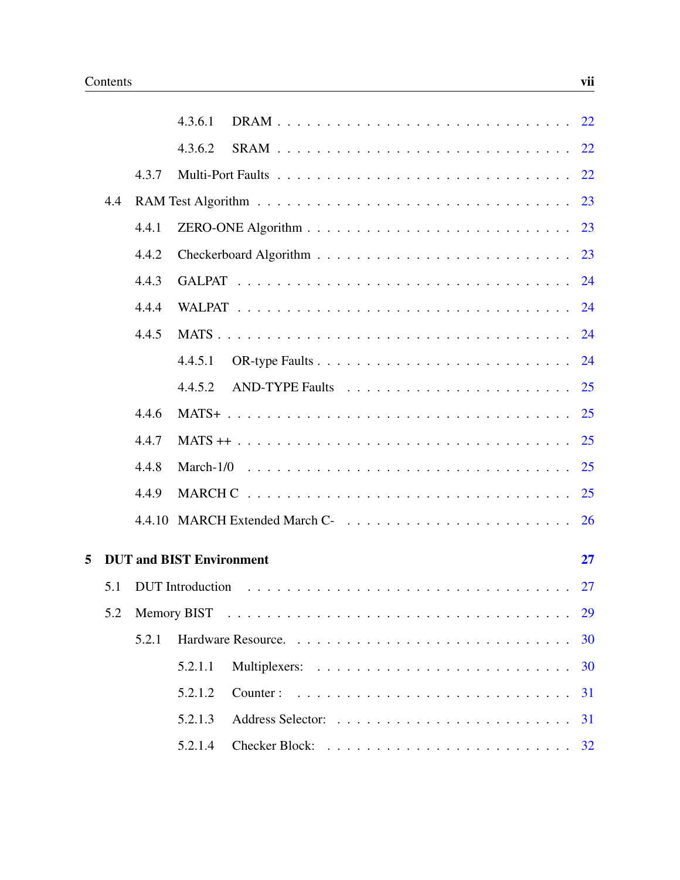4.3.6.1 DRAM . . . . . . . . . . . . . . . . . . . . . . . . . . 22

4.3.6.2 SRAM . . . . . . . . . . . . . . . . . . . . . . . . . . 22

4.3.7 Multi-Port Faults . . . . . . . . . . . . . . . . . . . . . . . . 22

4.4 RAM Test Algorithm . . . . . . . . . . . . . . . . . . . . . . . . . 23

4.4.1 ZERO-ONE Algorithm . . . . . . . . . . . . . . . . . . . . . 23

4.4.2 Checkerboard Algorithm . . . . . . . . . . . . . . . . . . . . 23

4.4.3 GALPAT . . . . . . . . . . . . . . . . . . . . . . . . . . . . 24

4.4.4 WALPAT . . . . . . . . . . . . . . . . . . . . . . . . . . . . 24

4.4.5 MATS . . . . . . . . . . . . . . . . . . . . . . . . . . . . . 24

4.4.5.1 OR-type Faults . . . . . . . . . . . . . . . . . . . . . . 24

4.4.5.2 AND-TYPE Faults . . . . . . . . . . . . . . . . . . . . 25

4.4.6 MATS+ . . . . . . . . . . . . . . . . . . . . . . . . . . . . . 25

4.4.7 MATS ++ . . . . . . . . . . . . . . . . . . . . . . . . . . . . 25

4.4.8 March-1/0 . . . . . . . . . . . . . . . . . . . . . . . . . . . 25

4.4.9 MARCH C . . . . . . . . . . . . . . . . . . . . . . . . . . . 25

4.4.10 MARCH Extended March C- . . . . . . . . . . . . . . . . . . 26

**5 DUT and BIST Environment** **27**

5.1 DUT Introduction . . . . . . . . . . . . . . . . . . . . . . . . . . . 27

5.2 Memory BIST . . . . . . . . . . . . . . . . . . . . . . . . . . . . . 29

5.2.1 Hardware Resource. . . . . . . . . . . . . . . . . . . . . . . . 30

5.2.1.1 Multiplexers: . . . . . . . . . . . . . . . . . . . . . . . 30

5.2.1.2 Counter : . . . . . . . . . . . . . . . . . . . . . . . . . 31

5.2.1.3 Address Selector: . . . . . . . . . . . . . . . . . . . . . 31

5.2.1.4 Checker Block: . . . . . . . . . . . . . . . . . . . . . . 32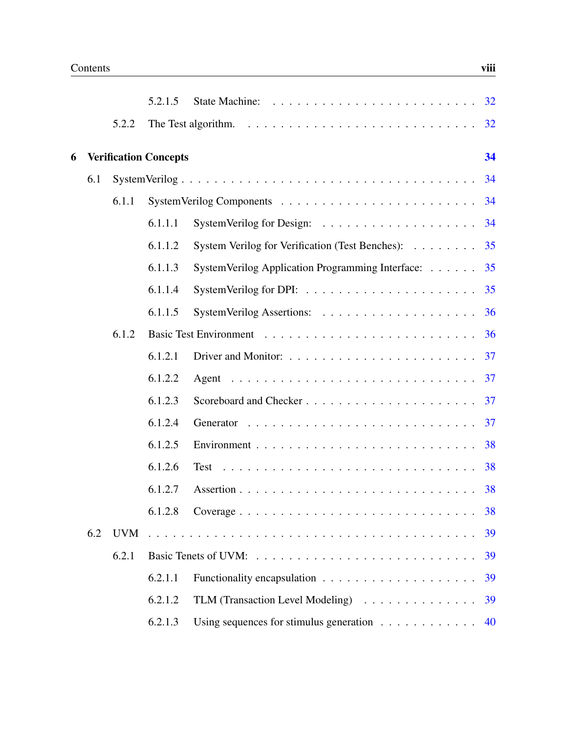5.2.1.5 State Machine: . . . . . . . . . . . . . . . . . . . . . . . . 32

5.2.2 The Test algorithm. . . . . . . . . . . . . . . . . . . . . . . . . . . 32

**6 Verification Concepts** **34**

6.1 SystemVerilog . . . . . . . . . . . . . . . . . . . . . . . . . . . . . . . . 34

6.1.1 SystemVerilog Components . . . . . . . . . . . . . . . . . . . . . . 34

6.1.1.1 SystemVerilog for Design: . . . . . . . . . . . . . . . . . . 34

6.1.1.2 System Verilog for Verification (Test Benches): . . . . . . . . . 35

6.1.1.3 SystemVerilog Application Programming Interface: . . . . . . 35

6.1.1.4 SystemVerilog for DPI: . . . . . . . . . . . . . . . . . . . . 35

6.1.1.5 SystemVerilog Assertions: . . . . . . . . . . . . . . . . . . 36

6.1.2 Basic Test Environment . . . . . . . . . . . . . . . . . . . . . . . . 36

6.1.2.1 Driver and Monitor: . . . . . . . . . . . . . . . . . . . . . . 37

6.1.2.2 Agent . . . . . . . . . . . . . . . . . . . . . . . . . . . . . 37

6.1.2.3 Scoreboard and Checker . . . . . . . . . . . . . . . . . . . . 37

6.1.2.4 Generator . . . . . . . . . . . . . . . . . . . . . . . . . . . 37

6.1.2.5 Environment . . . . . . . . . . . . . . . . . . . . . . . . . . 38

6.1.2.6 Test . . . . . . . . . . . . . . . . . . . . . . . . . . . . . . 38

6.1.2.7 Assertion . . . . . . . . . . . . . . . . . . . . . . . . . . . 38

6.1.2.8 Coverage . . . . . . . . . . . . . . . . . . . . . . . . . . . 38

6.2 UVM . . . . . . . . . . . . . . . . . . . . . . . . . . . . . . . . . . . . 39

6.2.1 Basic Tenets of UVM: . . . . . . . . . . . . . . . . . . . . . . . . . 39

6.2.1.1 Functionality encapsulation . . . . . . . . . . . . . . . . . . 39

6.2.1.2 TLM (Transaction Level Modeling) . . . . . . . . . . . . . . 39

6.2.1.3 Using sequences for stimulus generation . . . . . . . . . . . 40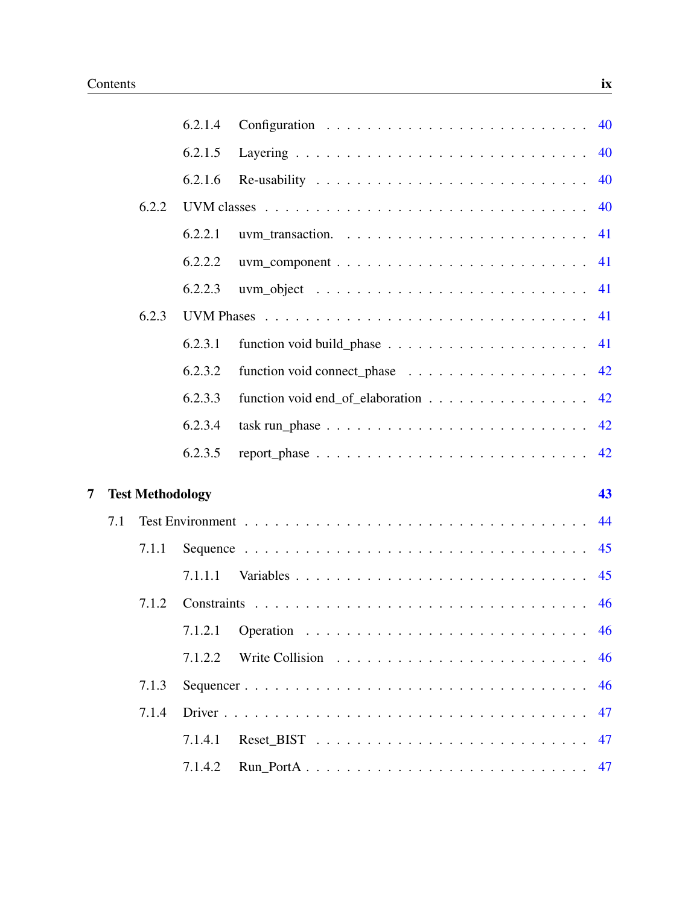6.2.1.4 Configuration . . . . . . . . . . . . . . . . . . . . . . . . 40

6.2.1.5 Layering . . . . . . . . . . . . . . . . . . . . . . . . . . 40

6.2.1.6 Re-usability . . . . . . . . . . . . . . . . . . . . . . . . 40

6.2.2 UVM classes . . . . . . . . . . . . . . . . . . . . . . . . . . . . 40

6.2.2.1 uvm_transaction. . . . . . . . . . . . . . . . . . . . . . . 41

6.2.2.2 uvm_component . . . . . . . . . . . . . . . . . . . . . . 41

6.2.2.3 uvm_object . . . . . . . . . . . . . . . . . . . . . . . . 41

6.2.3 UVM Phases . . . . . . . . . . . . . . . . . . . . . . . . . . . . 41

6.2.3.1 function void build_phase . . . . . . . . . . . . . . . . . . 41

6.2.3.2 function void connect_phase . . . . . . . . . . . . . . . . . 42

6.2.3.3 function void end_of_elaboration . . . . . . . . . . . . . . . 42

6.2.3.4 task run_phase . . . . . . . . . . . . . . . . . . . . . . . 42

6.2.3.5 report_phase . . . . . . . . . . . . . . . . . . . . . . . . 42

**7 Test Methodology** **43**

7.1 Test Environment . . . . . . . . . . . . . . . . . . . . . . . . . . . . 44

7.1.1 Sequence . . . . . . . . . . . . . . . . . . . . . . . . . . . . . 45

7.1.1.1 Variables . . . . . . . . . . . . . . . . . . . . . . . . . . 45

7.1.2 Constraints . . . . . . . . . . . . . . . . . . . . . . . . . . . . 46

7.1.2.1 Operation . . . . . . . . . . . . . . . . . . . . . . . . . 46

7.1.2.2 Write Collision . . . . . . . . . . . . . . . . . . . . . . . 46

7.1.3 Sequencer . . . . . . . . . . . . . . . . . . . . . . . . . . . . . 46

7.1.4 Driver . . . . . . . . . . . . . . . . . . . . . . . . . . . . . . . 47

7.1.4.1 Reset_BIST . . . . . . . . . . . . . . . . . . . . . . . . 47

7.1.4.2 Run_PortA . . . . . . . . . . . . . . . . . . . . . . . . . 47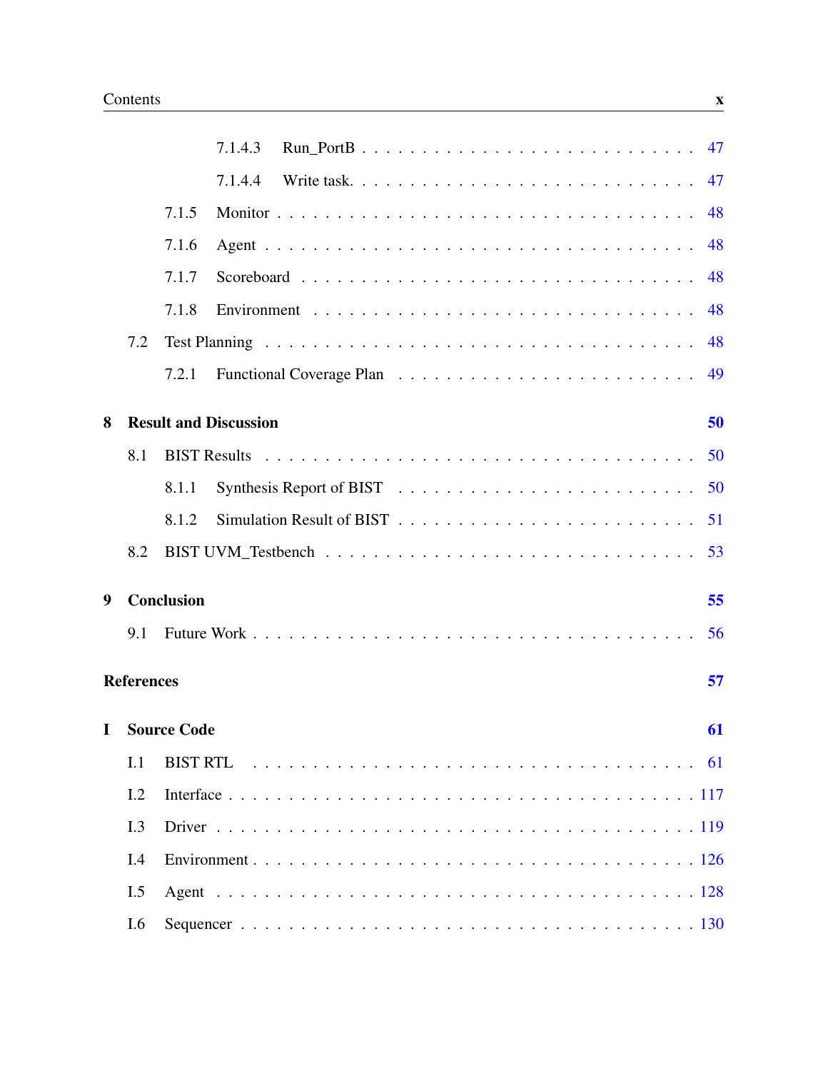7.1.4.3 Run_PortB . . . . . . . . . . . . . . . . . . . . . . . . 47

7.1.4.4 Write task. . . . . . . . . . . . . . . . . . . . . . . . . 47

7.1.5 Monitor . . . . . . . . . . . . . . . . . . . . . . . . . . . . . 48

7.1.6 Agent . . . . . . . . . . . . . . . . . . . . . . . . . . . . . 48

7.1.7 Scoreboard . . . . . . . . . . . . . . . . . . . . . . . . . . 48

7.1.8 Environment . . . . . . . . . . . . . . . . . . . . . . . . . 48

7.2 Test Planning . . . . . . . . . . . . . . . . . . . . . . . . . . . . . 48

7.2.1 Functional Coverage Plan . . . . . . . . . . . . . . . . . . . 49

**8 Result and Discussion** **50**

8.1 BIST Results . . . . . . . . . . . . . . . . . . . . . . . . . . . . . 50

8.1.1 Synthesis Report of BIST . . . . . . . . . . . . . . . . . . . 50

8.1.2 Simulation Result of BIST . . . . . . . . . . . . . . . . . . . 51

8.2 BIST UVM_Testbench . . . . . . . . . . . . . . . . . . . . . . . . 53

**9 Conclusion** **55**

9.1 Future Work . . . . . . . . . . . . . . . . . . . . . . . . . . . . . 56

**References** **57**

**I Source Code** **61**

I.1 BIST RTL . . . . . . . . . . . . . . . . . . . . . . . . . . . . . . 61

I.2 Interface . . . . . . . . . . . . . . . . . . . . . . . . . . . . . . . 117

I.3 Driver . . . . . . . . . . . . . . . . . . . . . . . . . . . . . . . . 119

I.4 Environment . . . . . . . . . . . . . . . . . . . . . . . . . . . . . 126

I.5 Agent . . . . . . . . . . . . . . . . . . . . . . . . . . . . . . . . 128

I.6 Sequencer . . . . . . . . . . . . . . . . . . . . . . . . . . . . . . 130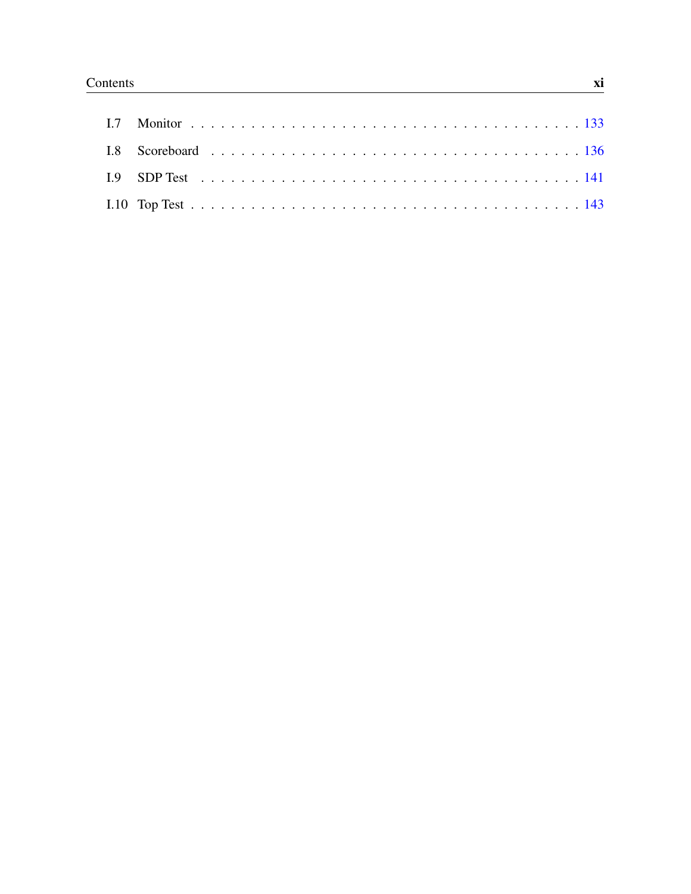I.7 Monitor . . . . . . . . . . . . . . . . . . . . . . . . . . . . . . . . . . . . . . . 133

I.8 Scoreboard . . . . . . . . . . . . . . . . . . . . . . . . . . . . . . . . . . . . . 136

I.9 SDP Test . . . . . . . . . . . . . . . . . . . . . . . . . . . . . . . . . . . . . . 141

I.10 Top Test . . . . . . . . . . . . . . . . . . . . . . . . . . . . . . . . . . . . . . 143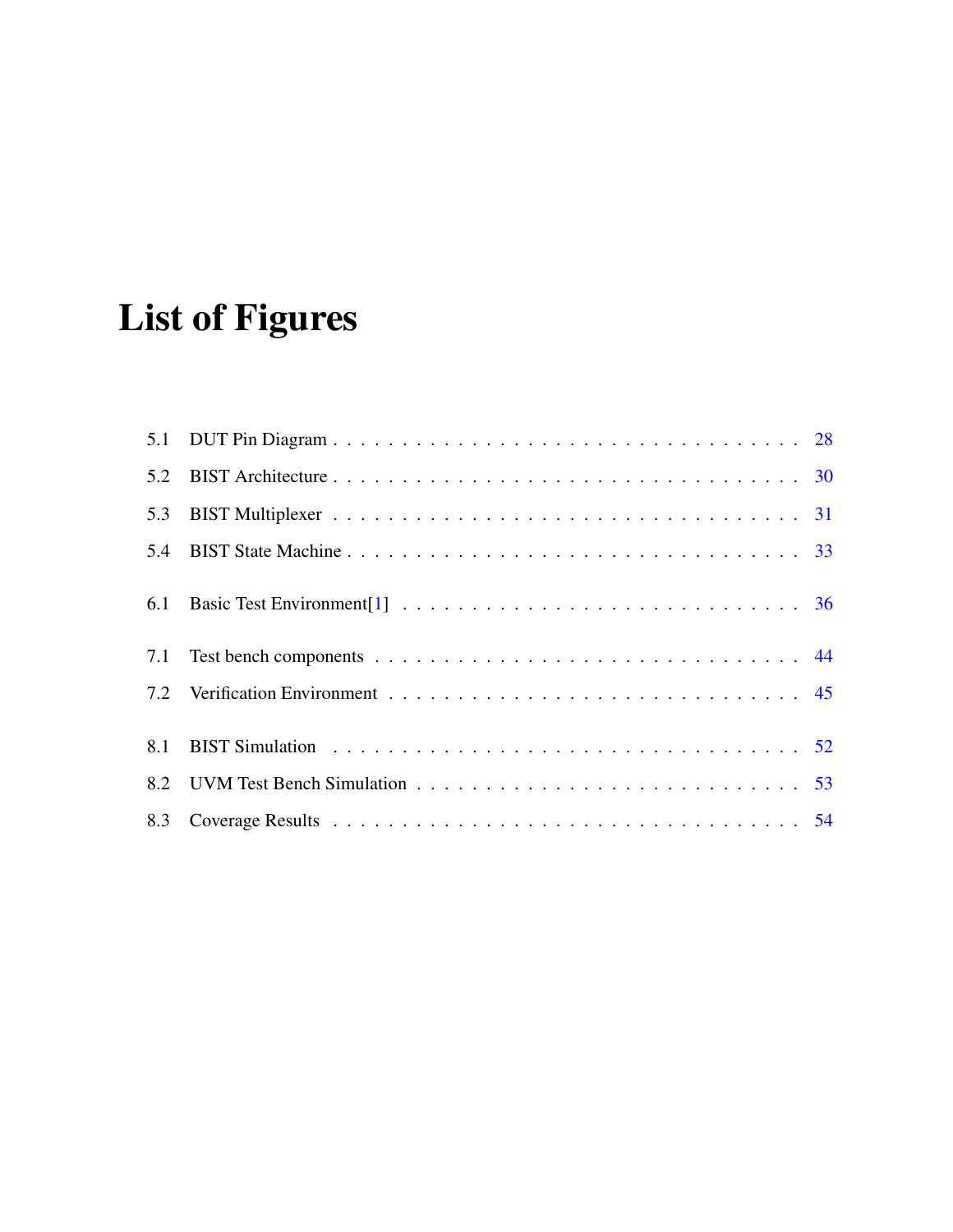# List of Figures

5.1 DUT Pin Diagram . . . . . . . . . . . . . . . . . . . . . . . . . . . . . . . . 28

5.2 BIST Architecture . . . . . . . . . . . . . . . . . . . . . . . . . . . . . . . . 30

5.3 BIST Multiplexer . . . . . . . . . . . . . . . . . . . . . . . . . . . . . . . . 31

5.4 BIST State Machine . . . . . . . . . . . . . . . . . . . . . . . . . . . . . . . 33

6.1 Basic Test Environment[1] . . . . . . . . . . . . . . . . . . . . . . . . . . . 36

7.1 Test bench components . . . . . . . . . . . . . . . . . . . . . . . . . . . . . 44

7.2 Verification Environment . . . . . . . . . . . . . . . . . . . . . . . . . . . . 45

8.1 BIST Simulation . . . . . . . . . . . . . . . . . . . . . . . . . . . . . . . . 52

8.2 UVM Test Bench Simulation . . . . . . . . . . . . . . . . . . . . . . . . . . 53

8.3 Coverage Results . . . . . . . . . . . . . . . . . . . . . . . . . . . . . . . . 54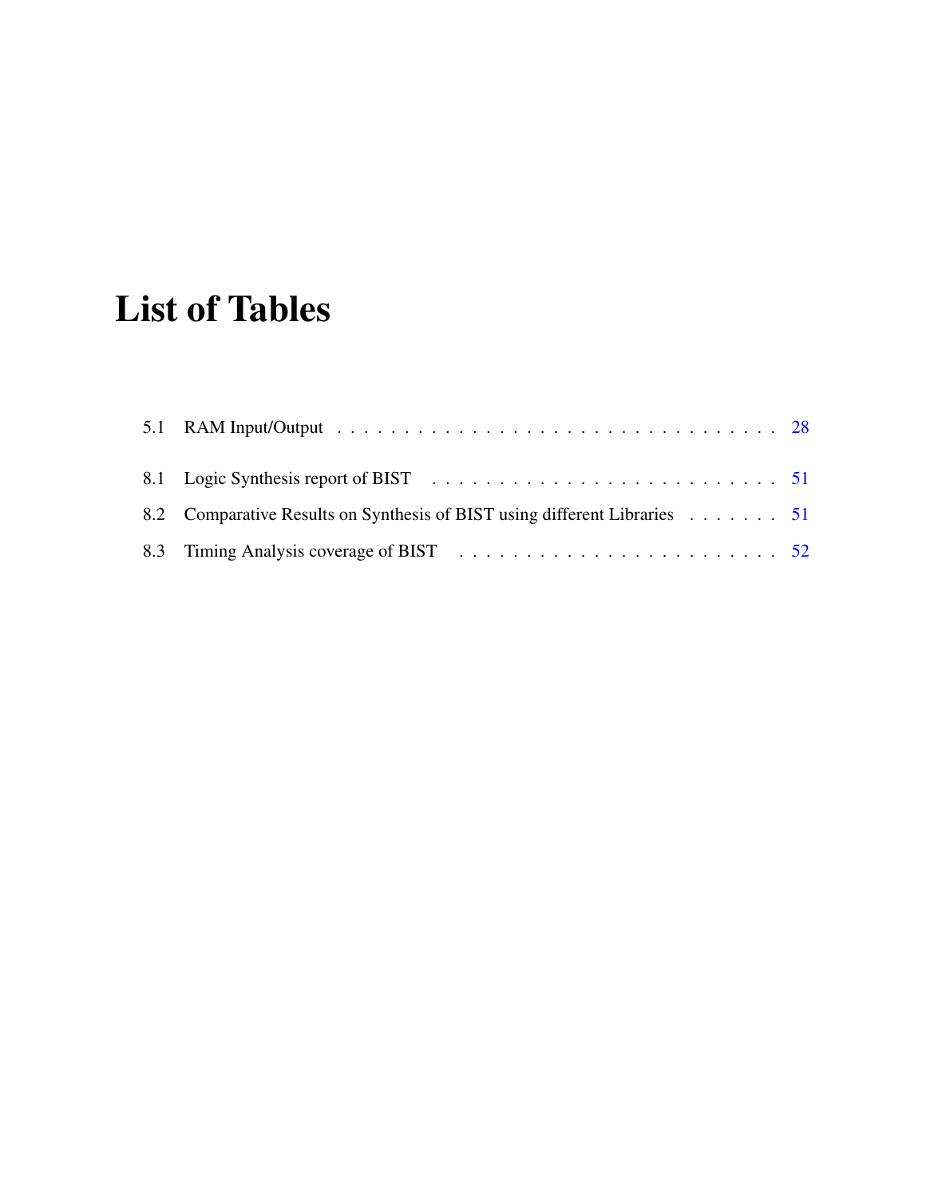# List of Tables

5.1 RAM Input/Output . . . . . . . . . . . . . . . . . . . . . . . . . . . . . . . . . 28

8.1 Logic Synthesis report of BIST . . . . . . . . . . . . . . . . . . . . . . . . . . 51

8.2 Comparative Results on Synthesis of BIST using different Libraries . . . . . . . . 51

8.3 Timing Analysis coverage of BIST . . . . . . . . . . . . . . . . . . . . . . . . . 52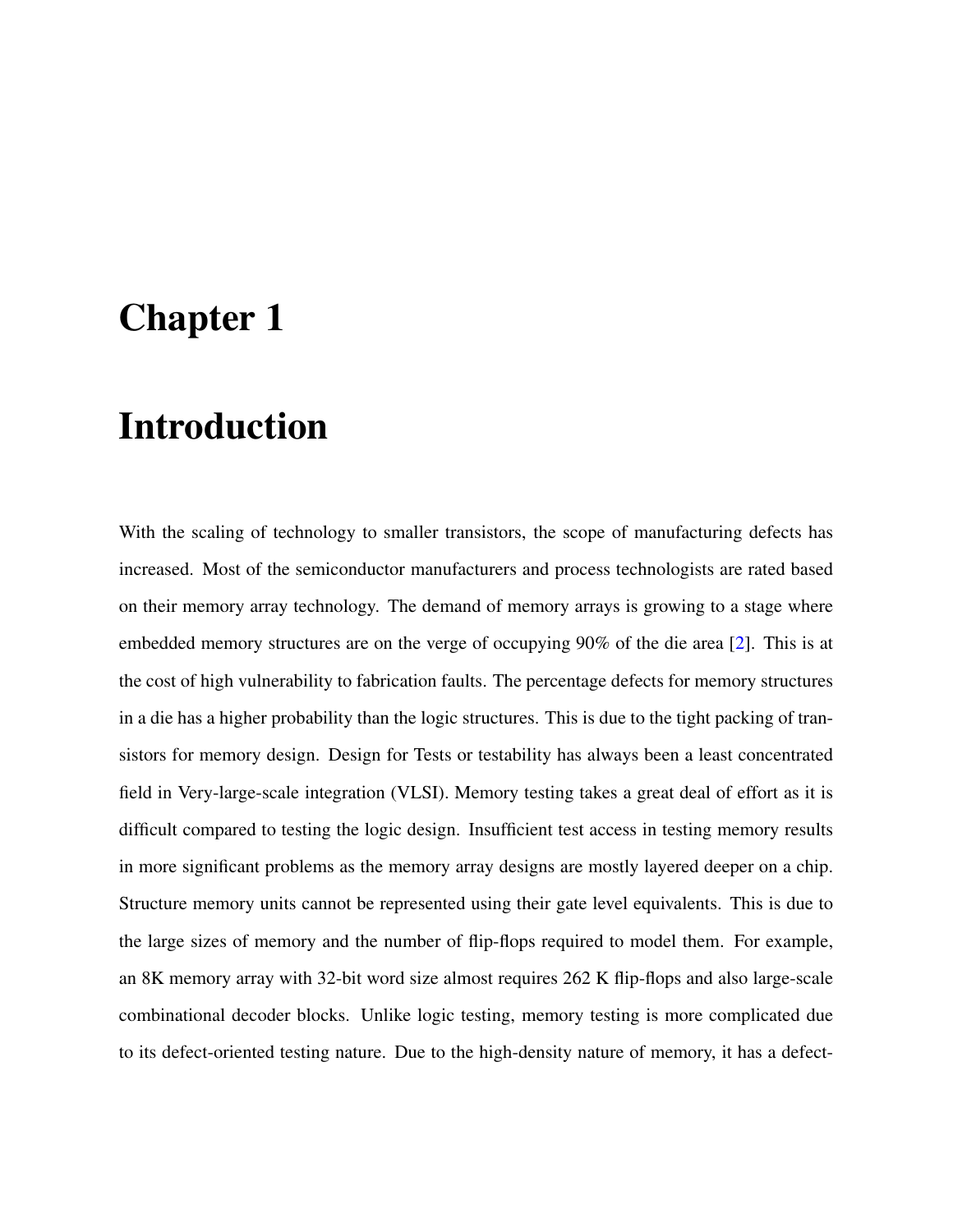# Chapter 1

# Introduction

With the scaling of technology to smaller transistors, the scope of manufacturing defects has increased. Most of the semiconductor manufacturers and process technologists are rated based on their memory array technology. The demand of memory arrays is growing to a stage where embedded memory structures are on the verge of occupying 90% of the die area [2]. This is at the cost of high vulnerability to fabrication faults. The percentage defects for memory structures in a die has a higher probability than the logic structures. This is due to the tight packing of transistors for memory design. Design for Tests or testability has always been a least concentrated field in Very-large-scale integration (VLSI). Memory testing takes a great deal of effort as it is difficult compared to testing the logic design. Insufficient test access in testing memory results in more significant problems as the memory array designs are mostly layered deeper on a chip. Structure memory units cannot be represented using their gate level equivalents. This is due to the large sizes of memory and the number of flip-flops required to model them. For example, an 8K memory array with 32-bit word size almost requires 262 K flip-flops and also large-scale combinational decoder blocks. Unlike logic testing, memory testing is more complicated due to its defect-oriented testing nature. Due to the high-density nature of memory, it has a defect-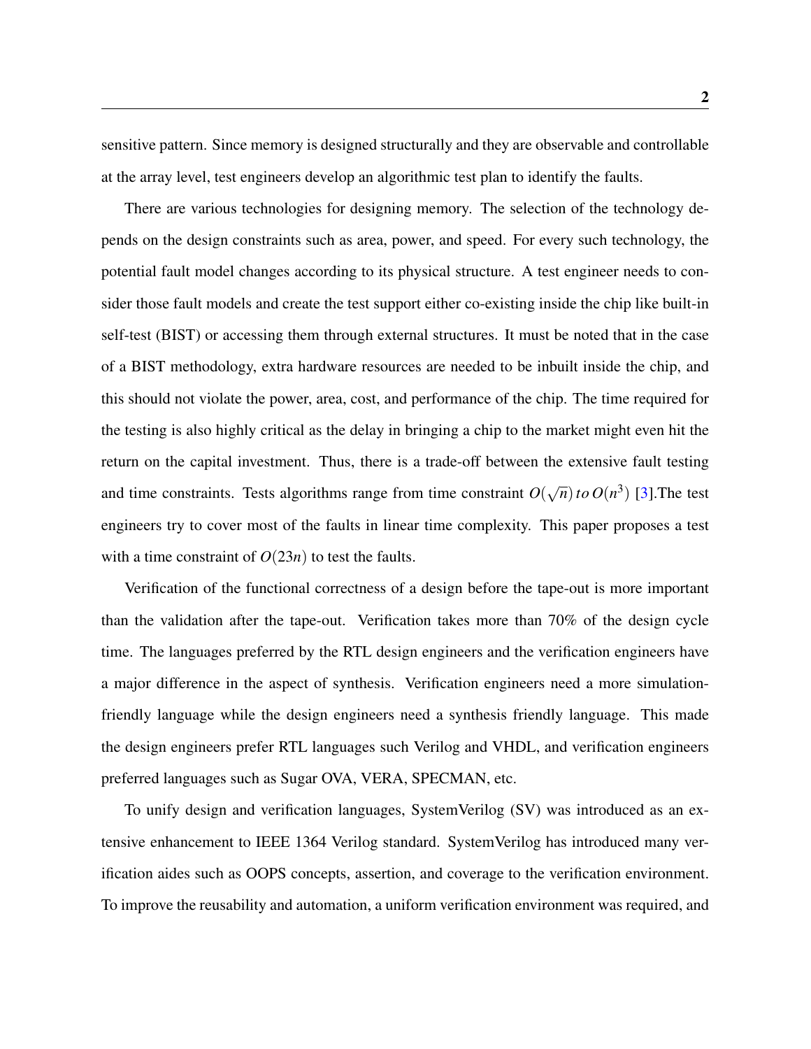sensitive pattern. Since memory is designed structurally and they are observable and controllable at the array level, test engineers develop an algorithmic test plan to identify the faults.

There are various technologies for designing memory. The selection of the technology depends on the design constraints such as area, power, and speed. For every such technology, the potential fault model changes according to its physical structure. A test engineer needs to consider those fault models and create the test support either co-existing inside the chip like built-in self-test (BIST) or accessing them through external structures. It must be noted that in the case of a BIST methodology, extra hardware resources are needed to be inbuilt inside the chip, and this should not violate the power, area, cost, and performance of the chip. The time required for the testing is also highly critical as the delay in bringing a chip to the market might even hit the return on the capital investment. Thus, there is a trade-off between the extensive fault testing and time constraints. Tests algorithms range from time constraint $O(\sqrt{n})\, to\, O(n^3)$ [3].The test engineers try to cover most of the faults in linear time complexity. This paper proposes a test with a time constraint of $O(23n)$ to test the faults.

Verification of the functional correctness of a design before the tape-out is more important than the validation after the tape-out. Verification takes more than 70% of the design cycle time. The languages preferred by the RTL design engineers and the verification engineers have a major difference in the aspect of synthesis. Verification engineers need a more simulation-friendly language while the design engineers need a synthesis friendly language. This made the design engineers prefer RTL languages such Verilog and VHDL, and verification engineers preferred languages such as Sugar OVA, VERA, SPECMAN, etc.

To unify design and verification languages, SystemVerilog (SV) was introduced as an extensive enhancement to IEEE 1364 Verilog standard. SystemVerilog has introduced many verification aides such as OOPS concepts, assertion, and coverage to the verification environment. To improve the reusability and automation, a uniform verification environment was required, and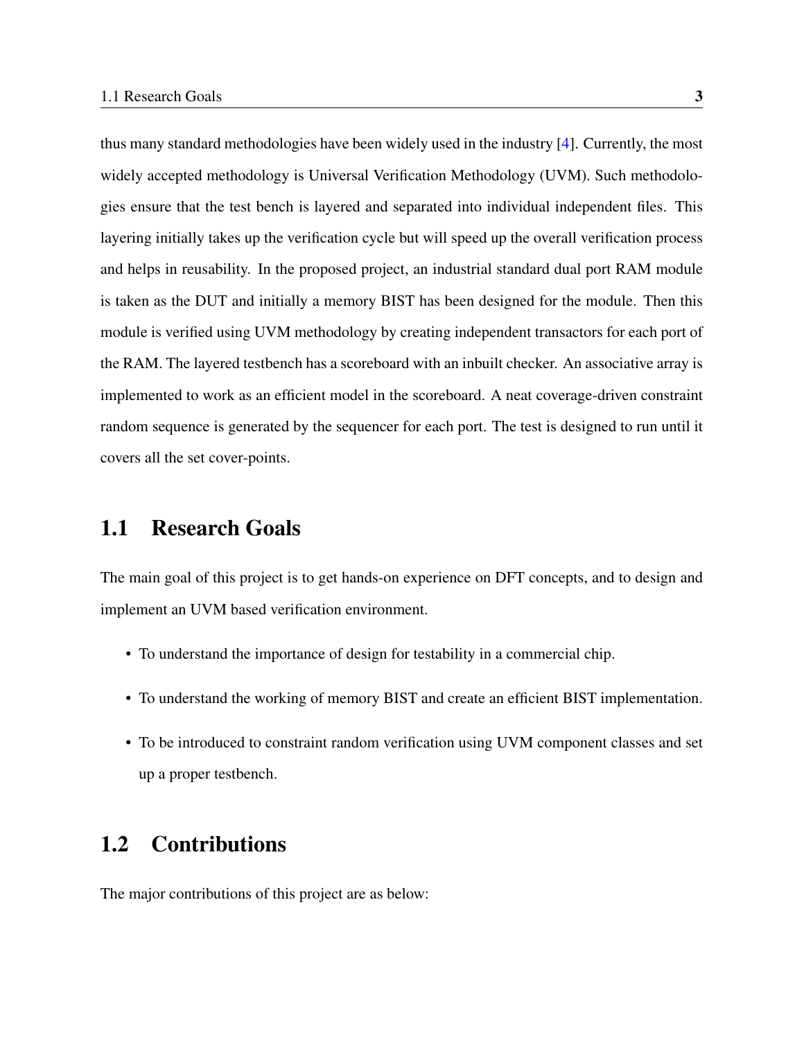thus many standard methodologies have been widely used in the industry [4]. Currently, the most widely accepted methodology is Universal Verification Methodology (UVM). Such methodologies ensure that the test bench is layered and separated into individual independent files. This layering initially takes up the verification cycle but will speed up the overall verification process and helps in reusability. In the proposed project, an industrial standard dual port RAM module is taken as the DUT and initially a memory BIST has been designed for the module. Then this module is verified using UVM methodology by creating independent transactors for each port of the RAM. The layered testbench has a scoreboard with an inbuilt checker. An associative array is implemented to work as an efficient model in the scoreboard. A neat coverage-driven constraint random sequence is generated by the sequencer for each port. The test is designed to run until it covers all the set cover-points.

## 1.1 Research Goals

The main goal of this project is to get hands-on experience on DFT concepts, and to design and implement an UVM based verification environment.

- To understand the importance of design for testability in a commercial chip.
- To understand the working of memory BIST and create an efficient BIST implementation.
- To be introduced to constraint random verification using UVM component classes and set up a proper testbench.

## 1.2 Contributions

The major contributions of this project are as below: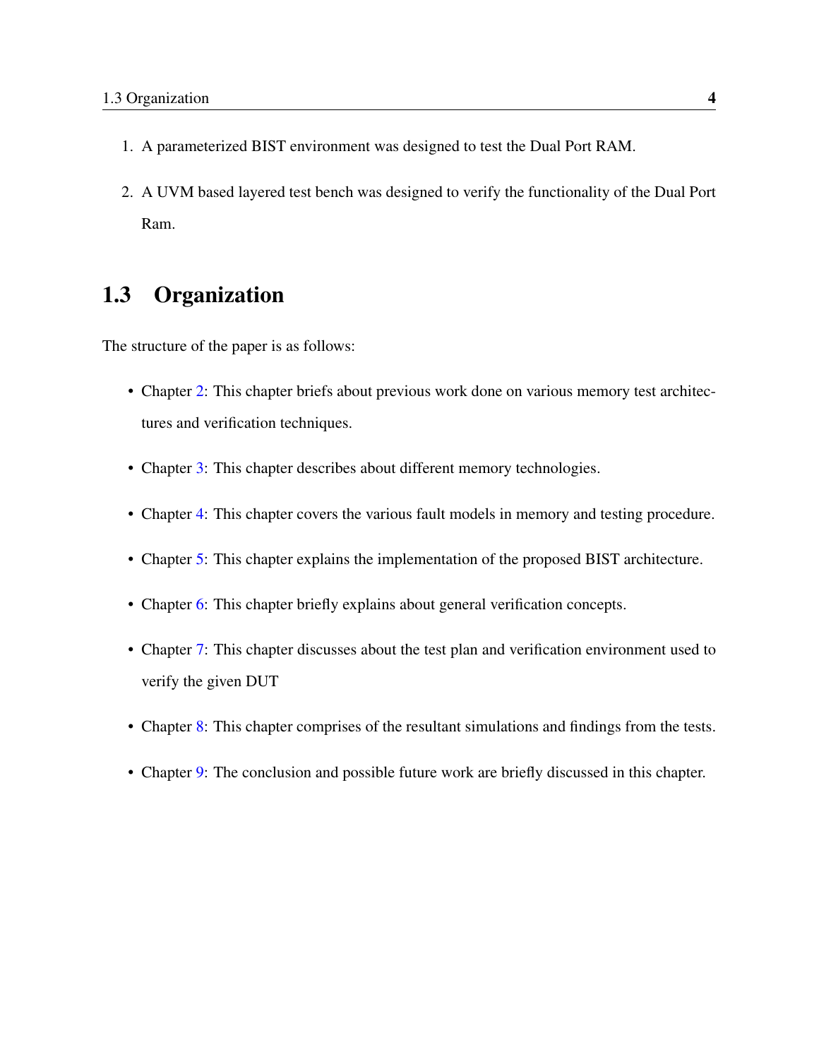1. A parameterized BIST environment was designed to test the Dual Port RAM.
2. A UVM based layered test bench was designed to verify the functionality of the Dual Port Ram.

## 1.3 Organization

The structure of the paper is as follows:

- Chapter 2: This chapter briefs about previous work done on various memory test architectures and verification techniques.
- Chapter 3: This chapter describes about different memory technologies.
- Chapter 4: This chapter covers the various fault models in memory and testing procedure.
- Chapter 5: This chapter explains the implementation of the proposed BIST architecture.
- Chapter 6: This chapter briefly explains about general verification concepts.
- Chapter 7: This chapter discusses about the test plan and verification environment used to verify the given DUT
- Chapter 8: This chapter comprises of the resultant simulations and findings from the tests.
- Chapter 9: The conclusion and possible future work are briefly discussed in this chapter.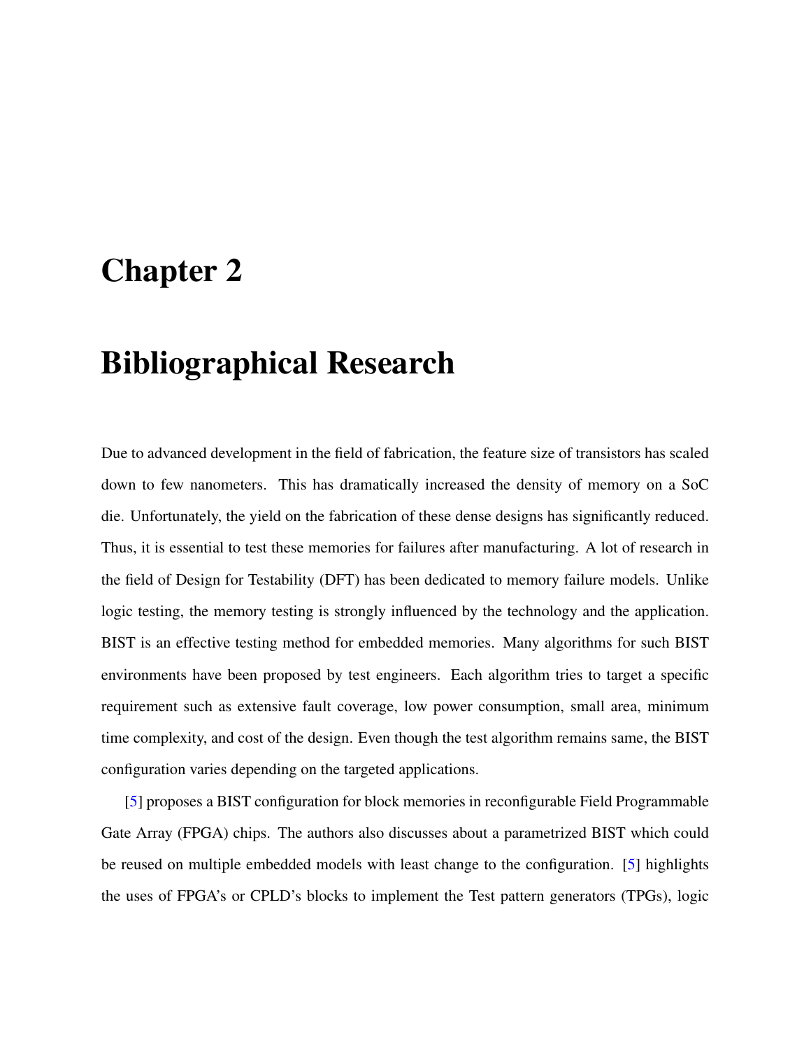# Chapter 2

# Bibliographical Research

Due to advanced development in the field of fabrication, the feature size of transistors has scaled down to few nanometers. This has dramatically increased the density of memory on a SoC die. Unfortunately, the yield on the fabrication of these dense designs has significantly reduced. Thus, it is essential to test these memories for failures after manufacturing. A lot of research in the field of Design for Testability (DFT) has been dedicated to memory failure models. Unlike logic testing, the memory testing is strongly influenced by the technology and the application. BIST is an effective testing method for embedded memories. Many algorithms for such BIST environments have been proposed by test engineers. Each algorithm tries to target a specific requirement such as extensive fault coverage, low power consumption, small area, minimum time complexity, and cost of the design. Even though the test algorithm remains same, the BIST configuration varies depending on the targeted applications.

[5] proposes a BIST configuration for block memories in reconfigurable Field Programmable Gate Array (FPGA) chips. The authors also discusses about a parametrized BIST which could be reused on multiple embedded models with least change to the configuration. [5] highlights the uses of FPGA's or CPLD's blocks to implement the Test pattern generators (TPGs), logic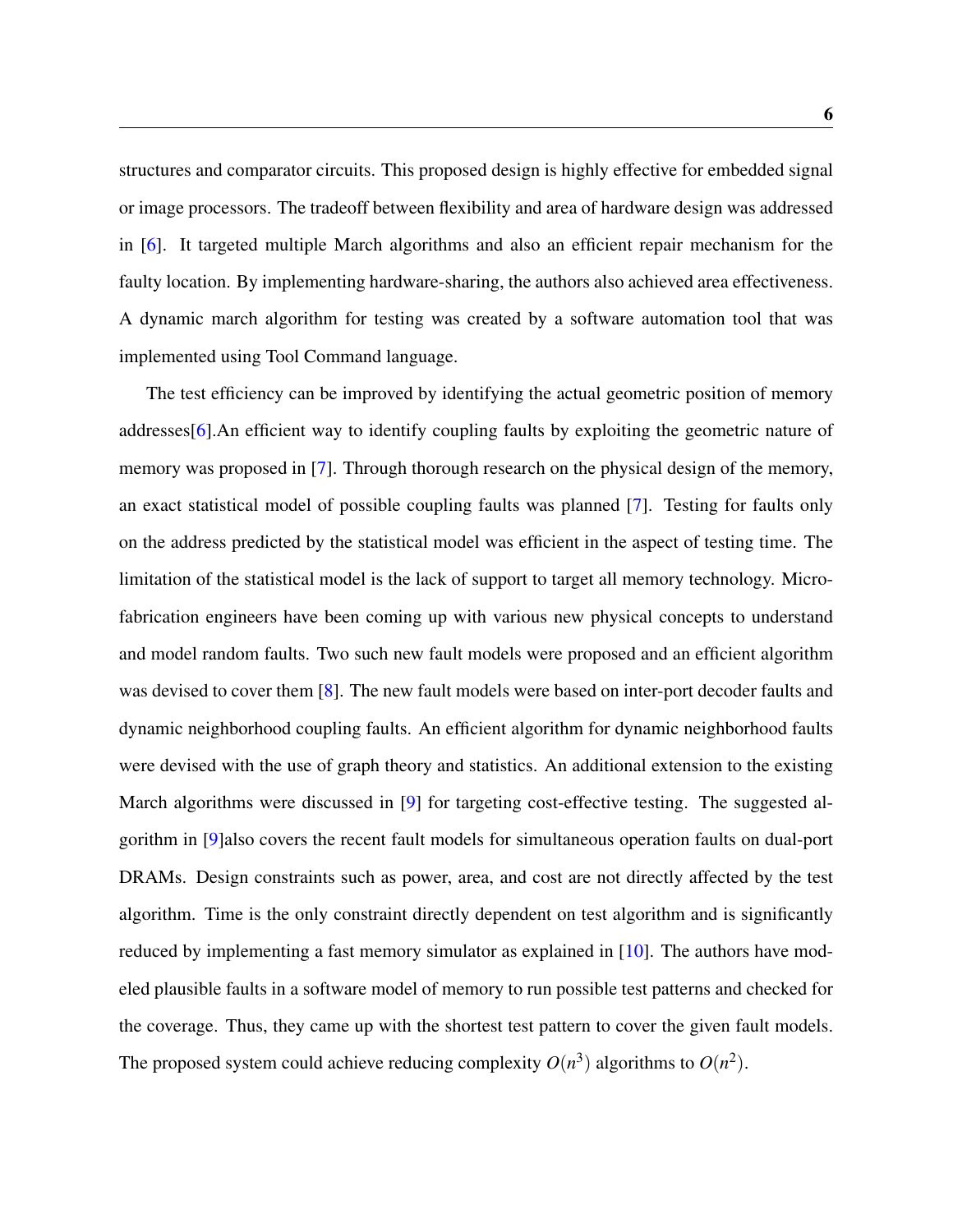structures and comparator circuits. This proposed design is highly effective for embedded signal or image processors. The tradeoff between flexibility and area of hardware design was addressed in [6]. It targeted multiple March algorithms and also an efficient repair mechanism for the faulty location. By implementing hardware-sharing, the authors also achieved area effectiveness. A dynamic march algorithm for testing was created by a software automation tool that was implemented using Tool Command language.

The test efficiency can be improved by identifying the actual geometric position of memory addresses[6].An efficient way to identify coupling faults by exploiting the geometric nature of memory was proposed in [7]. Through thorough research on the physical design of the memory, an exact statistical model of possible coupling faults was planned [7]. Testing for faults only on the address predicted by the statistical model was efficient in the aspect of testing time. The limitation of the statistical model is the lack of support to target all memory technology. Micro-fabrication engineers have been coming up with various new physical concepts to understand and model random faults. Two such new fault models were proposed and an efficient algorithm was devised to cover them [8]. The new fault models were based on inter-port decoder faults and dynamic neighborhood coupling faults. An efficient algorithm for dynamic neighborhood faults were devised with the use of graph theory and statistics. An additional extension to the existing March algorithms were discussed in [9] for targeting cost-effective testing. The suggested algorithm in [9]also covers the recent fault models for simultaneous operation faults on dual-port DRAMs. Design constraints such as power, area, and cost are not directly affected by the test algorithm. Time is the only constraint directly dependent on test algorithm and is significantly reduced by implementing a fast memory simulator as explained in [10]. The authors have modeled plausible faults in a software model of memory to run possible test patterns and checked for the coverage. Thus, they came up with the shortest test pattern to cover the given fault models. The proposed system could achieve reducing complexity $O(n^3)$ algorithms to $O(n^2)$.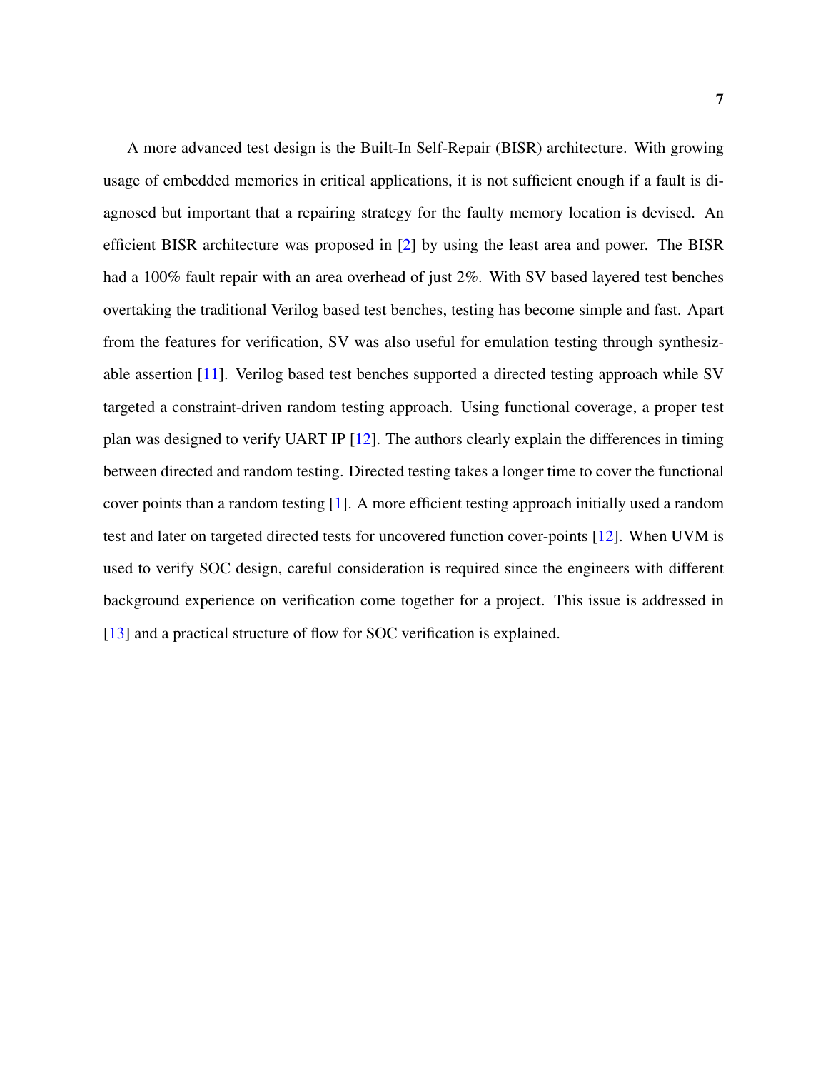A more advanced test design is the Built-In Self-Repair (BISR) architecture. With growing usage of embedded memories in critical applications, it is not sufficient enough if a fault is diagnosed but important that a repairing strategy for the faulty memory location is devised. An efficient BISR architecture was proposed in [2] by using the least area and power. The BISR had a 100% fault repair with an area overhead of just 2%. With SV based layered test benches overtaking the traditional Verilog based test benches, testing has become simple and fast. Apart from the features for verification, SV was also useful for emulation testing through synthesizable assertion [11]. Verilog based test benches supported a directed testing approach while SV targeted a constraint-driven random testing approach. Using functional coverage, a proper test plan was designed to verify UART IP [12]. The authors clearly explain the differences in timing between directed and random testing. Directed testing takes a longer time to cover the functional cover points than a random testing [1]. A more efficient testing approach initially used a random test and later on targeted directed tests for uncovered function cover-points [12]. When UVM is used to verify SOC design, careful consideration is required since the engineers with different background experience on verification come together for a project. This issue is addressed in [13] and a practical structure of flow for SOC verification is explained.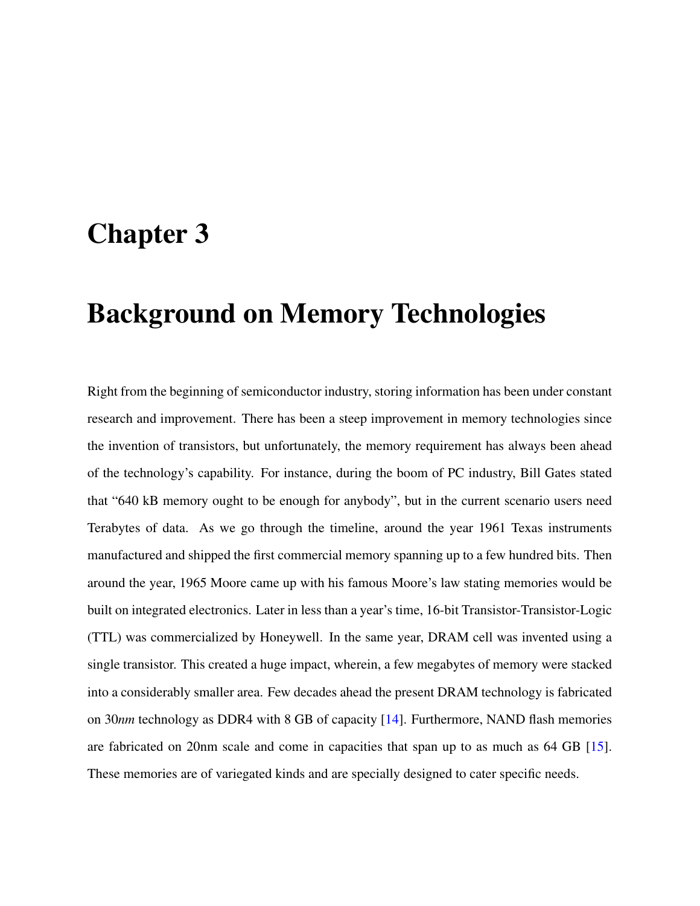# Chapter 3

# Background on Memory Technologies

Right from the beginning of semiconductor industry, storing information has been under constant research and improvement. There has been a steep improvement in memory technologies since the invention of transistors, but unfortunately, the memory requirement has always been ahead of the technology's capability. For instance, during the boom of PC industry, Bill Gates stated that "640 kB memory ought to be enough for anybody", but in the current scenario users need Terabytes of data. As we go through the timeline, around the year 1961 Texas instruments manufactured and shipped the first commercial memory spanning up to a few hundred bits. Then around the year, 1965 Moore came up with his famous Moore's law stating memories would be built on integrated electronics. Later in less than a year's time, 16-bit Transistor-Transistor-Logic (TTL) was commercialized by Honeywell. In the same year, DRAM cell was invented using a single transistor. This created a huge impact, wherein, a few megabytes of memory were stacked into a considerably smaller area. Few decades ahead the present DRAM technology is fabricated on 30*nm* technology as DDR4 with 8 GB of capacity [14]. Furthermore, NAND flash memories are fabricated on 20nm scale and come in capacities that span up to as much as 64 GB [15]. These memories are of variegated kinds and are specially designed to cater specific needs.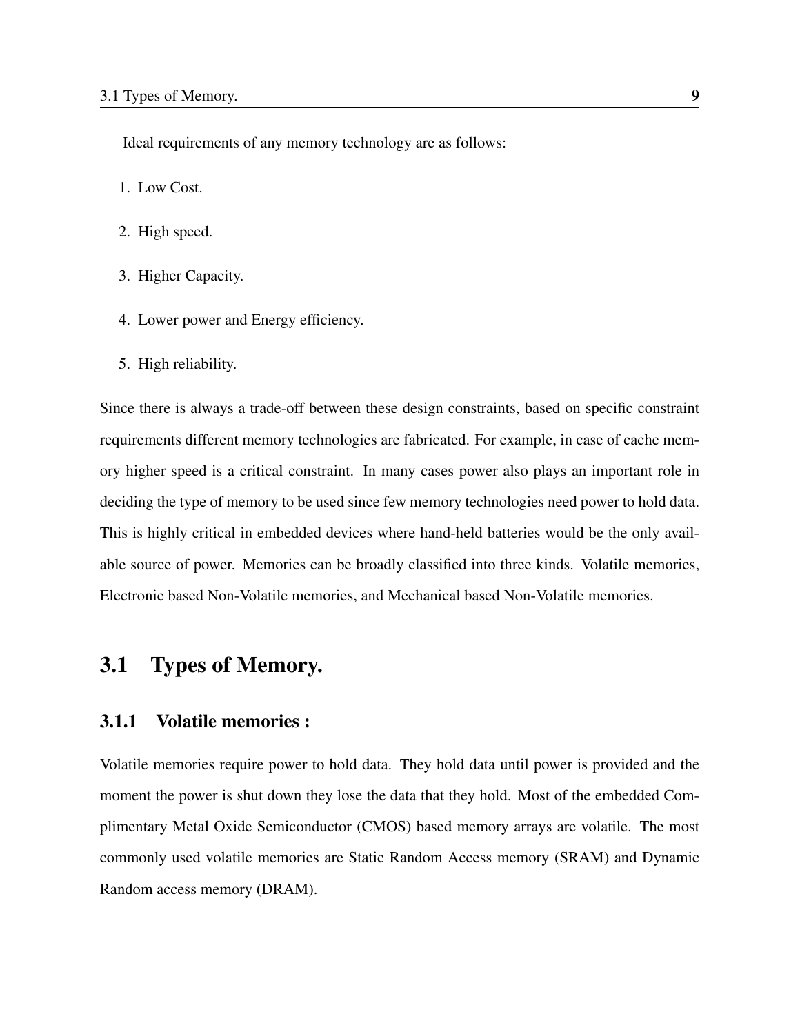Ideal requirements of any memory technology are as follows:

1. Low Cost.
2. High speed.
3. Higher Capacity.
4. Lower power and Energy efficiency.
5. High reliability.

Since there is always a trade-off between these design constraints, based on specific constraint requirements different memory technologies are fabricated. For example, in case of cache memory higher speed is a critical constraint. In many cases power also plays an important role in deciding the type of memory to be used since few memory technologies need power to hold data. This is highly critical in embedded devices where hand-held batteries would be the only available source of power. Memories can be broadly classified into three kinds. Volatile memories, Electronic based Non-Volatile memories, and Mechanical based Non-Volatile memories.

## 3.1 Types of Memory.

### 3.1.1 Volatile memories :

Volatile memories require power to hold data. They hold data until power is provided and the moment the power is shut down they lose the data that they hold. Most of the embedded Complimentary Metal Oxide Semiconductor (CMOS) based memory arrays are volatile. The most commonly used volatile memories are Static Random Access memory (SRAM) and Dynamic Random access memory (DRAM).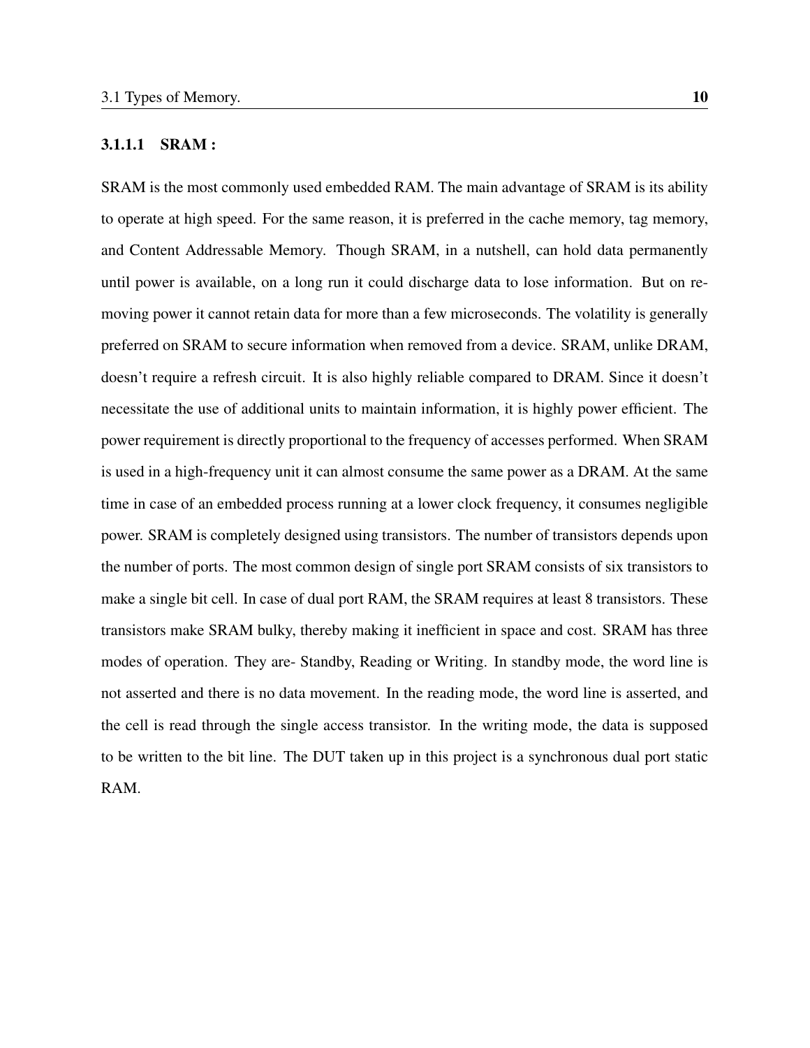#### 3.1.1.1 SRAM :

SRAM is the most commonly used embedded RAM. The main advantage of SRAM is its ability to operate at high speed. For the same reason, it is preferred in the cache memory, tag memory, and Content Addressable Memory. Though SRAM, in a nutshell, can hold data permanently until power is available, on a long run it could discharge data to lose information. But on removing power it cannot retain data for more than a few microseconds. The volatility is generally preferred on SRAM to secure information when removed from a device. SRAM, unlike DRAM, doesn't require a refresh circuit. It is also highly reliable compared to DRAM. Since it doesn't necessitate the use of additional units to maintain information, it is highly power efficient. The power requirement is directly proportional to the frequency of accesses performed. When SRAM is used in a high-frequency unit it can almost consume the same power as a DRAM. At the same time in case of an embedded process running at a lower clock frequency, it consumes negligible power. SRAM is completely designed using transistors. The number of transistors depends upon the number of ports. The most common design of single port SRAM consists of six transistors to make a single bit cell. In case of dual port RAM, the SRAM requires at least 8 transistors. These transistors make SRAM bulky, thereby making it inefficient in space and cost. SRAM has three modes of operation. They are- Standby, Reading or Writing. In standby mode, the word line is not asserted and there is no data movement. In the reading mode, the word line is asserted, and the cell is read through the single access transistor. In the writing mode, the data is supposed to be written to the bit line. The DUT taken up in this project is a synchronous dual port static RAM.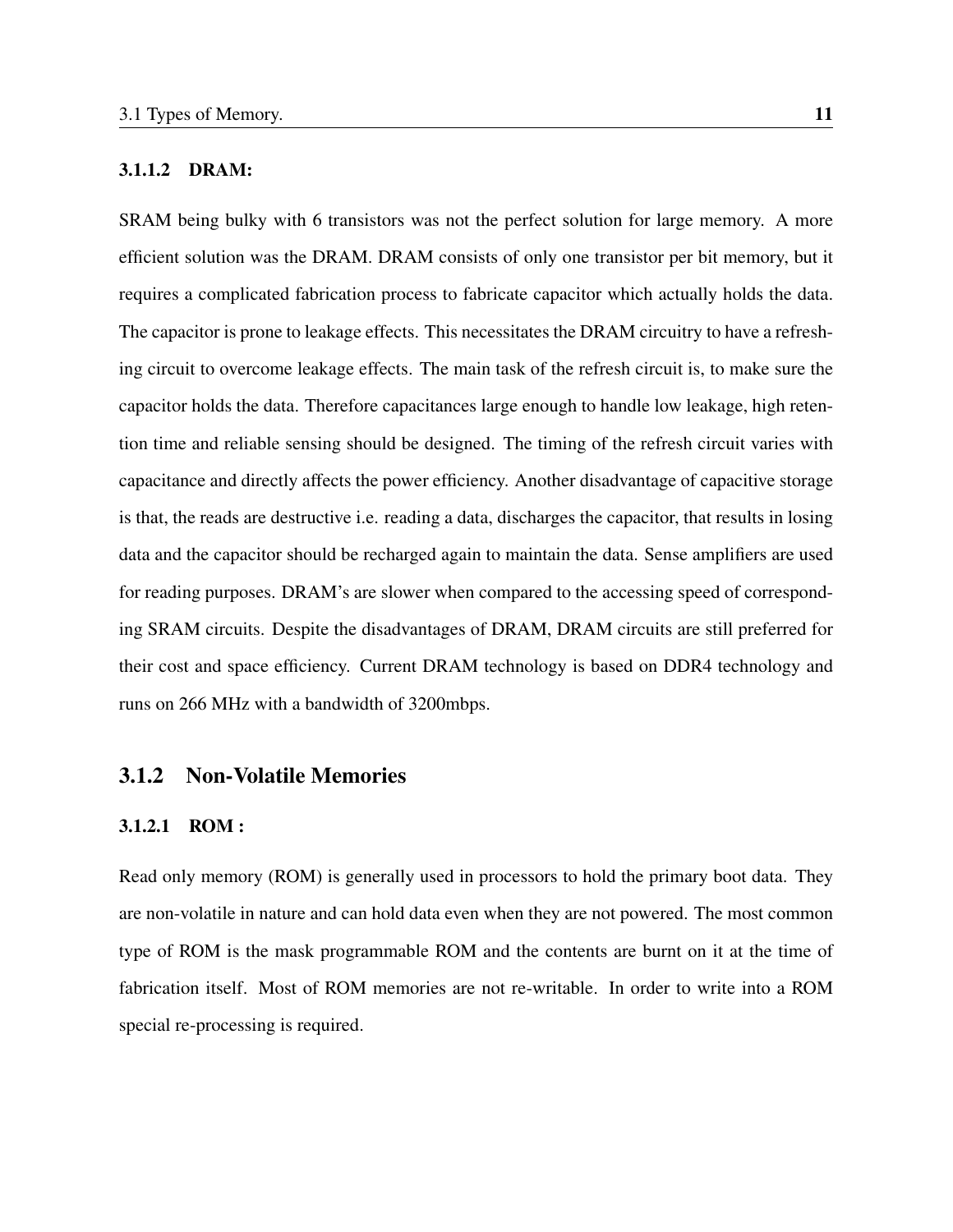#### 3.1.1.2 DRAM:

SRAM being bulky with 6 transistors was not the perfect solution for large memory. A more efficient solution was the DRAM. DRAM consists of only one transistor per bit memory, but it requires a complicated fabrication process to fabricate capacitor which actually holds the data. The capacitor is prone to leakage effects. This necessitates the DRAM circuitry to have a refreshing circuit to overcome leakage effects. The main task of the refresh circuit is, to make sure the capacitor holds the data. Therefore capacitances large enough to handle low leakage, high retention time and reliable sensing should be designed. The timing of the refresh circuit varies with capacitance and directly affects the power efficiency. Another disadvantage of capacitive storage is that, the reads are destructive i.e. reading a data, discharges the capacitor, that results in losing data and the capacitor should be recharged again to maintain the data. Sense amplifiers are used for reading purposes. DRAM's are slower when compared to the accessing speed of corresponding SRAM circuits. Despite the disadvantages of DRAM, DRAM circuits are still preferred for their cost and space efficiency. Current DRAM technology is based on DDR4 technology and runs on 266 MHz with a bandwidth of 3200mbps.

### 3.1.2 Non-Volatile Memories

#### 3.1.2.1 ROM :

Read only memory (ROM) is generally used in processors to hold the primary boot data. They are non-volatile in nature and can hold data even when they are not powered. The most common type of ROM is the mask programmable ROM and the contents are burnt on it at the time of fabrication itself. Most of ROM memories are not re-writable. In order to write into a ROM special re-processing is required.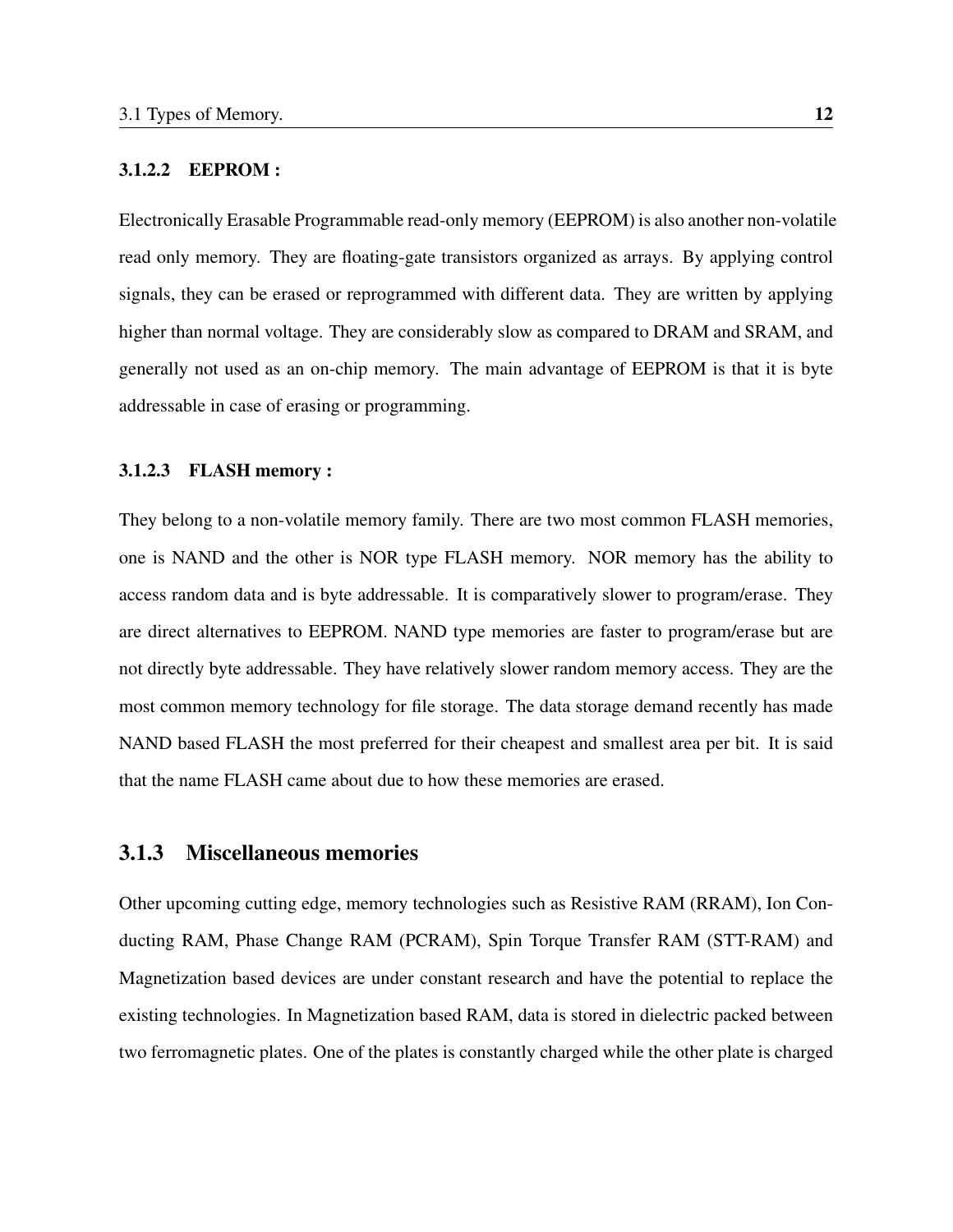#### 3.1.2.2 EEPROM :

Electronically Erasable Programmable read-only memory (EEPROM) is also another non-volatile read only memory. They are floating-gate transistors organized as arrays. By applying control signals, they can be erased or reprogrammed with different data. They are written by applying higher than normal voltage. They are considerably slow as compared to DRAM and SRAM, and generally not used as an on-chip memory. The main advantage of EEPROM is that it is byte addressable in case of erasing or programming.

#### 3.1.2.3 FLASH memory :

They belong to a non-volatile memory family. There are two most common FLASH memories, one is NAND and the other is NOR type FLASH memory. NOR memory has the ability to access random data and is byte addressable. It is comparatively slower to program/erase. They are direct alternatives to EEPROM. NAND type memories are faster to program/erase but are not directly byte addressable. They have relatively slower random memory access. They are the most common memory technology for file storage. The data storage demand recently has made NAND based FLASH the most preferred for their cheapest and smallest area per bit. It is said that the name FLASH came about due to how these memories are erased.

### 3.1.3 Miscellaneous memories

Other upcoming cutting edge, memory technologies such as Resistive RAM (RRAM), Ion Conducting RAM, Phase Change RAM (PCRAM), Spin Torque Transfer RAM (STT-RAM) and Magnetization based devices are under constant research and have the potential to replace the existing technologies. In Magnetization based RAM, data is stored in dielectric packed between two ferromagnetic plates. One of the plates is constantly charged while the other plate is charged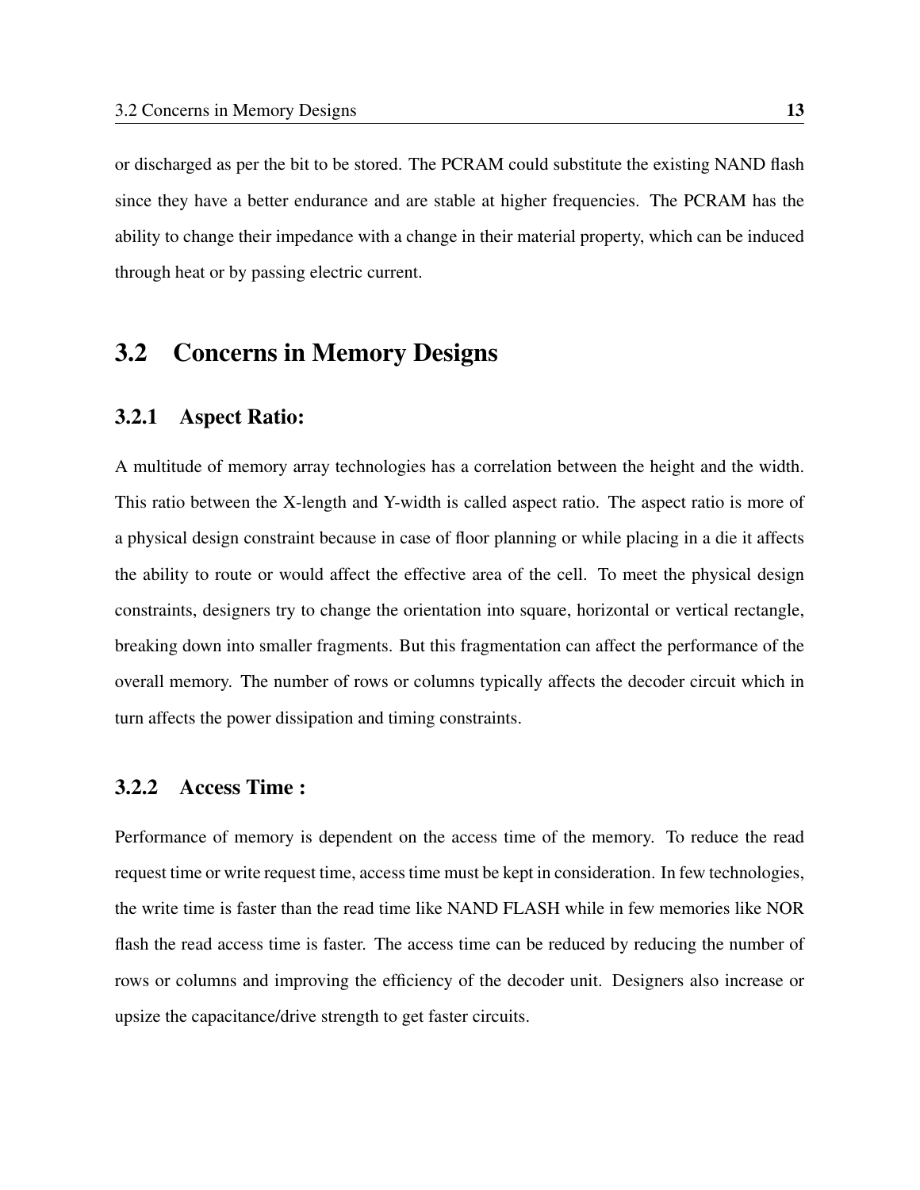or discharged as per the bit to be stored. The PCRAM could substitute the existing NAND flash since they have a better endurance and are stable at higher frequencies. The PCRAM has the ability to change their impedance with a change in their material property, which can be induced through heat or by passing electric current.

## 3.2 Concerns in Memory Designs

### 3.2.1 Aspect Ratio:

A multitude of memory array technologies has a correlation between the height and the width. This ratio between the X-length and Y-width is called aspect ratio. The aspect ratio is more of a physical design constraint because in case of floor planning or while placing in a die it affects the ability to route or would affect the effective area of the cell. To meet the physical design constraints, designers try to change the orientation into square, horizontal or vertical rectangle, breaking down into smaller fragments. But this fragmentation can affect the performance of the overall memory. The number of rows or columns typically affects the decoder circuit which in turn affects the power dissipation and timing constraints.

### 3.2.2 Access Time :

Performance of memory is dependent on the access time of the memory. To reduce the read request time or write request time, access time must be kept in consideration. In few technologies, the write time is faster than the read time like NAND FLASH while in few memories like NOR flash the read access time is faster. The access time can be reduced by reducing the number of rows or columns and improving the efficiency of the decoder unit. Designers also increase or upsize the capacitance/drive strength to get faster circuits.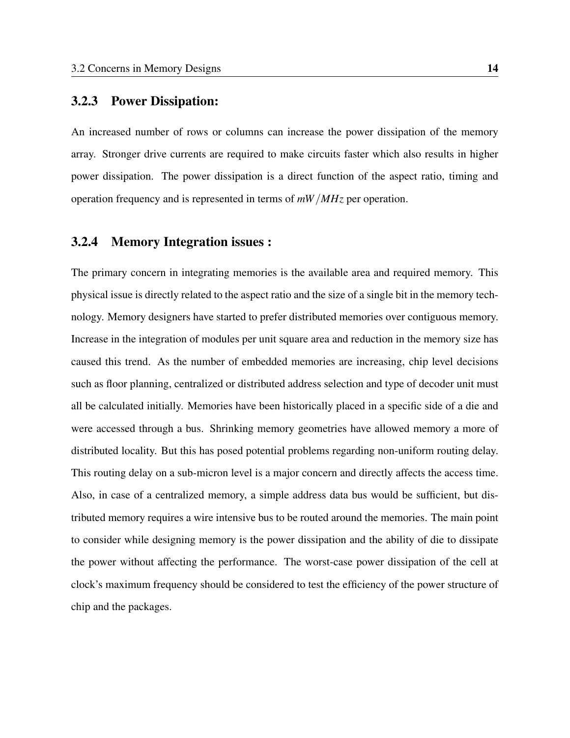### 3.2.3 Power Dissipation:

An increased number of rows or columns can increase the power dissipation of the memory array. Stronger drive currents are required to make circuits faster which also results in higher power dissipation. The power dissipation is a direct function of the aspect ratio, timing and operation frequency and is represented in terms of $mW/MHz$ per operation.

### 3.2.4 Memory Integration issues :

The primary concern in integrating memories is the available area and required memory. This physical issue is directly related to the aspect ratio and the size of a single bit in the memory technology. Memory designers have started to prefer distributed memories over contiguous memory. Increase in the integration of modules per unit square area and reduction in the memory size has caused this trend. As the number of embedded memories are increasing, chip level decisions such as floor planning, centralized or distributed address selection and type of decoder unit must all be calculated initially. Memories have been historically placed in a specific side of a die and were accessed through a bus. Shrinking memory geometries have allowed memory a more of distributed locality. But this has posed potential problems regarding non-uniform routing delay. This routing delay on a sub-micron level is a major concern and directly affects the access time. Also, in case of a centralized memory, a simple address data bus would be sufficient, but distributed memory requires a wire intensive bus to be routed around the memories. The main point to consider while designing memory is the power dissipation and the ability of die to dissipate the power without affecting the performance. The worst-case power dissipation of the cell at clock's maximum frequency should be considered to test the efficiency of the power structure of chip and the packages.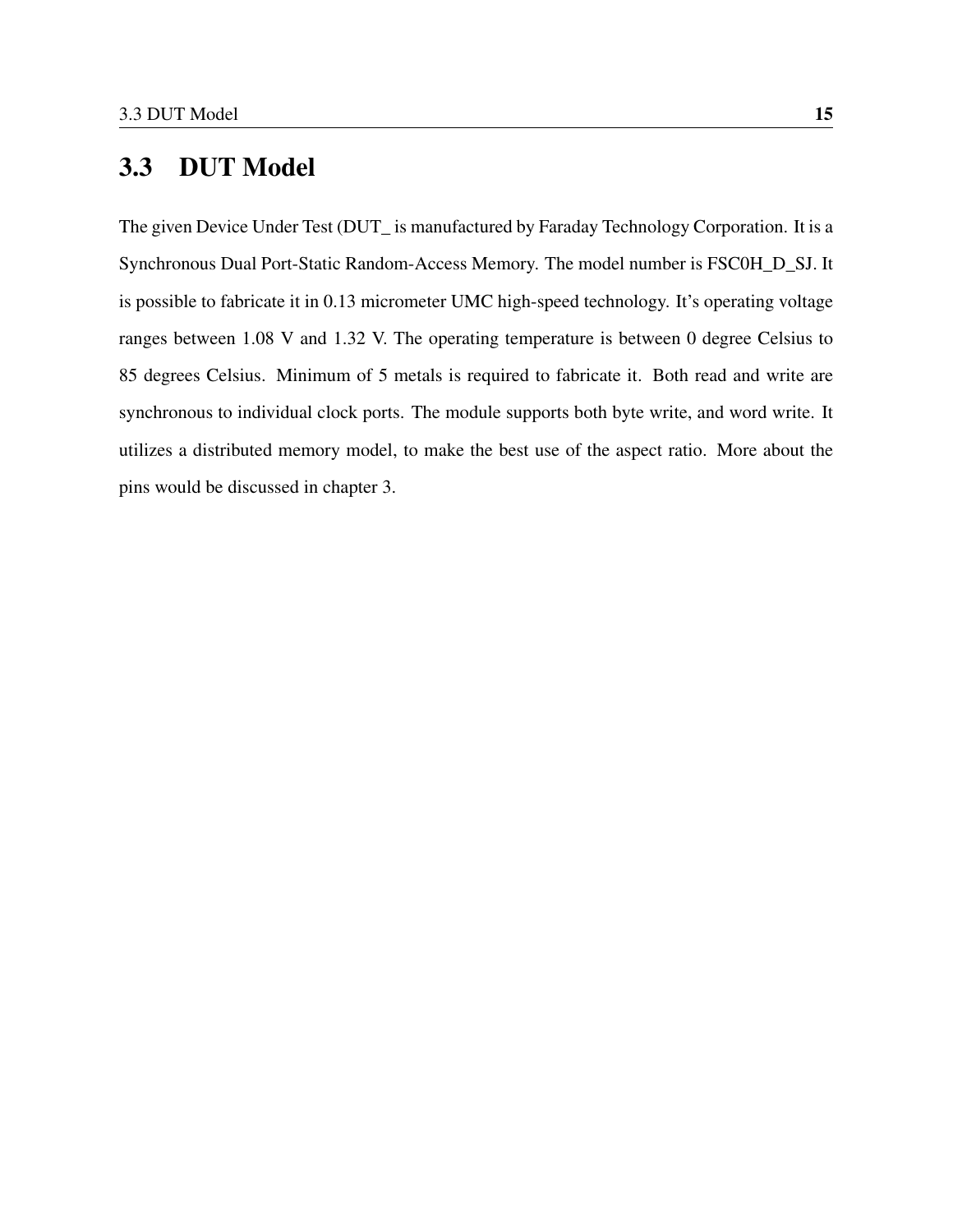## 3.3 DUT Model

The given Device Under Test (DUT_ is manufactured by Faraday Technology Corporation. It is a Synchronous Dual Port-Static Random-Access Memory. The model number is FSC0H_D_SJ. It is possible to fabricate it in 0.13 micrometer UMC high-speed technology. It's operating voltage ranges between 1.08 V and 1.32 V. The operating temperature is between 0 degree Celsius to 85 degrees Celsius. Minimum of 5 metals is required to fabricate it. Both read and write are synchronous to individual clock ports. The module supports both byte write, and word write. It utilizes a distributed memory model, to make the best use of the aspect ratio. More about the pins would be discussed in chapter 3.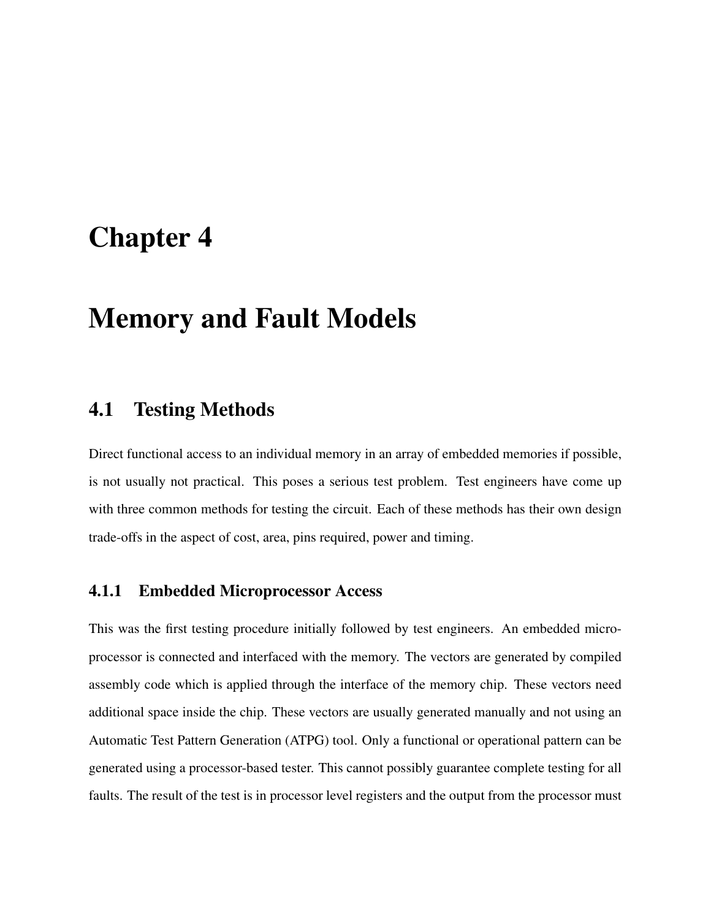# Chapter 4

# Memory and Fault Models

## 4.1 Testing Methods

Direct functional access to an individual memory in an array of embedded memories if possible, is not usually not practical. This poses a serious test problem. Test engineers have come up with three common methods for testing the circuit. Each of these methods has their own design trade-offs in the aspect of cost, area, pins required, power and timing.

### 4.1.1 Embedded Microprocessor Access

This was the first testing procedure initially followed by test engineers. An embedded microprocessor is connected and interfaced with the memory. The vectors are generated by compiled assembly code which is applied through the interface of the memory chip. These vectors need additional space inside the chip. These vectors are usually generated manually and not using an Automatic Test Pattern Generation (ATPG) tool. Only a functional or operational pattern can be generated using a processor-based tester. This cannot possibly guarantee complete testing for all faults. The result of the test is in processor level registers and the output from the processor must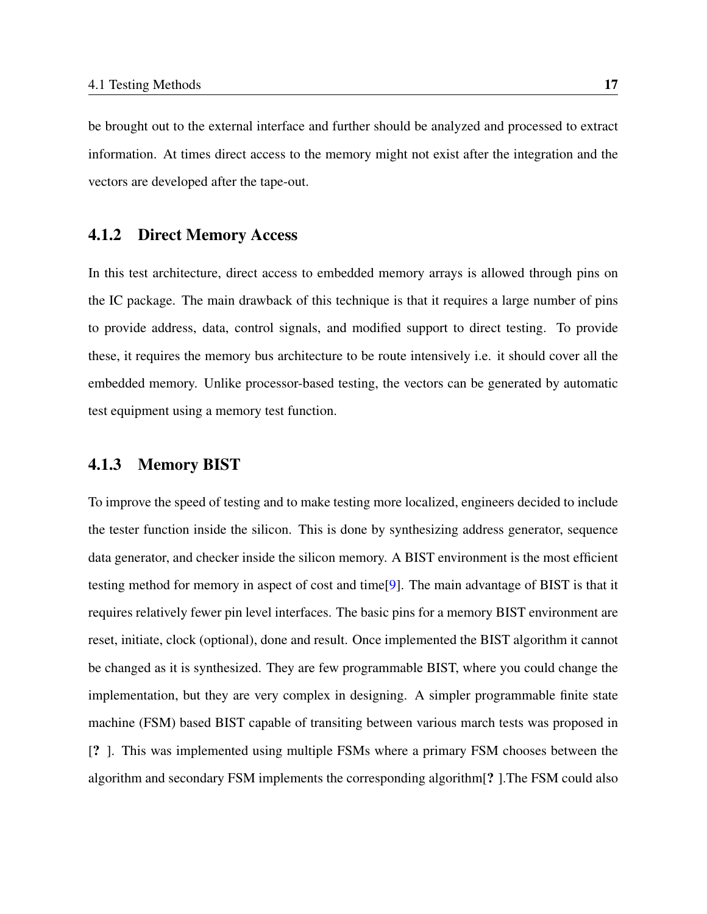be brought out to the external interface and further should be analyzed and processed to extract information. At times direct access to the memory might not exist after the integration and the vectors are developed after the tape-out.

### 4.1.2 Direct Memory Access

In this test architecture, direct access to embedded memory arrays is allowed through pins on the IC package. The main drawback of this technique is that it requires a large number of pins to provide address, data, control signals, and modified support to direct testing. To provide these, it requires the memory bus architecture to be route intensively i.e. it should cover all the embedded memory. Unlike processor-based testing, the vectors can be generated by automatic test equipment using a memory test function.

### 4.1.3 Memory BIST

To improve the speed of testing and to make testing more localized, engineers decided to include the tester function inside the silicon. This is done by synthesizing address generator, sequence data generator, and checker inside the silicon memory. A BIST environment is the most efficient testing method for memory in aspect of cost and time[9]. The main advantage of BIST is that it requires relatively fewer pin level interfaces. The basic pins for a memory BIST environment are reset, initiate, clock (optional), done and result. Once implemented the BIST algorithm it cannot be changed as it is synthesized. They are few programmable BIST, where you could change the implementation, but they are very complex in designing. A simpler programmable finite state machine (FSM) based BIST capable of transiting between various march tests was proposed in [**?** ]. This was implemented using multiple FSMs where a primary FSM chooses between the algorithm and secondary FSM implements the corresponding algorithm[**?** ].The FSM could also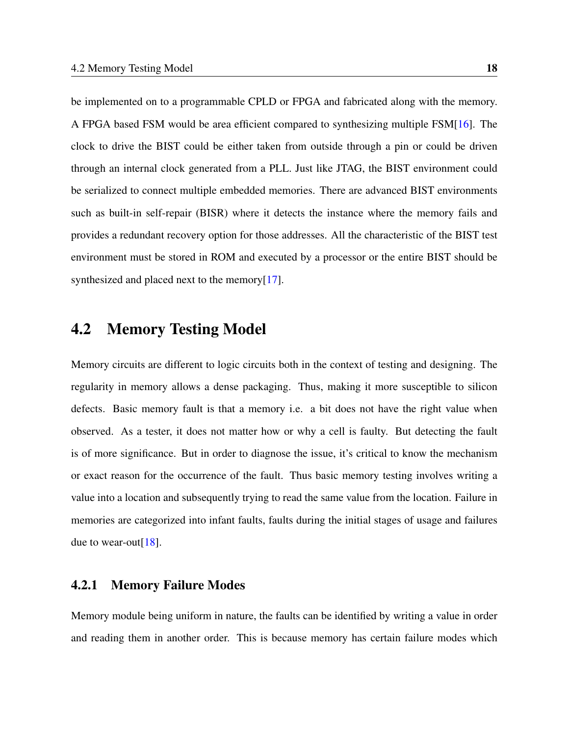be implemented on to a programmable CPLD or FPGA and fabricated along with the memory. A FPGA based FSM would be area efficient compared to synthesizing multiple FSM[16]. The clock to drive the BIST could be either taken from outside through a pin or could be driven through an internal clock generated from a PLL. Just like JTAG, the BIST environment could be serialized to connect multiple embedded memories. There are advanced BIST environments such as built-in self-repair (BISR) where it detects the instance where the memory fails and provides a redundant recovery option for those addresses. All the characteristic of the BIST test environment must be stored in ROM and executed by a processor or the entire BIST should be synthesized and placed next to the memory[17].

## 4.2 Memory Testing Model

Memory circuits are different to logic circuits both in the context of testing and designing. The regularity in memory allows a dense packaging. Thus, making it more susceptible to silicon defects. Basic memory fault is that a memory i.e. a bit does not have the right value when observed. As a tester, it does not matter how or why a cell is faulty. But detecting the fault is of more significance. But in order to diagnose the issue, it's critical to know the mechanism or exact reason for the occurrence of the fault. Thus basic memory testing involves writing a value into a location and subsequently trying to read the same value from the location. Failure in memories are categorized into infant faults, faults during the initial stages of usage and failures due to wear-out[18].

### 4.2.1 Memory Failure Modes

Memory module being uniform in nature, the faults can be identified by writing a value in order and reading them in another order. This is because memory has certain failure modes which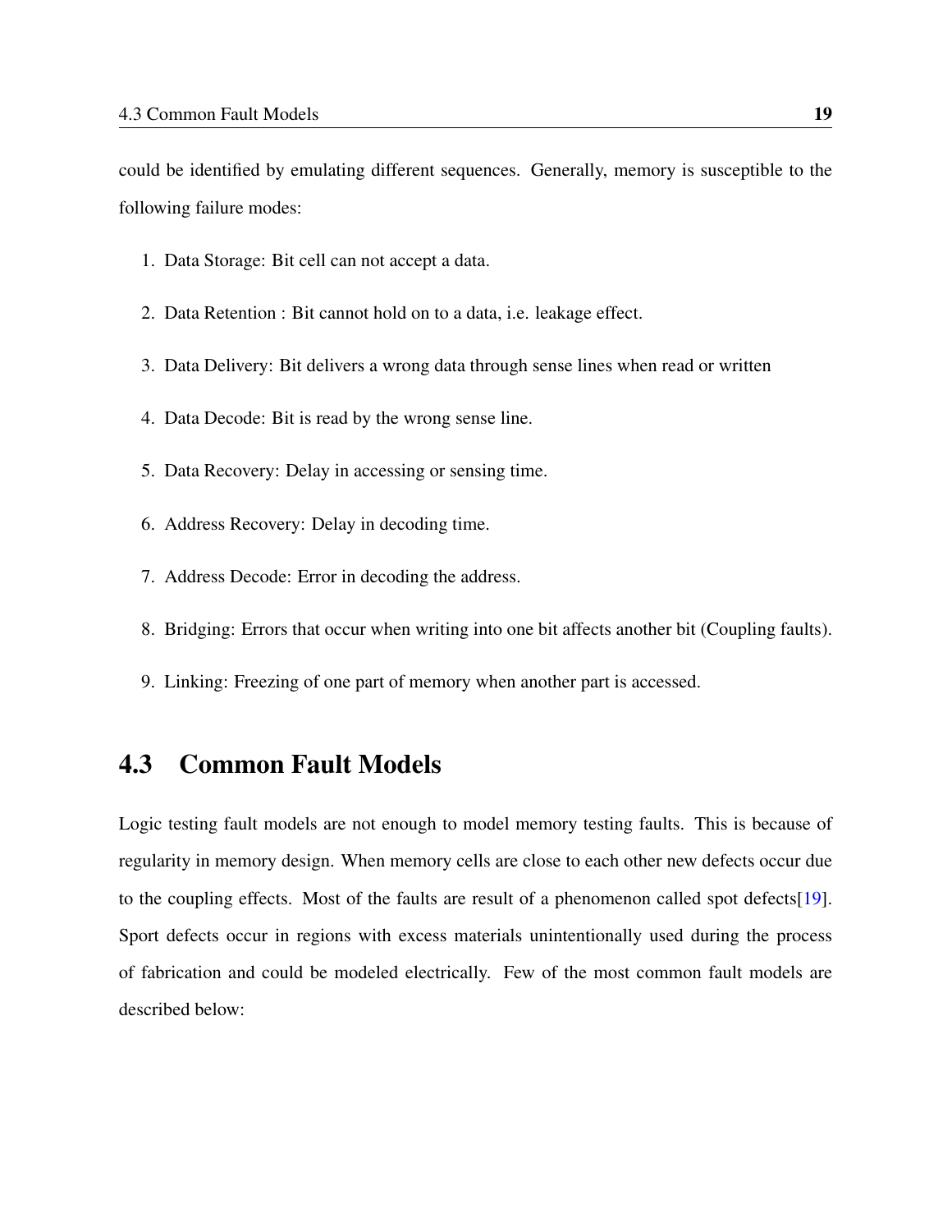could be identified by emulating different sequences. Generally, memory is susceptible to the following failure modes:

1. Data Storage: Bit cell can not accept a data.
2. Data Retention : Bit cannot hold on to a data, i.e. leakage effect.
3. Data Delivery: Bit delivers a wrong data through sense lines when read or written
4. Data Decode: Bit is read by the wrong sense line.
5. Data Recovery: Delay in accessing or sensing time.
6. Address Recovery: Delay in decoding time.
7. Address Decode: Error in decoding the address.
8. Bridging: Errors that occur when writing into one bit affects another bit (Coupling faults).
9. Linking: Freezing of one part of memory when another part is accessed.

## 4.3 Common Fault Models

Logic testing fault models are not enough to model memory testing faults. This is because of regularity in memory design. When memory cells are close to each other new defects occur due to the coupling effects. Most of the faults are result of a phenomenon called spot defects[19]. Sport defects occur in regions with excess materials unintentionally used during the process of fabrication and could be modeled electrically. Few of the most common fault models are described below: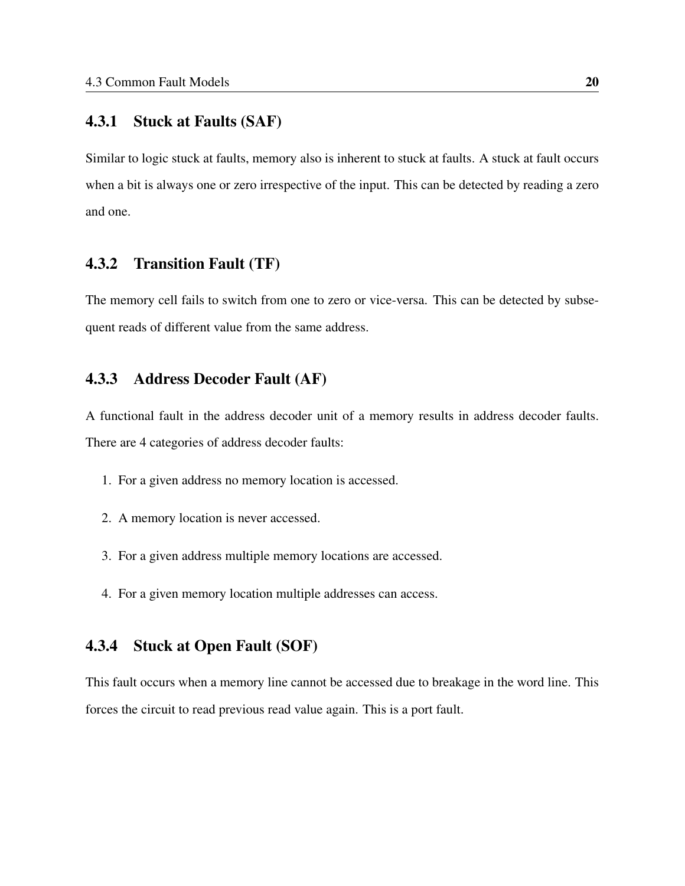### 4.3.1 Stuck at Faults (SAF)

Similar to logic stuck at faults, memory also is inherent to stuck at faults. A stuck at fault occurs when a bit is always one or zero irrespective of the input. This can be detected by reading a zero and one.

### 4.3.2 Transition Fault (TF)

The memory cell fails to switch from one to zero or vice-versa. This can be detected by subsequent reads of different value from the same address.

### 4.3.3 Address Decoder Fault (AF)

A functional fault in the address decoder unit of a memory results in address decoder faults. There are 4 categories of address decoder faults:

1. For a given address no memory location is accessed.
2. A memory location is never accessed.
3. For a given address multiple memory locations are accessed.
4. For a given memory location multiple addresses can access.

### 4.3.4 Stuck at Open Fault (SOF)

This fault occurs when a memory line cannot be accessed due to breakage in the word line. This forces the circuit to read previous read value again. This is a port fault.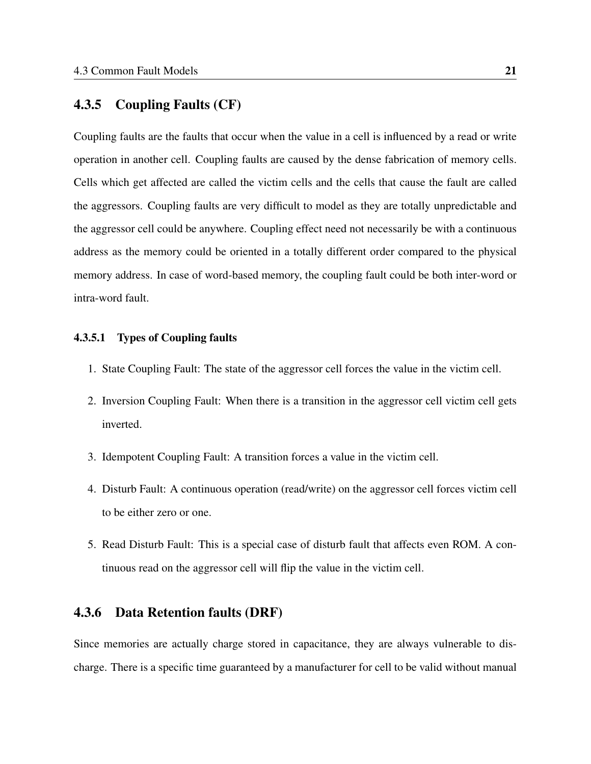### 4.3.5 Coupling Faults (CF)

Coupling faults are the faults that occur when the value in a cell is influenced by a read or write operation in another cell. Coupling faults are caused by the dense fabrication of memory cells. Cells which get affected are called the victim cells and the cells that cause the fault are called the aggressors. Coupling faults are very difficult to model as they are totally unpredictable and the aggressor cell could be anywhere. Coupling effect need not necessarily be with a continuous address as the memory could be oriented in a totally different order compared to the physical memory address. In case of word-based memory, the coupling fault could be both inter-word or intra-word fault.

#### 4.3.5.1 Types of Coupling faults

1. State Coupling Fault: The state of the aggressor cell forces the value in the victim cell.
2. Inversion Coupling Fault: When there is a transition in the aggressor cell victim cell gets inverted.
3. Idempotent Coupling Fault: A transition forces a value in the victim cell.
4. Disturb Fault: A continuous operation (read/write) on the aggressor cell forces victim cell to be either zero or one.
5. Read Disturb Fault: This is a special case of disturb fault that affects even ROM. A continuous read on the aggressor cell will flip the value in the victim cell.

### 4.3.6 Data Retention faults (DRF)

Since memories are actually charge stored in capacitance, they are always vulnerable to discharge. There is a specific time guaranteed by a manufacturer for cell to be valid without manual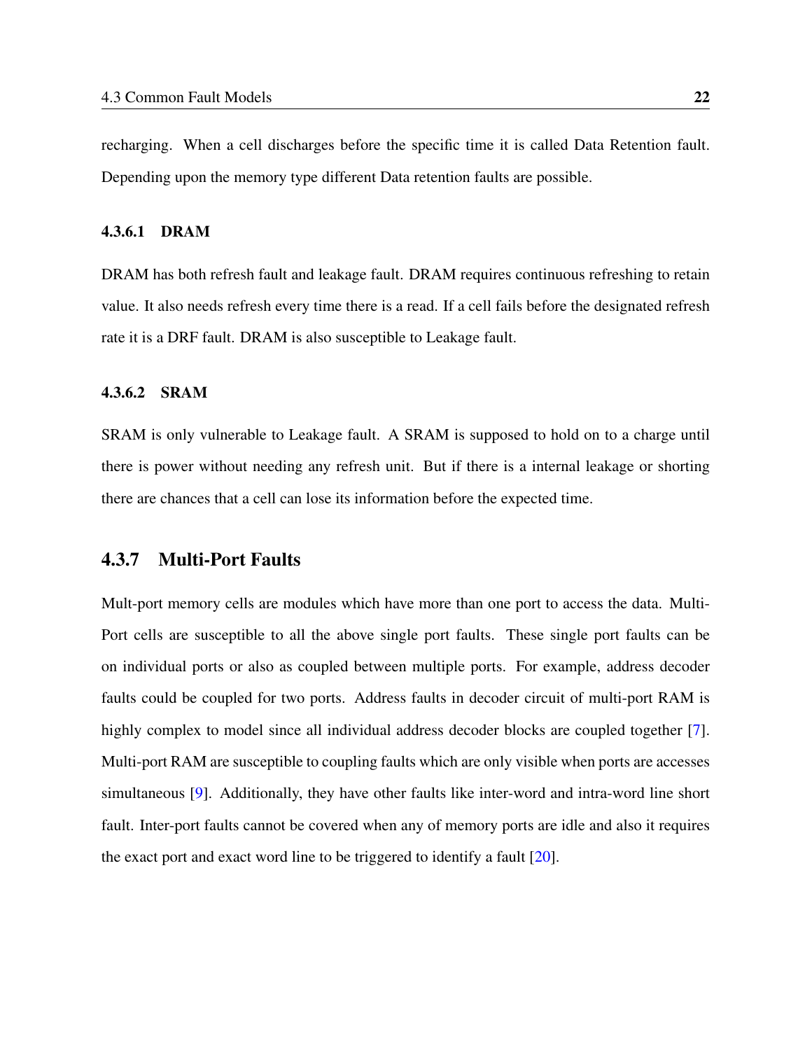recharging. When a cell discharges before the specific time it is called Data Retention fault. Depending upon the memory type different Data retention faults are possible.

#### 4.3.6.1 DRAM

DRAM has both refresh fault and leakage fault. DRAM requires continuous refreshing to retain value. It also needs refresh every time there is a read. If a cell fails before the designated refresh rate it is a DRF fault. DRAM is also susceptible to Leakage fault.

#### 4.3.6.2 SRAM

SRAM is only vulnerable to Leakage fault. A SRAM is supposed to hold on to a charge until there is power without needing any refresh unit. But if there is a internal leakage or shorting there are chances that a cell can lose its information before the expected time.

### 4.3.7 Multi-Port Faults

Mult-port memory cells are modules which have more than one port to access the data. Multi-Port cells are susceptible to all the above single port faults. These single port faults can be on individual ports or also as coupled between multiple ports. For example, address decoder faults could be coupled for two ports. Address faults in decoder circuit of multi-port RAM is highly complex to model since all individual address decoder blocks are coupled together [7]. Multi-port RAM are susceptible to coupling faults which are only visible when ports are accesses simultaneous [9]. Additionally, they have other faults like inter-word and intra-word line short fault. Inter-port faults cannot be covered when any of memory ports are idle and also it requires the exact port and exact word line to be triggered to identify a fault [20].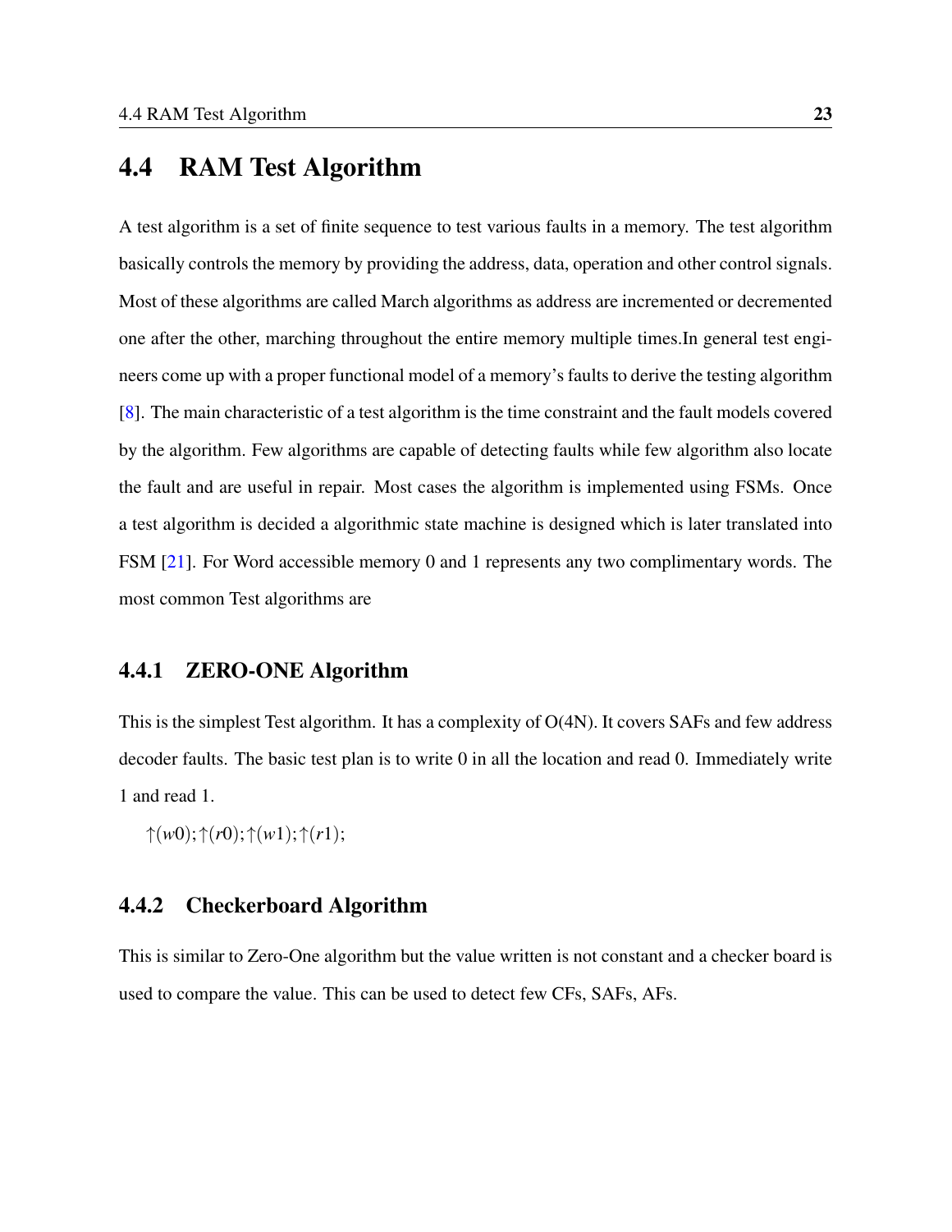## 4.4 RAM Test Algorithm

A test algorithm is a set of finite sequence to test various faults in a memory. The test algorithm basically controls the memory by providing the address, data, operation and other control signals. Most of these algorithms are called March algorithms as address are incremented or decremented one after the other, marching throughout the entire memory multiple times.In general test engineers come up with a proper functional model of a memory's faults to derive the testing algorithm [8]. The main characteristic of a test algorithm is the time constraint and the fault models covered by the algorithm. Few algorithms are capable of detecting faults while few algorithm also locate the fault and are useful in repair. Most cases the algorithm is implemented using FSMs. Once a test algorithm is decided a algorithmic state machine is designed which is later translated into FSM [21]. For Word accessible memory 0 and 1 represents any two complimentary words. The most common Test algorithms are

### 4.4.1 ZERO-ONE Algorithm

This is the simplest Test algorithm. It has a complexity of O(4N). It covers SAFs and few address decoder faults. The basic test plan is to write 0 in all the location and read 0. Immediately write 1 and read 1.

$\uparrow(w0);\uparrow(r0);\uparrow(w1);\uparrow(r1);$

### 4.4.2 Checkerboard Algorithm

This is similar to Zero-One algorithm but the value written is not constant and a checker board is used to compare the value. This can be used to detect few CFs, SAFs, AFs.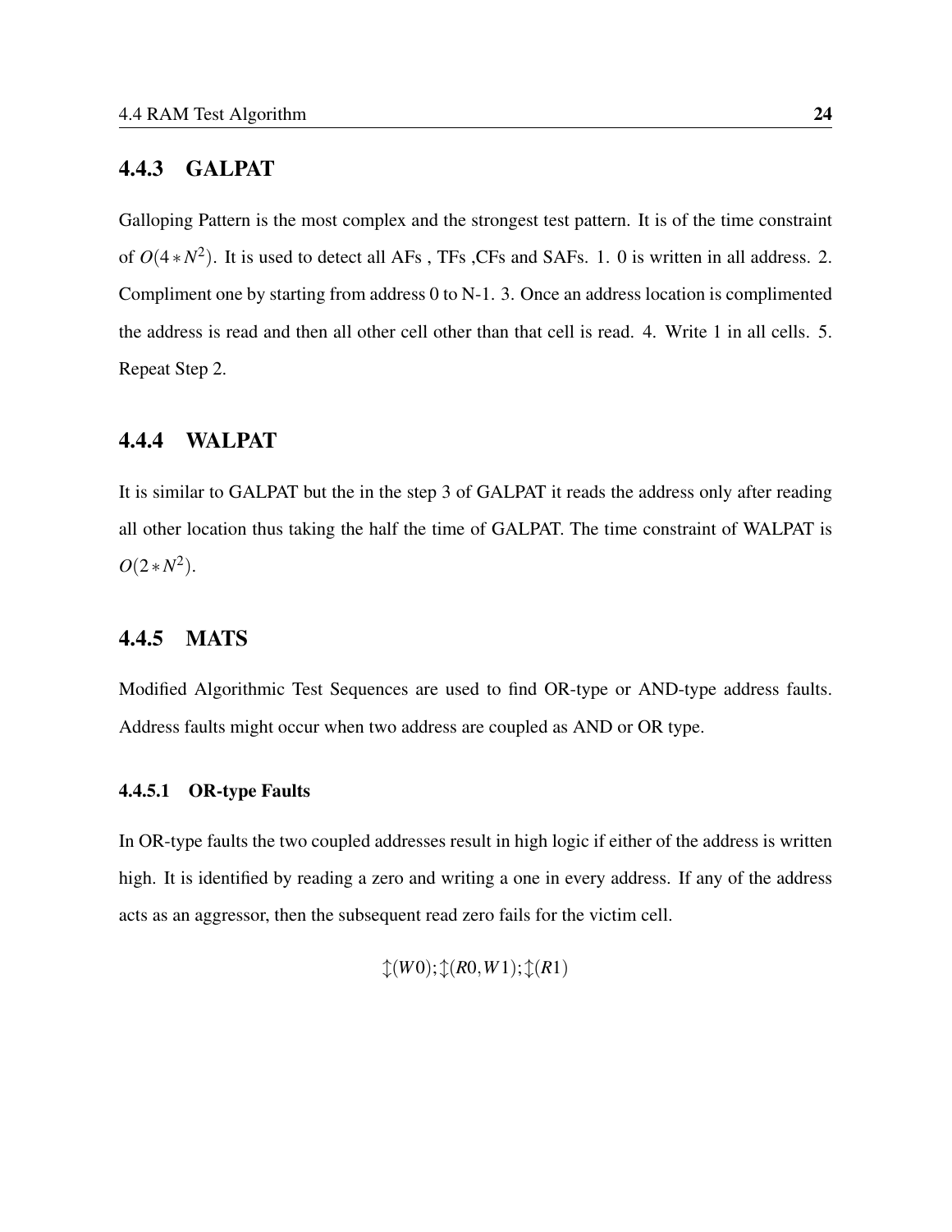### 4.4.3 GALPAT

Galloping Pattern is the most complex and the strongest test pattern. It is of the time constraint of $O(4*N^2)$. It is used to detect all AFs , TFs ,CFs and SAFs. 1. 0 is written in all address. 2. Compliment one by starting from address 0 to N-1. 3. Once an address location is complimented the address is read and then all other cell other than that cell is read. 4. Write 1 in all cells. 5. Repeat Step 2.

### 4.4.4 WALPAT

It is similar to GALPAT but the in the step 3 of GALPAT it reads the address only after reading all other location thus taking the half the time of GALPAT. The time constraint of WALPAT is $O(2*N^2)$.

### 4.4.5 MATS

Modified Algorithmic Test Sequences are used to find OR-type or AND-type address faults. Address faults might occur when two address are coupled as AND or OR type.

#### 4.4.5.1 OR-type Faults

In OR-type faults the two coupled addresses result in high logic if either of the address is written high. It is identified by reading a zero and writing a one in every address. If any of the address acts as an aggressor, then the subsequent read zero fails for the victim cell.

$$\updownarrow(W0);\updownarrow(R0,W1);\updownarrow(R1)$$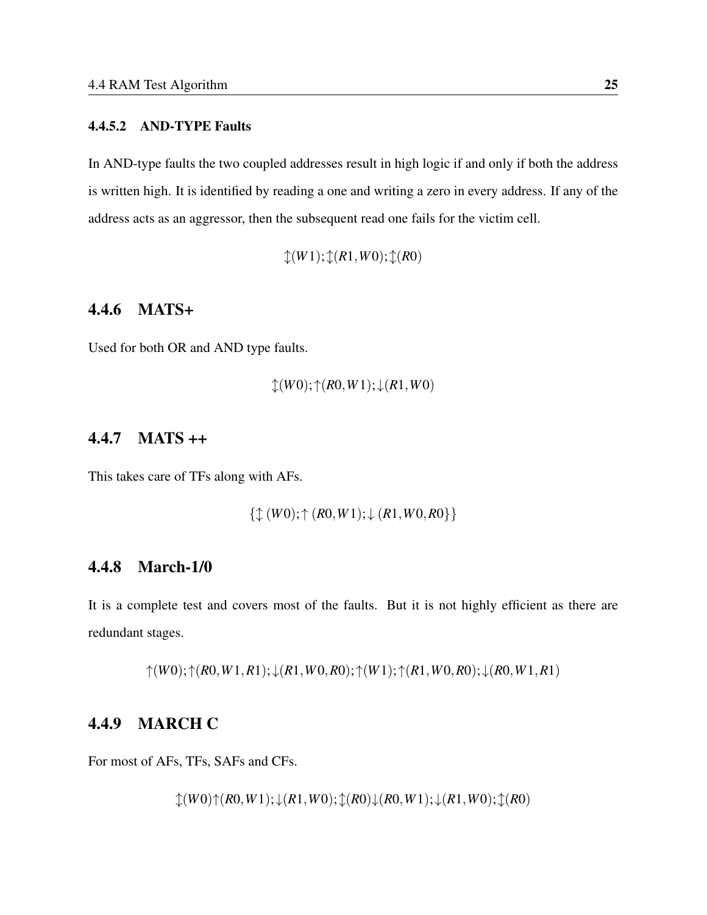#### 4.4.5.2 AND-TYPE Faults

In AND-type faults the two coupled addresses result in high logic if and only if both the address is written high. It is identified by reading a one and writing a zero in every address. If any of the address acts as an aggressor, then the subsequent read one fails for the victim cell.

$$\updownarrow(W1);\updownarrow(R1,W0);\updownarrow(R0)$$

### 4.4.6 MATS+

Used for both OR and AND type faults.

$$\updownarrow(W0);\uparrow(R0,W1);\downarrow(R1,W0)$$

### 4.4.7 MATS ++

This takes care of TFs along with AFs.

$$\{\updownarrow(W0);\uparrow(R0,W1);\downarrow(R1,W0,R0\}\}$$

### 4.4.8 March-1/0

It is a complete test and covers most of the faults. But it is not highly efficient as there are redundant stages.

$$\uparrow(W0);\uparrow(R0,W1,R1);\downarrow(R1,W0,R0);\uparrow(W1);\uparrow(R1,W0,R0);\downarrow(R0,W1,R1)$$

### 4.4.9 MARCH C

For most of AFs, TFs, SAFs and CFs.

$$\updownarrow(W0)\uparrow(R0,W1);\downarrow(R1,W0);\updownarrow(R0)\downarrow(R0,W1);\downarrow(R1,W0);\updownarrow(R0)$$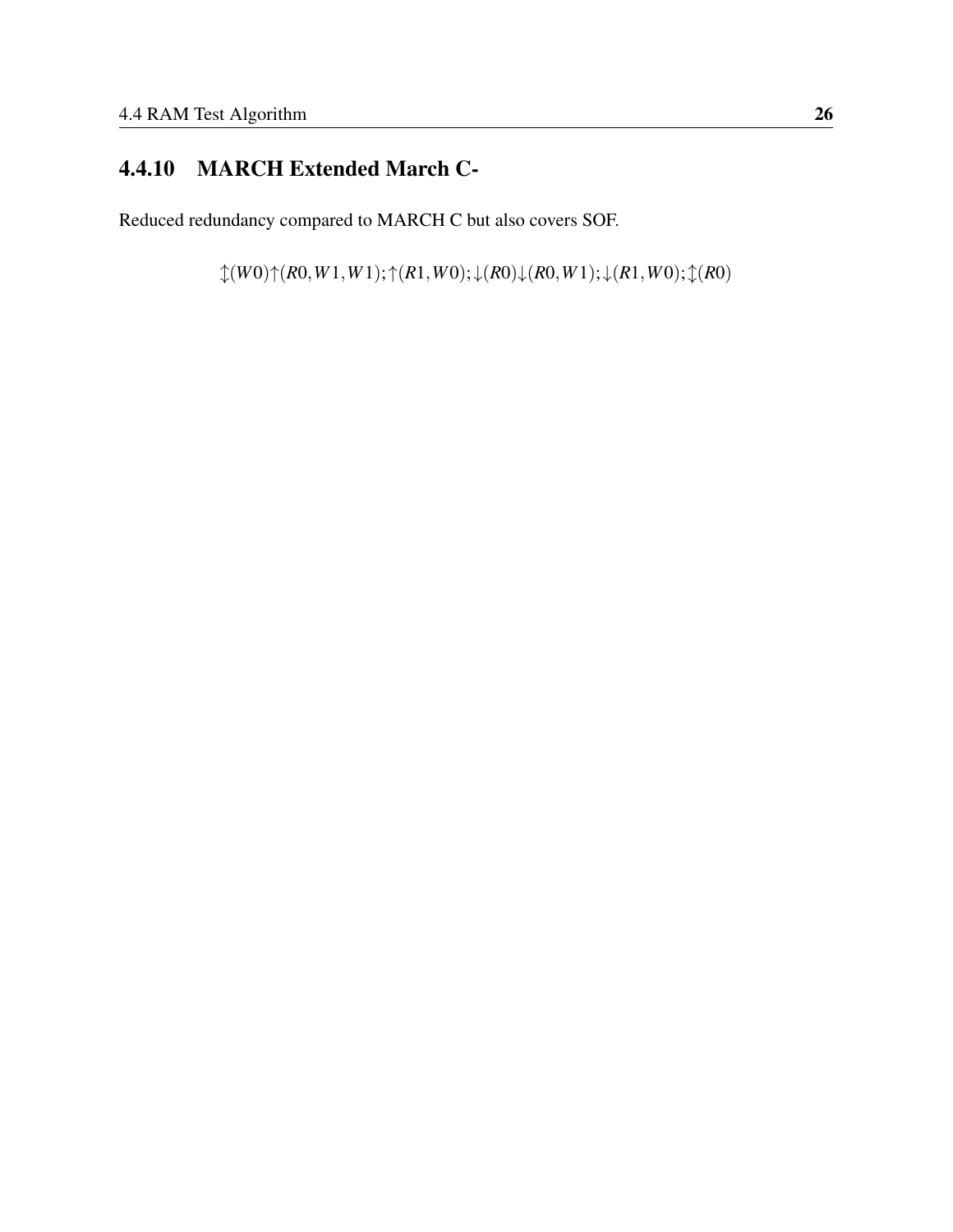#### 4.4.10 MARCH Extended March C-

Reduced redundancy compared to MARCH C but also covers SOF.

$$\updownarrow(W0)\uparrow(R0,W1,W1);\uparrow(R1,W0);\downarrow(R0)\downarrow(R0,W1);\downarrow(R1,W0);\updownarrow(R0)$$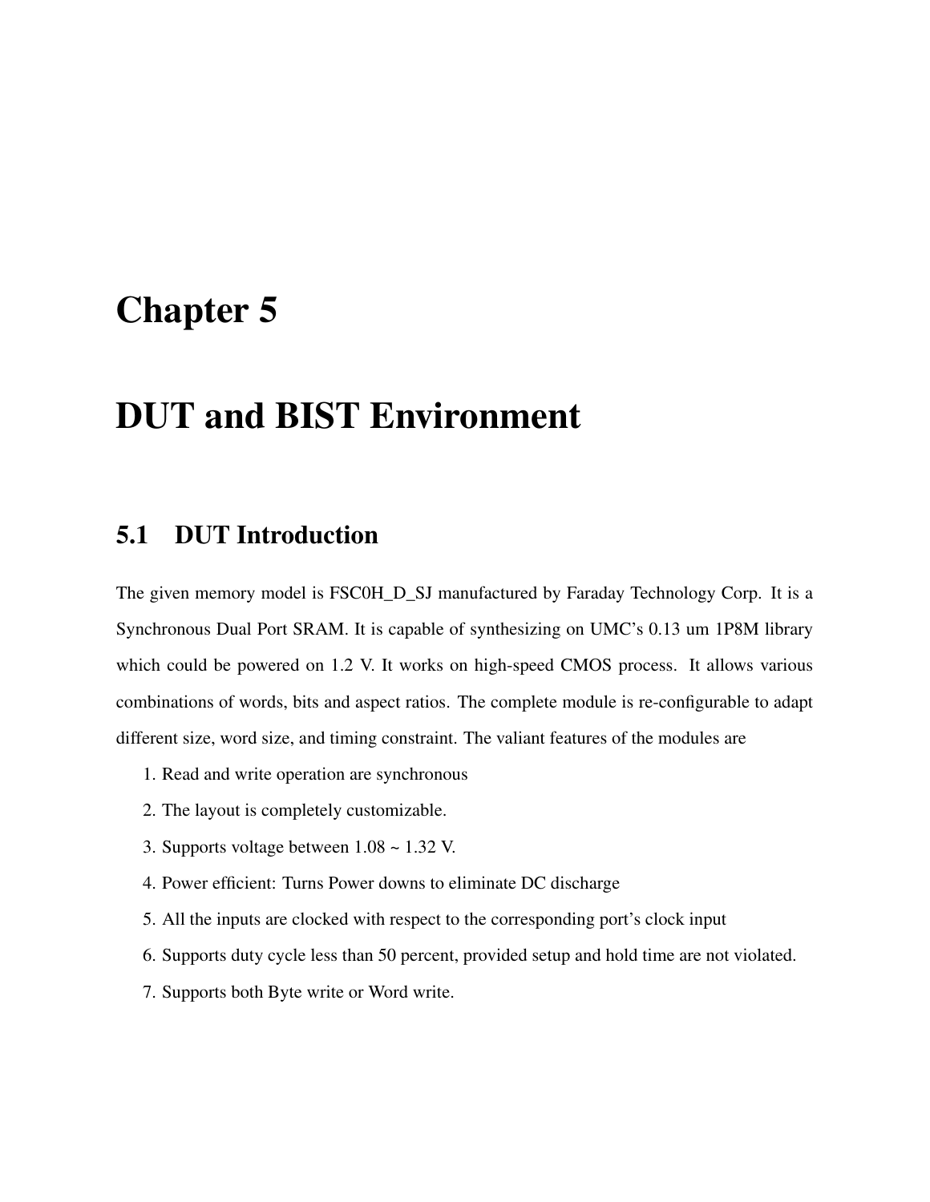# Chapter 5

# DUT and BIST Environment

## 5.1 DUT Introduction

The given memory model is FSC0H_D_SJ manufactured by Faraday Technology Corp. It is a Synchronous Dual Port SRAM. It is capable of synthesizing on UMC's 0.13 um 1P8M library which could be powered on 1.2 V. It works on high-speed CMOS process. It allows various combinations of words, bits and aspect ratios. The complete module is re-configurable to adapt different size, word size, and timing constraint. The valiant features of the modules are

1. Read and write operation are synchronous
2. The layout is completely customizable.
3. Supports voltage between 1.08 ~ 1.32 V.
4. Power efficient: Turns Power downs to eliminate DC discharge
5. All the inputs are clocked with respect to the corresponding port's clock input
6. Supports duty cycle less than 50 percent, provided setup and hold time are not violated.
7. Supports both Byte write or Word write.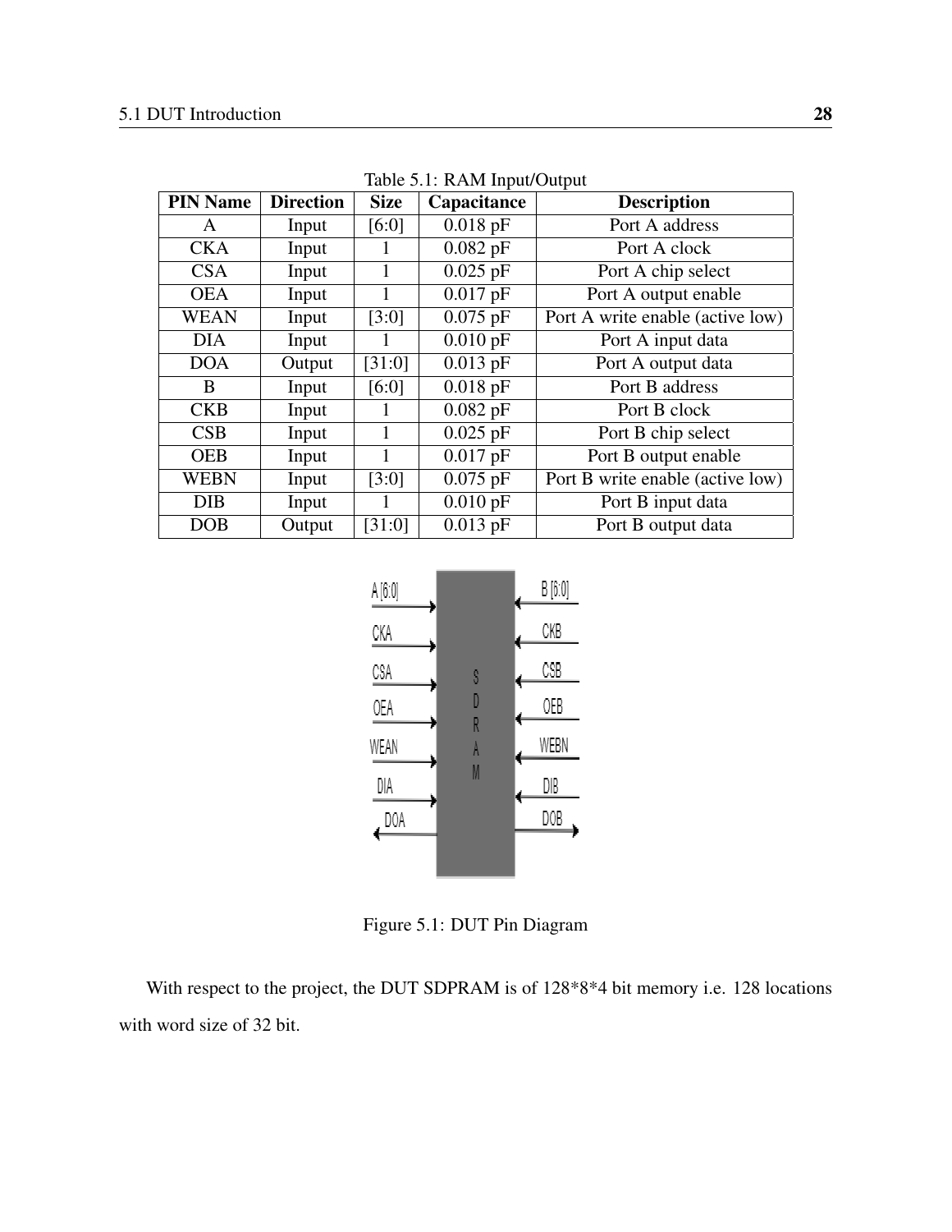Table 5.1: RAM Input/Output

| PIN Name | Direction | Size | Capacitance | Description |
|---|---|---|---|---|
| A | Input | [6:0] | 0.018 pF | Port A address |
| CKA | Input | 1 | 0.082 pF | Port A clock |
| CSA | Input | 1 | 0.025 pF | Port A chip select |
| OEA | Input | 1 | 0.017 pF | Port A output enable |
| WEAN | Input | [3:0] | 0.075 pF | Port A write enable (active low) |
| DIA | Input | 1 | 0.010 pF | Port A input data |
| DOA | Output | [31:0] | 0.013 pF | Port A output data |
| B | Input | [6:0] | 0.018 pF | Port B address |
| CKB | Input | 1 | 0.082 pF | Port B clock |
| CSB | Input | 1 | 0.025 pF | Port B chip select |
| OEB | Input | 1 | 0.017 pF | Port B output enable |
| WEBN | Input | [3:0] | 0.075 pF | Port B write enable (active low) |
| DIB | Input | 1 | 0.010 pF | Port B input data |
| DOB | Output | [31:0] | 0.013 pF | Port B output data |

Figure 5.1: DUT Pin Diagram

With respect to the project, the DUT SDPRAM is of 128*8*4 bit memory i.e. 128 locations with word size of 32 bit.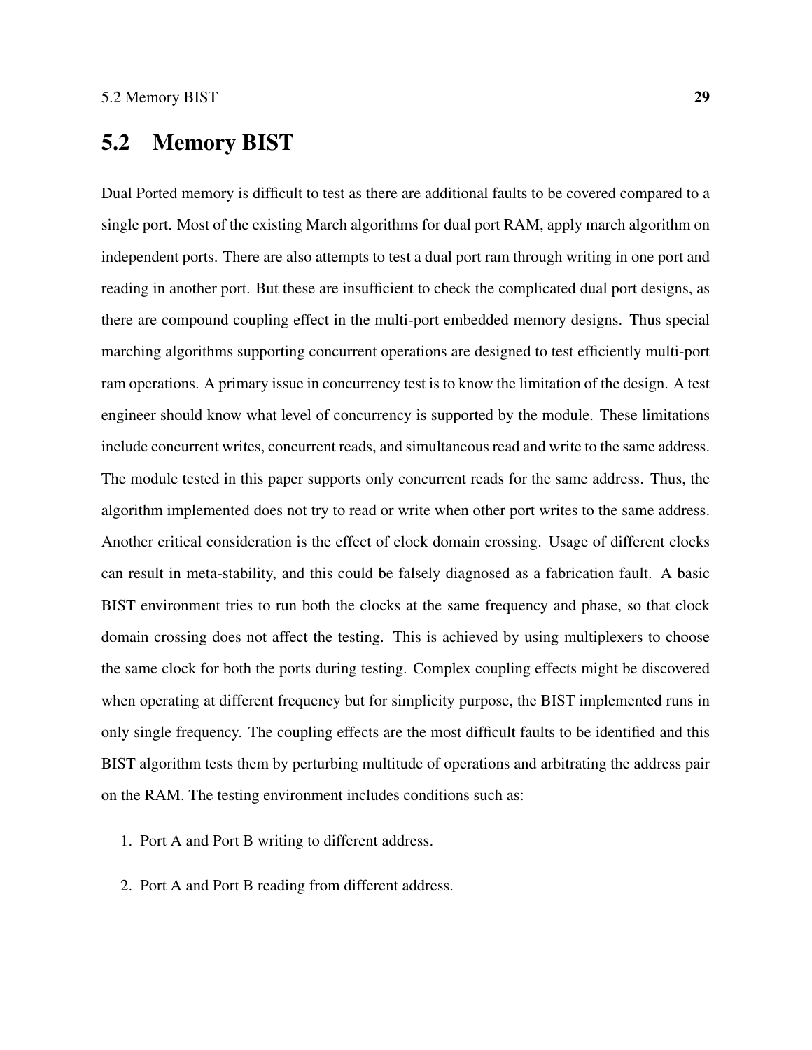## 5.2 Memory BIST

Dual Ported memory is difficult to test as there are additional faults to be covered compared to a single port. Most of the existing March algorithms for dual port RAM, apply march algorithm on independent ports. There are also attempts to test a dual port ram through writing in one port and reading in another port. But these are insufficient to check the complicated dual port designs, as there are compound coupling effect in the multi-port embedded memory designs. Thus special marching algorithms supporting concurrent operations are designed to test efficiently multi-port ram operations. A primary issue in concurrency test is to know the limitation of the design. A test engineer should know what level of concurrency is supported by the module. These limitations include concurrent writes, concurrent reads, and simultaneous read and write to the same address. The module tested in this paper supports only concurrent reads for the same address. Thus, the algorithm implemented does not try to read or write when other port writes to the same address. Another critical consideration is the effect of clock domain crossing. Usage of different clocks can result in meta-stability, and this could be falsely diagnosed as a fabrication fault. A basic BIST environment tries to run both the clocks at the same frequency and phase, so that clock domain crossing does not affect the testing. This is achieved by using multiplexers to choose the same clock for both the ports during testing. Complex coupling effects might be discovered when operating at different frequency but for simplicity purpose, the BIST implemented runs in only single frequency. The coupling effects are the most difficult faults to be identified and this BIST algorithm tests them by perturbing multitude of operations and arbitrating the address pair on the RAM. The testing environment includes conditions such as:

1. Port A and Port B writing to different address.
2. Port A and Port B reading from different address.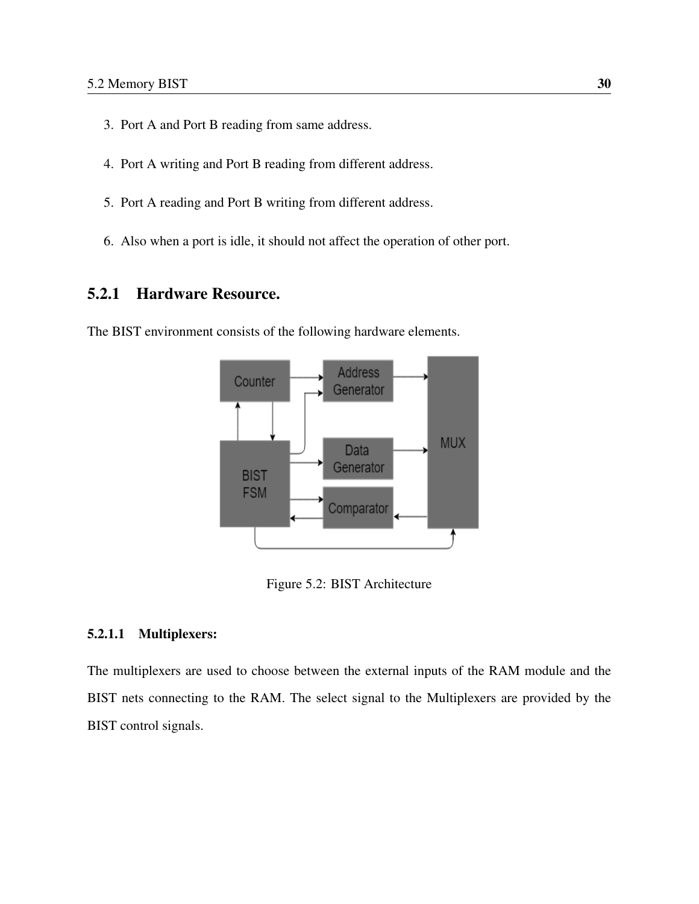3. Port A and Port B reading from same address.

4. Port A writing and Port B reading from different address.

5. Port A reading and Port B writing from different address.

6. Also when a port is idle, it should not affect the operation of other port.

### 5.2.1 Hardware Resource.

The BIST environment consists of the following hardware elements.

Figure 5.2: BIST Architecture

#### 5.2.1.1 Multiplexers:

The multiplexers are used to choose between the external inputs of the RAM module and the BIST nets connecting to the RAM. The select signal to the Multiplexers are provided by the BIST control signals.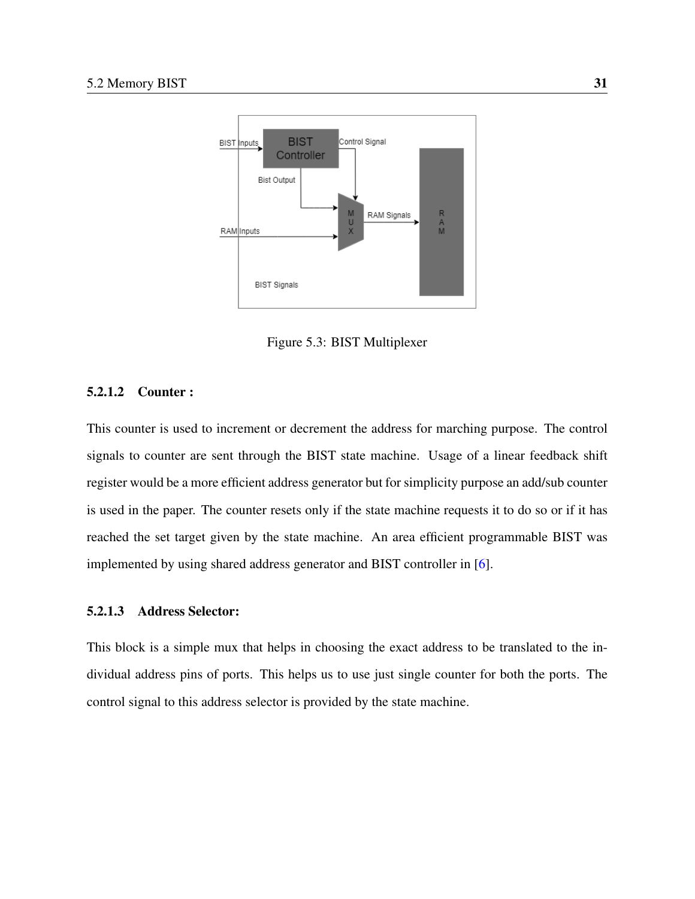Figure 5.3: BIST Multiplexer

#### 5.2.1.2 Counter :

This counter is used to increment or decrement the address for marching purpose. The control signals to counter are sent through the BIST state machine. Usage of a linear feedback shift register would be a more efficient address generator but for simplicity purpose an add/sub counter is used in the paper. The counter resets only if the state machine requests it to do so or if it has reached the set target given by the state machine. An area efficient programmable BIST was implemented by using shared address generator and BIST controller in [6].

#### 5.2.1.3 Address Selector:

This block is a simple mux that helps in choosing the exact address to be translated to the individual address pins of ports. This helps us to use just single counter for both the ports. The control signal to this address selector is provided by the state machine.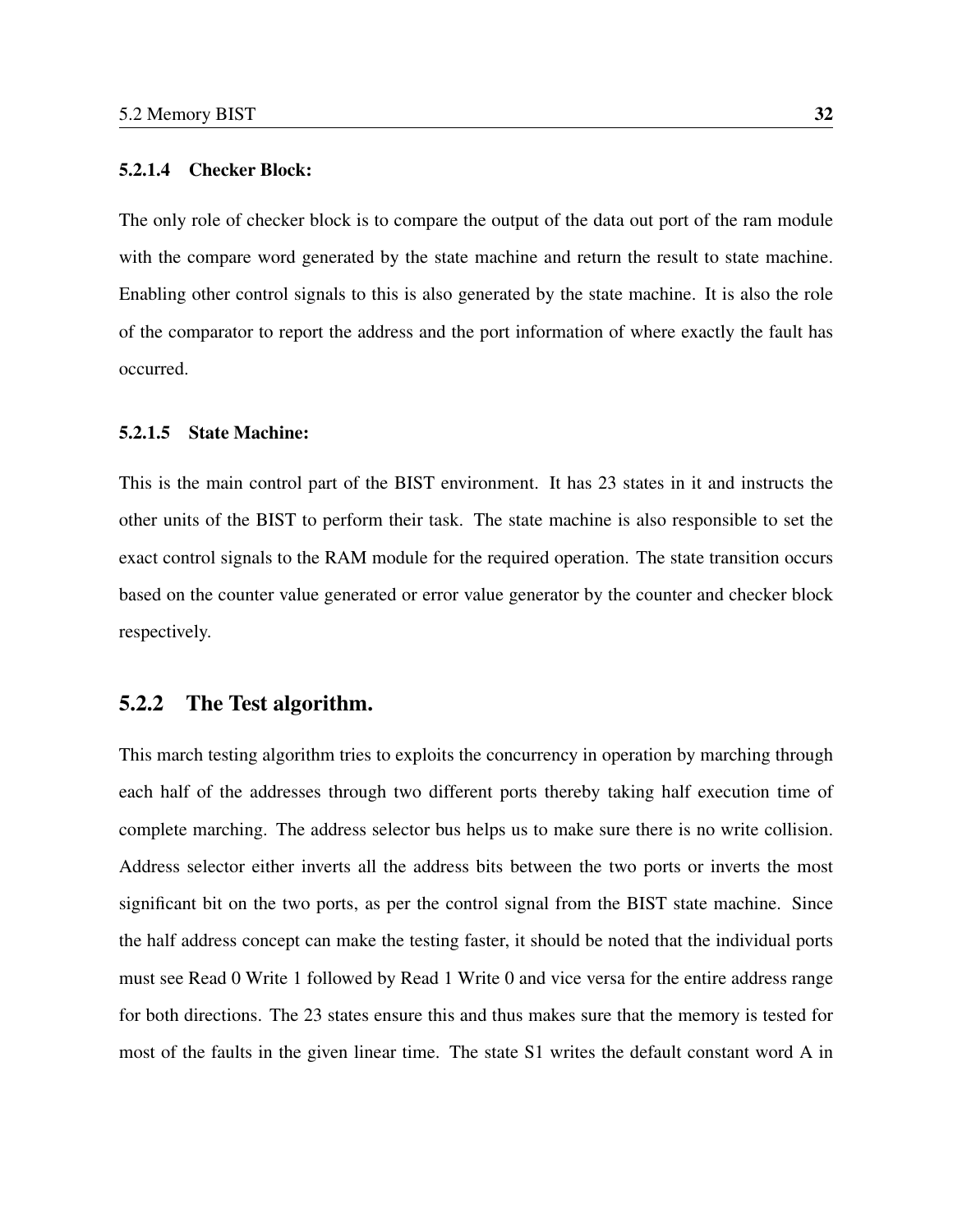#### 5.2.1.4 Checker Block:

The only role of checker block is to compare the output of the data out port of the ram module with the compare word generated by the state machine and return the result to state machine. Enabling other control signals to this is also generated by the state machine. It is also the role of the comparator to report the address and the port information of where exactly the fault has occurred.

#### 5.2.1.5 State Machine:

This is the main control part of the BIST environment. It has 23 states in it and instructs the other units of the BIST to perform their task. The state machine is also responsible to set the exact control signals to the RAM module for the required operation. The state transition occurs based on the counter value generated or error value generator by the counter and checker block respectively.

### 5.2.2 The Test algorithm.

This march testing algorithm tries to exploits the concurrency in operation by marching through each half of the addresses through two different ports thereby taking half execution time of complete marching. The address selector bus helps us to make sure there is no write collision. Address selector either inverts all the address bits between the two ports or inverts the most significant bit on the two ports, as per the control signal from the BIST state machine. Since the half address concept can make the testing faster, it should be noted that the individual ports must see Read 0 Write 1 followed by Read 1 Write 0 and vice versa for the entire address range for both directions. The 23 states ensure this and thus makes sure that the memory is tested for most of the faults in the given linear time. The state S1 writes the default constant word A in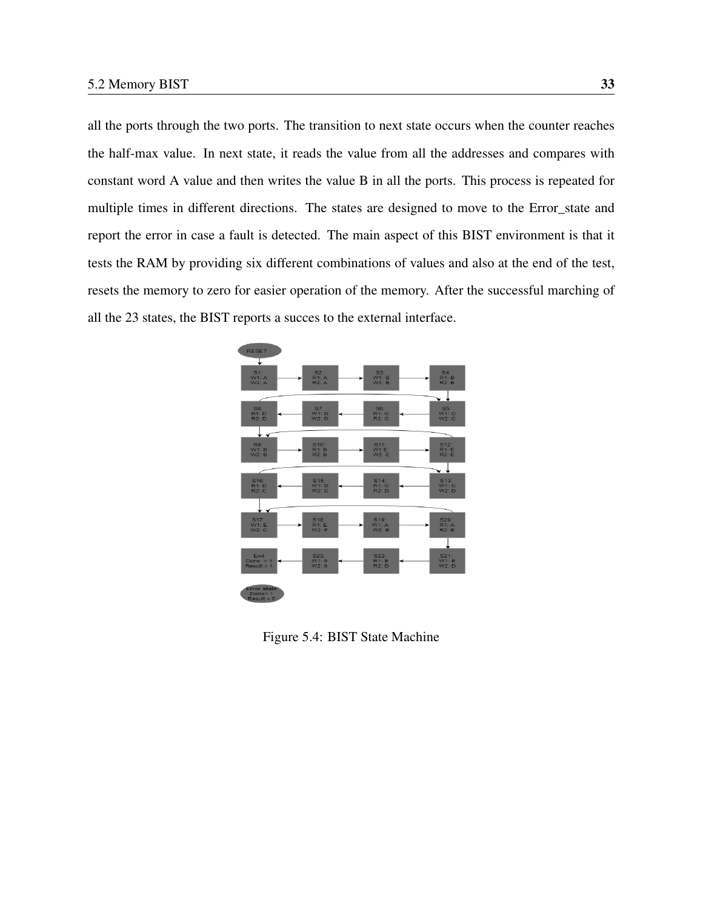all the ports through the two ports. The transition to next state occurs when the counter reaches the half-max value. In next state, it reads the value from all the addresses and compares with constant word A value and then writes the value B in all the ports. This process is repeated for multiple times in different directions. The states are designed to move to the Error_state and report the error in case a fault is detected. The main aspect of this BIST environment is that it tests the RAM by providing six different combinations of values and also at the end of the test, resets the memory to zero for easier operation of the memory. After the successful marching of all the 23 states, the BIST reports a succes to the external interface.

Figure 5.4: BIST State Machine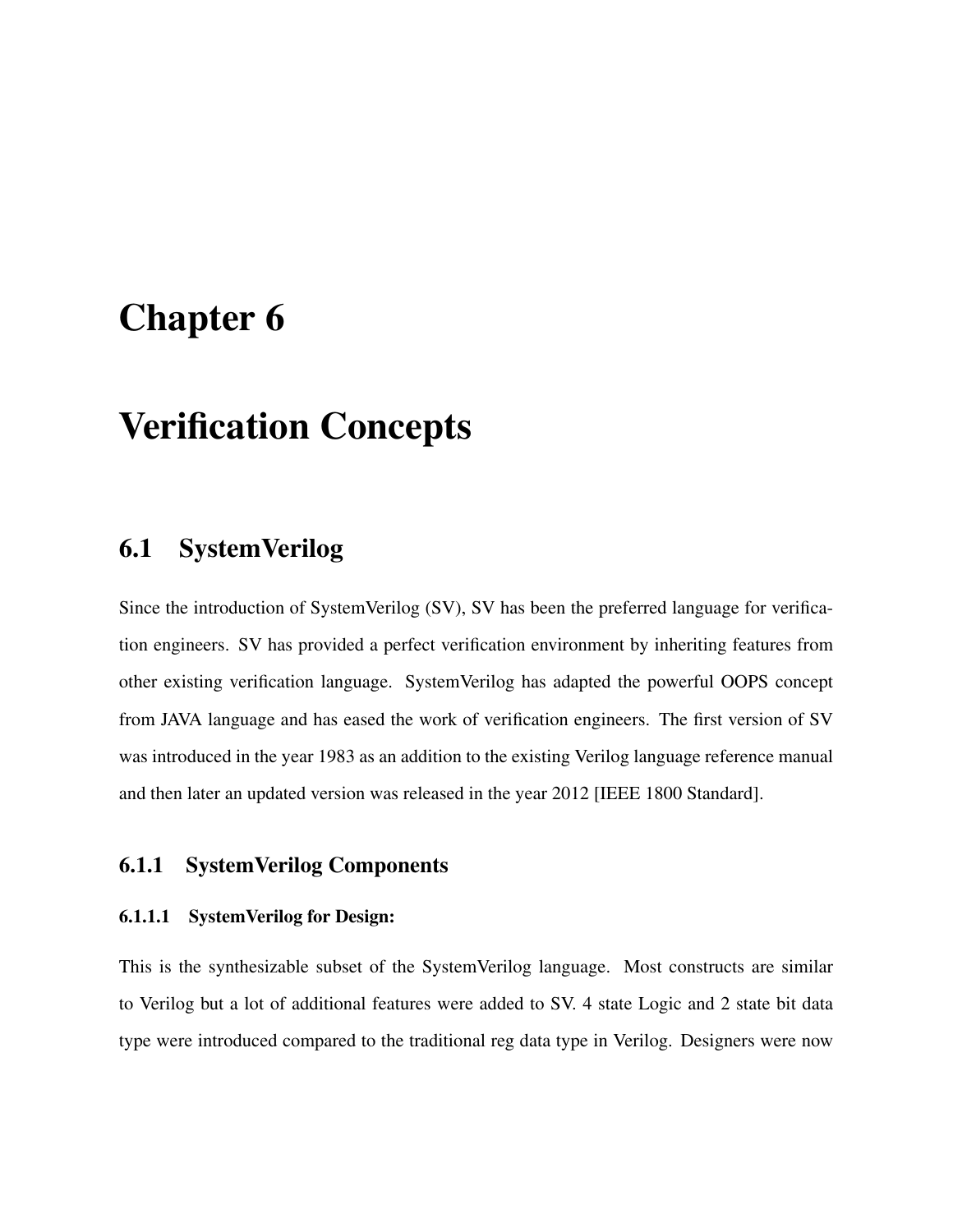# Chapter 6

# Verification Concepts

## 6.1 SystemVerilog

Since the introduction of SystemVerilog (SV), SV has been the preferred language for verification engineers. SV has provided a perfect verification environment by inheriting features from other existing verification language. SystemVerilog has adapted the powerful OOPS concept from JAVA language and has eased the work of verification engineers. The first version of SV was introduced in the year 1983 as an addition to the existing Verilog language reference manual and then later an updated version was released in the year 2012 [IEEE 1800 Standard].

### 6.1.1 SystemVerilog Components

#### 6.1.1.1 SystemVerilog for Design:

This is the synthesizable subset of the SystemVerilog language. Most constructs are similar to Verilog but a lot of additional features were added to SV. 4 state Logic and 2 state bit data type were introduced compared to the traditional reg data type in Verilog. Designers were now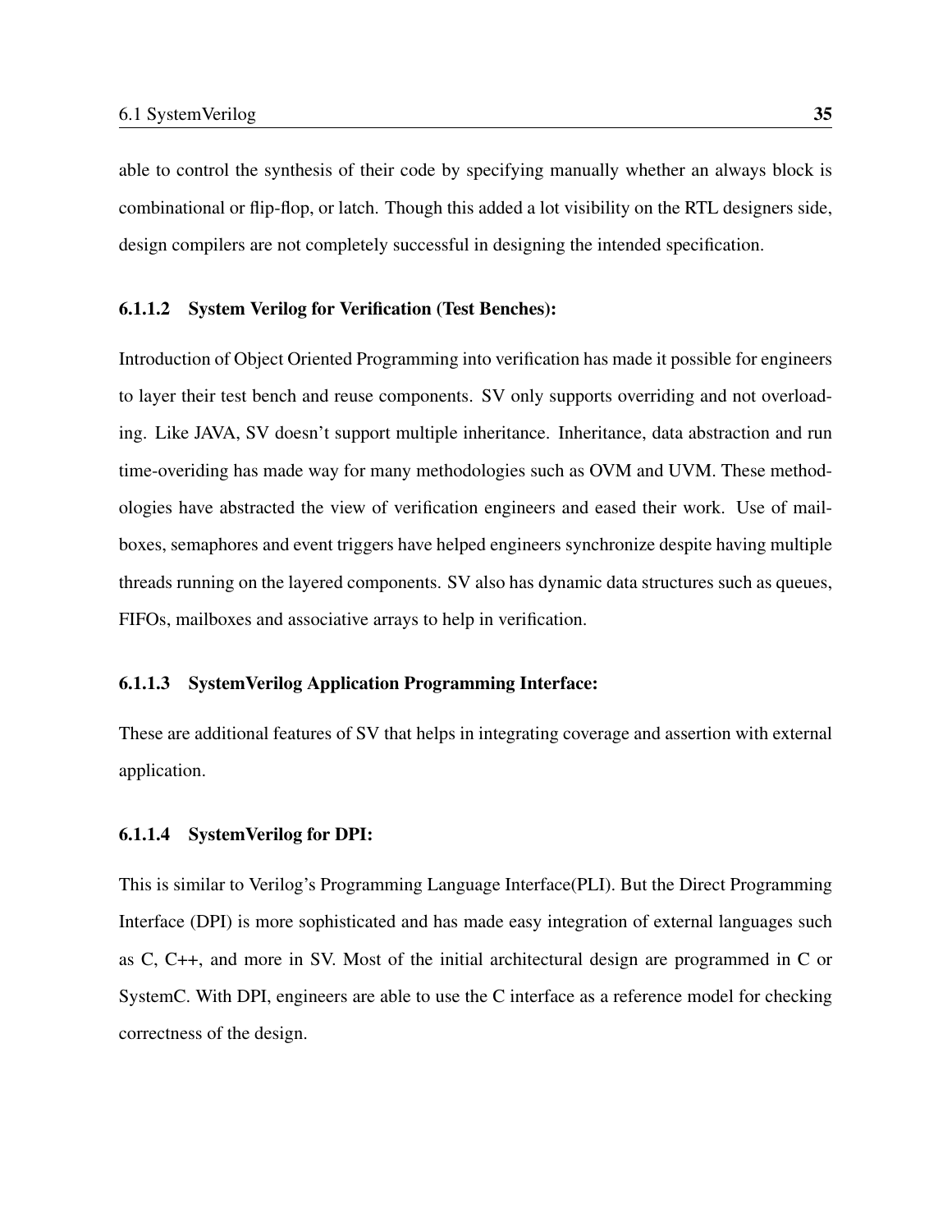able to control the synthesis of their code by specifying manually whether an always block is combinational or flip-flop, or latch. Though this added a lot visibility on the RTL designers side, design compilers are not completely successful in designing the intended specification.

#### 6.1.1.2 System Verilog for Verification (Test Benches):

Introduction of Object Oriented Programming into verification has made it possible for engineers to layer their test bench and reuse components. SV only supports overriding and not overloading. Like JAVA, SV doesn't support multiple inheritance. Inheritance, data abstraction and run time-overiding has made way for many methodologies such as OVM and UVM. These methodologies have abstracted the view of verification engineers and eased their work. Use of mailboxes, semaphores and event triggers have helped engineers synchronize despite having multiple threads running on the layered components. SV also has dynamic data structures such as queues, FIFOs, mailboxes and associative arrays to help in verification.

#### 6.1.1.3 SystemVerilog Application Programming Interface:

These are additional features of SV that helps in integrating coverage and assertion with external application.

#### 6.1.1.4 SystemVerilog for DPI:

This is similar to Verilog's Programming Language Interface(PLI). But the Direct Programming Interface (DPI) is more sophisticated and has made easy integration of external languages such as C, C++, and more in SV. Most of the initial architectural design are programmed in C or SystemC. With DPI, engineers are able to use the C interface as a reference model for checking correctness of the design.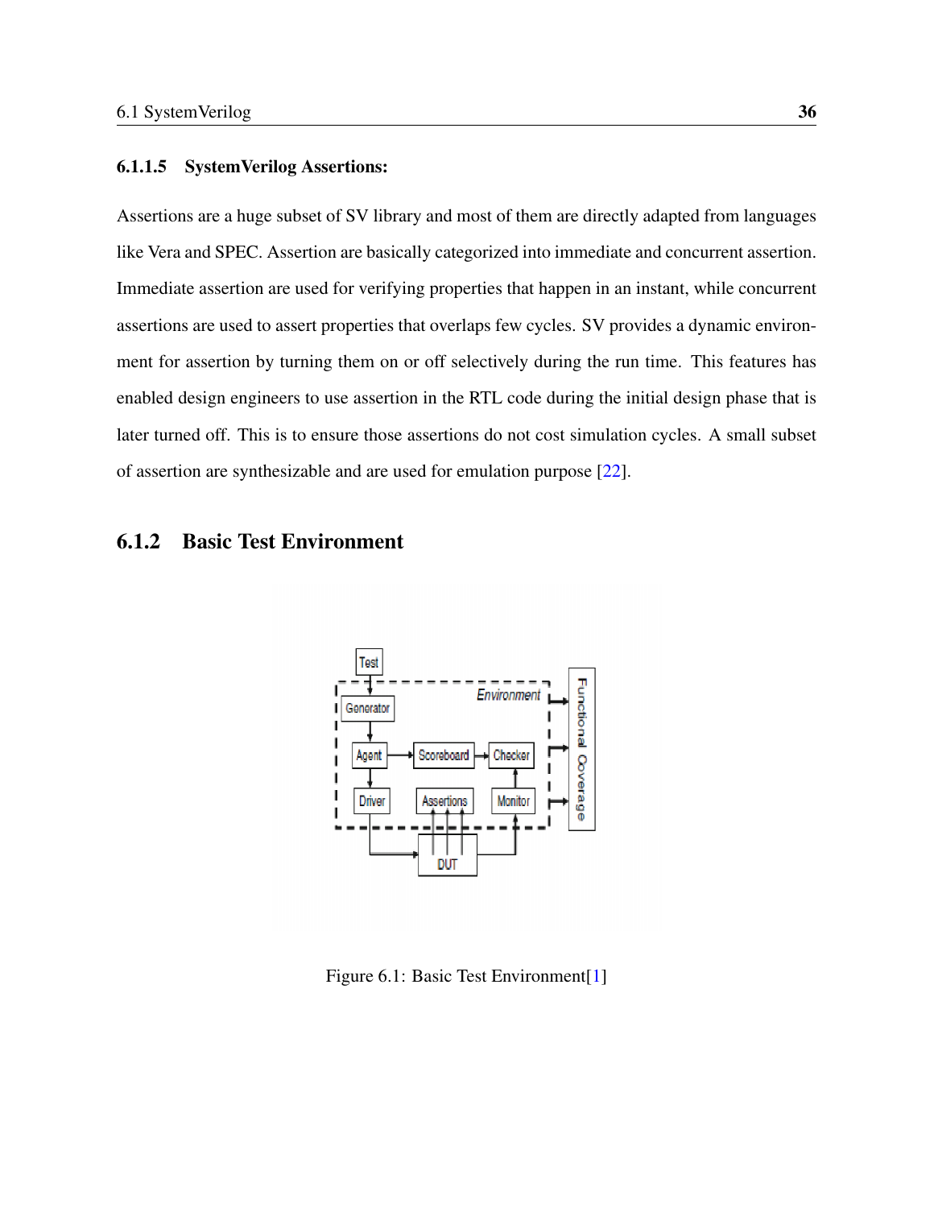#### 6.1.1.5 SystemVerilog Assertions:

Assertions are a huge subset of SV library and most of them are directly adapted from languages like Vera and SPEC. Assertion are basically categorized into immediate and concurrent assertion. Immediate assertion are used for verifying properties that happen in an instant, while concurrent assertions are used to assert properties that overlaps few cycles. SV provides a dynamic environment for assertion by turning them on or off selectively during the run time. This features has enabled design engineers to use assertion in the RTL code during the initial design phase that is later turned off. This is to ensure those assertions do not cost simulation cycles. A small subset of assertion are synthesizable and are used for emulation purpose [22].

### 6.1.2 Basic Test Environment

Figure 6.1: Basic Test Environment[1]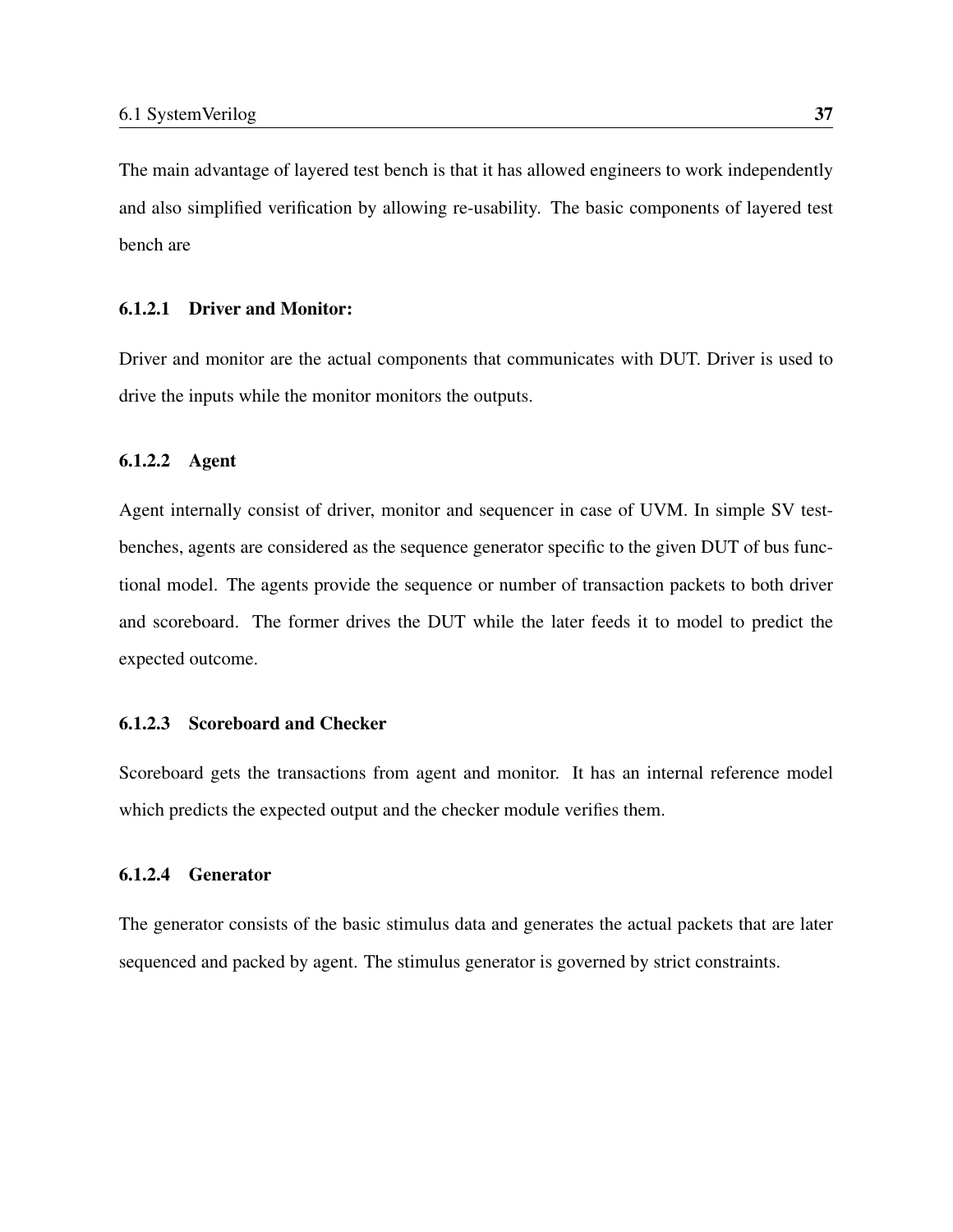The main advantage of layered test bench is that it has allowed engineers to work independently and also simplified verification by allowing re-usability. The basic components of layered test bench are

#### 6.1.2.1 Driver and Monitor:

Driver and monitor are the actual components that communicates with DUT. Driver is used to drive the inputs while the monitor monitors the outputs.

#### 6.1.2.2 Agent

Agent internally consist of driver, monitor and sequencer in case of UVM. In simple SV test-benches, agents are considered as the sequence generator specific to the given DUT of bus functional model. The agents provide the sequence or number of transaction packets to both driver and scoreboard. The former drives the DUT while the later feeds it to model to predict the expected outcome.

#### 6.1.2.3 Scoreboard and Checker

Scoreboard gets the transactions from agent and monitor. It has an internal reference model which predicts the expected output and the checker module verifies them.

#### 6.1.2.4 Generator

The generator consists of the basic stimulus data and generates the actual packets that are later sequenced and packed by agent. The stimulus generator is governed by strict constraints.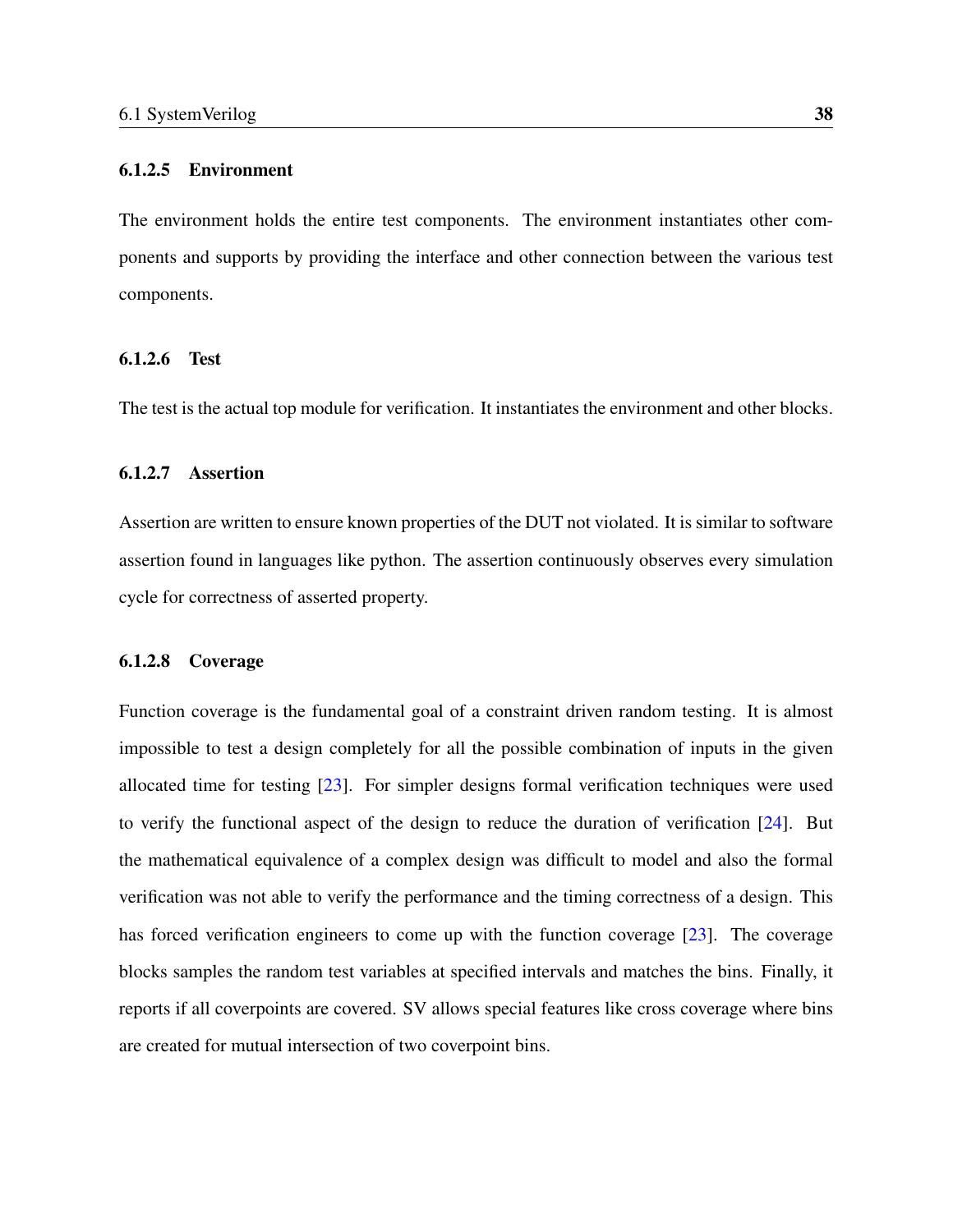#### 6.1.2.5 Environment

The environment holds the entire test components. The environment instantiates other components and supports by providing the interface and other connection between the various test components.

#### 6.1.2.6 Test

The test is the actual top module for verification. It instantiates the environment and other blocks.

#### 6.1.2.7 Assertion

Assertion are written to ensure known properties of the DUT not violated. It is similar to software assertion found in languages like python. The assertion continuously observes every simulation cycle for correctness of asserted property.

#### 6.1.2.8 Coverage

Function coverage is the fundamental goal of a constraint driven random testing. It is almost impossible to test a design completely for all the possible combination of inputs in the given allocated time for testing [23]. For simpler designs formal verification techniques were used to verify the functional aspect of the design to reduce the duration of verification [24]. But the mathematical equivalence of a complex design was difficult to model and also the formal verification was not able to verify the performance and the timing correctness of a design. This has forced verification engineers to come up with the function coverage [23]. The coverage blocks samples the random test variables at specified intervals and matches the bins. Finally, it reports if all coverpoints are covered. SV allows special features like cross coverage where bins are created for mutual intersection of two coverpoint bins.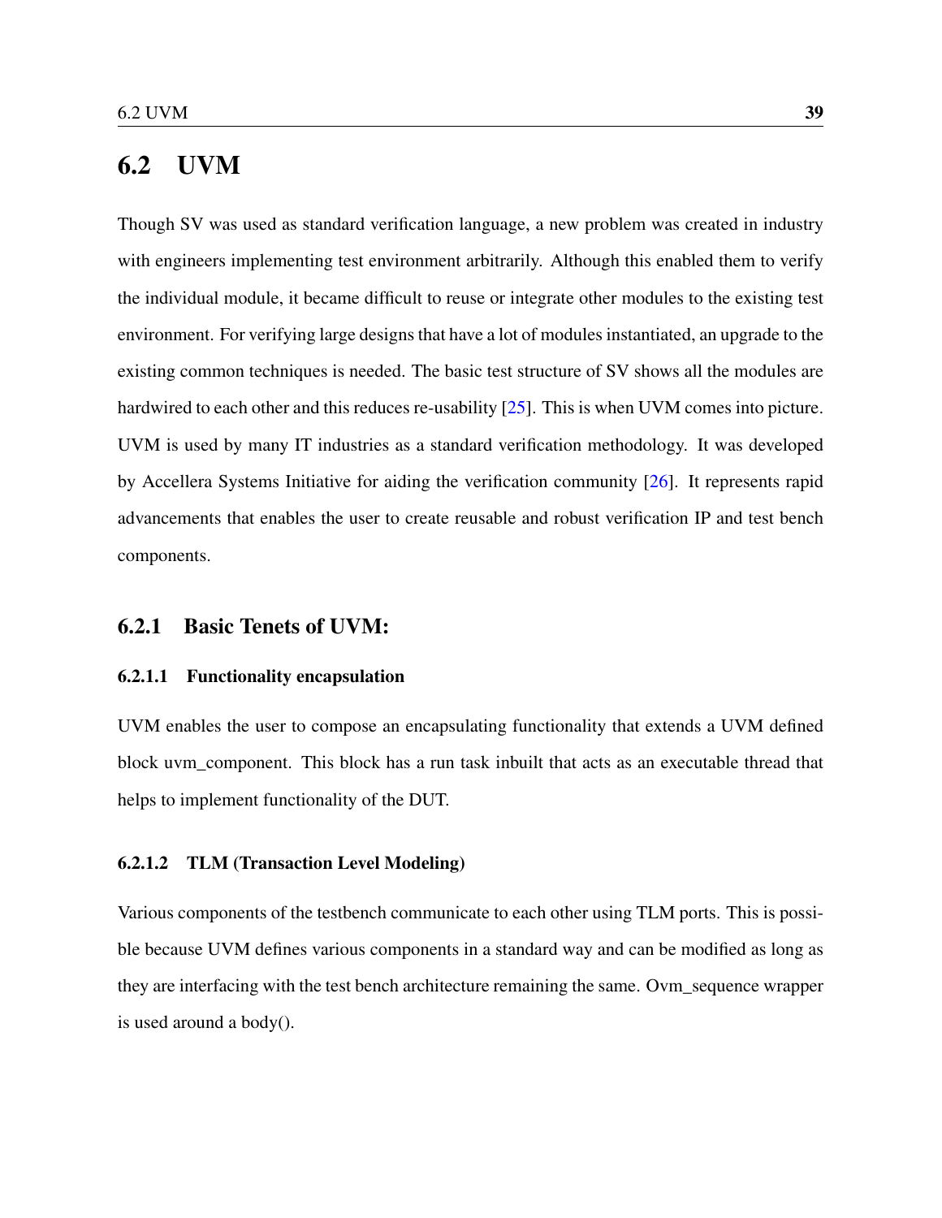## 6.2 UVM

Though SV was used as standard verification language, a new problem was created in industry with engineers implementing test environment arbitrarily. Although this enabled them to verify the individual module, it became difficult to reuse or integrate other modules to the existing test environment. For verifying large designs that have a lot of modules instantiated, an upgrade to the existing common techniques is needed. The basic test structure of SV shows all the modules are hardwired to each other and this reduces re-usability [25]. This is when UVM comes into picture. UVM is used by many IT industries as a standard verification methodology. It was developed by Accellera Systems Initiative for aiding the verification community [26]. It represents rapid advancements that enables the user to create reusable and robust verification IP and test bench components.

### 6.2.1 Basic Tenets of UVM:

#### 6.2.1.1 Functionality encapsulation

UVM enables the user to compose an encapsulating functionality that extends a UVM defined block uvm_component. This block has a run task inbuilt that acts as an executable thread that helps to implement functionality of the DUT.

#### 6.2.1.2 TLM (Transaction Level Modeling)

Various components of the testbench communicate to each other using TLM ports. This is possible because UVM defines various components in a standard way and can be modified as long as they are interfacing with the test bench architecture remaining the same. Ovm_sequence wrapper is used around a body().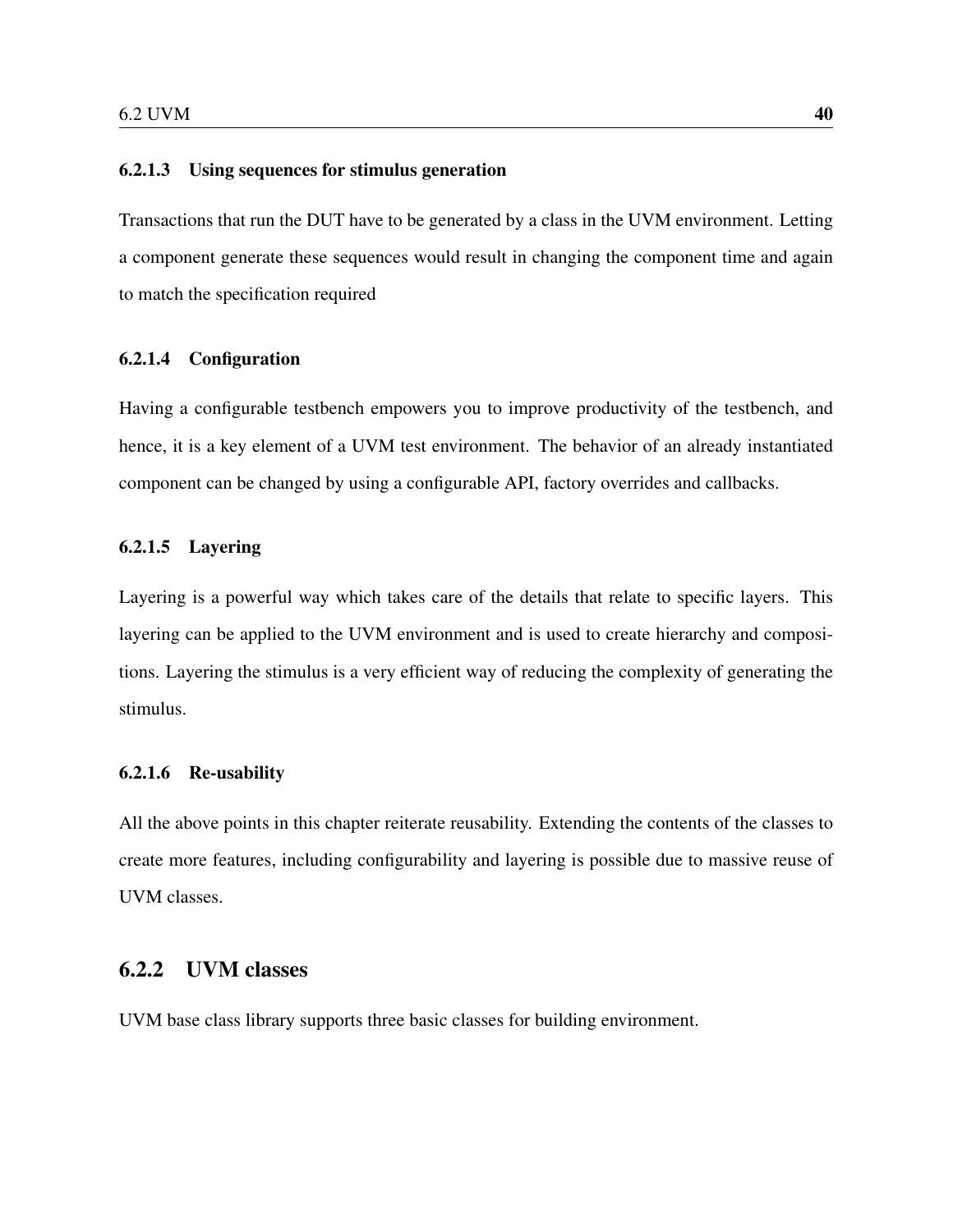#### 6.2.1.3 Using sequences for stimulus generation

Transactions that run the DUT have to be generated by a class in the UVM environment. Letting a component generate these sequences would result in changing the component time and again to match the specification required

#### 6.2.1.4 Configuration

Having a configurable testbench empowers you to improve productivity of the testbench, and hence, it is a key element of a UVM test environment. The behavior of an already instantiated component can be changed by using a configurable API, factory overrides and callbacks.

#### 6.2.1.5 Layering

Layering is a powerful way which takes care of the details that relate to specific layers. This layering can be applied to the UVM environment and is used to create hierarchy and compositions. Layering the stimulus is a very efficient way of reducing the complexity of generating the stimulus.

#### 6.2.1.6 Re-usability

All the above points in this chapter reiterate reusability. Extending the contents of the classes to create more features, including configurability and layering is possible due to massive reuse of UVM classes.

### 6.2.2 UVM classes

UVM base class library supports three basic classes for building environment.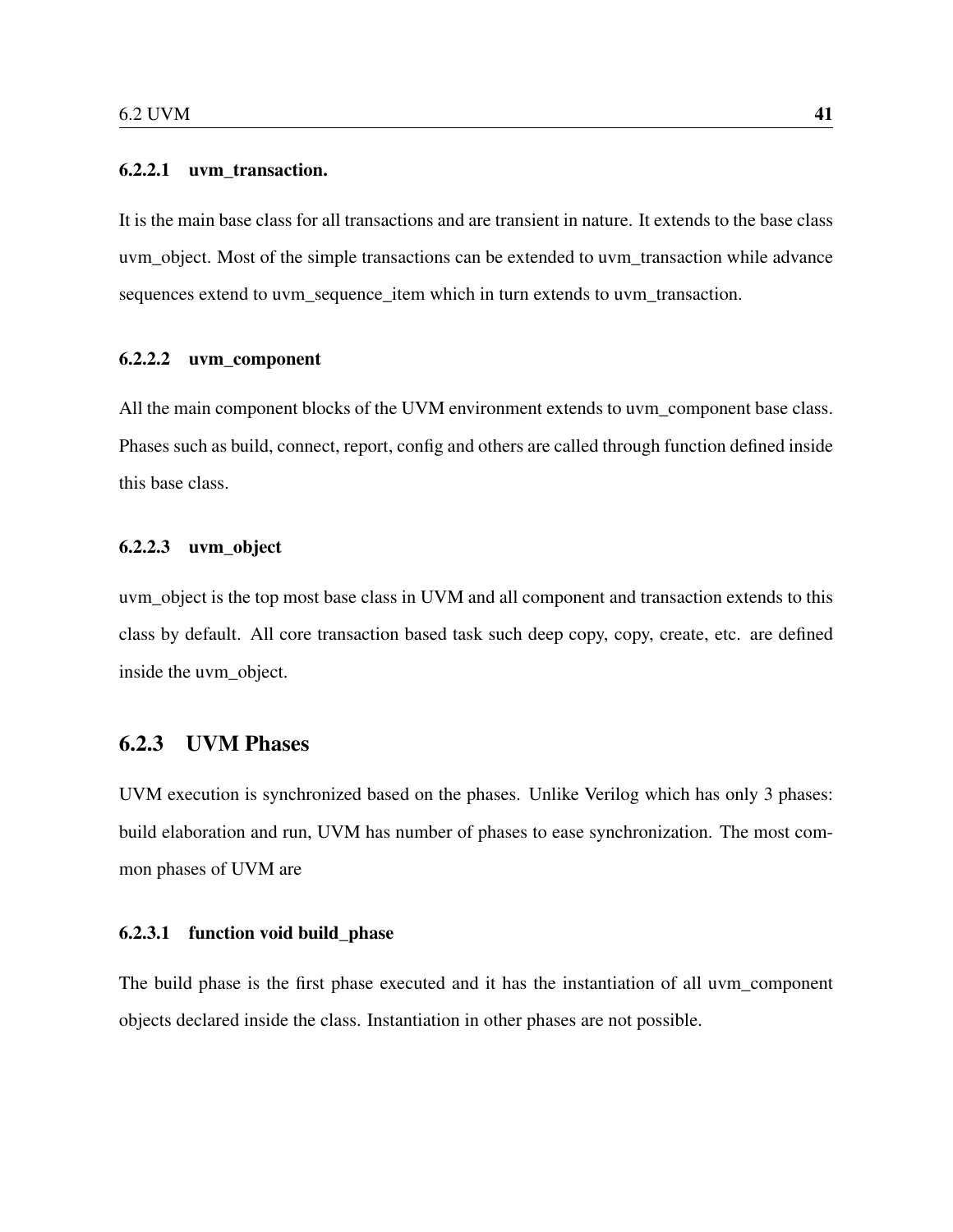#### 6.2.2.1 uvm_transaction.

It is the main base class for all transactions and are transient in nature. It extends to the base class uvm_object. Most of the simple transactions can be extended to uvm_transaction while advance sequences extend to uvm_sequence_item which in turn extends to uvm_transaction.

#### 6.2.2.2 uvm_component

All the main component blocks of the UVM environment extends to uvm_component base class. Phases such as build, connect, report, config and others are called through function defined inside this base class.

#### 6.2.2.3 uvm_object

uvm_object is the top most base class in UVM and all component and transaction extends to this class by default. All core transaction based task such deep copy, copy, create, etc. are defined inside the uvm_object.

### 6.2.3 UVM Phases

UVM execution is synchronized based on the phases. Unlike Verilog which has only 3 phases: build elaboration and run, UVM has number of phases to ease synchronization. The most common phases of UVM are

#### 6.2.3.1 function void build_phase

The build phase is the first phase executed and it has the instantiation of all uvm_component objects declared inside the class. Instantiation in other phases are not possible.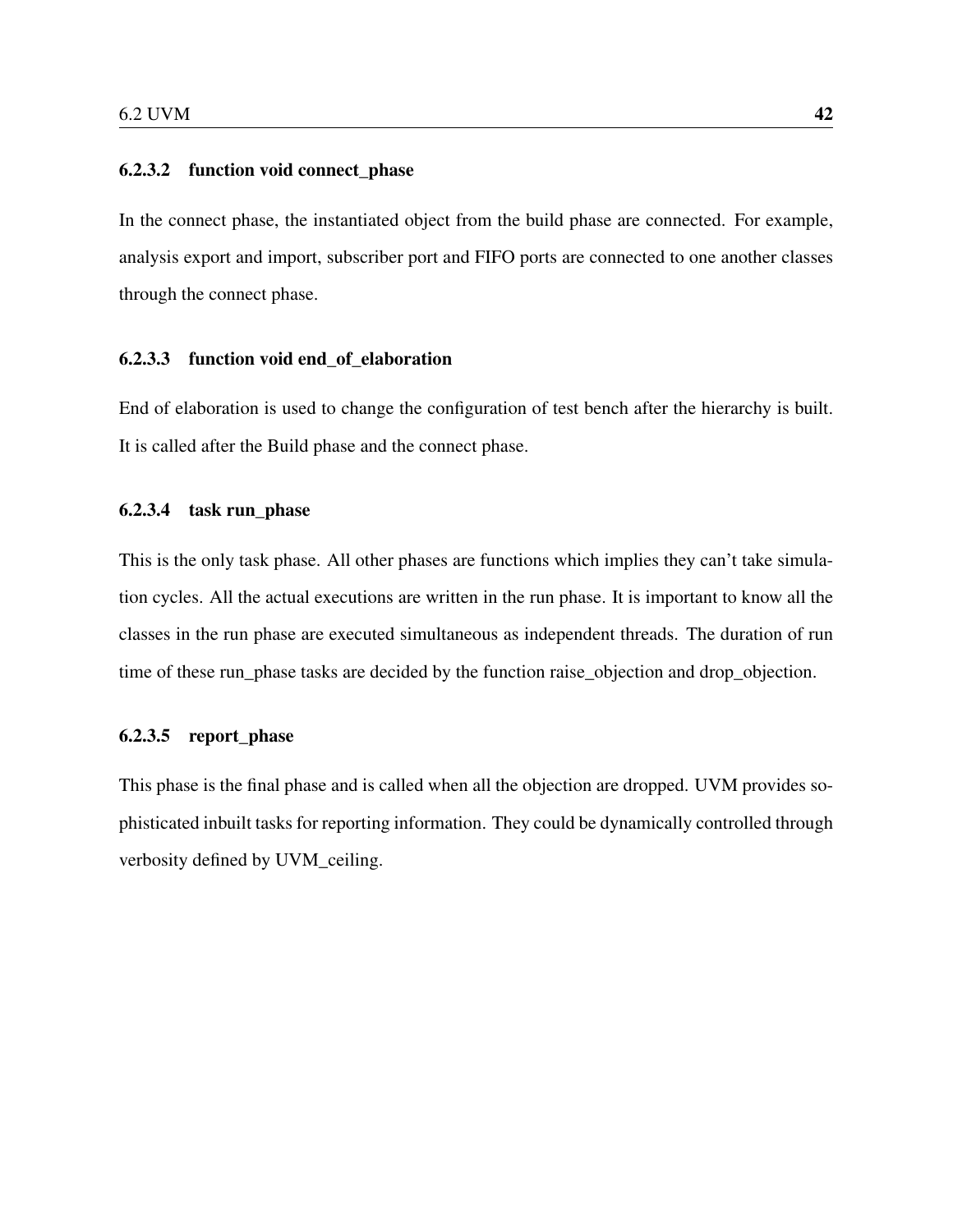#### 6.2.3.2 function void connect_phase

In the connect phase, the instantiated object from the build phase are connected. For example, analysis export and import, subscriber port and FIFO ports are connected to one another classes through the connect phase.

#### 6.2.3.3 function void end_of_elaboration

End of elaboration is used to change the configuration of test bench after the hierarchy is built. It is called after the Build phase and the connect phase.

#### 6.2.3.4 task run_phase

This is the only task phase. All other phases are functions which implies they can't take simulation cycles. All the actual executions are written in the run phase. It is important to know all the classes in the run phase are executed simultaneous as independent threads. The duration of run time of these run_phase tasks are decided by the function raise_objection and drop_objection.

#### 6.2.3.5 report_phase

This phase is the final phase and is called when all the objection are dropped. UVM provides sophisticated inbuilt tasks for reporting information. They could be dynamically controlled through verbosity defined by UVM_ceiling.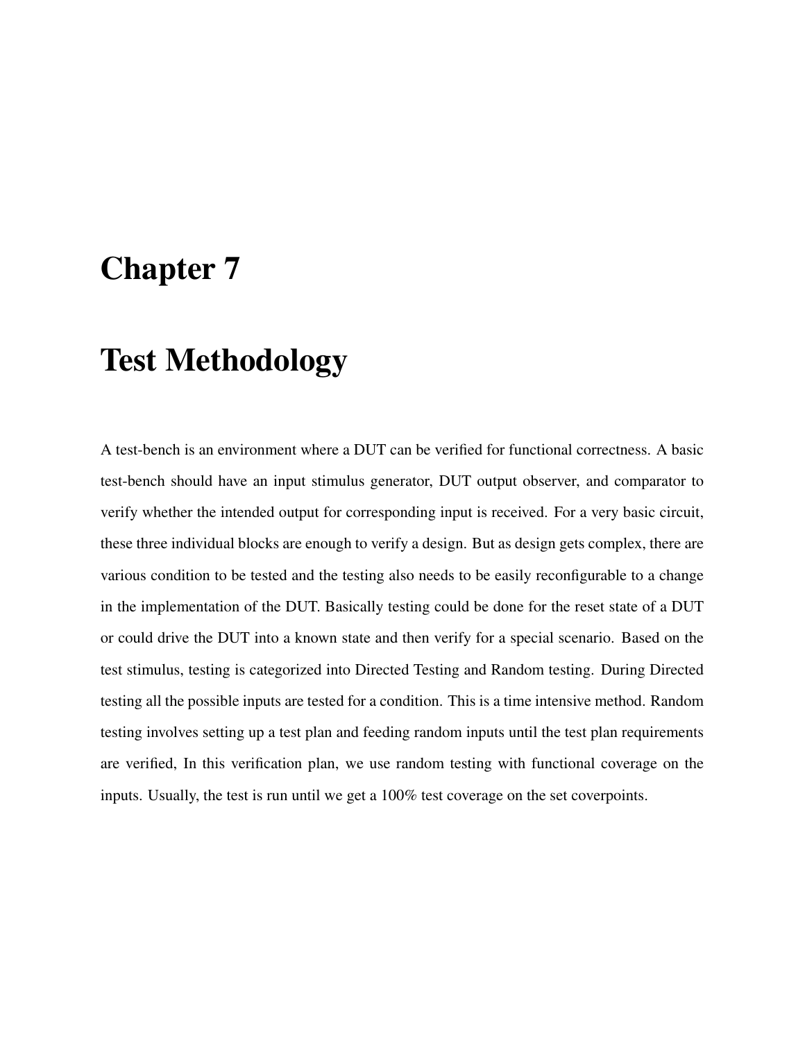# Chapter 7

# Test Methodology

A test-bench is an environment where a DUT can be verified for functional correctness. A basic test-bench should have an input stimulus generator, DUT output observer, and comparator to verify whether the intended output for corresponding input is received. For a very basic circuit, these three individual blocks are enough to verify a design. But as design gets complex, there are various condition to be tested and the testing also needs to be easily reconfigurable to a change in the implementation of the DUT. Basically testing could be done for the reset state of a DUT or could drive the DUT into a known state and then verify for a special scenario. Based on the test stimulus, testing is categorized into Directed Testing and Random testing. During Directed testing all the possible inputs are tested for a condition. This is a time intensive method. Random testing involves setting up a test plan and feeding random inputs until the test plan requirements are verified, In this verification plan, we use random testing with functional coverage on the inputs. Usually, the test is run until we get a 100% test coverage on the set coverpoints.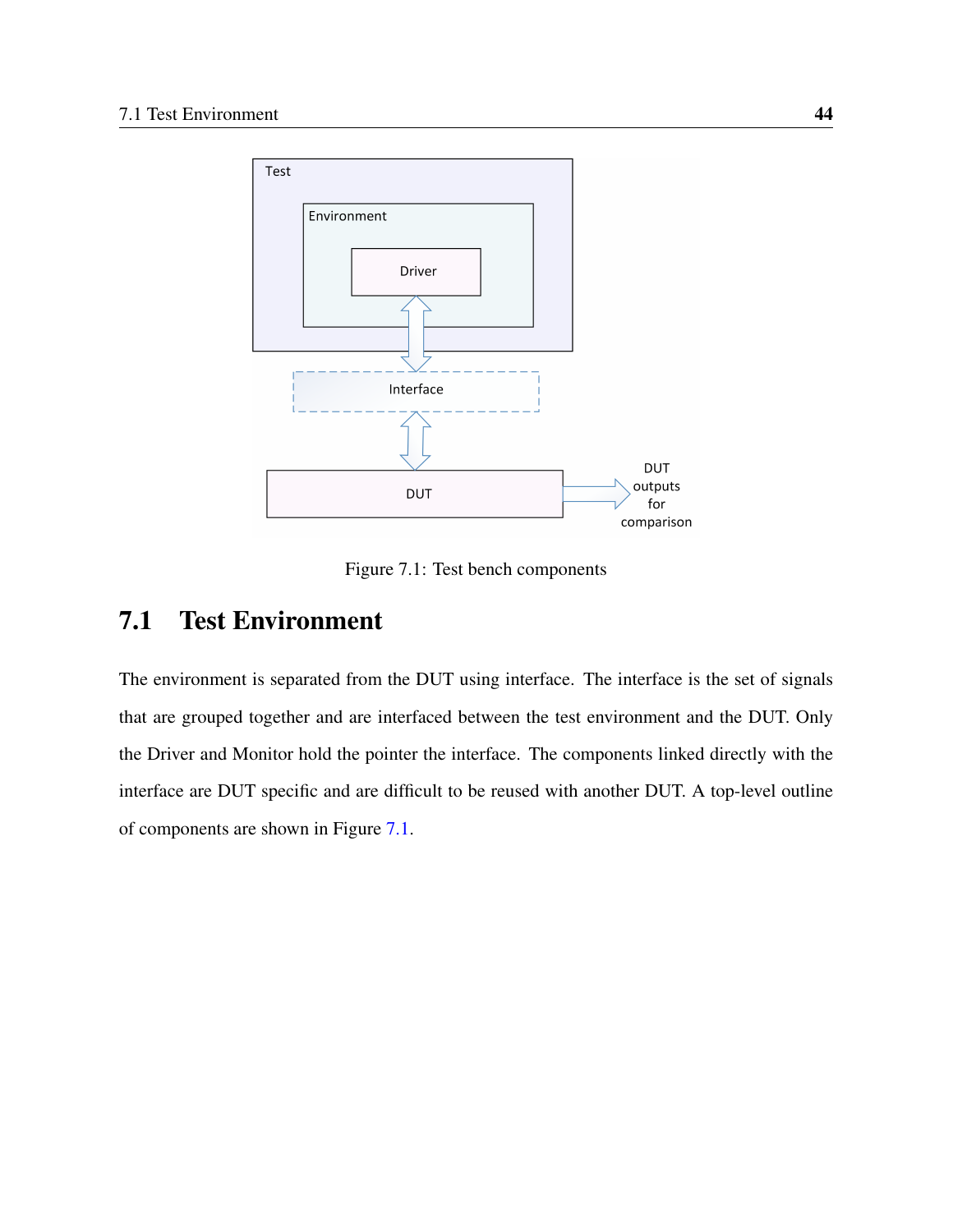Figure 7.1: Test bench components

## 7.1 Test Environment

The environment is separated from the DUT using interface. The interface is the set of signals that are grouped together and are interfaced between the test environment and the DUT. Only the Driver and Monitor hold the pointer the interface. The components linked directly with the interface are DUT specific and are difficult to be reused with another DUT. A top-level outline of components are shown in Figure 7.1.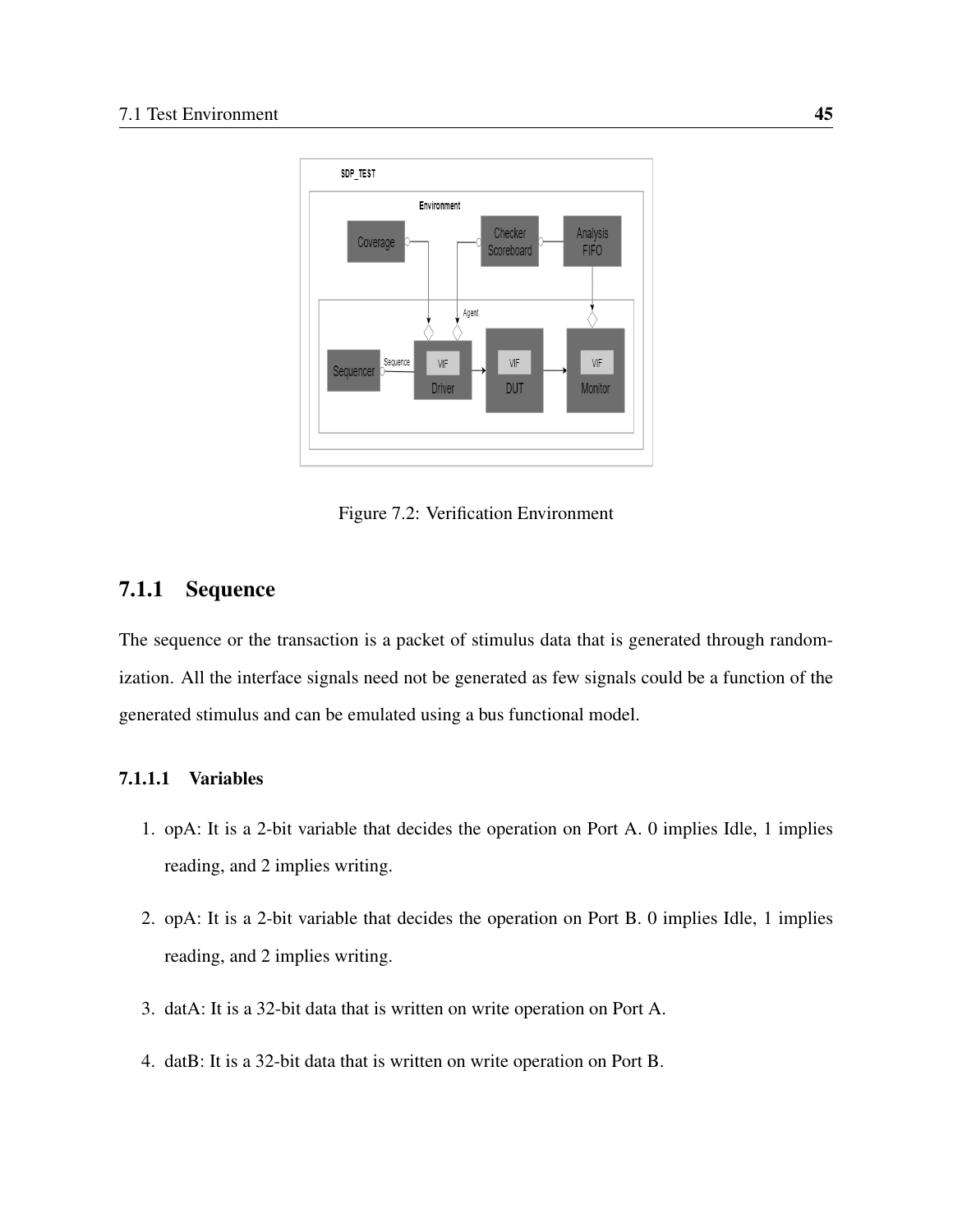Figure 7.2: Verification Environment

### 7.1.1 Sequence

The sequence or the transaction is a packet of stimulus data that is generated through randomization. All the interface signals need not be generated as few signals could be a function of the generated stimulus and can be emulated using a bus functional model.

#### 7.1.1.1 Variables

1. opA: It is a 2-bit variable that decides the operation on Port A. 0 implies Idle, 1 implies reading, and 2 implies writing.

2. opA: It is a 2-bit variable that decides the operation on Port B. 0 implies Idle, 1 implies reading, and 2 implies writing.

3. datA: It is a 32-bit data that is written on write operation on Port A.

4. datB: It is a 32-bit data that is written on write operation on Port B.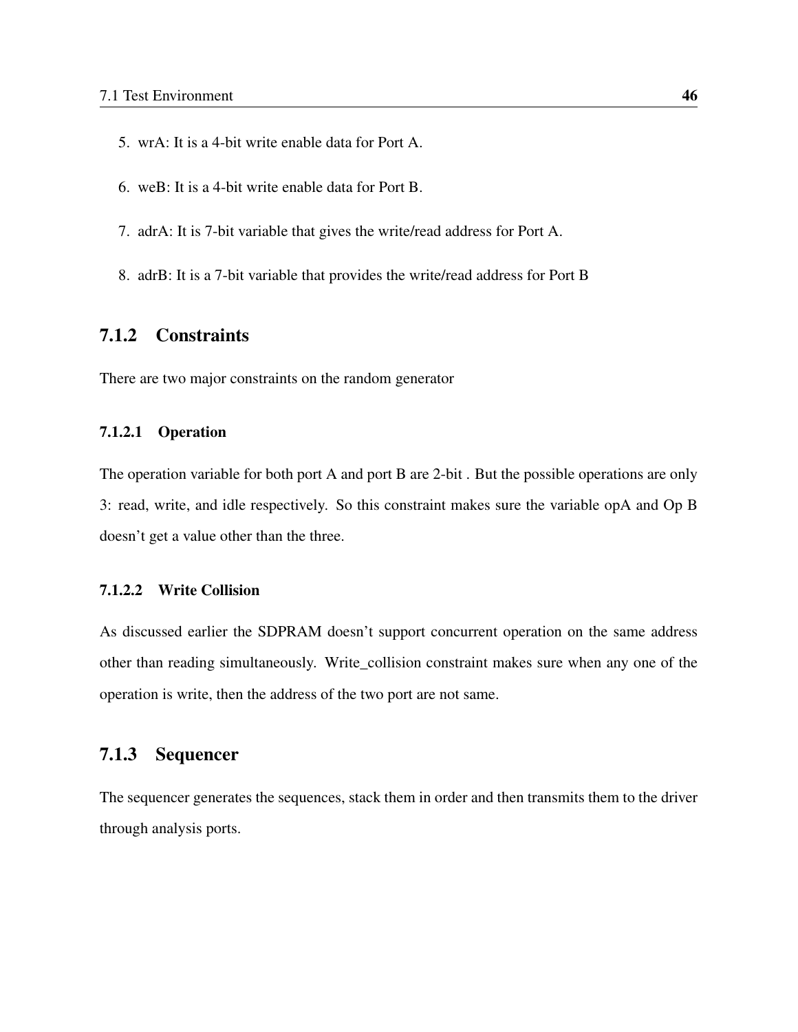5. wrA: It is a 4-bit write enable data for Port A.

6. weB: It is a 4-bit write enable data for Port B.

7. adrA: It is 7-bit variable that gives the write/read address for Port A.

8. adrB: It is a 7-bit variable that provides the write/read address for Port B

### 7.1.2 Constraints

There are two major constraints on the random generator

#### 7.1.2.1 Operation

The operation variable for both port A and port B are 2-bit . But the possible operations are only 3: read, write, and idle respectively. So this constraint makes sure the variable opA and Op B doesn't get a value other than the three.

#### 7.1.2.2 Write Collision

As discussed earlier the SDPRAM doesn't support concurrent operation on the same address other than reading simultaneously. Write_collision constraint makes sure when any one of the operation is write, then the address of the two port are not same.

### 7.1.3 Sequencer

The sequencer generates the sequences, stack them in order and then transmits them to the driver through analysis ports.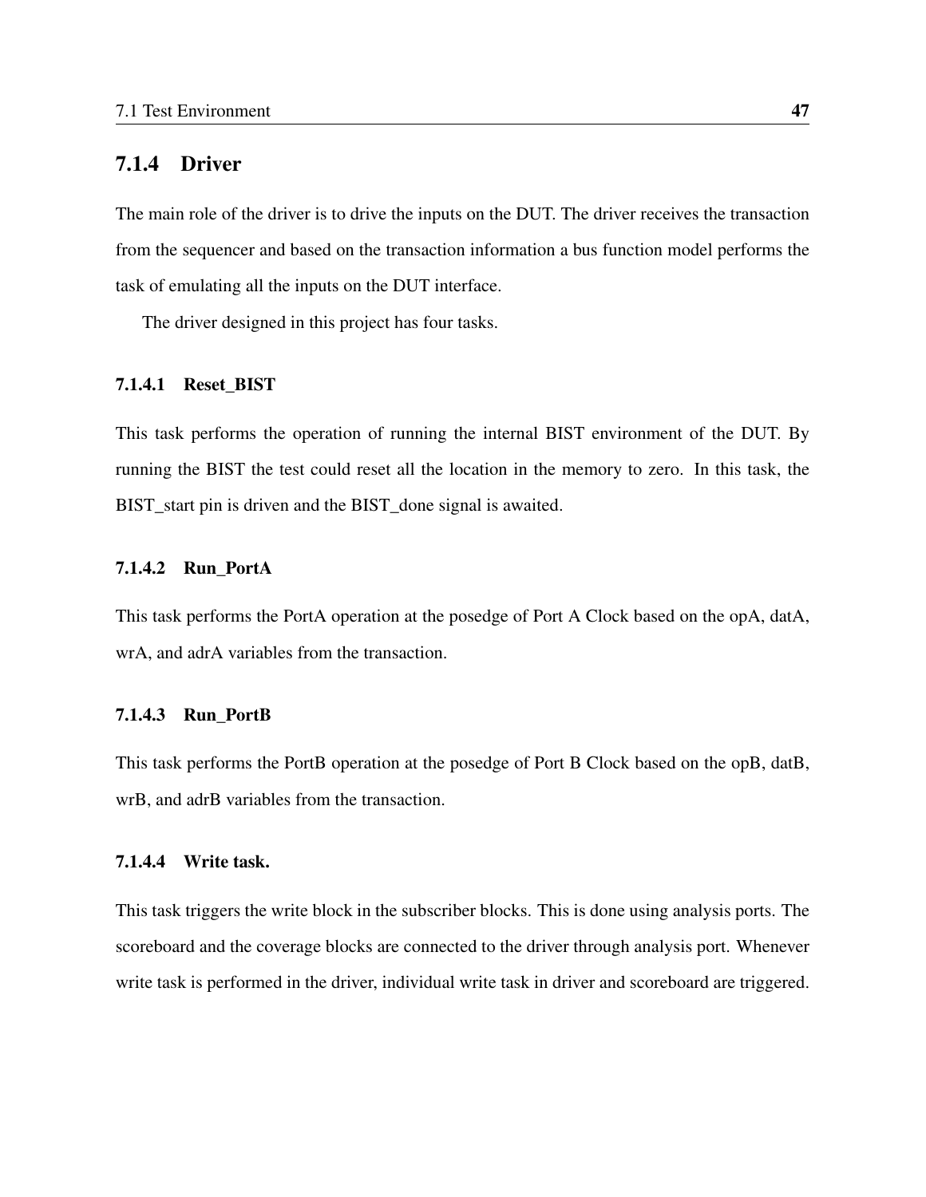### 7.1.4 Driver

The main role of the driver is to drive the inputs on the DUT. The driver receives the transaction from the sequencer and based on the transaction information a bus function model performs the task of emulating all the inputs on the DUT interface.

The driver designed in this project has four tasks.

#### 7.1.4.1 Reset_BIST

This task performs the operation of running the internal BIST environment of the DUT. By running the BIST the test could reset all the location in the memory to zero. In this task, the BIST_start pin is driven and the BIST_done signal is awaited.

#### 7.1.4.2 Run_PortA

This task performs the PortA operation at the posedge of Port A Clock based on the opA, datA, wrA, and adrA variables from the transaction.

#### 7.1.4.3 Run_PortB

This task performs the PortB operation at the posedge of Port B Clock based on the opB, datB, wrB, and adrB variables from the transaction.

#### 7.1.4.4 Write task.

This task triggers the write block in the subscriber blocks. This is done using analysis ports. The scoreboard and the coverage blocks are connected to the driver through analysis port. Whenever write task is performed in the driver, individual write task in driver and scoreboard are triggered.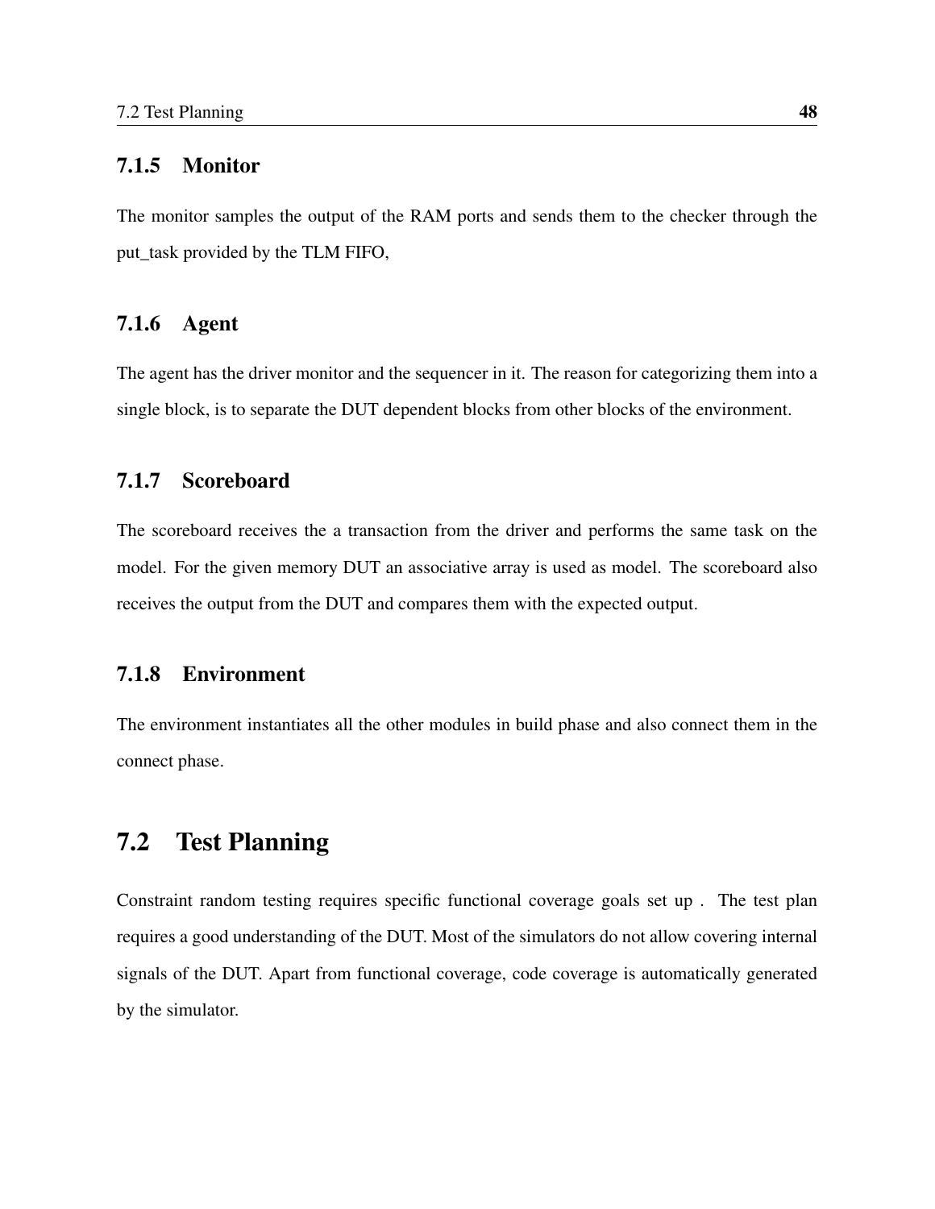### 7.1.5 Monitor

The monitor samples the output of the RAM ports and sends them to the checker through the put_task provided by the TLM FIFO,

### 7.1.6 Agent

The agent has the driver monitor and the sequencer in it. The reason for categorizing them into a single block, is to separate the DUT dependent blocks from other blocks of the environment.

### 7.1.7 Scoreboard

The scoreboard receives the a transaction from the driver and performs the same task on the model. For the given memory DUT an associative array is used as model. The scoreboard also receives the output from the DUT and compares them with the expected output.

### 7.1.8 Environment

The environment instantiates all the other modules in build phase and also connect them in the connect phase.

## 7.2 Test Planning

Constraint random testing requires specific functional coverage goals set up . The test plan requires a good understanding of the DUT. Most of the simulators do not allow covering internal signals of the DUT. Apart from functional coverage, code coverage is automatically generated by the simulator.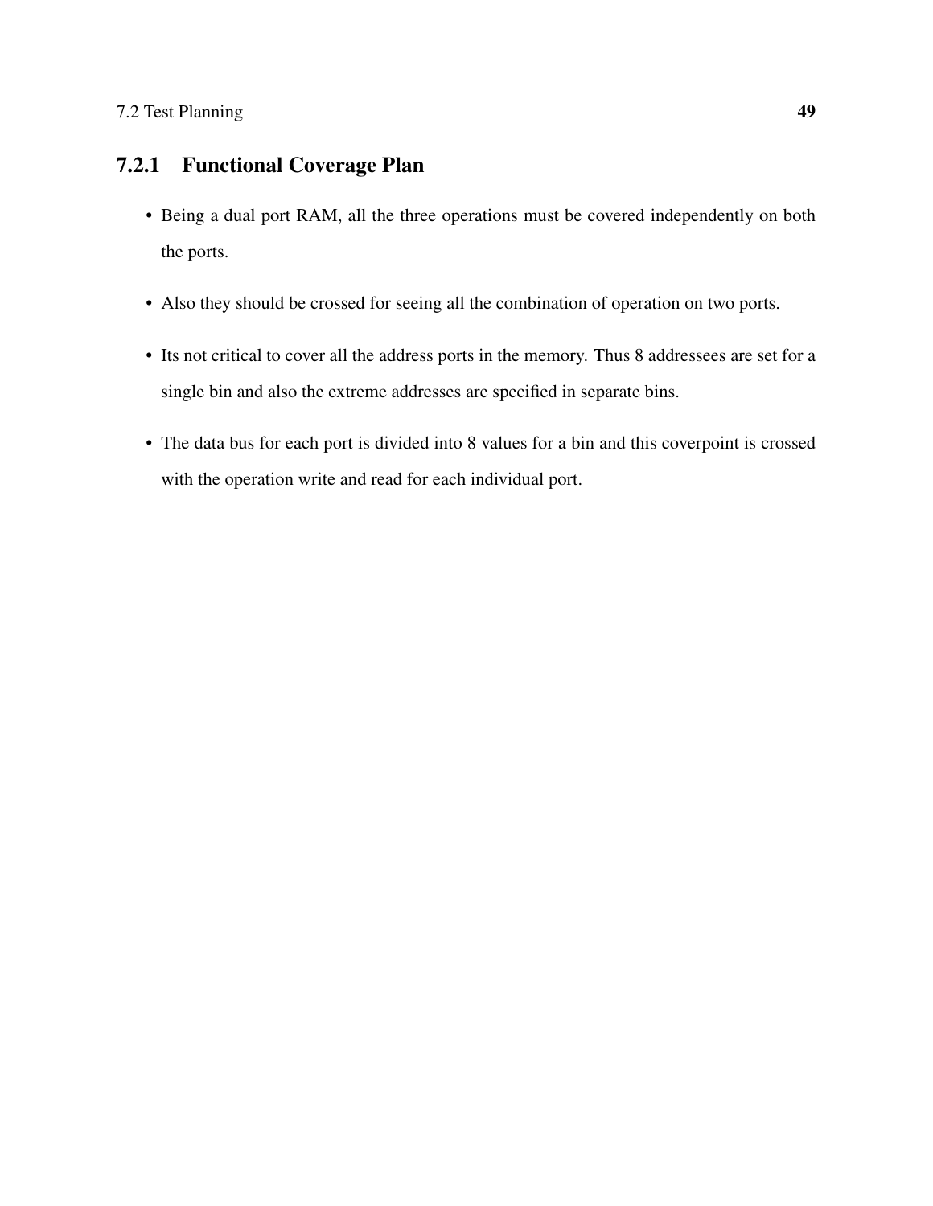### 7.2.1 Functional Coverage Plan

- Being a dual port RAM, all the three operations must be covered independently on both the ports.
- Also they should be crossed for seeing all the combination of operation on two ports.
- Its not critical to cover all the address ports in the memory. Thus 8 addressees are set for a single bin and also the extreme addresses are specified in separate bins.
- The data bus for each port is divided into 8 values for a bin and this coverpoint is crossed with the operation write and read for each individual port.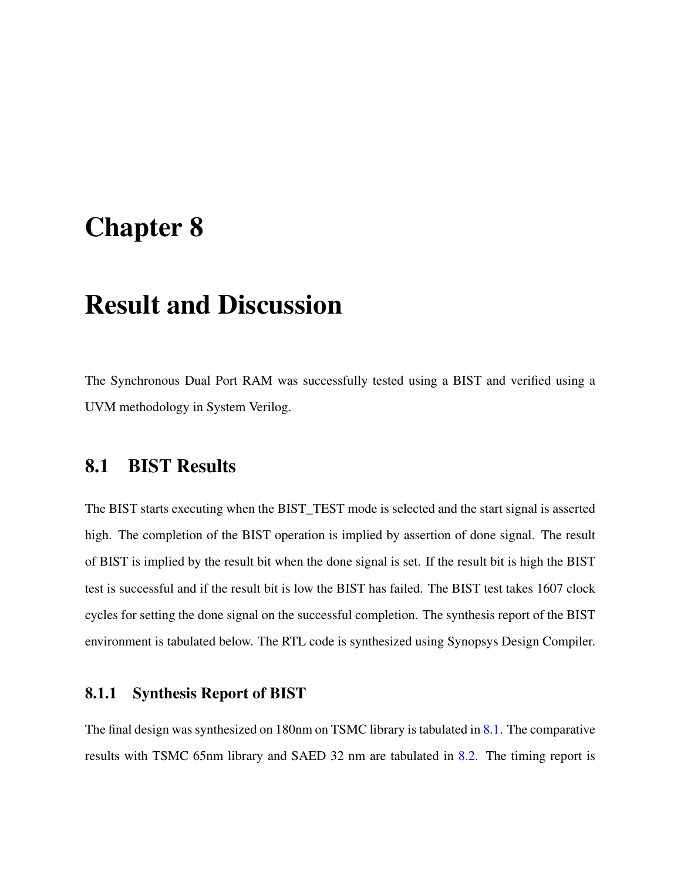# Chapter 8

# Result and Discussion

The Synchronous Dual Port RAM was successfully tested using a BIST and verified using a UVM methodology in System Verilog.

## 8.1 BIST Results

The BIST starts executing when the BIST_TEST mode is selected and the start signal is asserted high. The completion of the BIST operation is implied by assertion of done signal. The result of BIST is implied by the result bit when the done signal is set. If the result bit is high the BIST test is successful and if the result bit is low the BIST has failed. The BIST test takes 1607 clock cycles for setting the done signal on the successful completion. The synthesis report of the BIST environment is tabulated below. The RTL code is synthesized using Synopsys Design Compiler.

### 8.1.1 Synthesis Report of BIST

The final design was synthesized on 180nm on TSMC library is tabulated in 8.1. The comparative results with TSMC 65nm library and SAED 32 nm are tabulated in 8.2. The timing report is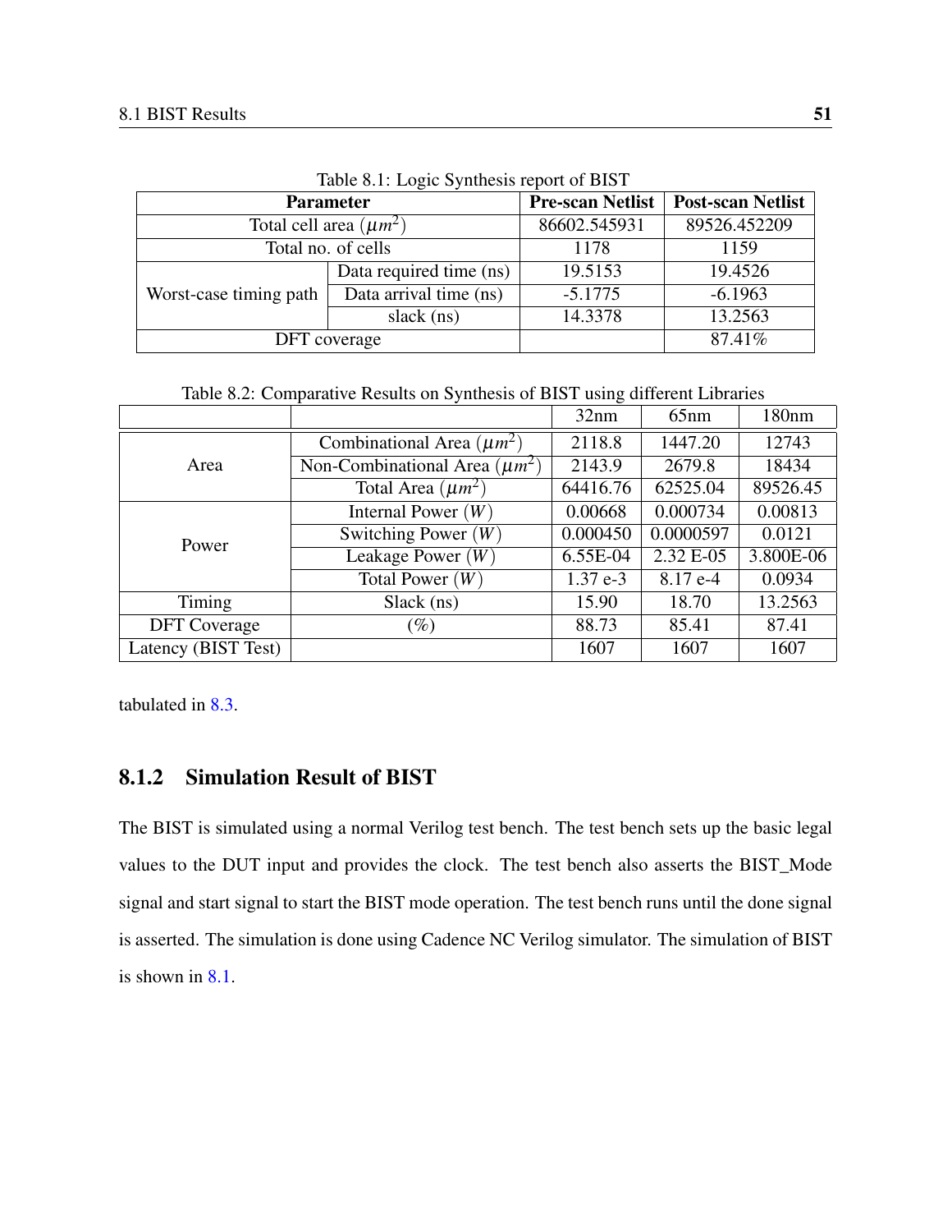Table 8.1: Logic Synthesis report of BIST

| Parameter | | Pre-scan Netlist | Post-scan Netlist |
|---|---|---|---|
| Total cell area ($\mu m^2$) | | 86602.545931 | 89526.452209 |
| Total no. of cells | | 1178 | 1159 |
| Worst-case timing path | Data required time (ns) | 19.5153 | 19.4526 |
| | Data arrival time (ns) | -5.1775 | -6.1963 |
| | slack (ns) | 14.3378 | 13.2563 |
| DFT coverage | | | 87.41% |

Table 8.2: Comparative Results on Synthesis of BIST using different Libraries

| | | 32nm | 65nm | 180nm |
|---|---|---|---|---|
| Area | Combinational Area ($\mu m^2$) | 2118.8 | 1447.20 | 12743 |
| | Non-Combinational Area ($\mu m^2$) | 2143.9 | 2679.8 | 18434 |
| | Total Area ($\mu m^2$) | 64416.76 | 62525.04 | 89526.45 |
| Power | Internal Power ($W$) | 0.00668 | 0.000734 | 0.00813 |
| | Switching Power ($W$) | 0.000450 | 0.0000597 | 0.0121 |
| | Leakage Power ($W$) | 6.55E-04 | 2.32 E-05 | 3.800E-06 |
| | Total Power ($W$) | 1.37 e-3 | 8.17 e-4 | 0.0934 |
| Timing | Slack (ns) | 15.90 | 18.70 | 13.2563 |
| DFT Coverage | (%) | 88.73 | 85.41 | 87.41 |
| Latency (BIST Test) | | 1607 | 1607 | 1607 |

tabulated in 8.3.

### 8.1.2 Simulation Result of BIST

The BIST is simulated using a normal Verilog test bench. The test bench sets up the basic legal values to the DUT input and provides the clock. The test bench also asserts the BIST_Mode signal and start signal to start the BIST mode operation. The test bench runs until the done signal is asserted. The simulation is done using Cadence NC Verilog simulator. The simulation of BIST is shown in 8.1.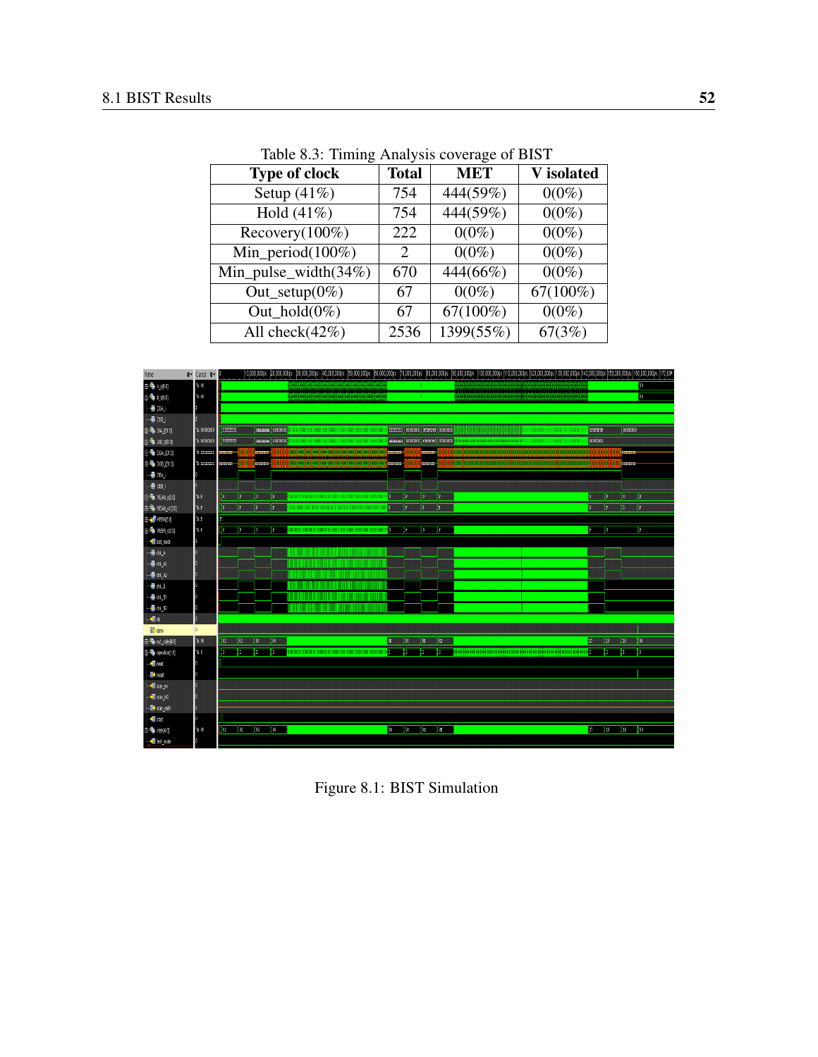Table 8.3: Timing Analysis coverage of BIST

| Type of clock | Total | MET | V isolated |
|---|---|---|---|
| Setup (41%) | 754 | 444(59%) | 0(0%) |
| Hold (41%) | 754 | 444(59%) | 0(0%) |
| Recovery(100%) | 222 | 0(0%) | 0(0%) |
| Min_period(100%) | 2 | 0(0%) | 0(0%) |
| Min_pulse_width(34%) | 670 | 444(66%) | 0(0%) |
| Out_setup(0%) | 67 | 0(0%) | 67(100%) |
| Out_hold(0%) | 67 | 67(100%) | 0(0%) |
| All check(42%) | 2536 | 1399(55%) | 67(3%) |

Figure 8.1: BIST Simulation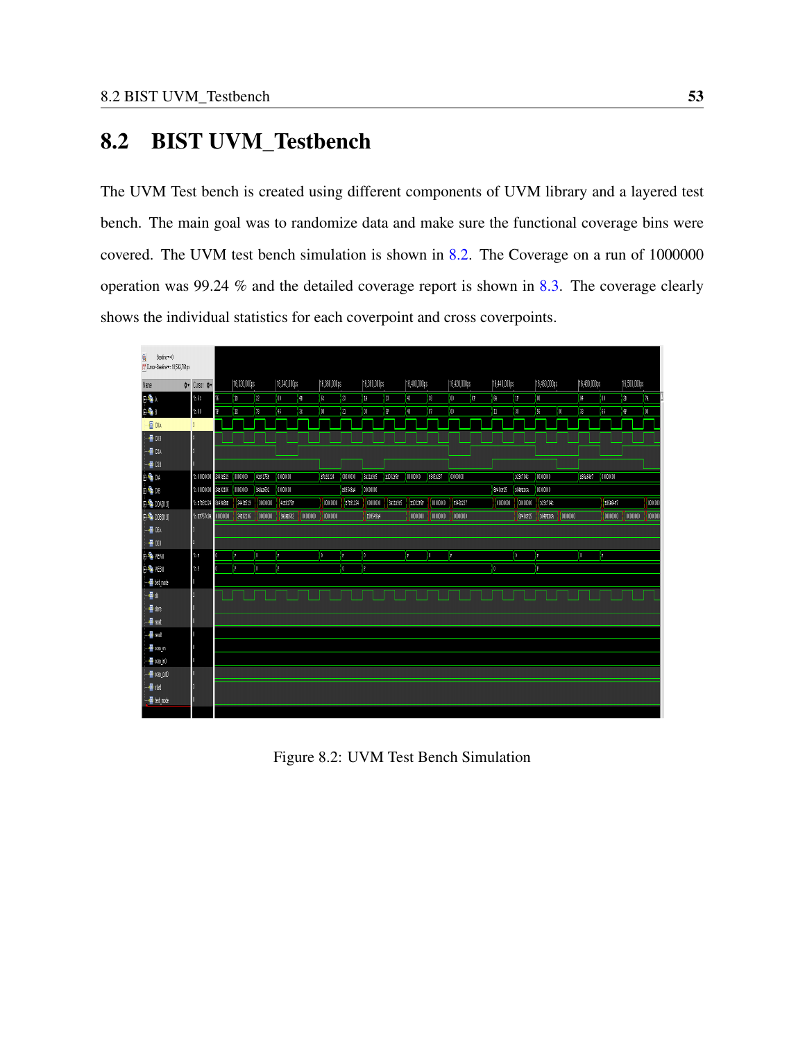## 8.2 BIST UVM_Testbench

The UVM Test bench is created using different components of UVM library and a layered test bench. The main goal was to randomize data and make sure the functional coverage bins were covered. The UVM test bench simulation is shown in 8.2. The Coverage on a run of 1000000 operation was 99.24 % and the detailed coverage report is shown in 8.3. The coverage clearly shows the individual statistics for each coverpoint and cross coverpoints.

Figure 8.2: UVM Test Bench Simulation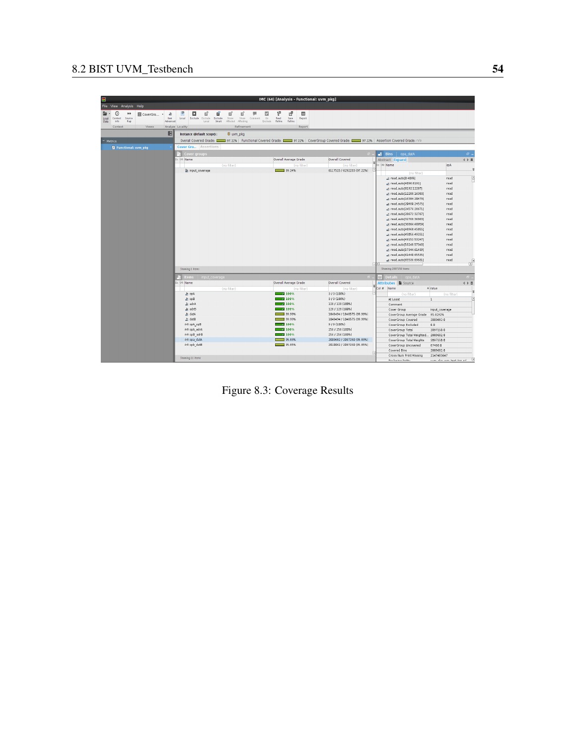Figure 8.3: Coverage Results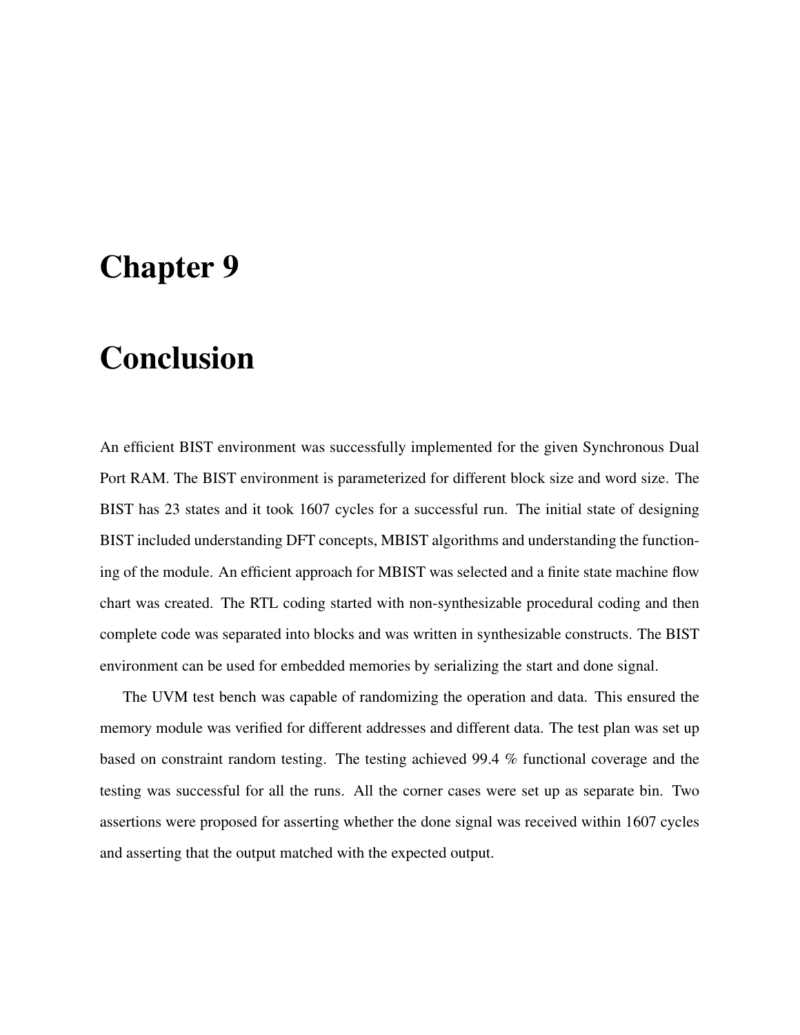# Chapter 9

# Conclusion

An efficient BIST environment was successfully implemented for the given Synchronous Dual Port RAM. The BIST environment is parameterized for different block size and word size. The BIST has 23 states and it took 1607 cycles for a successful run. The initial state of designing BIST included understanding DFT concepts, MBIST algorithms and understanding the functioning of the module. An efficient approach for MBIST was selected and a finite state machine flow chart was created. The RTL coding started with non-synthesizable procedural coding and then complete code was separated into blocks and was written in synthesizable constructs. The BIST environment can be used for embedded memories by serializing the start and done signal.

The UVM test bench was capable of randomizing the operation and data. This ensured the memory module was verified for different addresses and different data. The test plan was set up based on constraint random testing. The testing achieved 99.4 % functional coverage and the testing was successful for all the runs. All the corner cases were set up as separate bin. Two assertions were proposed for asserting whether the done signal was received within 1607 cycles and asserting that the output matched with the expected output.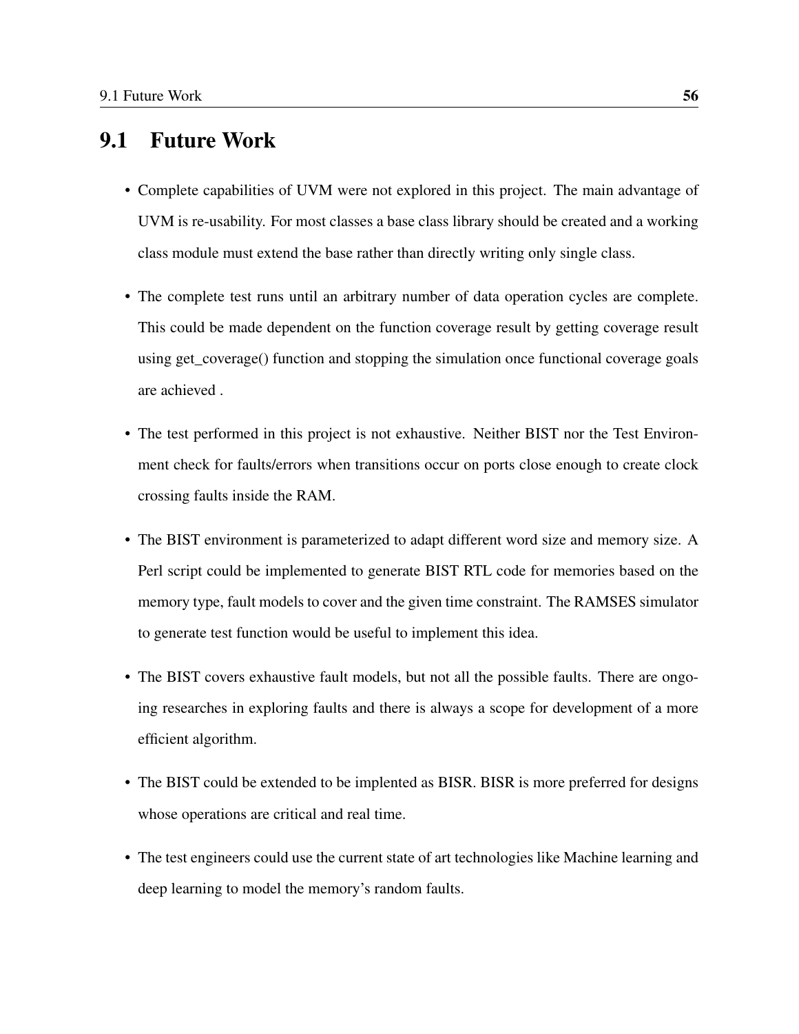## 9.1 Future Work

- Complete capabilities of UVM were not explored in this project. The main advantage of UVM is re-usability. For most classes a base class library should be created and a working class module must extend the base rather than directly writing only single class.
- The complete test runs until an arbitrary number of data operation cycles are complete. This could be made dependent on the function coverage result by getting coverage result using get_coverage() function and stopping the simulation once functional coverage goals are achieved .
- The test performed in this project is not exhaustive. Neither BIST nor the Test Environment check for faults/errors when transitions occur on ports close enough to create clock crossing faults inside the RAM.
- The BIST environment is parameterized to adapt different word size and memory size. A Perl script could be implemented to generate BIST RTL code for memories based on the memory type, fault models to cover and the given time constraint. The RAMSES simulator to generate test function would be useful to implement this idea.
- The BIST covers exhaustive fault models, but not all the possible faults. There are ongoing researches in exploring faults and there is always a scope for development of a more efficient algorithm.
- The BIST could be extended to be implented as BISR. BISR is more preferred for designs whose operations are critical and real time.
- The test engineers could use the current state of art technologies like Machine learning and deep learning to model the memory's random faults.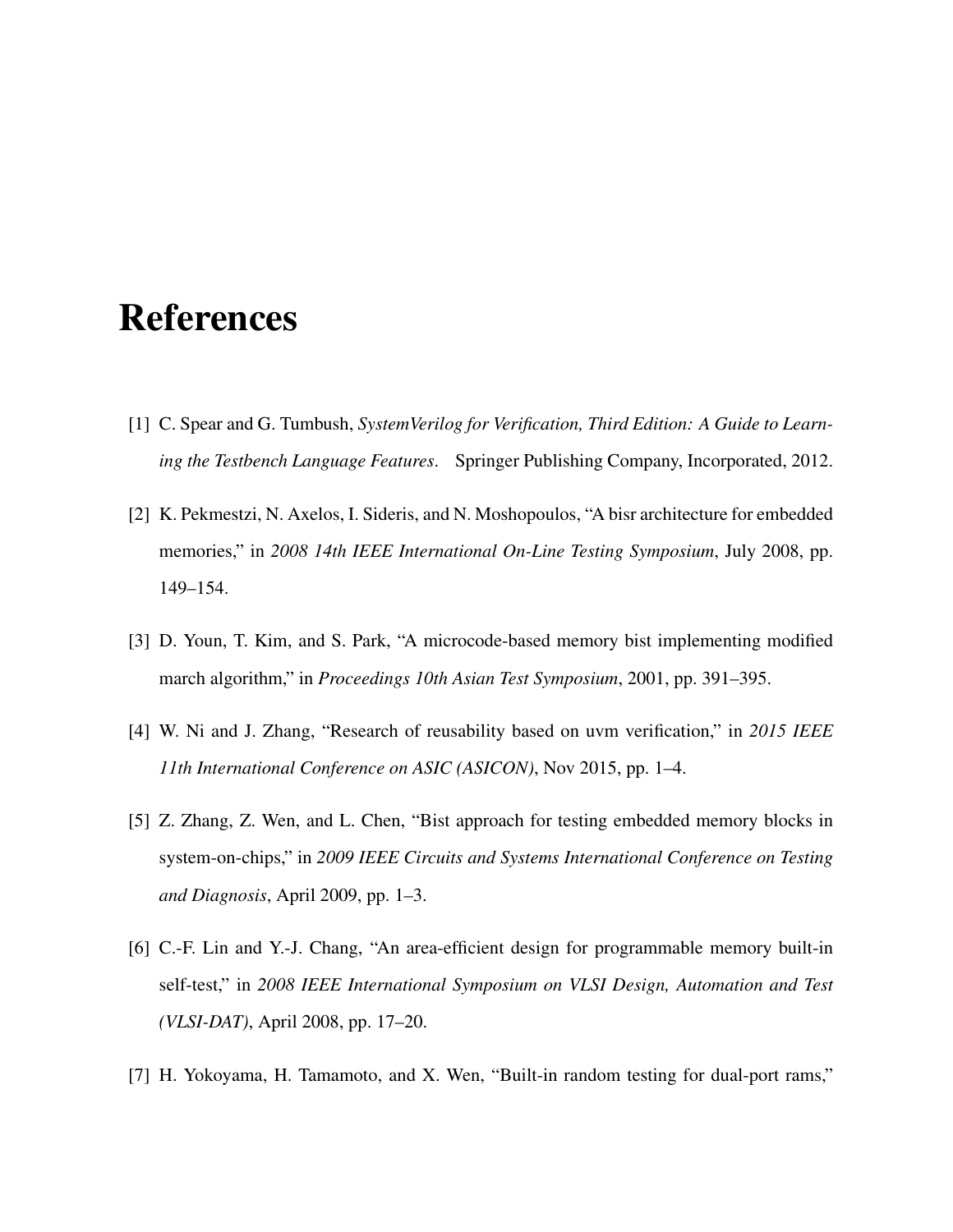# References

[1] C. Spear and G. Tumbush, *SystemVerilog for Verification, Third Edition: A Guide to Learning the Testbench Language Features*. Springer Publishing Company, Incorporated, 2012.

[2] K. Pekmestzi, N. Axelos, I. Sideris, and N. Moshopoulos, "A bisr architecture for embedded memories," in *2008 14th IEEE International On-Line Testing Symposium*, July 2008, pp. 149–154.

[3] D. Youn, T. Kim, and S. Park, "A microcode-based memory bist implementing modified march algorithm," in *Proceedings 10th Asian Test Symposium*, 2001, pp. 391–395.

[4] W. Ni and J. Zhang, "Research of reusability based on uvm verification," in *2015 IEEE 11th International Conference on ASIC (ASICON)*, Nov 2015, pp. 1–4.

[5] Z. Zhang, Z. Wen, and L. Chen, "Bist approach for testing embedded memory blocks in system-on-chips," in *2009 IEEE Circuits and Systems International Conference on Testing and Diagnosis*, April 2009, pp. 1–3.

[6] C.-F. Lin and Y.-J. Chang, "An area-efficient design for programmable memory built-in self-test," in *2008 IEEE International Symposium on VLSI Design, Automation and Test (VLSI-DAT)*, April 2008, pp. 17–20.

[7] H. Yokoyama, H. Tamamoto, and X. Wen, "Built-in random testing for dual-port rams,"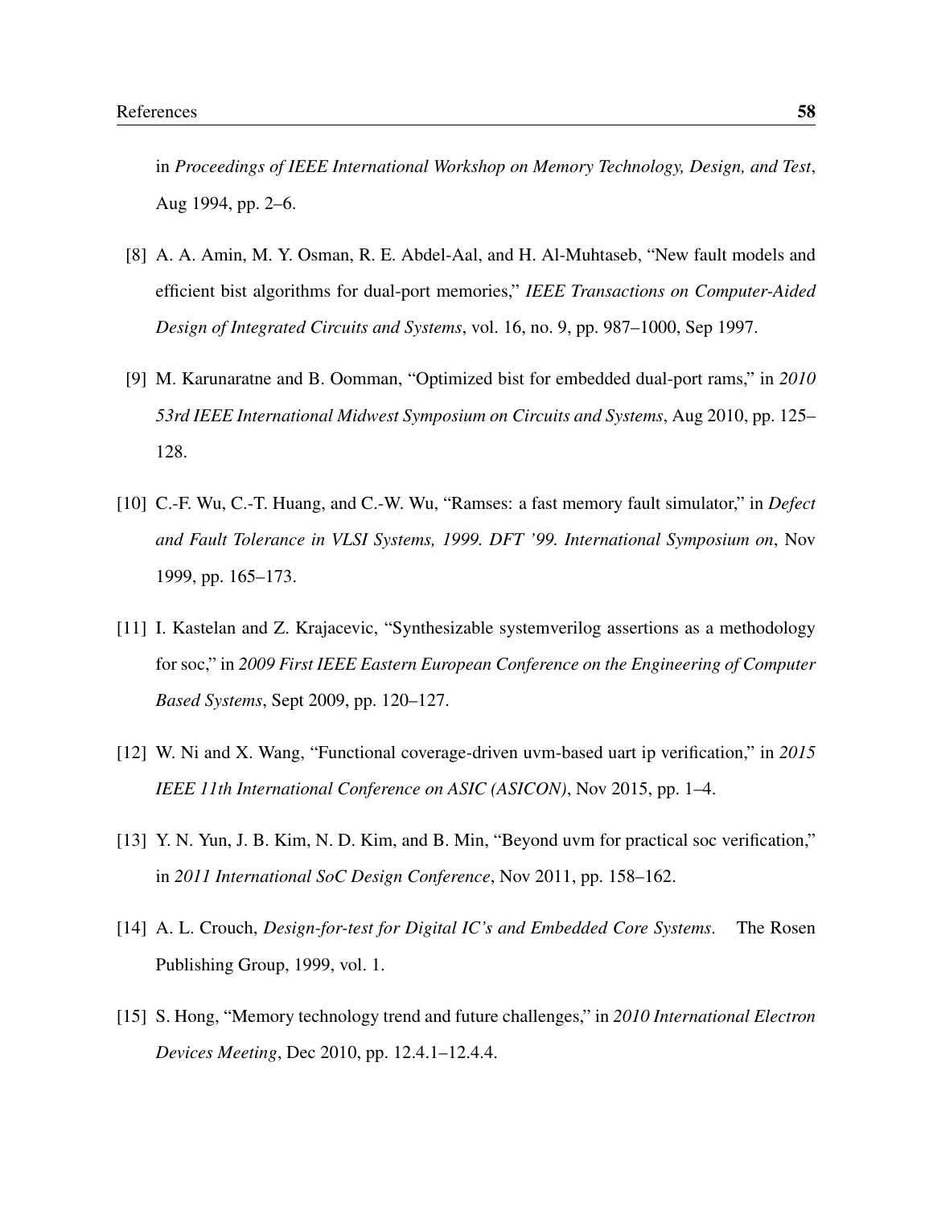in *Proceedings of IEEE International Workshop on Memory Technology, Design, and Test*, Aug 1994, pp. 2–6.

[8] A. A. Amin, M. Y. Osman, R. E. Abdel-Aal, and H. Al-Muhtaseb, "New fault models and efficient bist algorithms for dual-port memories," *IEEE Transactions on Computer-Aided Design of Integrated Circuits and Systems*, vol. 16, no. 9, pp. 987–1000, Sep 1997.

[9] M. Karunaratne and B. Oomman, "Optimized bist for embedded dual-port rams," in *2010 53rd IEEE International Midwest Symposium on Circuits and Systems*, Aug 2010, pp. 125–128.

[10] C.-F. Wu, C.-T. Huang, and C.-W. Wu, "Ramses: a fast memory fault simulator," in *Defect and Fault Tolerance in VLSI Systems, 1999. DFT '99. International Symposium on*, Nov 1999, pp. 165–173.

[11] I. Kastelan and Z. Krajacevic, "Synthesizable systemverilog assertions as a methodology for soc," in *2009 First IEEE Eastern European Conference on the Engineering of Computer Based Systems*, Sept 2009, pp. 120–127.

[12] W. Ni and X. Wang, "Functional coverage-driven uvm-based uart ip verification," in *2015 IEEE 11th International Conference on ASIC (ASICON)*, Nov 2015, pp. 1–4.

[13] Y. N. Yun, J. B. Kim, N. D. Kim, and B. Min, "Beyond uvm for practical soc verification," in *2011 International SoC Design Conference*, Nov 2011, pp. 158–162.

[14] A. L. Crouch, *Design-for-test for Digital IC's and Embedded Core Systems*. The Rosen Publishing Group, 1999, vol. 1.

[15] S. Hong, "Memory technology trend and future challenges," in *2010 International Electron Devices Meeting*, Dec 2010, pp. 12.4.1–12.4.4.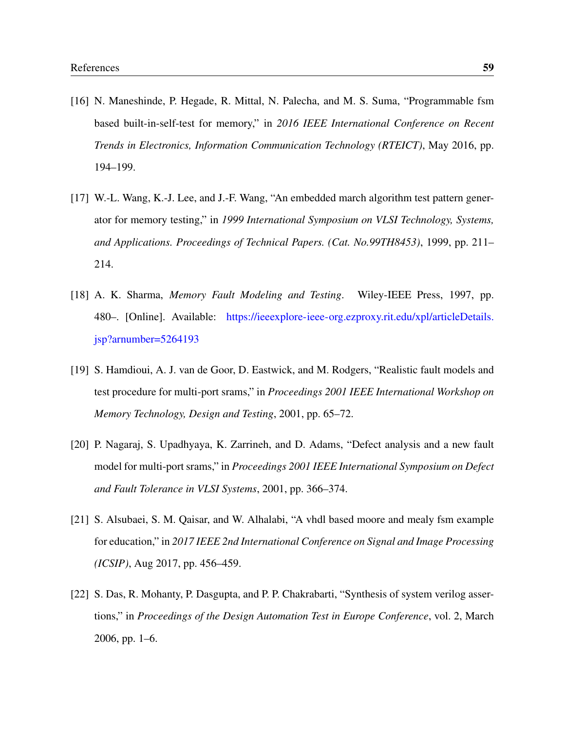[16] N. Maneshinde, P. Hegade, R. Mittal, N. Palecha, and M. S. Suma, "Programmable fsm based built-in-self-test for memory," in *2016 IEEE International Conference on Recent Trends in Electronics, Information Communication Technology (RTEICT)*, May 2016, pp. 194–199.

[17] W.-L. Wang, K.-J. Lee, and J.-F. Wang, "An embedded march algorithm test pattern generator for memory testing," in *1999 International Symposium on VLSI Technology, Systems, and Applications. Proceedings of Technical Papers. (Cat. No.99TH8453)*, 1999, pp. 211–214.

[18] A. K. Sharma, *Memory Fault Modeling and Testing*. Wiley-IEEE Press, 1997, pp. 480–. [Online]. Available: https://ieeexplore-ieee-org.ezproxy.rit.edu/xpl/articleDetails.jsp?arnumber=5264193

[19] S. Hamdioui, A. J. van de Goor, D. Eastwick, and M. Rodgers, "Realistic fault models and test procedure for multi-port srams," in *Proceedings 2001 IEEE International Workshop on Memory Technology, Design and Testing*, 2001, pp. 65–72.

[20] P. Nagaraj, S. Upadhyaya, K. Zarrineh, and D. Adams, "Defect analysis and a new fault model for multi-port srams," in *Proceedings 2001 IEEE International Symposium on Defect and Fault Tolerance in VLSI Systems*, 2001, pp. 366–374.

[21] S. Alsubaei, S. M. Qaisar, and W. Alhalabi, "A vhdl based moore and mealy fsm example for education," in *2017 IEEE 2nd International Conference on Signal and Image Processing (ICSIP)*, Aug 2017, pp. 456–459.

[22] S. Das, R. Mohanty, P. Dasgupta, and P. P. Chakrabarti, "Synthesis of system verilog assertions," in *Proceedings of the Design Automation Test in Europe Conference*, vol. 2, March 2006, pp. 1–6.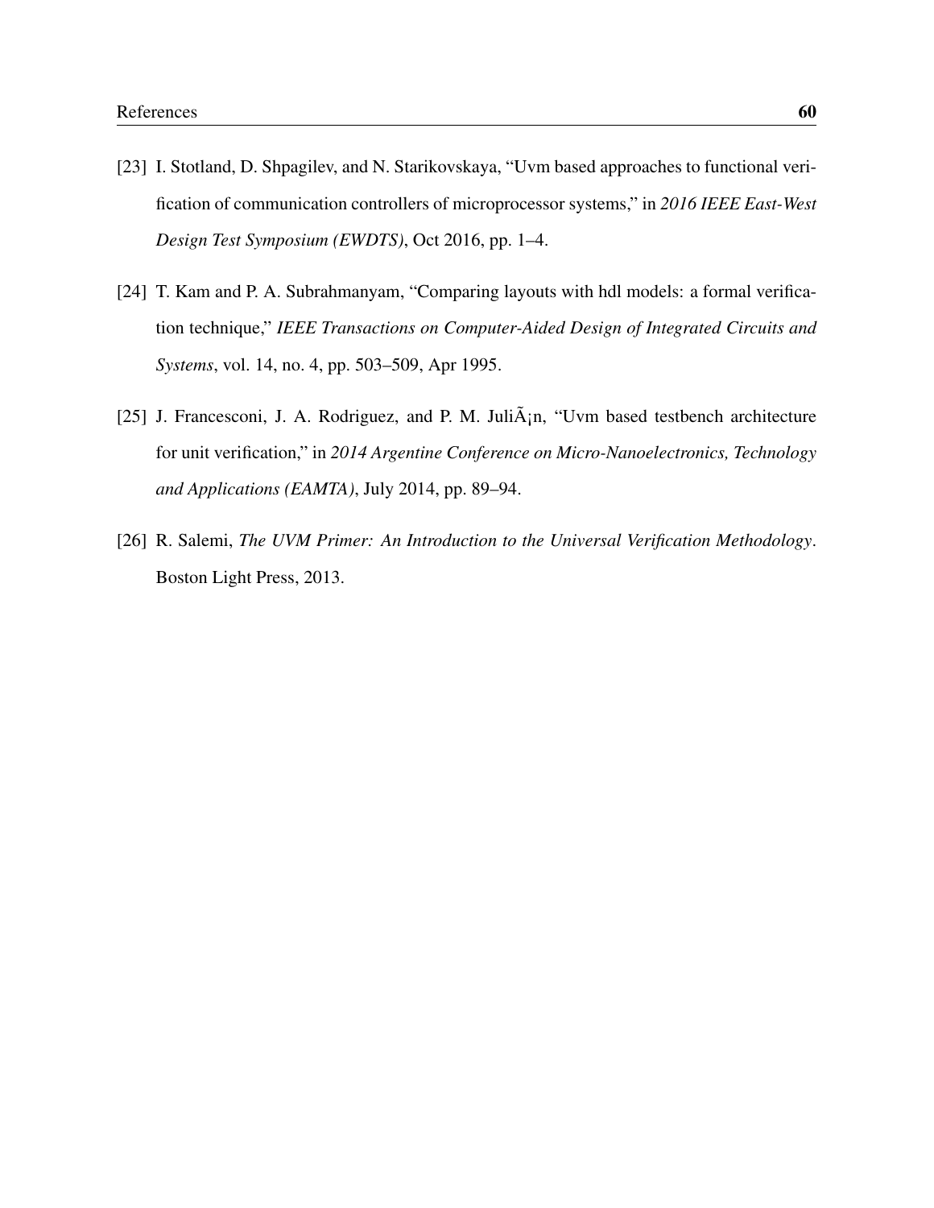[23] I. Stotland, D. Shpagilev, and N. Starikovskaya, "Uvm based approaches to functional verification of communication controllers of microprocessor systems," in *2016 IEEE East-West Design Test Symposium (EWDTS)*, Oct 2016, pp. 1–4.

[24] T. Kam and P. A. Subrahmanyam, "Comparing layouts with hdl models: a formal verification technique," *IEEE Transactions on Computer-Aided Design of Integrated Circuits and Systems*, vol. 14, no. 4, pp. 503–509, Apr 1995.

[25] J. Francesconi, J. A. Rodriguez, and P. M. JuliÃ¡n, "Uvm based testbench architecture for unit verification," in *2014 Argentine Conference on Micro-Nanoelectronics, Technology and Applications (EAMTA)*, July 2014, pp. 89–94.

[26] R. Salemi, *The UVM Primer: An Introduction to the Universal Verification Methodology*. Boston Light Press, 2013.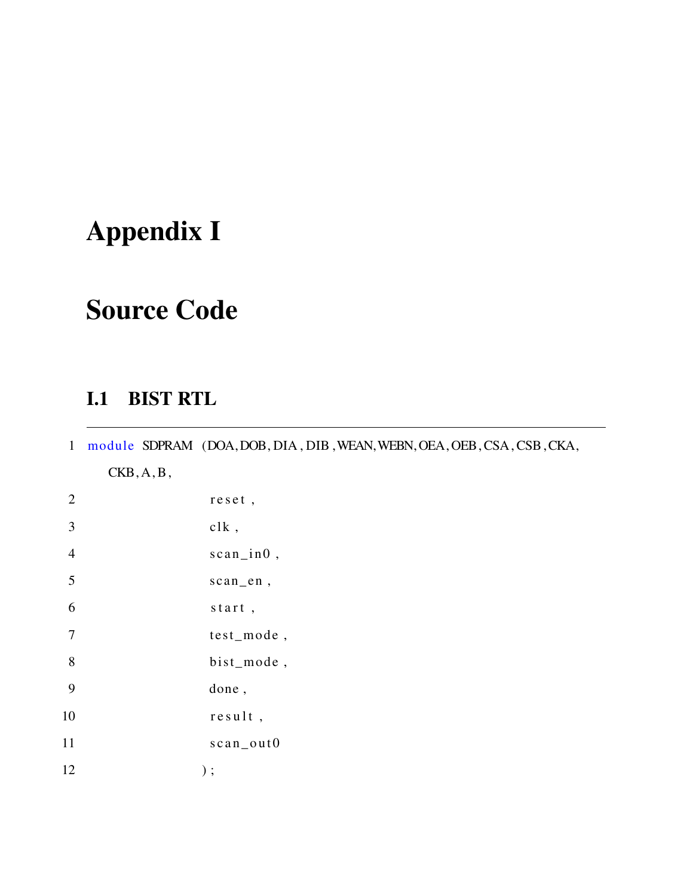# Appendix I

# Source Code

## I.1 BIST RTL

```
module SDPRAM (DOA,DOB,DIA,DIB,WEAN,WEBN,OEA,OEB,CSA,CSB,CKA,
    CKB,A,B,
                    reset,
                    clk,
                    scan_in0,
                    scan_en,
                    start,
                    test_mode,
                    bist_mode,
                    done,
                    result,
                    scan_out0
                   );
```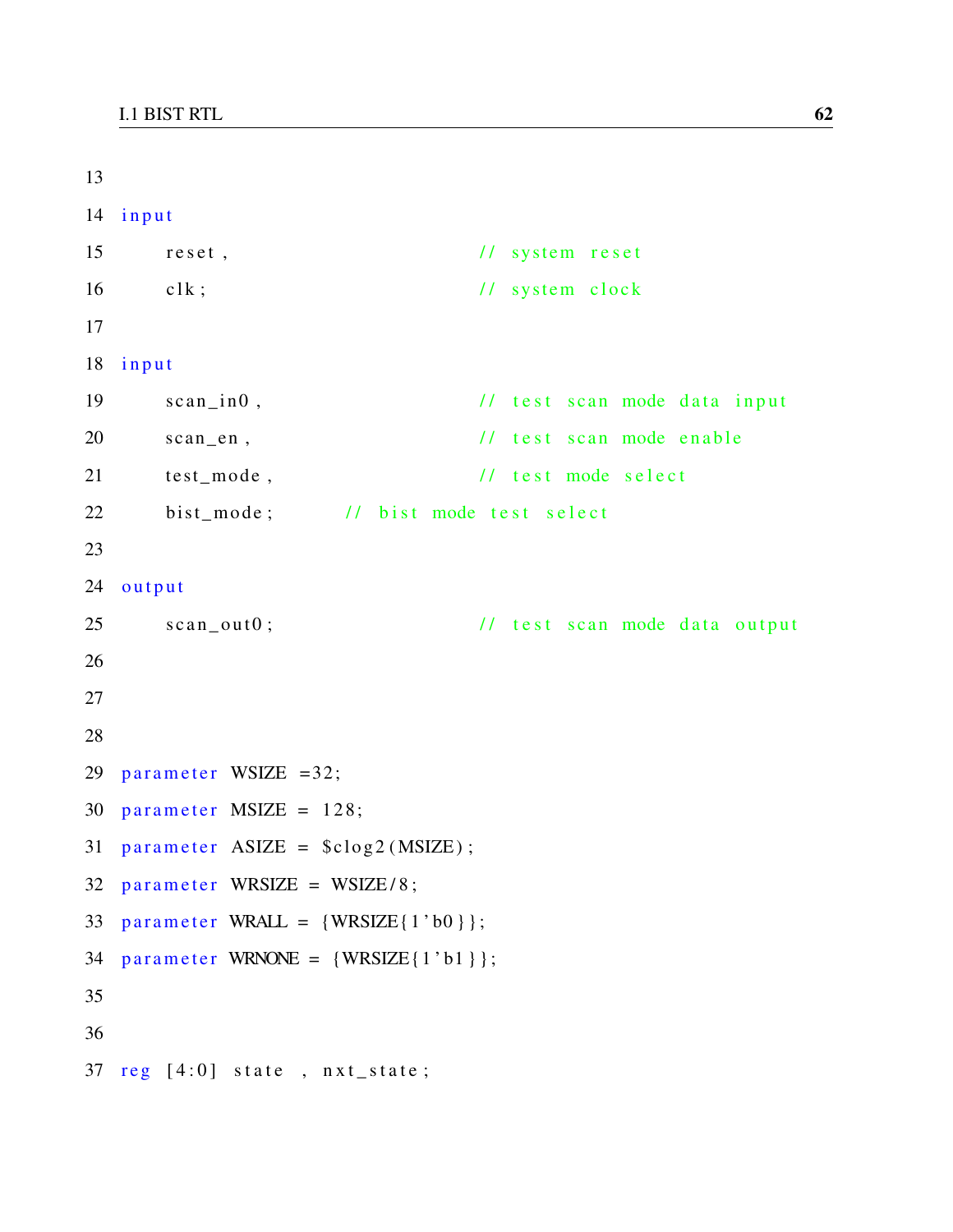```
13
14 input
15       reset ,                          // system reset
16       clk ;                            // system clock
17
18 input
19       scan_in0 ,                       // test scan mode data input
20       scan_en ,                        // test scan mode enable
21       test_mode ,                      // test mode select
22       bist_mode ;          // bist mode test select
23
24 output
25       scan_out0 ;                      // test scan mode data output
26
27
28
29 parameter WSIZE =32;
30 parameter MSIZE = 128;
31 parameter ASIZE = $clog2(MSIZE);
32 parameter WRSIZE = WSIZE/8;
33 parameter WRALL = {WRSIZE{1'b0}};
34 parameter WRNONE = {WRSIZE{1'b1}};
35
36
37 reg [4:0] state , nxt_state;
```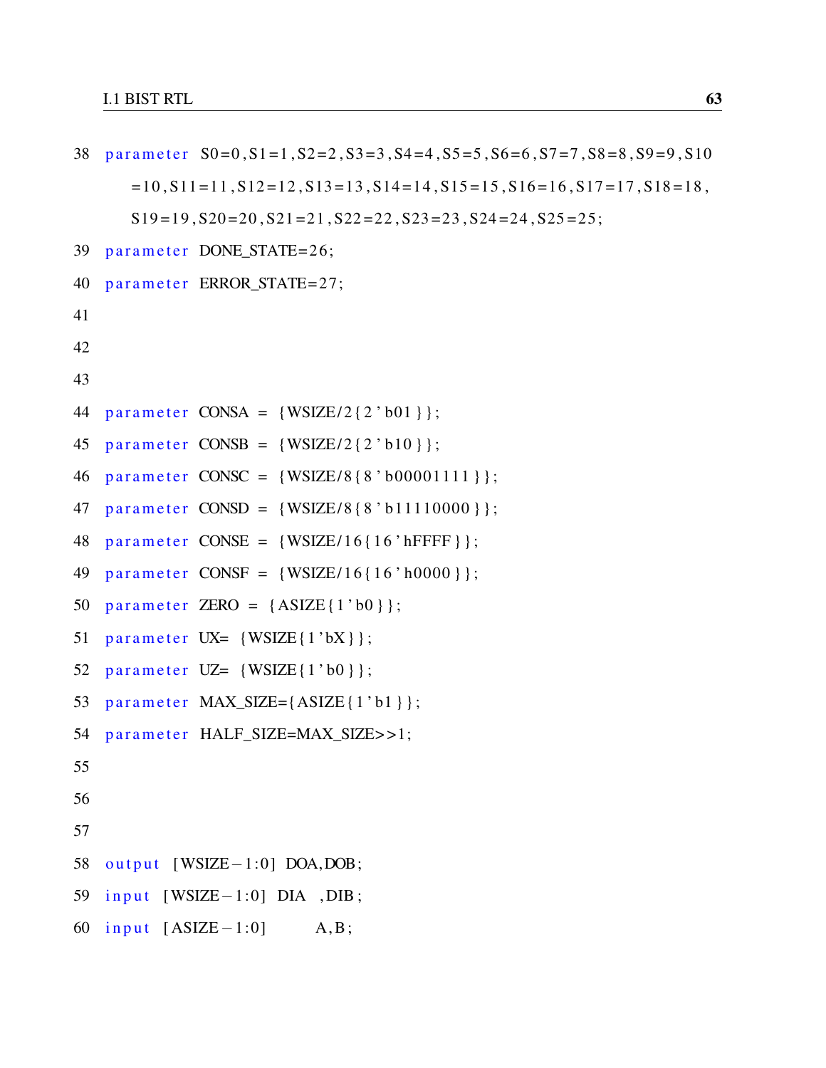```
38 parameter  S0=0,S1=1,S2=2,S3=3,S4=4,S5=5,S6=6,S7=7,S8=8,S9=9,S10
      =10,S11=11,S12=12,S13=13,S14=14,S15=15,S16=16,S17=17,S18=18,
      S19=19,S20=20,S21=21,S22=22,S23=23,S24=24,S25=25;
39 parameter  DONE_STATE=26;
40 parameter  ERROR_STATE=27;
41
42
43
44 parameter  CONSA  =  {WSIZE/2{2'b01}};
45 parameter  CONSB  =  {WSIZE/2{2'b10}};
46 parameter  CONSC  =  {WSIZE/8{8'b00001111}};
47 parameter  CONSD  =  {WSIZE/8{8'b11110000}};
48 parameter  CONSE  =  {WSIZE/16{16'hFFFF}};
49 parameter  CONSF  =  {WSIZE/16{16'h0000}};
50 parameter  ZERO  =  {ASIZE{1'b0}};
51 parameter  UX=  {WSIZE{1'bX}};
52 parameter  UZ=  {WSIZE{1'b0}};
53 parameter  MAX_SIZE={ASIZE{1'b1}};
54 parameter  HALF_SIZE=MAX_SIZE>>1;
55
56
57
58 output  [WSIZE-1:0]  DOA,DOB;
59 input  [WSIZE-1:0]  DIA   ,DIB;
60 input  [ASIZE-1:0]         A,B;
```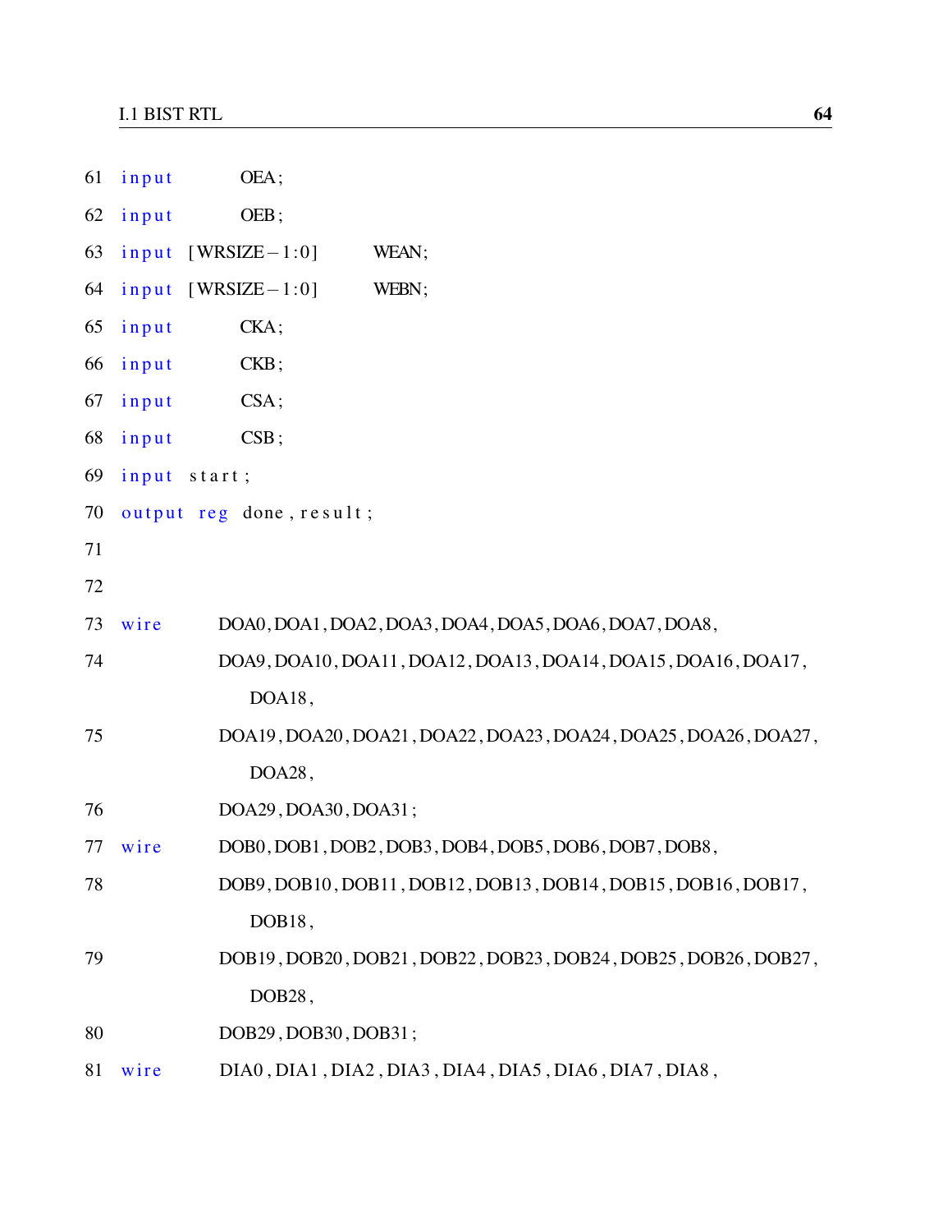```
61 input        OEA;
62 input        OEB;
63 input  [WRSIZE-1:0]      WEAN;
64 input  [WRSIZE-1:0]      WEBN;
65 input        CKA;
66 input        CKB;
67 input        CSA;
68 input        CSB;
69 input  start;
70 output reg done, result;
71
72
73 wire     DOA0, DOA1, DOA2, DOA3, DOA4, DOA5, DOA6, DOA7, DOA8,
74          DOA9, DOA10, DOA11, DOA12, DOA13, DOA14, DOA15, DOA16, DOA17,
               DOA18,
75          DOA19, DOA20, DOA21, DOA22, DOA23, DOA24, DOA25, DOA26, DOA27,
               DOA28,
76          DOA29, DOA30, DOA31;
77 wire     DOB0, DOB1, DOB2, DOB3, DOB4, DOB5, DOB6, DOB7, DOB8,
78          DOB9, DOB10, DOB11, DOB12, DOB13, DOB14, DOB15, DOB16, DOB17,
               DOB18,
79          DOB19, DOB20, DOB21, DOB22, DOB23, DOB24, DOB25, DOB26, DOB27,
               DOB28,
80          DOB29, DOB30, DOB31;
81 wire     DIA0, DIA1, DIA2, DIA3, DIA4, DIA5, DIA6, DIA7, DIA8,
```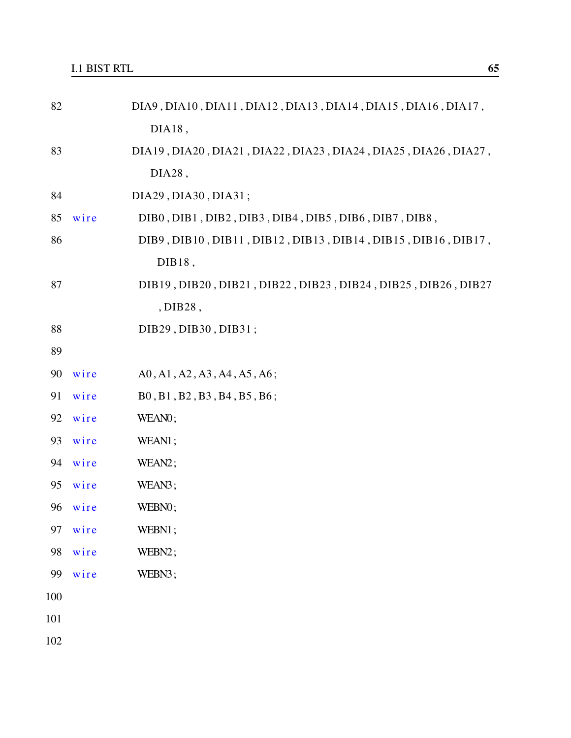```
82              DIA9 , DIA10 , DIA11 , DIA12 , DIA13 , DIA14 , DIA15 , DIA16 , DIA17 ,
                     DIA18 ,
83              DIA19 , DIA20 , DIA21 , DIA22 , DIA23 , DIA24 , DIA25 , DIA26 , DIA27 ,
                     DIA28 ,
84              DIA29 , DIA30 , DIA31 ;
85   wire        DIB0 , DIB1 , DIB2 , DIB3 , DIB4 , DIB5 , DIB6 , DIB7 , DIB8 ,
86               DIB9 , DIB10 , DIB11 , DIB12 , DIB13 , DIB14 , DIB15 , DIB16 , DIB17 ,
                      DIB18 ,
87               DIB19 , DIB20 , DIB21 , DIB22 , DIB23 , DIB24 , DIB25 , DIB26 , DIB27
                      , DIB28 ,
88               DIB29 , DIB30 , DIB31 ;
89
90   wire        A0 , A1 , A2 , A3 , A4 , A5 , A6 ;
91   wire        B0 , B1 , B2 , B3 , B4 , B5 , B6 ;
92   wire        WEAN0 ;
93   wire        WEAN1 ;
94   wire        WEAN2 ;
95   wire        WEAN3 ;
96   wire        WEBN0 ;
97   wire        WEBN1 ;
98   wire        WEBN2 ;
99   wire        WEBN3 ;
100
101
102
```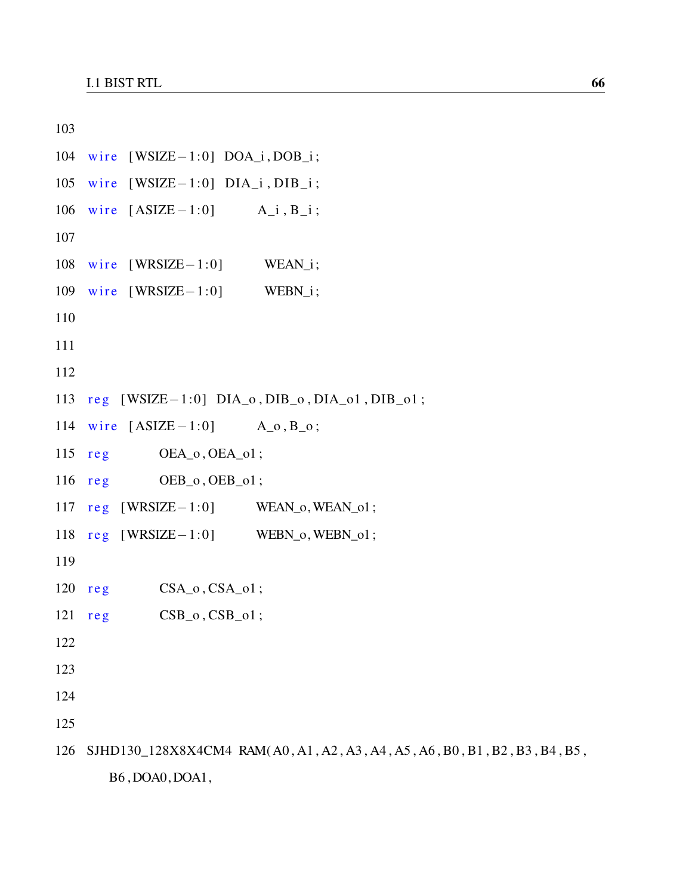```
103
104 wire  [WSIZE-1:0]  DOA_i, DOB_i;
105 wire  [WSIZE-1:0]  DIA_i, DIB_i;
106 wire  [ASIZE-1:0]        A_i, B_i;
107
108 wire  [WRSIZE-1:0]        WEAN_i;
109 wire  [WRSIZE-1:0]        WEBN_i;
110
111
112
113 reg  [WSIZE-1:0]  DIA_o, DIB_o, DIA_o1, DIB_o1;
114 wire  [ASIZE-1:0]        A_o, B_o;
115 reg           OEA_o, OEA_o1;
116 reg           OEB_o, OEB_o1;
117 reg  [WRSIZE-1:0]        WEAN_o, WEAN_o1;
118 reg  [WRSIZE-1:0]        WEBN_o, WEBN_o1;
119
120 reg           CSA_o, CSA_o1;
121 reg           CSB_o, CSB_o1;
122
123
124
125
126 SJHD130_128X8X4CM4  RAM(A0, A1, A2, A3, A4, A5, A6, B0, B1, B2, B3, B4, B5,
      B6, DOA0, DOA1,
```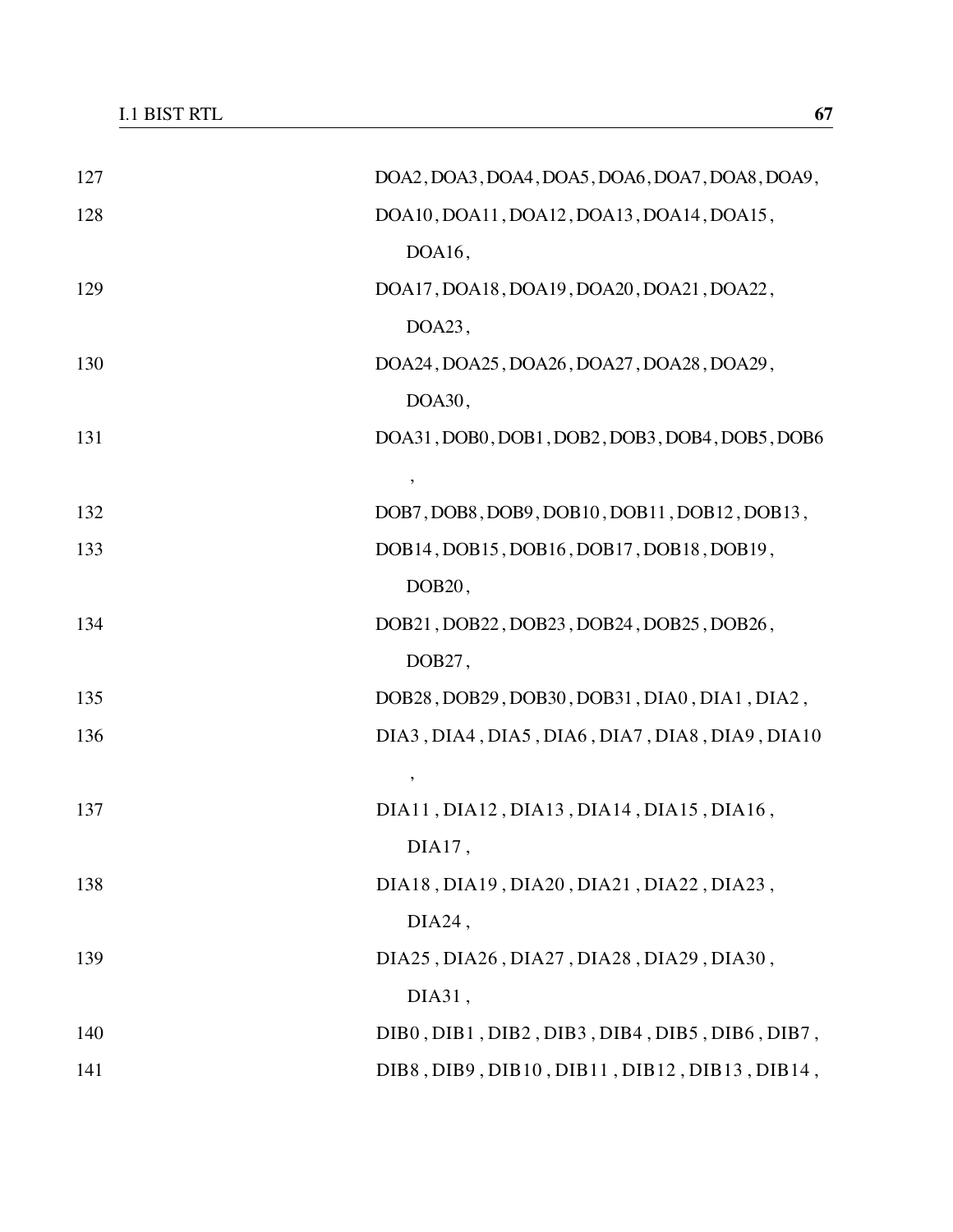```
127                     DOA2, DOA3, DOA4, DOA5, DOA6, DOA7, DOA8, DOA9,
128                     DOA10, DOA11, DOA12, DOA13, DOA14, DOA15,
                            DOA16,
129                     DOA17, DOA18, DOA19, DOA20, DOA21, DOA22,
                            DOA23,
130                     DOA24, DOA25, DOA26, DOA27, DOA28, DOA29,
                            DOA30,
131                     DOA31, DOB0, DOB1, DOB2, DOB3, DOB4, DOB5, DOB6
                            ,
132                     DOB7, DOB8, DOB9, DOB10, DOB11, DOB12, DOB13,
133                     DOB14, DOB15, DOB16, DOB17, DOB18, DOB19,
                            DOB20,
134                     DOB21, DOB22, DOB23, DOB24, DOB25, DOB26,
                            DOB27,
135                     DOB28, DOB29, DOB30, DOB31, DIA0 , DIA1 , DIA2 ,
136                     DIA3 , DIA4 , DIA5 , DIA6 , DIA7 , DIA8 , DIA9 , DIA10
                            ,
137                     DIA11 , DIA12 , DIA13 , DIA14 , DIA15 , DIA16 ,
                            DIA17 ,
138                     DIA18 , DIA19 , DIA20 , DIA21 , DIA22 , DIA23 ,
                            DIA24 ,
139                     DIA25 , DIA26 , DIA27 , DIA28 , DIA29 , DIA30 ,
                            DIA31 ,
140                     DIB0 , DIB1 , DIB2 , DIB3 , DIB4 , DIB5 , DIB6 , DIB7 ,
141                     DIB8 , DIB9 , DIB10 , DIB11 , DIB12 , DIB13 , DIB14 ,
```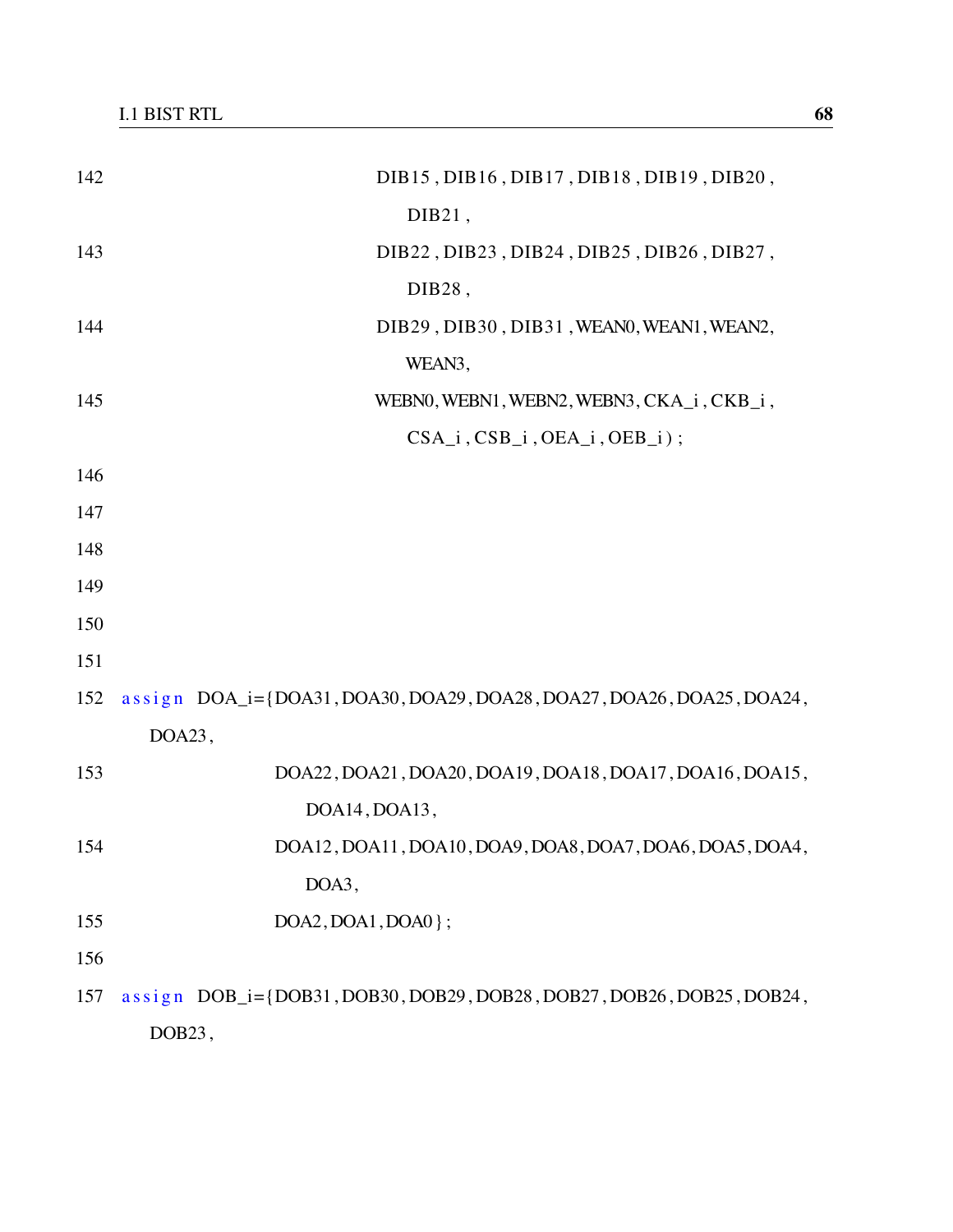```
142                                       DIB15 , DIB16 , DIB17 , DIB18 , DIB19 , DIB20 ,
                                               DIB21 ,
143                                       DIB22 , DIB23 , DIB24 , DIB25 , DIB26 , DIB27 ,
                                               DIB28 ,
144                                       DIB29 , DIB30 , DIB31 ,WEAN0,WEAN1,WEAN2,
                                               WEAN3,
145                                       WEBN0,WEBN1,WEBN2,WEBN3,CKA_i ,CKB_i ,
                                               CSA_i ,CSB_i ,OEA_i ,OEB_i ) ;
146
147
148
149
150
151
152   assign  DOA_i={DOA31 ,DOA30 ,DOA29 ,DOA28 ,DOA27 ,DOA26 ,DOA25 ,DOA24 ,
          DOA23 ,
153                         DOA22 ,DOA21 ,DOA20 ,DOA19 ,DOA18 ,DOA17 ,DOA16 ,DOA15 ,
                                 DOA14 ,DOA13 ,
154                         DOA12 ,DOA11 ,DOA10 ,DOA9 ,DOA8 ,DOA7 ,DOA6 ,DOA5 ,DOA4 ,
                                 DOA3 ,
155                         DOA2 ,DOA1 ,DOA0 } ;
156
157   assign  DOB_i={DOB31 ,DOB30 ,DOB29 ,DOB28 ,DOB27 ,DOB26 ,DOB25 ,DOB24 ,
          DOB23 ,
```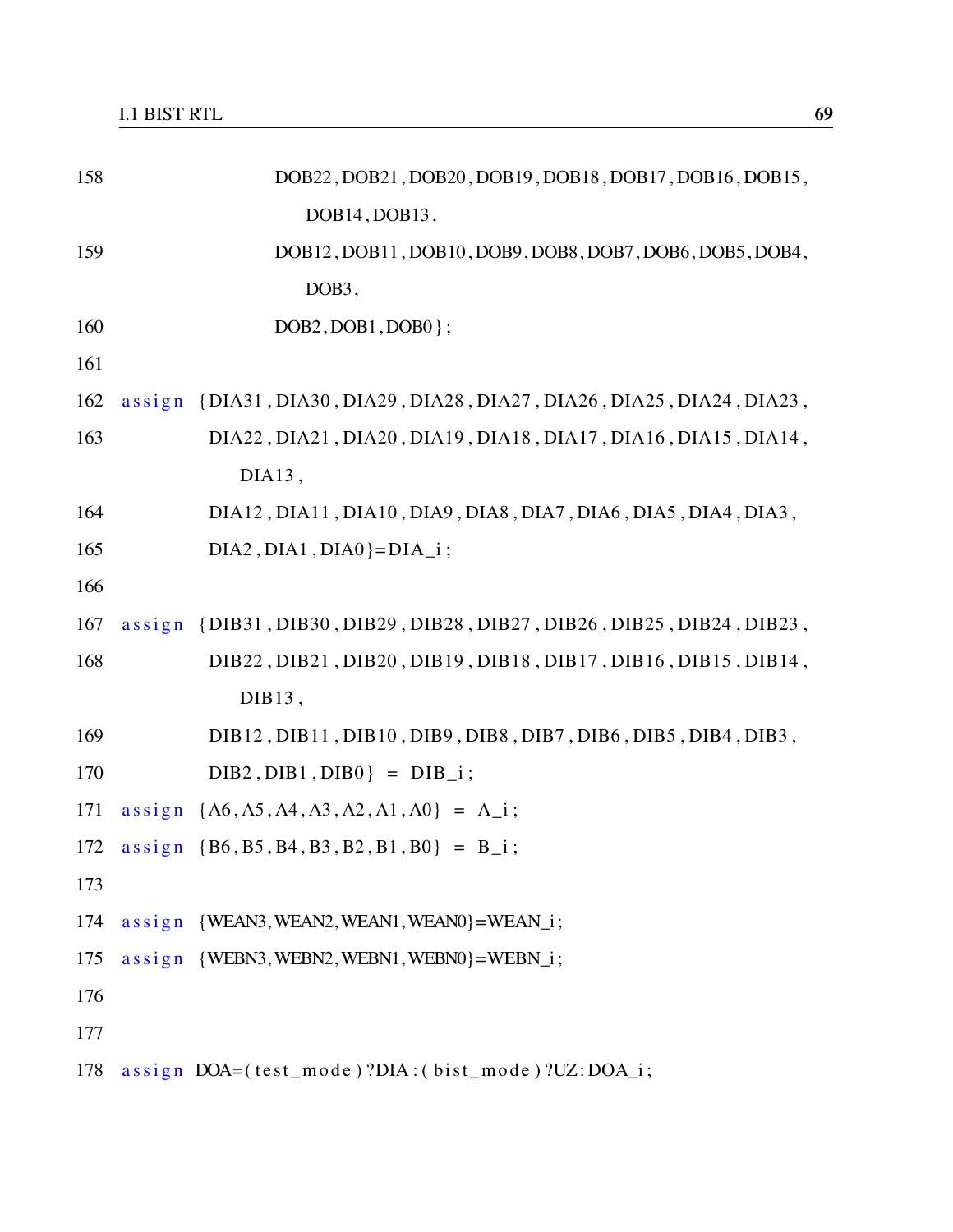```
158                        DOB22, DOB21, DOB20, DOB19, DOB18, DOB17, DOB16, DOB15,
                                DOB14, DOB13,
159                        DOB12, DOB11, DOB10, DOB9, DOB8, DOB7, DOB6, DOB5, DOB4,
                                DOB3,
160                        DOB2, DOB1, DOB0};
161
162  assign  {DIA31, DIA30, DIA29, DIA28, DIA27, DIA26, DIA25, DIA24, DIA23,
163              DIA22, DIA21, DIA20, DIA19, DIA18, DIA17, DIA16, DIA15, DIA14,
                   DIA13,
164              DIA12, DIA11, DIA10, DIA9, DIA8, DIA7, DIA6, DIA5, DIA4, DIA3,
165              DIA2, DIA1, DIA0}=DIA_i;
166
167  assign  {DIB31, DIB30, DIB29, DIB28, DIB27, DIB26, DIB25, DIB24, DIB23,
168              DIB22, DIB21, DIB20, DIB19, DIB18, DIB17, DIB16, DIB15, DIB14,
                   DIB13,
169              DIB12, DIB11, DIB10, DIB9, DIB8, DIB7, DIB6, DIB5, DIB4, DIB3,
170              DIB2, DIB1, DIB0}  =  DIB_i;
171  assign  {A6, A5, A4, A3, A2, A1, A0}  =  A_i;
172  assign  {B6, B5, B4, B3, B2, B1, B0}  =  B_i;
173
174  assign  {WEAN3, WEAN2, WEAN1, WEAN0}=WEAN_i;
175  assign  {WEBN3, WEBN2, WEBN1, WEBN0}=WEBN_i;
176
177
178  assign  DOA=(test_mode)?DIA:(bist_mode)?UZ:DOA_i;
```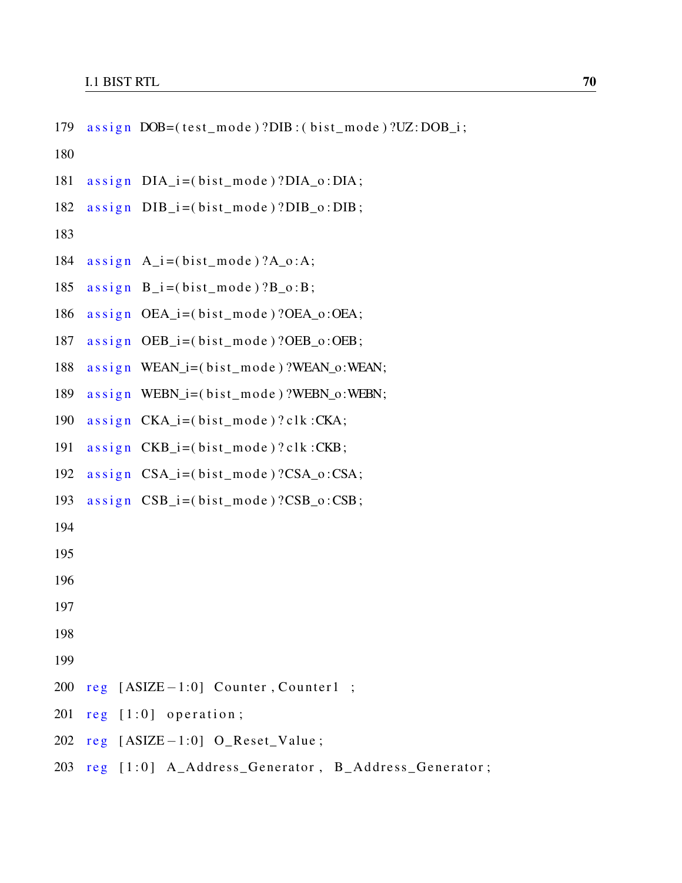```
179 assign DOB=(test_mode)?DIB:(bist_mode)?UZ:DOB_i;
180
181 assign DIA_i=(bist_mode)?DIA_o:DIA;
182 assign DIB_i=(bist_mode)?DIB_o:DIB;
183
184 assign A_i=(bist_mode)?A_o:A;
185 assign B_i=(bist_mode)?B_o:B;
186 assign OEA_i=(bist_mode)?OEA_o:OEA;
187 assign OEB_i=(bist_mode)?OEB_o:OEB;
188 assign WEAN_i=(bist_mode)?WEAN_o:WEAN;
189 assign WEBN_i=(bist_mode)?WEBN_o:WEBN;
190 assign CKA_i=(bist_mode)?clk:CKA;
191 assign CKB_i=(bist_mode)?clk:CKB;
192 assign CSA_i=(bist_mode)?CSA_o:CSA;
193 assign CSB_i=(bist_mode)?CSB_o:CSB;
194
195
196
197
198
199
200 reg [ASIZE-1:0] Counter,Counter1 ;
201 reg [1:0] operation;
202 reg [ASIZE-1:0] O_Reset_Value;
203 reg [1:0] A_Address_Generator, B_Address_Generator;
```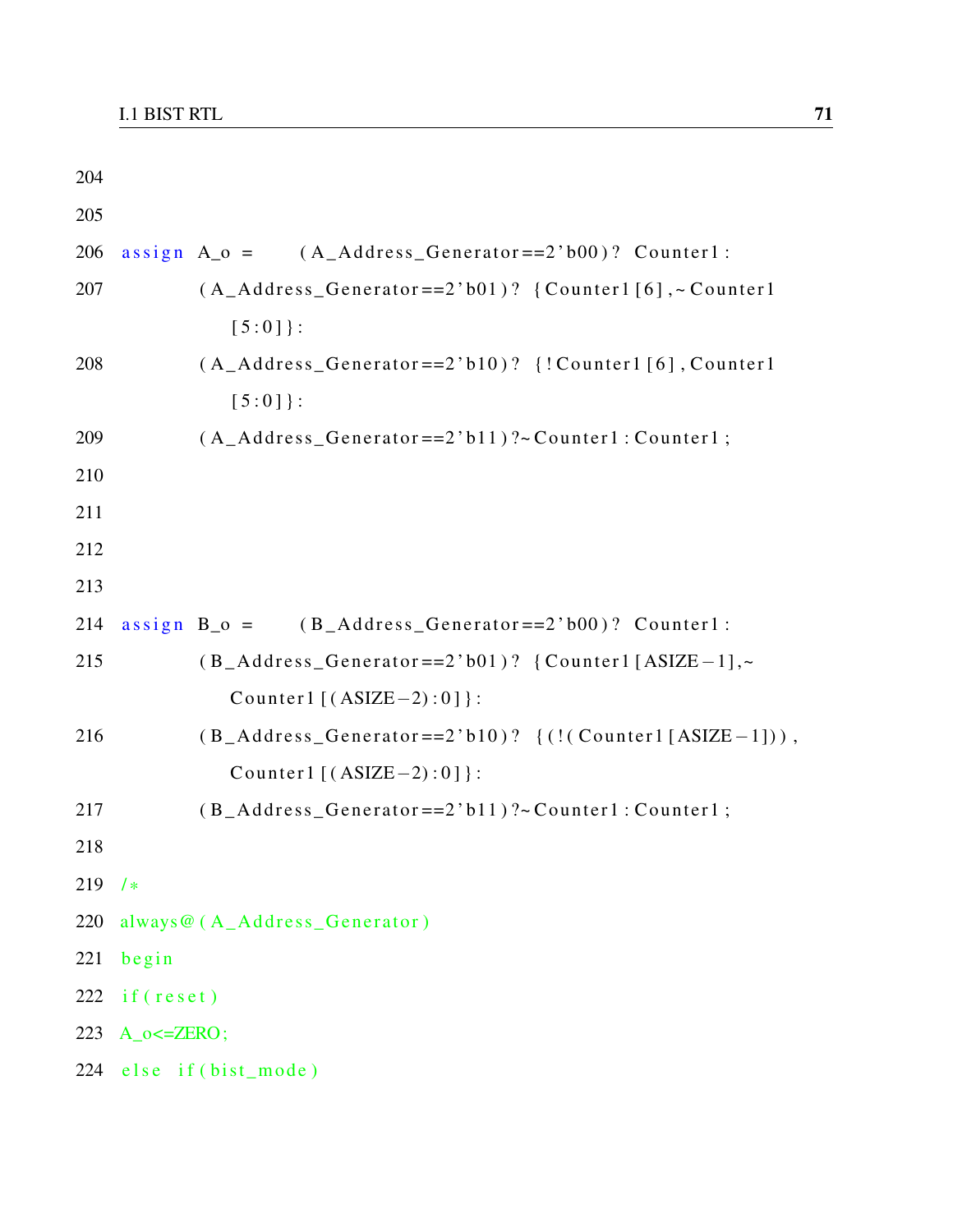```
204
205
206 assign A_o =     (A_Address_Generator==2'b00)? Counter1:
207         (A_Address_Generator==2'b01)? {Counter1[6],~Counter1
            [5:0]}:
208         (A_Address_Generator==2'b10)? {!Counter1[6],Counter1
            [5:0]}:
209         (A_Address_Generator==2'b11)?~Counter1:Counter1;
210
211
212
213
214 assign B_o =     (B_Address_Generator==2'b00)? Counter1:
215         (B_Address_Generator==2'b01)? {Counter1[ASIZE-1],~
            Counter1[(ASIZE-2):0]}:
216         (B_Address_Generator==2'b10)? {(!(Counter1[ASIZE-1])),
            Counter1[(ASIZE-2):0]}:
217         (B_Address_Generator==2'b11)?~Counter1:Counter1;
218
219 /*
220 always@(A_Address_Generator)
221 begin
222 if(reset)
223 A_o<=ZERO;
224 else if(bist_mode)
```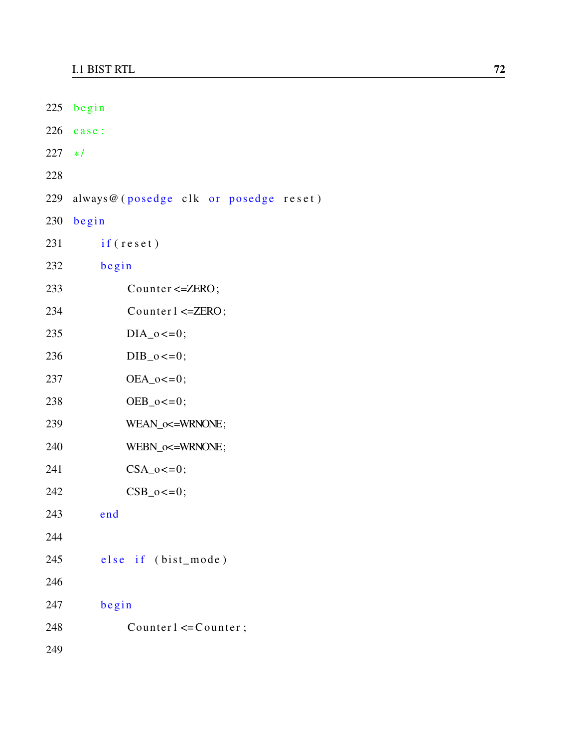```
225 begin
226 case:
227 */
228
229 always@(posedge clk or posedge reset)
230 begin
231     if(reset)
232     begin
233         Counter<=ZERO;
234         Counter1<=ZERO;
235         DIA_o<=0;
236         DIB_o<=0;
237         OEA_o<=0;
238         OEB_o<=0;
239         WEAN_o<=WRNONE;
240         WEBN_o<=WRNONE;
241         CSA_o<=0;
242         CSB_o<=0;
243     end
244
245     else if (bist_mode)
246
247     begin
248         Counter1<=Counter;
249
```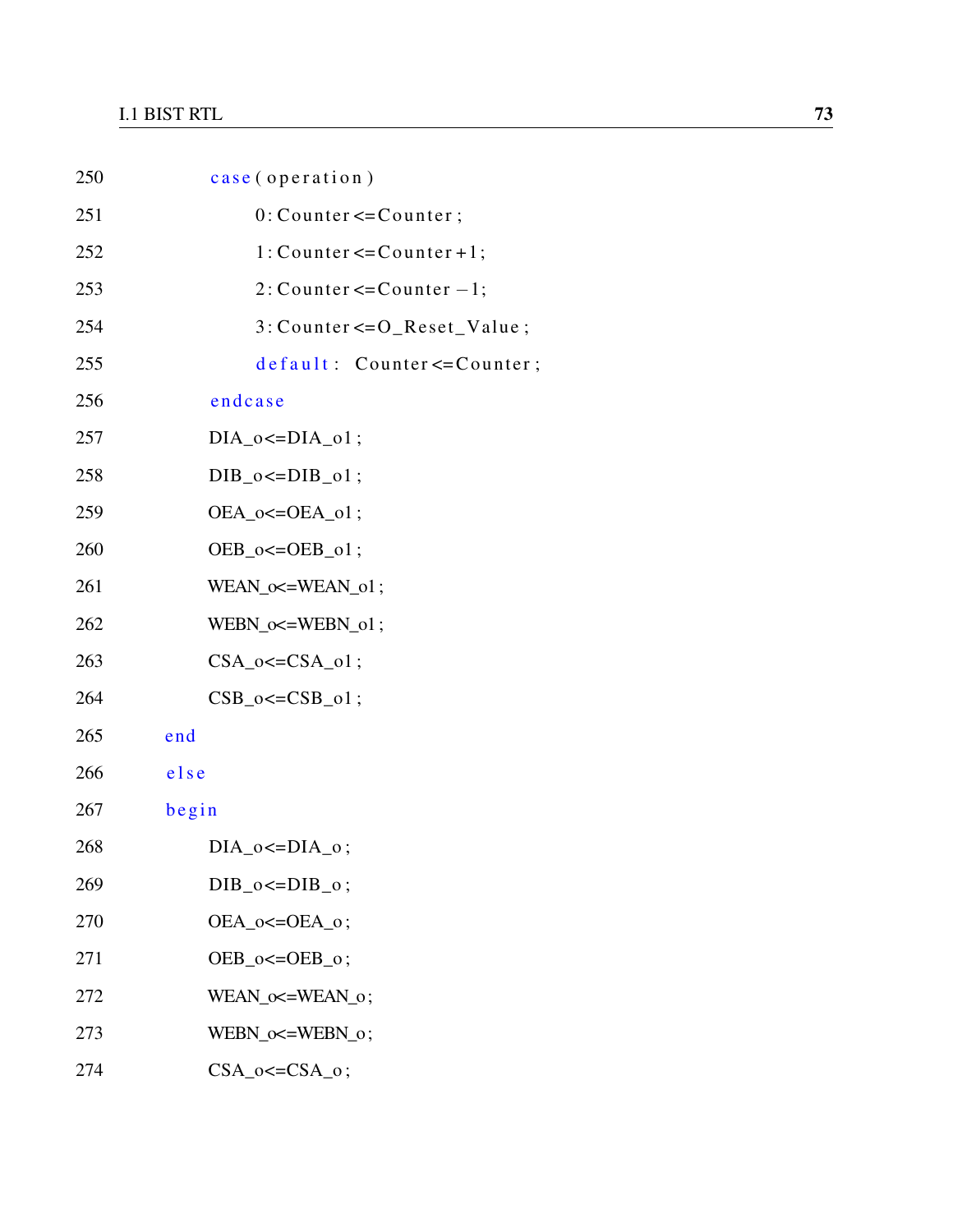```
250            case(operation)
251                0:Counter<=Counter;
252                1:Counter<=Counter+1;
253                2:Counter<=Counter-1;
254                3:Counter<=O_Reset_Value;
255                default:  Counter<=Counter;
256            endcase
257            DIA_o<=DIA_o1;
258            DIB_o<=DIB_o1;
259            OEA_o<=OEA_o1;
260            OEB_o<=OEB_o1;
261            WEAN_o<=WEAN_o1;
262            WEBN_o<=WEBN_o1;
263            CSA_o<=CSA_o1;
264            CSB_o<=CSB_o1;
265        end
266        else
267        begin
268            DIA_o<=DIA_o;
269            DIB_o<=DIB_o;
270            OEA_o<=OEA_o;
271            OEB_o<=OEB_o;
272            WEAN_o<=WEAN_o;
273            WEBN_o<=WEBN_o;
274            CSA_o<=CSA_o;
```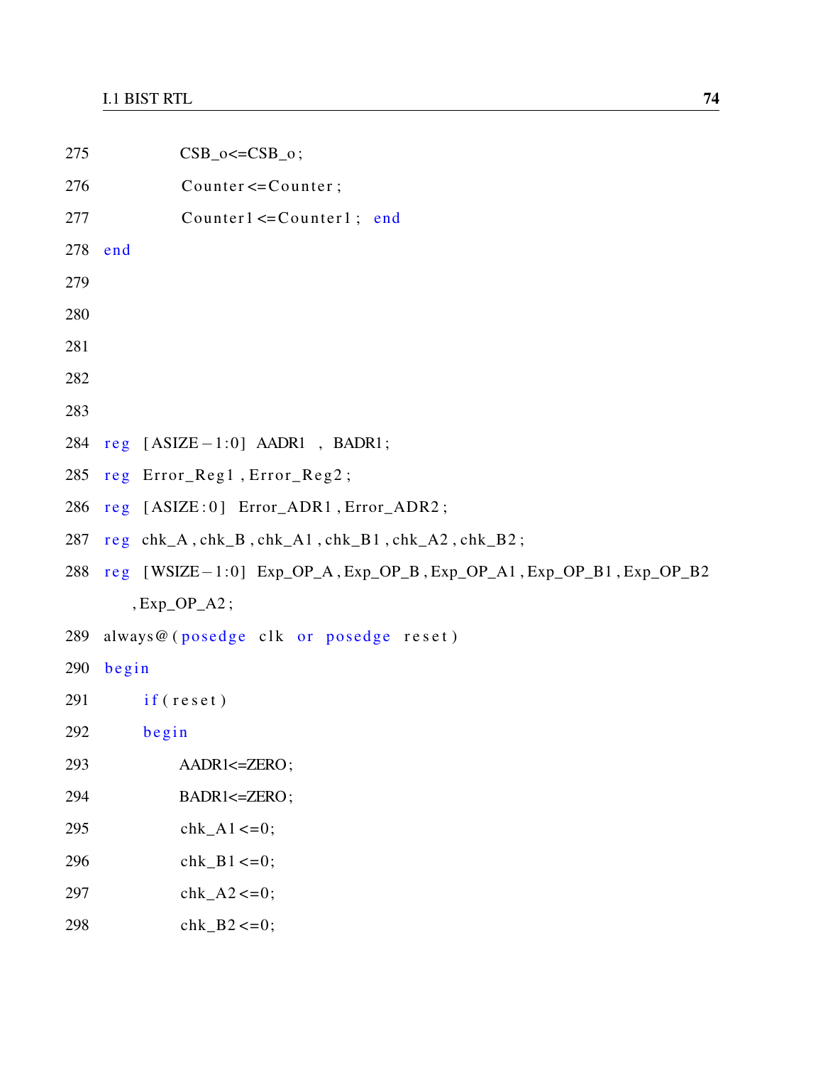```
275            CSB_o<=CSB_o;
276            Counter<=Counter;
277            Counter1<=Counter1; end
278 end
279
280
281
282
283
284 reg [ASIZE-1:0] AADR1 , BADR1;
285 reg Error_Reg1 ,Error_Reg2;
286 reg [ASIZE:0] Error_ADR1 ,Error_ADR2;
287 reg chk_A ,chk_B ,chk_A1 ,chk_B1 ,chk_A2 ,chk_B2;
288 reg [WSIZE-1:0] Exp_OP_A ,Exp_OP_B ,Exp_OP_A1 ,Exp_OP_B1 ,Exp_OP_B2
      ,Exp_OP_A2;
289 always@(posedge clk or posedge reset)
290 begin
291     if(reset)
292     begin
293            AADR1<=ZERO;
294            BADR1<=ZERO;
295            chk_A1<=0;
296            chk_B1<=0;
297            chk_A2<=0;
298            chk_B2<=0;
```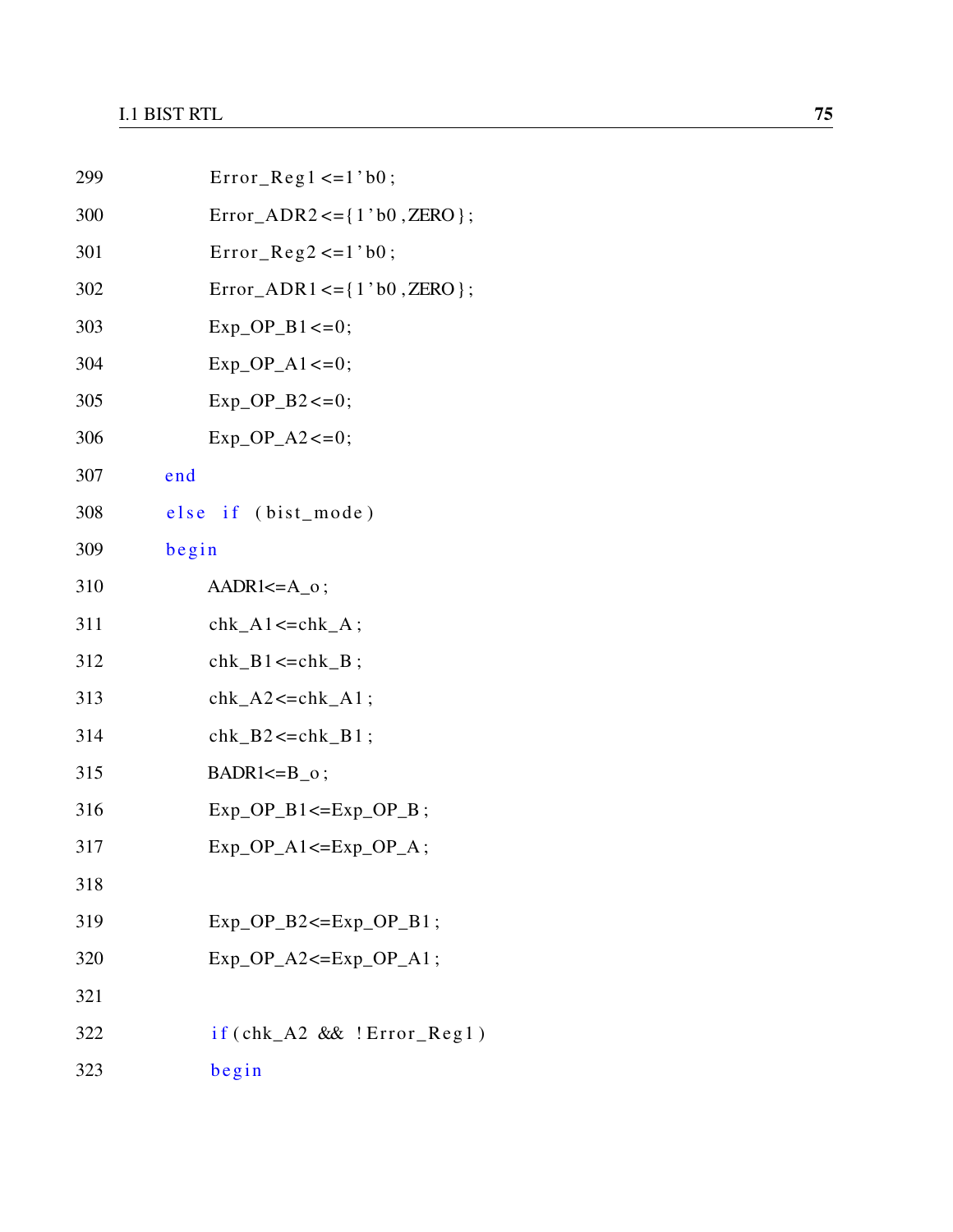```
299           Error_Reg1 <=1'b0;
300           Error_ADR2 <={1'b0,ZERO};
301           Error_Reg2 <=1'b0;
302           Error_ADR1 <={1'b0,ZERO};
303           Exp_OP_B1<=0;
304           Exp_OP_A1<=0;
305           Exp_OP_B2<=0;
306           Exp_OP_A2<=0;
307       end
308       else if (bist_mode)
309       begin
310           AADR1<=A_o;
311           chk_A1<=chk_A;
312           chk_B1<=chk_B;
313           chk_A2<=chk_A1;
314           chk_B2<=chk_B1;
315           BADR1<=B_o;
316           Exp_OP_B1<=Exp_OP_B;
317           Exp_OP_A1<=Exp_OP_A;
318
319           Exp_OP_B2<=Exp_OP_B1;
320           Exp_OP_A2<=Exp_OP_A1;
321
322           if(chk_A2 && !Error_Reg1)
323           begin
```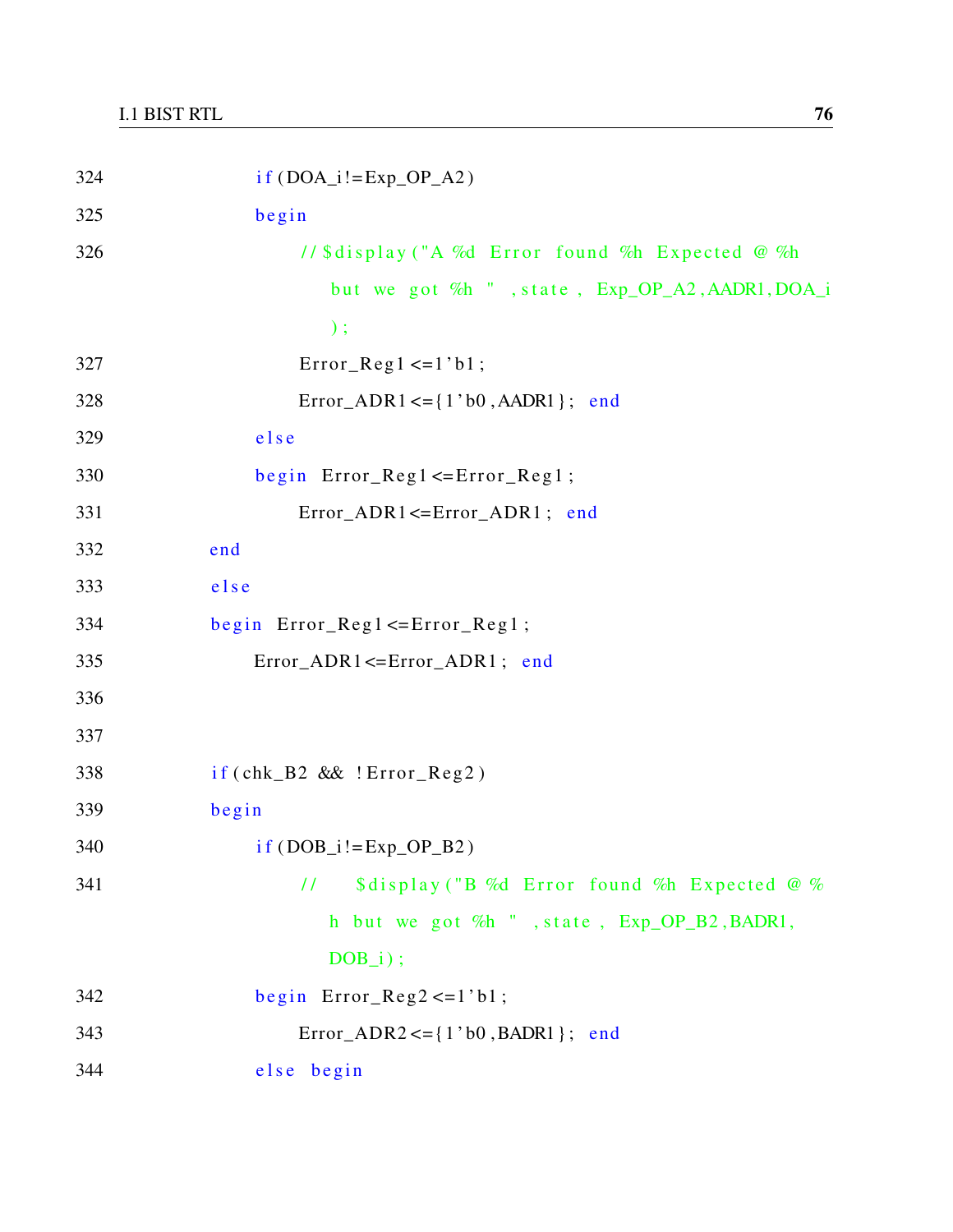```
324                 if(DOA_i!=Exp_OP_A2)
325                 begin
326                     //$display("A %d  Error  found %h  Expected @ %h
                           but  we  got %h  "  ,state ,  Exp_OP_A2,AADR1,DOA_i
                           );
327                     Error_Reg1<=1'b1;
328                     Error_ADR1<={1'b0,AADR1};  end
329                 else
330                 begin  Error_Reg1<=Error_Reg1;
331                     Error_ADR1<=Error_ADR1;  end
332             end
333             else
334             begin  Error_Reg1<=Error_Reg1;
335                 Error_ADR1<=Error_ADR1;  end
336
337
338             if(chk_B2 && !Error_Reg2)
339             begin
340                 if(DOB_i!=Exp_OP_B2)
341                     //    $display("B %d  Error  found %h  Expected @ %
                          h  but  we  got %h  "  ,state ,  Exp_OP_B2,BADR1,
                          DOB_i);
342                 begin  Error_Reg2<=1'b1;
343                     Error_ADR2<={1'b0,BADR1};  end
344                 else  begin
```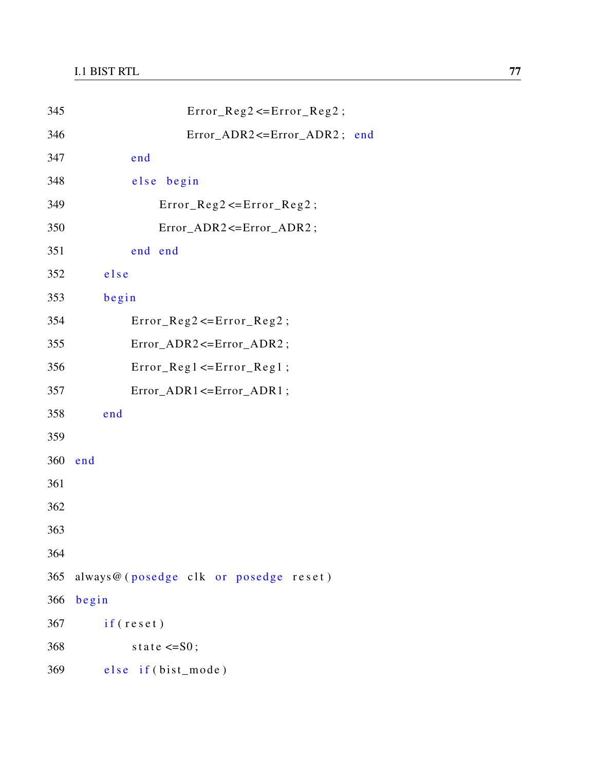```
345                     Error_Reg2<=Error_Reg2;
346                     Error_ADR2<=Error_ADR2;  end
347             end
348             else  begin
349                  Error_Reg2<=Error_Reg2;
350                  Error_ADR2<=Error_ADR2;
351             end  end
352        else
353        begin
354             Error_Reg2<=Error_Reg2;
355             Error_ADR2<=Error_ADR2;
356             Error_Reg1<=Error_Reg1;
357             Error_ADR1<=Error_ADR1;
358        end
359
360   end
361
362
363
364
365   always@(posedge clk or posedge reset)
366   begin
367        if(reset)
368             state<=S0;
369        else  if(bist_mode)
```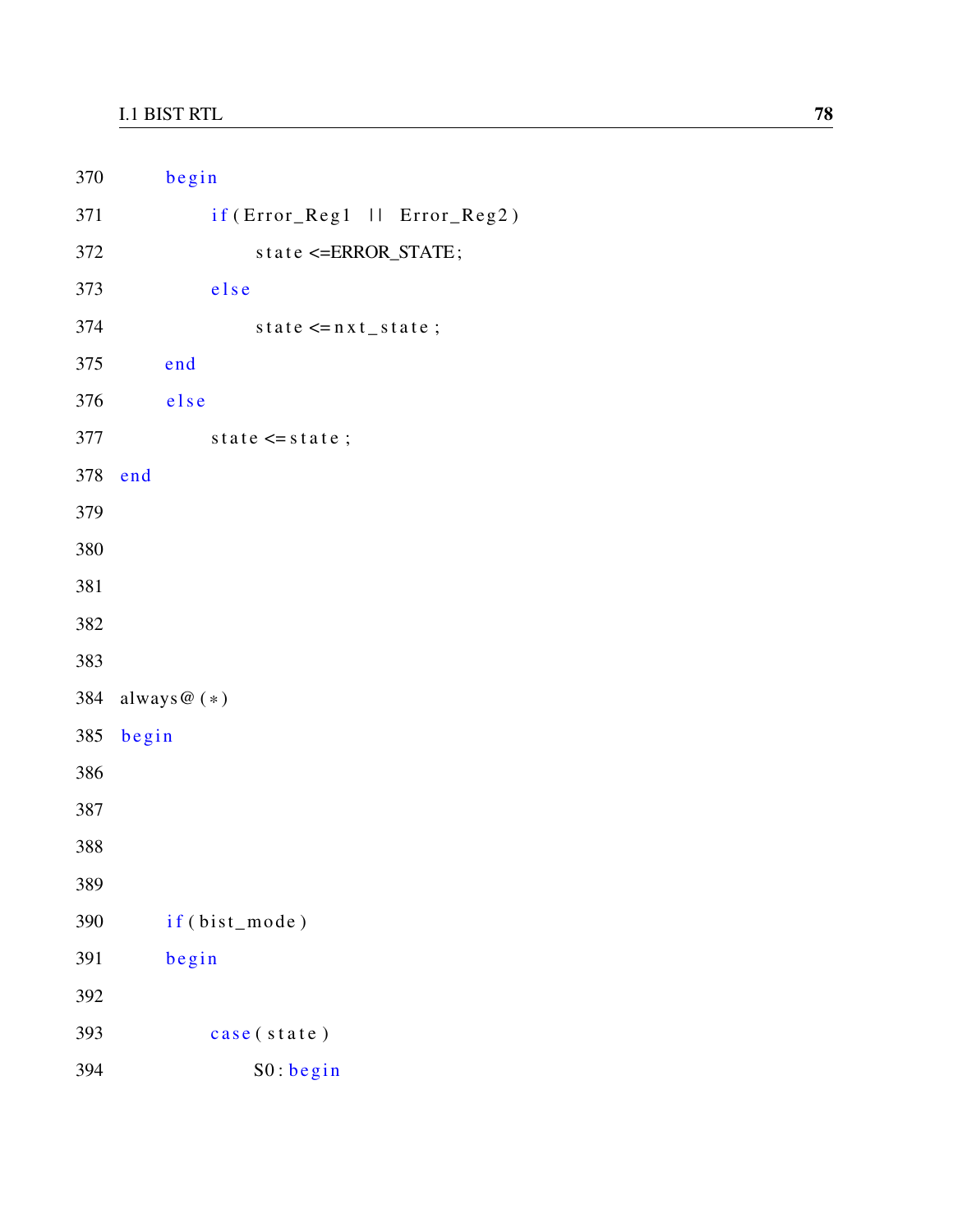```
370         begin
371             if(Error_Reg1  ||  Error_Reg2)
372                 state <=ERROR_STATE;
373             else
374                 state <=nxt_state;
375         end
376         else
377             state <=state;
378 end
379
380
381
382
383
384 always@(*)
385 begin
386
387
388
389
390         if(bist_mode)
391         begin
392
393             case(state)
394                 S0: begin
```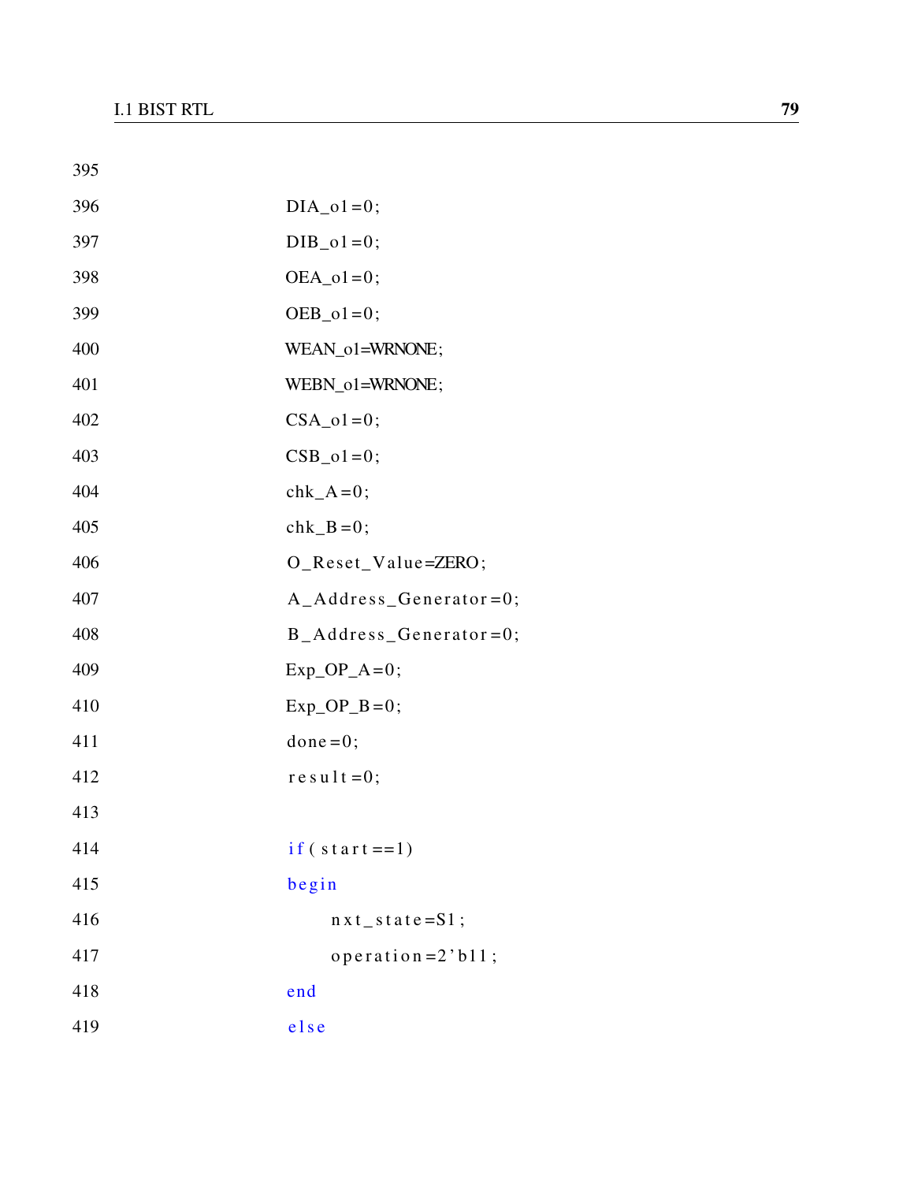```
395
396                 DIA_o1=0;
397                 DIB_o1=0;
398                 OEA_o1=0;
399                 OEB_o1=0;
400                 WEAN_o1=WRNONE;
401                 WEBN_o1=WRNONE;
402                 CSA_o1=0;
403                 CSB_o1=0;
404                 chk_A=0;
405                 chk_B=0;
406                 O_Reset_Value=ZERO;
407                 A_Address_Generator=0;
408                 B_Address_Generator=0;
409                 Exp_OP_A=0;
410                 Exp_OP_B=0;
411                 done=0;
412                 result=0;
413
414                 if(start==1)
415                 begin
416                     nxt_state=S1;
417                     operation=2'b11;
418                 end
419                 else
```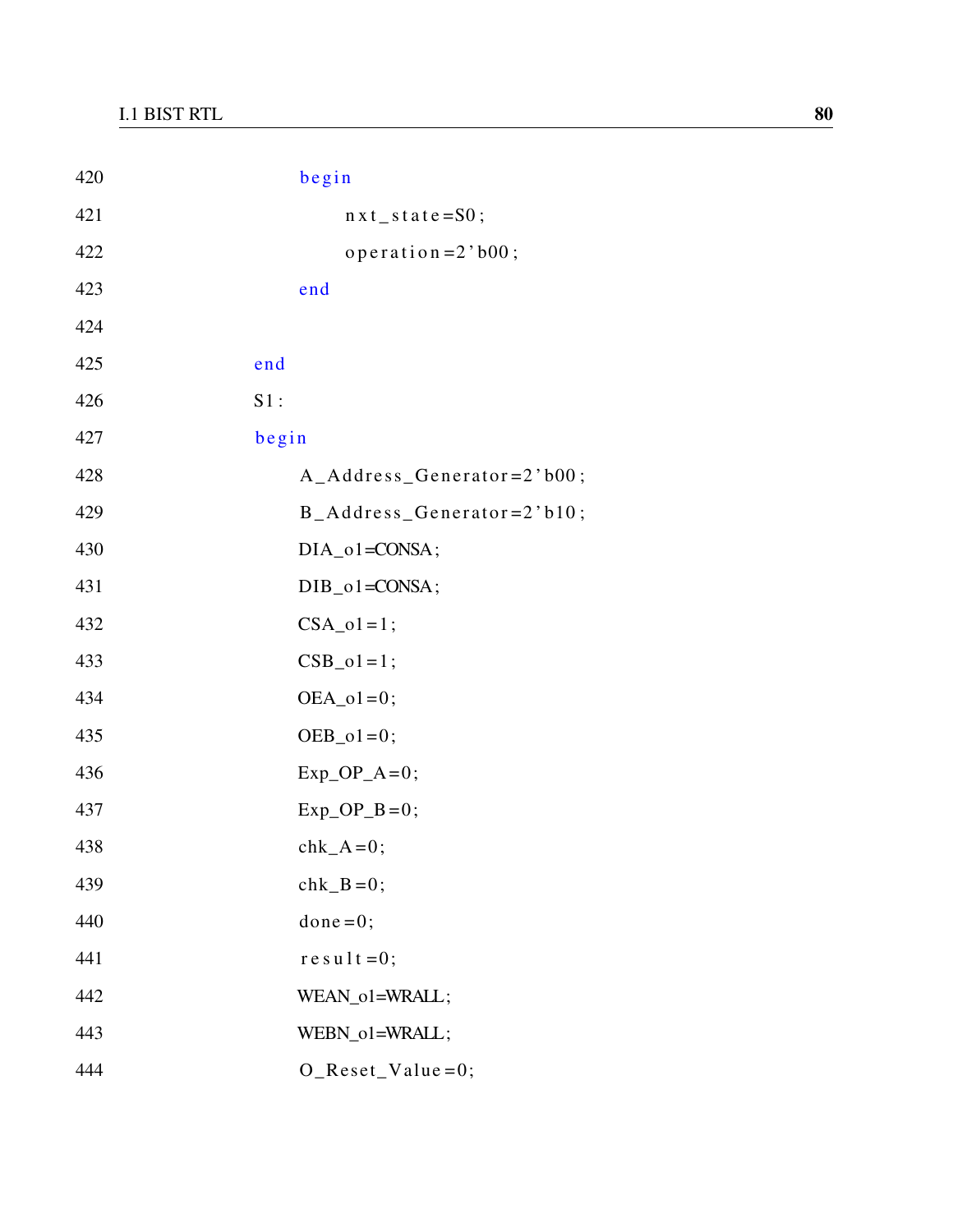```
420             begin
421                 nxt_state=S0;
422                 operation=2'b00;
423             end
424
425         end
426         S1:
427         begin
428             A_Address_Generator=2'b00;
429             B_Address_Generator=2'b10;
430             DIA_o1=CONSA;
431             DIB_o1=CONSA;
432             CSA_o1=1;
433             CSB_o1=1;
434             OEA_o1=0;
435             OEB_o1=0;
436             Exp_OP_A=0;
437             Exp_OP_B=0;
438             chk_A=0;
439             chk_B=0;
440             done=0;
441             result=0;
442             WEAN_o1=WRALL;
443             WEBN_o1=WRALL;
444             O_Reset_Value=0;
```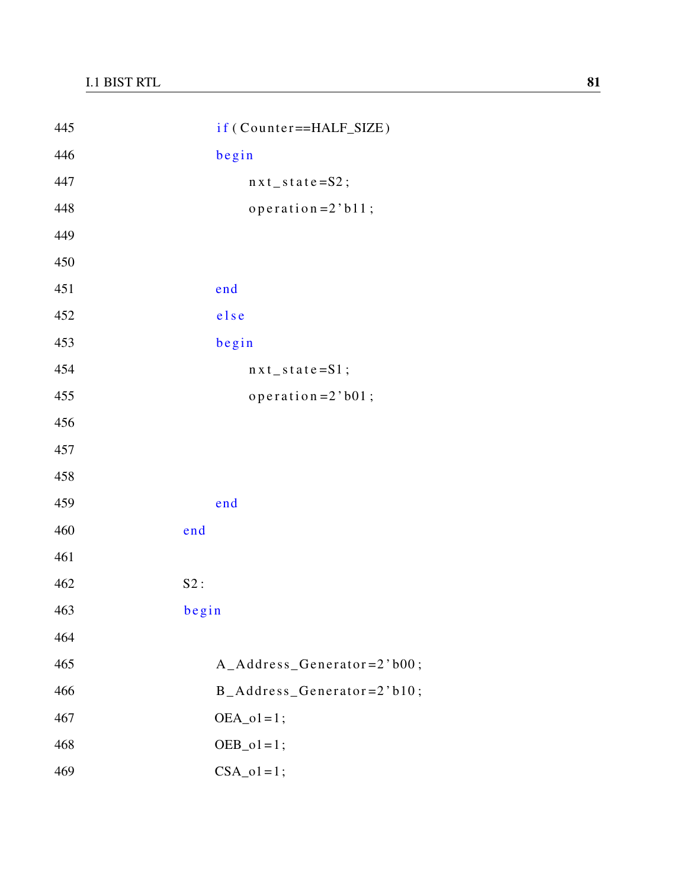```
445                 if (Counter==HALF_SIZE)
446                 begin
447                     nxt_state=S2;
448                     operation=2'b11;
449
450
451                 end
452                 else
453                 begin
454                     nxt_state=S1;
455                     operation=2'b01;
456
457
458
459                 end
460             end
461
462             S2:
463             begin
464
465                 A_Address_Generator=2'b00;
466                 B_Address_Generator=2'b10;
467                 OEA_o1=1;
468                 OEB_o1=1;
469                 CSA_o1=1;
```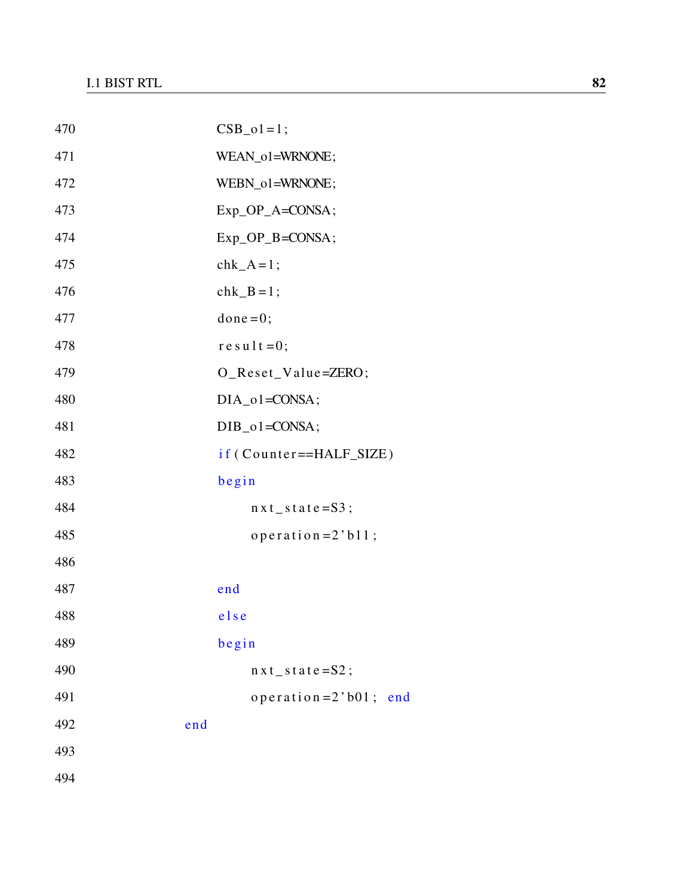```
470                 CSB_o1=1;
471                 WEAN_o1=WRNONE;
472                 WEBN_o1=WRNONE;
473                 Exp_OP_A=CONSA;
474                 Exp_OP_B=CONSA;
475                 chk_A=1;
476                 chk_B=1;
477                 done=0;
478                 result=0;
479                 O_Reset_Value=ZERO;
480                 DIA_o1=CONSA;
481                 DIB_o1=CONSA;
482                 if(Counter==HALF_SIZE)
483                 begin
484                     nxt_state=S3;
485                     operation=2'b11;
486
487                 end
488                 else
489                 begin
490                     nxt_state=S2;
491                     operation=2'b01; end
492             end
493
494
```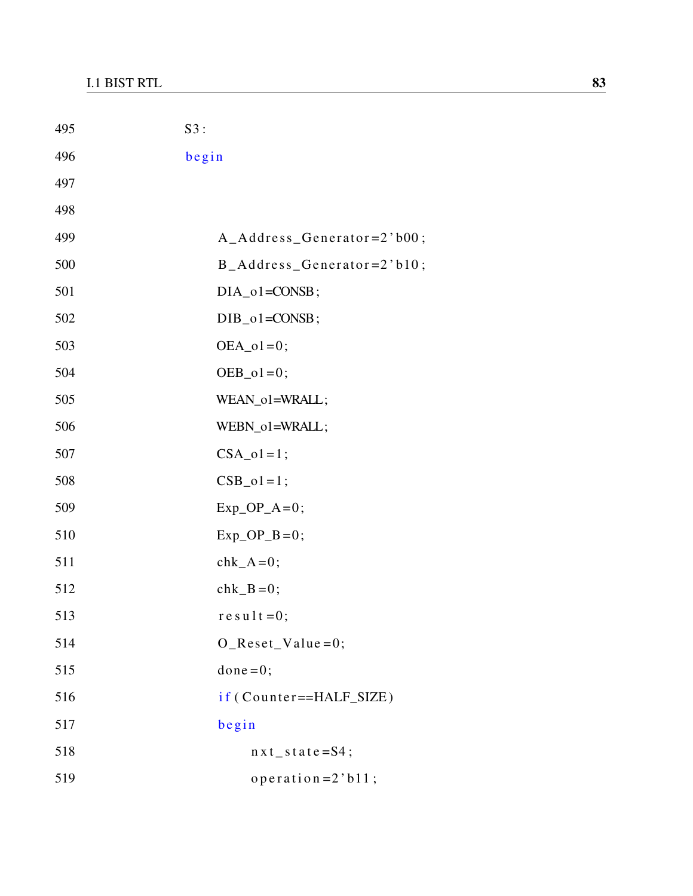```
495         S3:
496         begin
497
498
499             A_Address_Generator=2'b00;
500             B_Address_Generator=2'b10;
501             DIA_o1=CONSB;
502             DIB_o1=CONSB;
503             OEA_o1=0;
504             OEB_o1=0;
505             WEAN_o1=WRALL;
506             WEBN_o1=WRALL;
507             CSA_o1=1;
508             CSB_o1=1;
509             Exp_OP_A=0;
510             Exp_OP_B=0;
511             chk_A=0;
512             chk_B=0;
513             result=0;
514             O_Reset_Value=0;
515             done=0;
516             if(Counter==HALF_SIZE)
517             begin
518                 nxt_state=S4;
519                 operation=2'b11;
```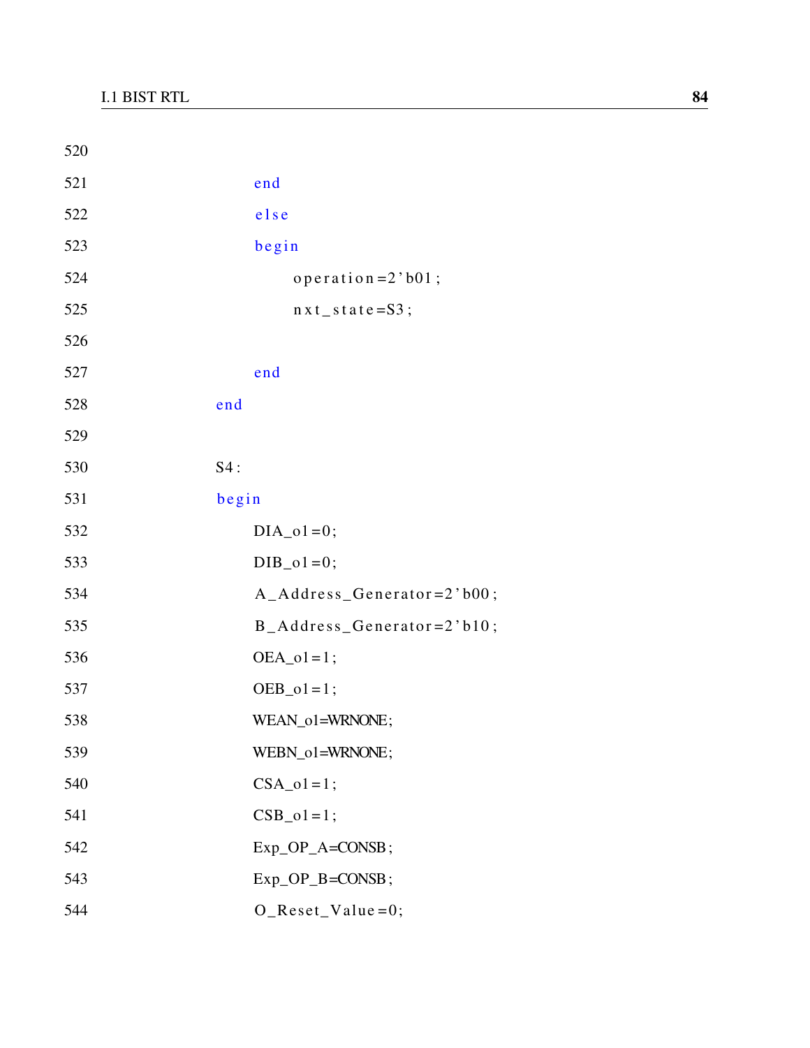```
520
521                 end
522                 else
523                 begin
524                     operation=2'b01;
525                     nxt_state=S3;
526
527                 end
528             end
529
530             S4:
531             begin
532                 DIA_o1=0;
533                 DIB_o1=0;
534                 A_Address_Generator=2'b00;
535                 B_Address_Generator=2'b10;
536                 OEA_o1=1;
537                 OEB_o1=1;
538                 WEAN_o1=WRNONE;
539                 WEBN_o1=WRNONE;
540                 CSA_o1=1;
541                 CSB_o1=1;
542                 Exp_OP_A=CONSB;
543                 Exp_OP_B=CONSB;
544                 O_Reset_Value=0;
```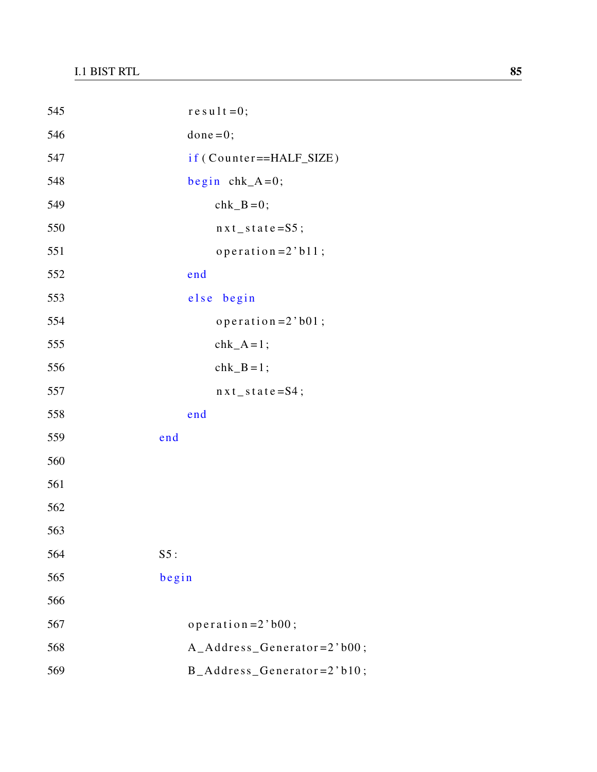```
545                 result=0;
546                 done=0;
547                 if(Counter==HALF_SIZE)
548                 begin  chk_A=0;
549                        chk_B=0;
550                        nxt_state=S5;
551                        operation=2'b11;
552                 end
553                 else  begin
554                        operation=2'b01;
555                        chk_A=1;
556                        chk_B=1;
557                        nxt_state=S4;
558                 end
559             end
560
561
562
563
564             S5:
565             begin
566
567                 operation=2'b00;
568                 A_Address_Generator=2'b00;
569                 B_Address_Generator=2'b10;
```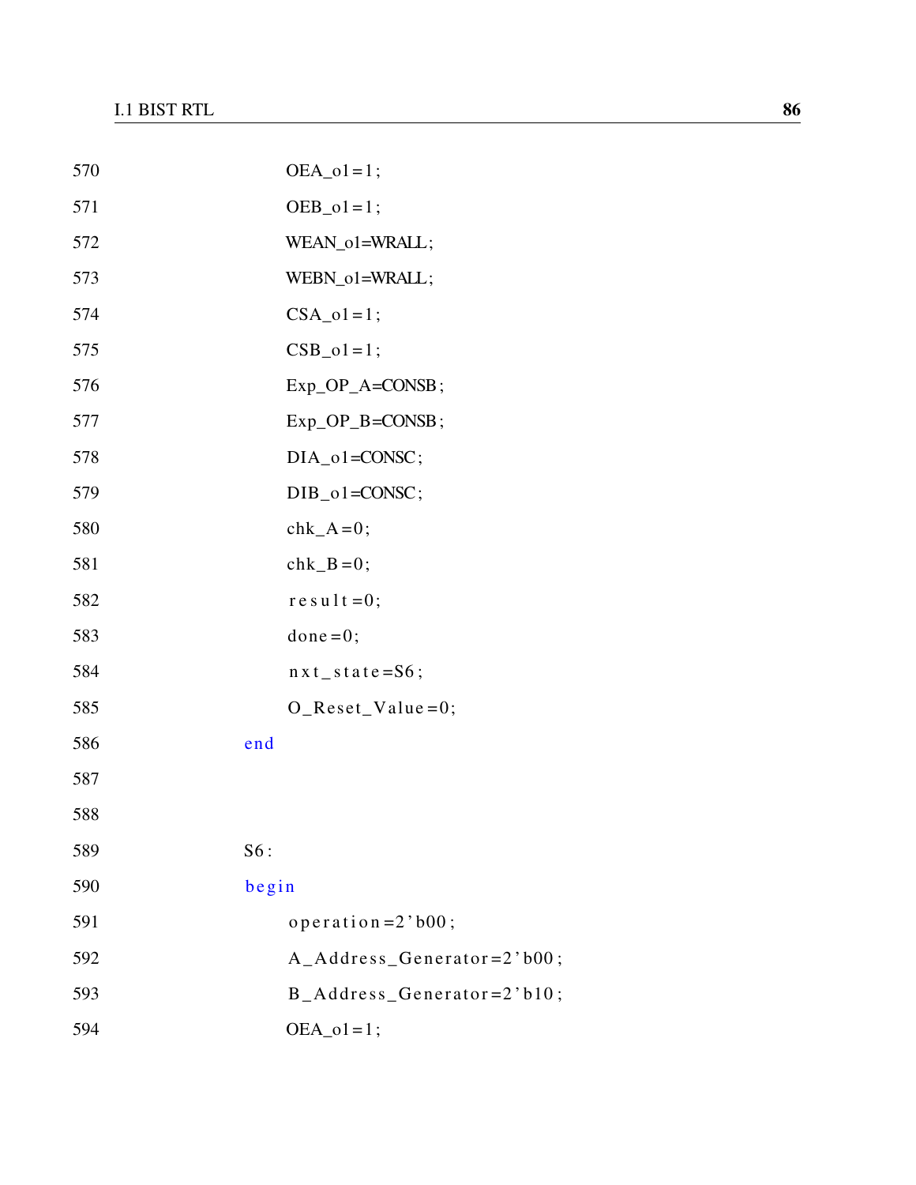```
570                 OEA_o1=1;
571                 OEB_o1=1;
572                 WEAN_o1=WRALL;
573                 WEBN_o1=WRALL;
574                 CSA_o1=1;
575                 CSB_o1=1;
576                 Exp_OP_A=CONSB;
577                 Exp_OP_B=CONSB;
578                 DIA_o1=CONSC;
579                 DIB_o1=CONSC;
580                 chk_A=0;
581                 chk_B=0;
582                 result=0;
583                 done=0;
584                 nxt_state=S6;
585                 O_Reset_Value=0;
586             end
587
588
589             S6:
590             begin
591                 operation=2'b00;
592                 A_Address_Generator=2'b00;
593                 B_Address_Generator=2'b10;
594                 OEA_o1=1;
```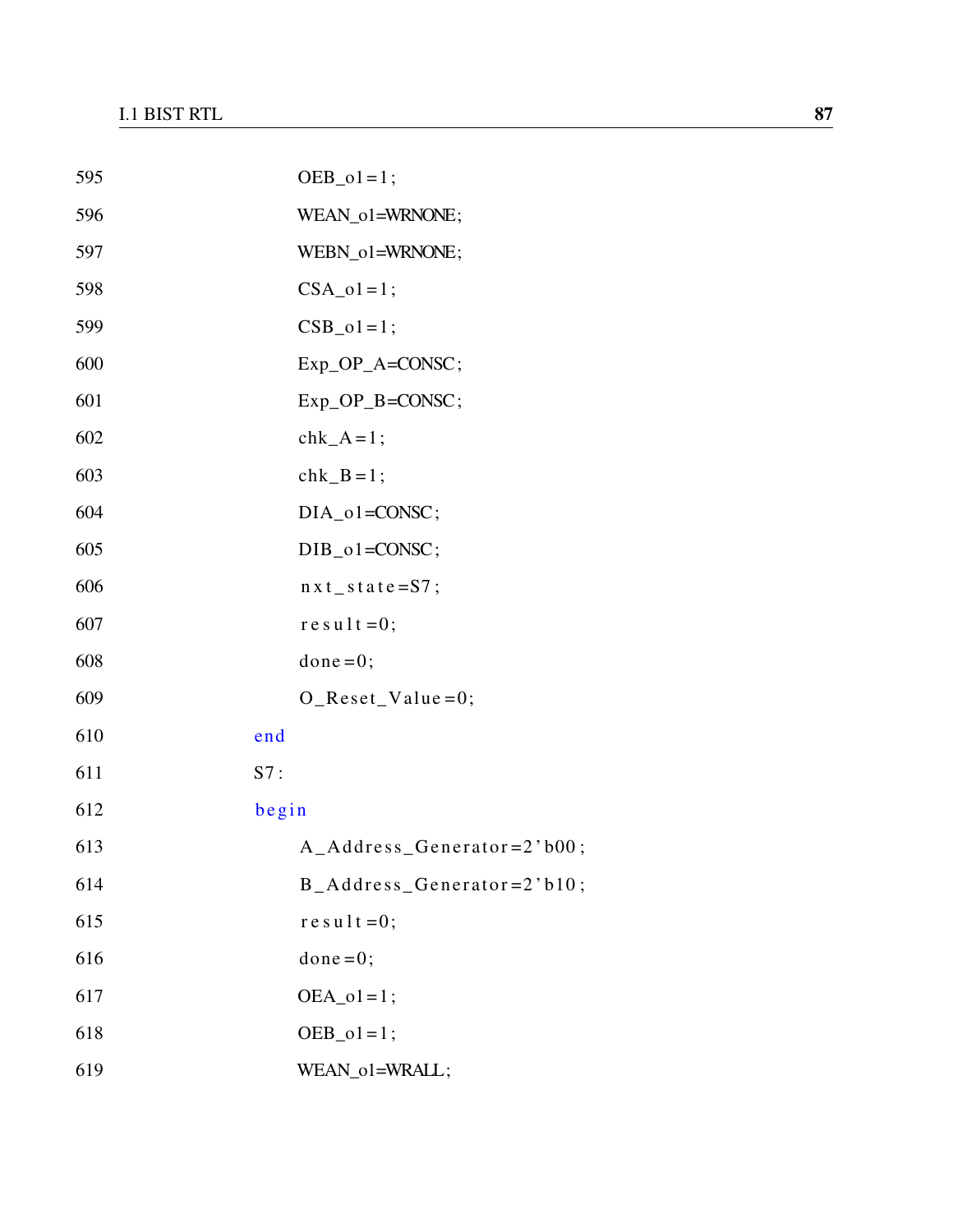```
595                 OEB_o1=1;
596                 WEAN_o1=WRNONE;
597                 WEBN_o1=WRNONE;
598                 CSA_o1=1;
599                 CSB_o1=1;
600                 Exp_OP_A=CONSC;
601                 Exp_OP_B=CONSC;
602                 chk_A=1;
603                 chk_B=1;
604                 DIA_o1=CONSC;
605                 DIB_o1=CONSC;
606                 nxt_state=S7;
607                 result=0;
608                 done=0;
609                 O_Reset_Value=0;
610             end
611             S7:
612             begin
613                 A_Address_Generator=2'b00;
614                 B_Address_Generator=2'b10;
615                 result=0;
616                 done=0;
617                 OEA_o1=1;
618                 OEB_o1=1;
619                 WEAN_o1=WRALL;
```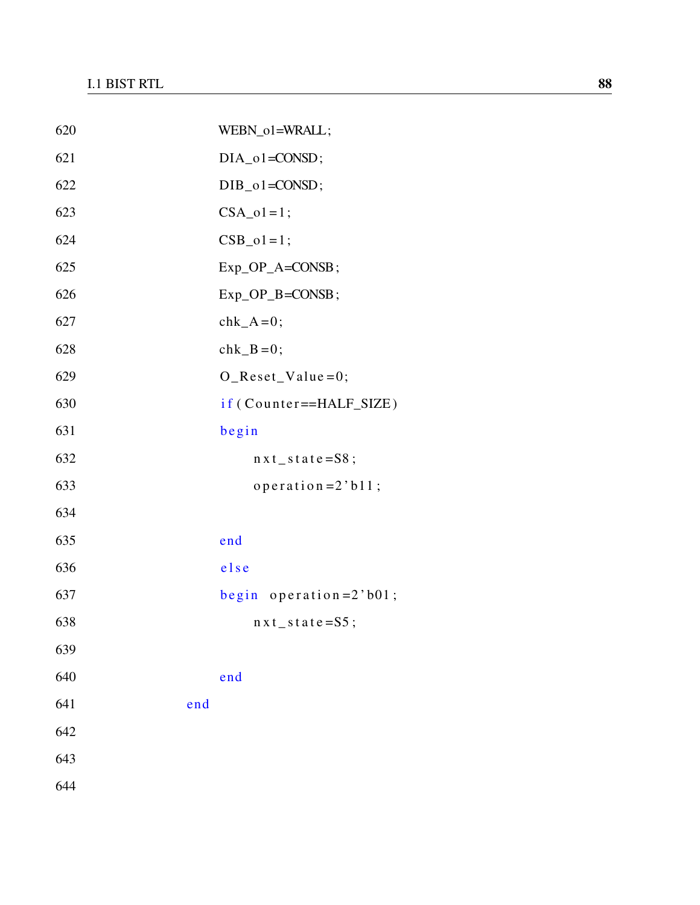```
620                     WEBN_o1=WRALL;
621                     DIA_o1=CONSD;
622                     DIB_o1=CONSD;
623                     CSA_o1=1;
624                     CSB_o1=1;
625                     Exp_OP_A=CONSB;
626                     Exp_OP_B=CONSB;
627                     chk_A=0;
628                     chk_B=0;
629                     O_Reset_Value=0;
630                     if(Counter==HALF_SIZE)
631                     begin
632                         nxt_state=S8;
633                         operation=2'b11;
634
635                     end
636                     else
637                     begin  operation=2'b01;
638                         nxt_state=S5;
639
640                     end
641                 end
642
643
644
```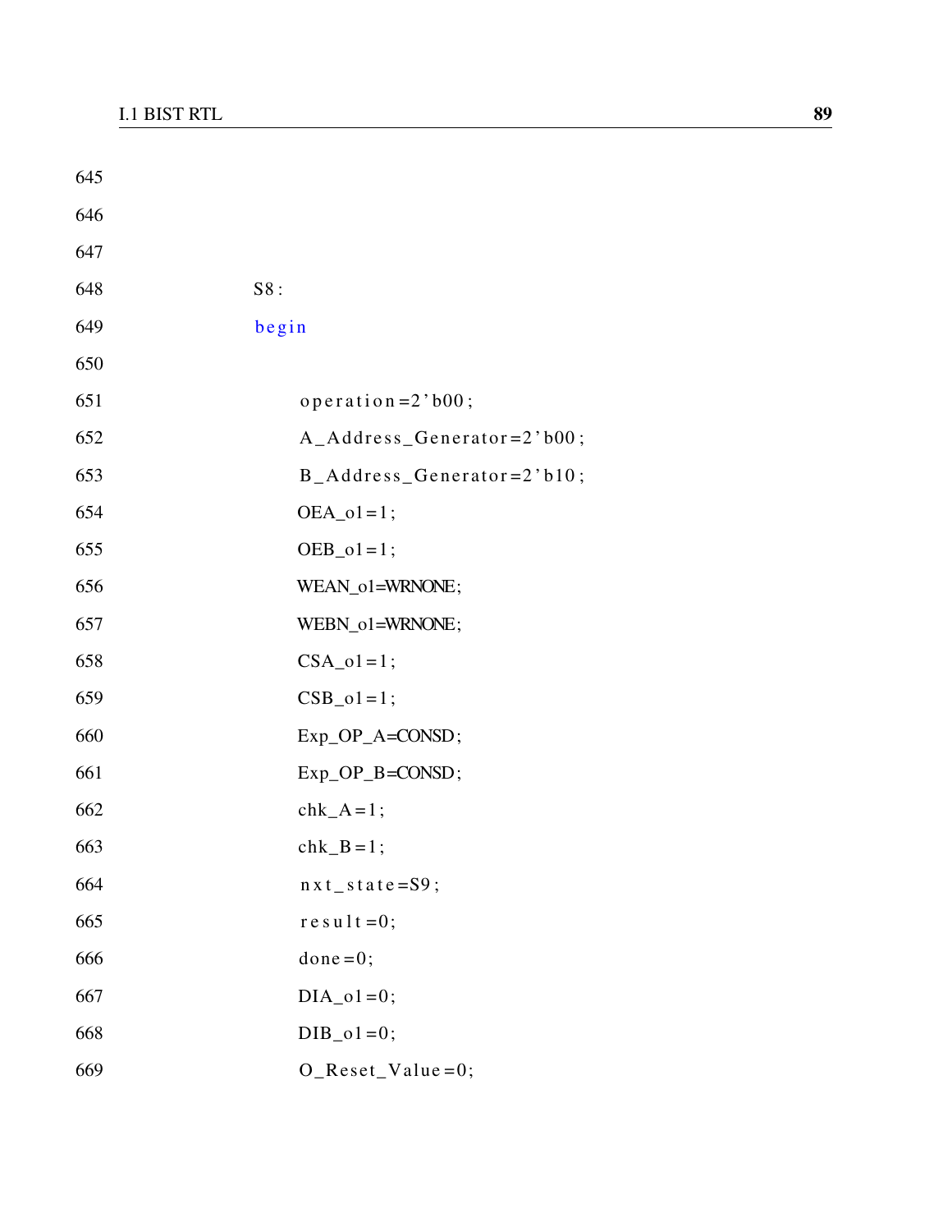```
645
646
647
648     S8:
649     begin
650
651         operation=2'b00;
652         A_Address_Generator=2'b00;
653         B_Address_Generator=2'b10;
654         OEA_o1=1;
655         OEB_o1=1;
656         WEAN_o1=WRNONE;
657         WEBN_o1=WRNONE;
658         CSA_o1=1;
659         CSB_o1=1;
660         Exp_OP_A=CONSD;
661         Exp_OP_B=CONSD;
662         chk_A=1;
663         chk_B=1;
664         nxt_state=S9;
665         result=0;
666         done=0;
667         DIA_o1=0;
668         DIB_o1=0;
669         O_Reset_Value=0;
```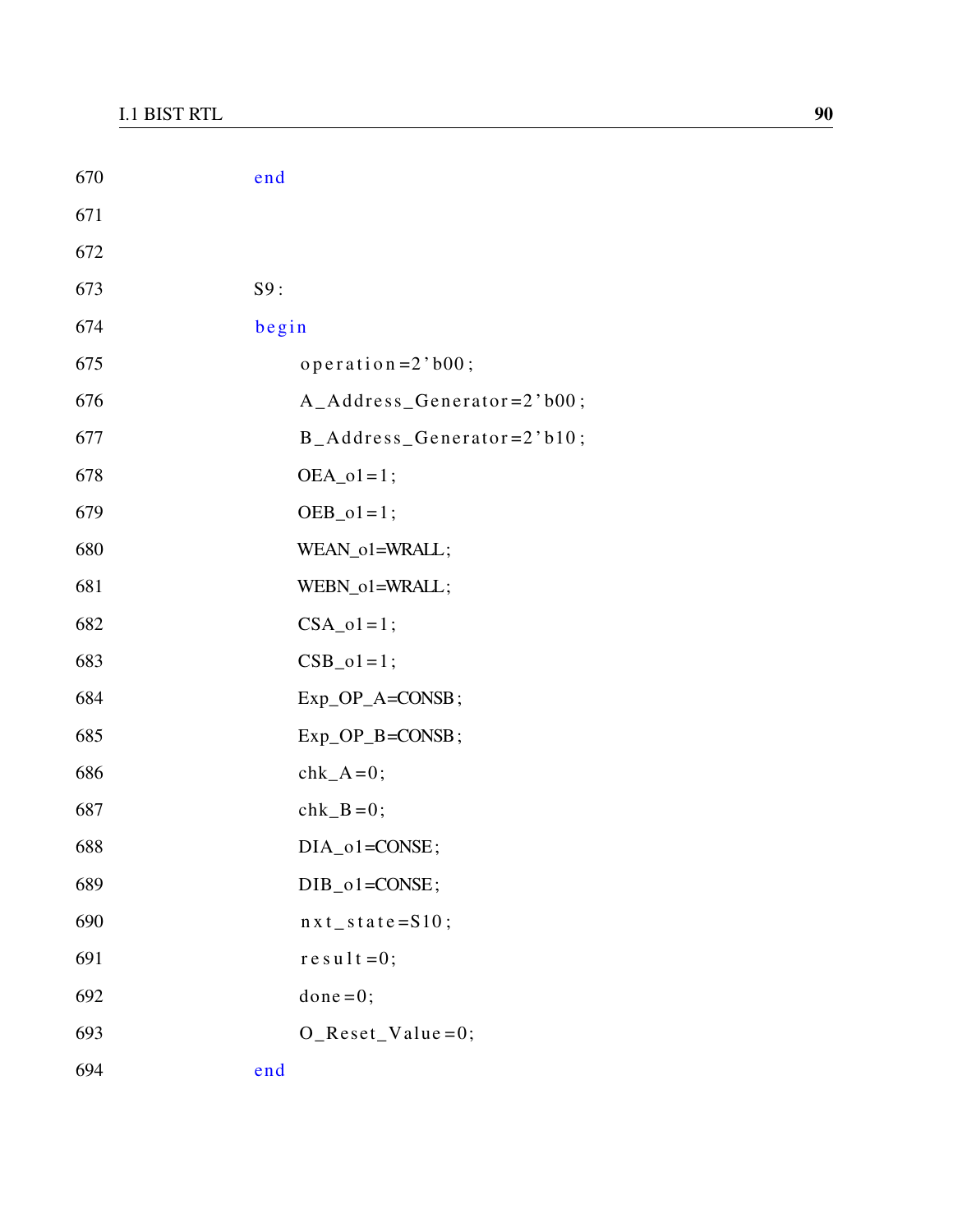```
670             end
671
672
673             S9:
674             begin
675                 operation=2'b00;
676                 A_Address_Generator=2'b00;
677                 B_Address_Generator=2'b10;
678                 OEA_o1=1;
679                 OEB_o1=1;
680                 WEAN_o1=WRALL;
681                 WEBN_o1=WRALL;
682                 CSA_o1=1;
683                 CSB_o1=1;
684                 Exp_OP_A=CONSB;
685                 Exp_OP_B=CONSB;
686                 chk_A=0;
687                 chk_B=0;
688                 DIA_o1=CONSE;
689                 DIB_o1=CONSE;
690                 nxt_state=S10;
691                 result=0;
692                 done=0;
693                 O_Reset_Value=0;
694             end
```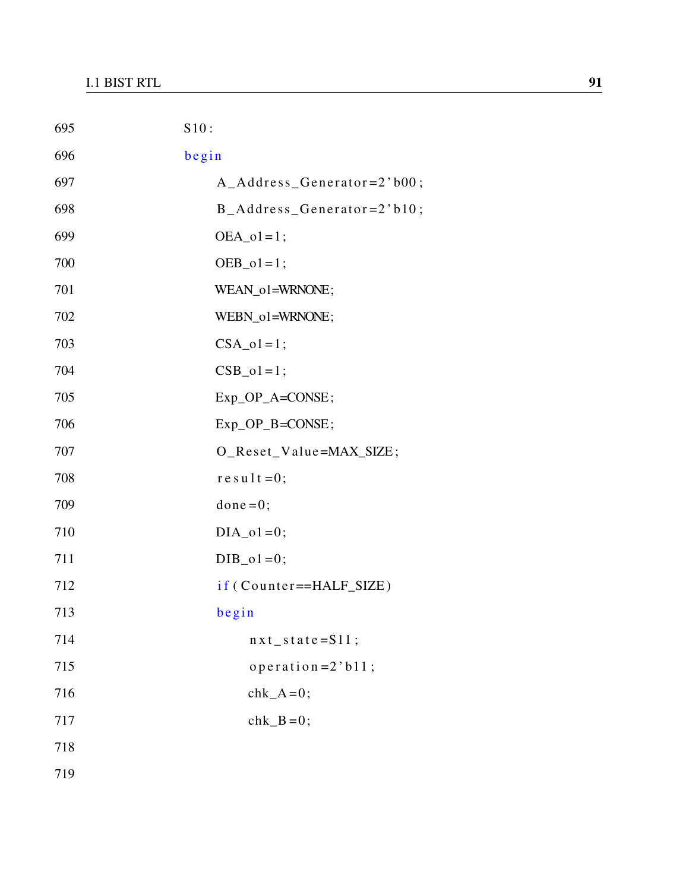```
695                 S10:
696                 begin
697                     A_Address_Generator=2'b00;
698                     B_Address_Generator=2'b10;
699                     OEA_o1=1;
700                     OEB_o1=1;
701                     WEAN_o1=WRNONE;
702                     WEBN_o1=WRNONE;
703                     CSA_o1=1;
704                     CSB_o1=1;
705                     Exp_OP_A=CONSE;
706                     Exp_OP_B=CONSE;
707                     O_Reset_Value=MAX_SIZE;
708                     result=0;
709                     done=0;
710                     DIA_o1=0;
711                     DIB_o1=0;
712                     if(Counter==HALF_SIZE)
713                     begin
714                         nxt_state=S11;
715                         operation=2'b11;
716                         chk_A=0;
717                         chk_B=0;
718
719
```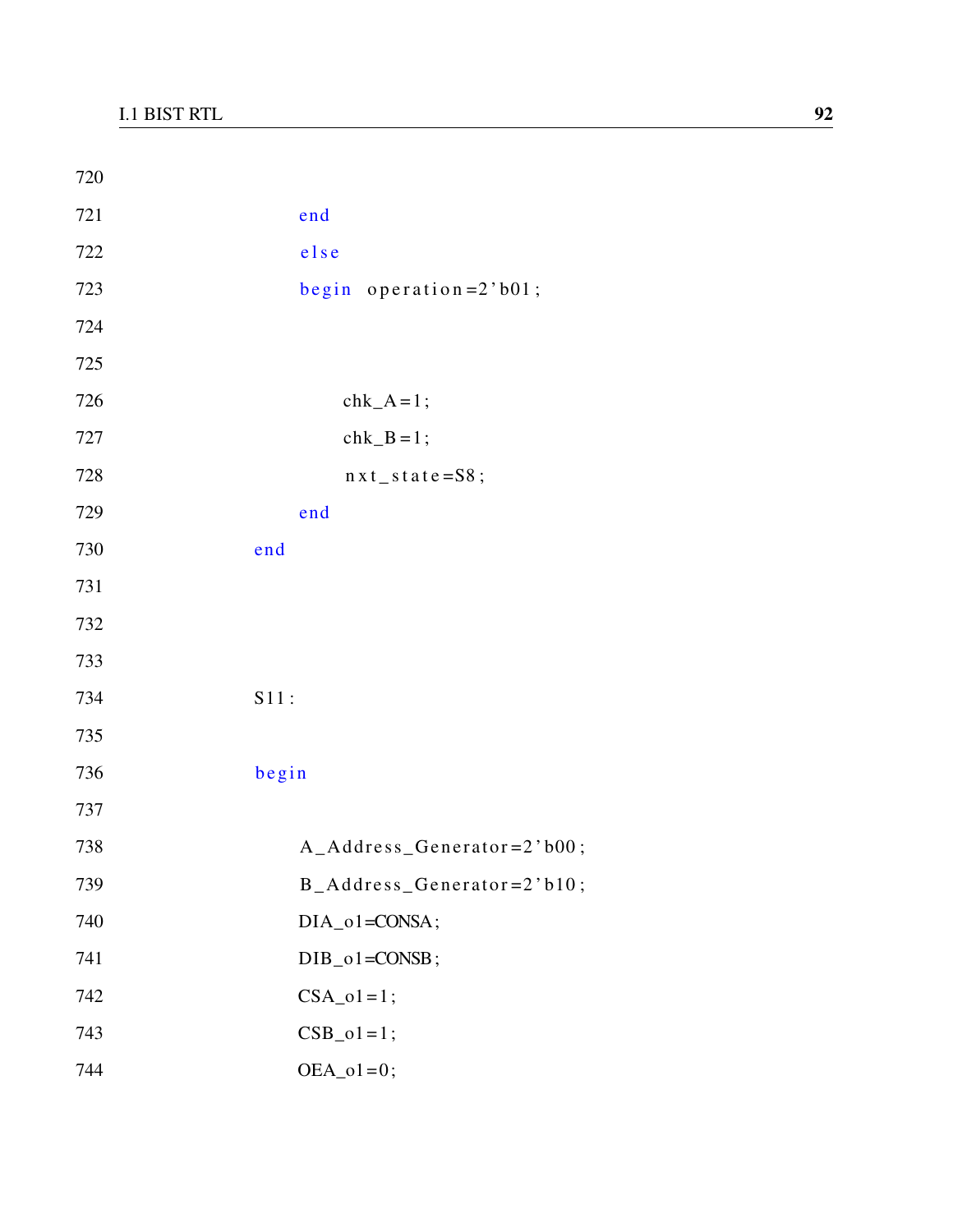```
720
721                 end
722                 else
723                 begin  operation=2'b01;
724
725
726                     chk_A=1;
727                     chk_B=1;
728                     nxt_state=S8;
729                 end
730             end
731
732
733
734             S11:
735
736             begin
737
738                 A_Address_Generator=2'b00;
739                 B_Address_Generator=2'b10;
740                 DIA_o1=CONSA;
741                 DIB_o1=CONSB;
742                 CSA_o1=1;
743                 CSB_o1=1;
744                 OEA_o1=0;
```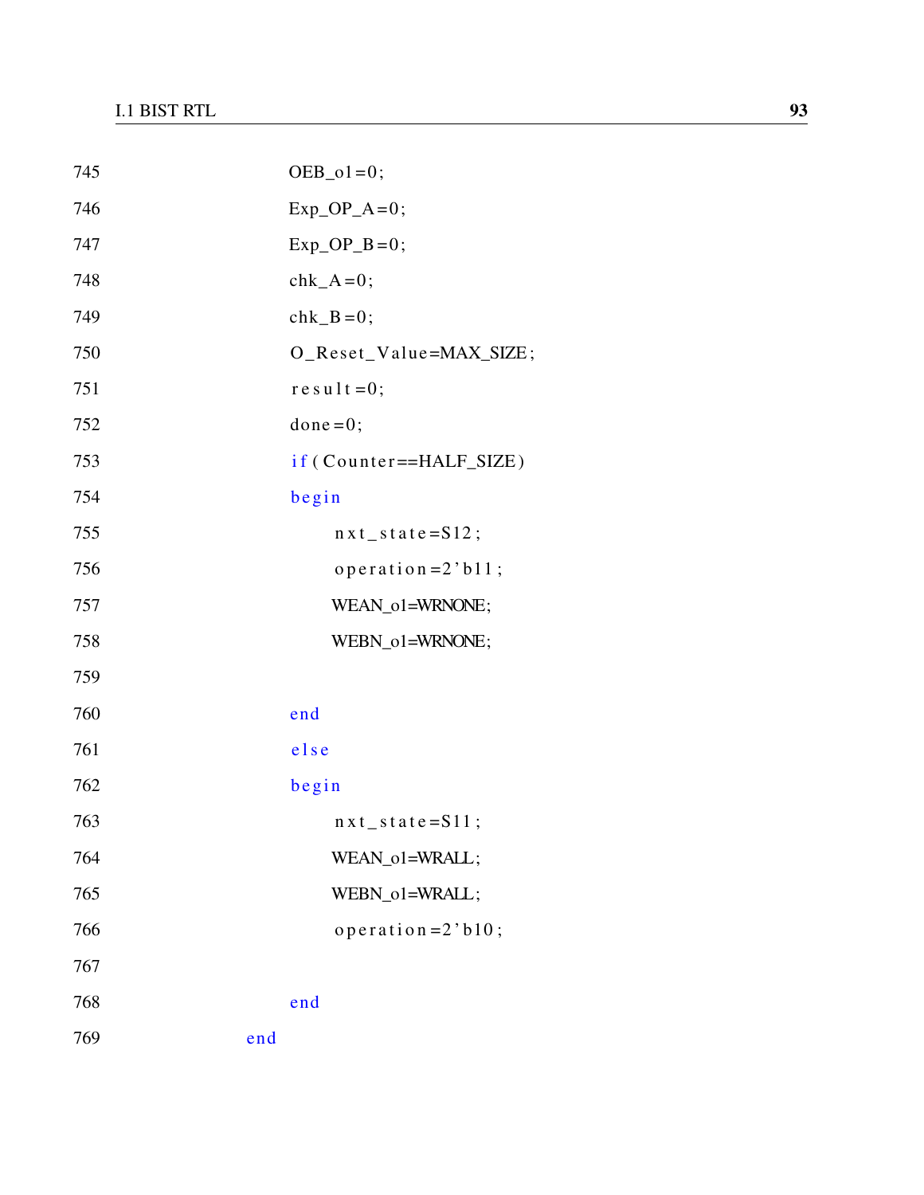```
745                         OEB_o1=0;
746                         Exp_OP_A=0;
747                         Exp_OP_B=0;
748                         chk_A=0;
749                         chk_B=0;
750                         O_Reset_Value=MAX_SIZE;
751                         result=0;
752                         done=0;
753                         if(Counter==HALF_SIZE)
754                         begin
755                                 nxt_state=S12;
756                                 operation=2'b11;
757                                 WEAN_o1=WRNONE;
758                                 WEBN_o1=WRNONE;
759
760                         end
761                         else
762                         begin
763                                 nxt_state=S11;
764                                 WEAN_o1=WRALL;
765                                 WEBN_o1=WRALL;
766                                 operation=2'b10;
767
768                         end
769                 end
```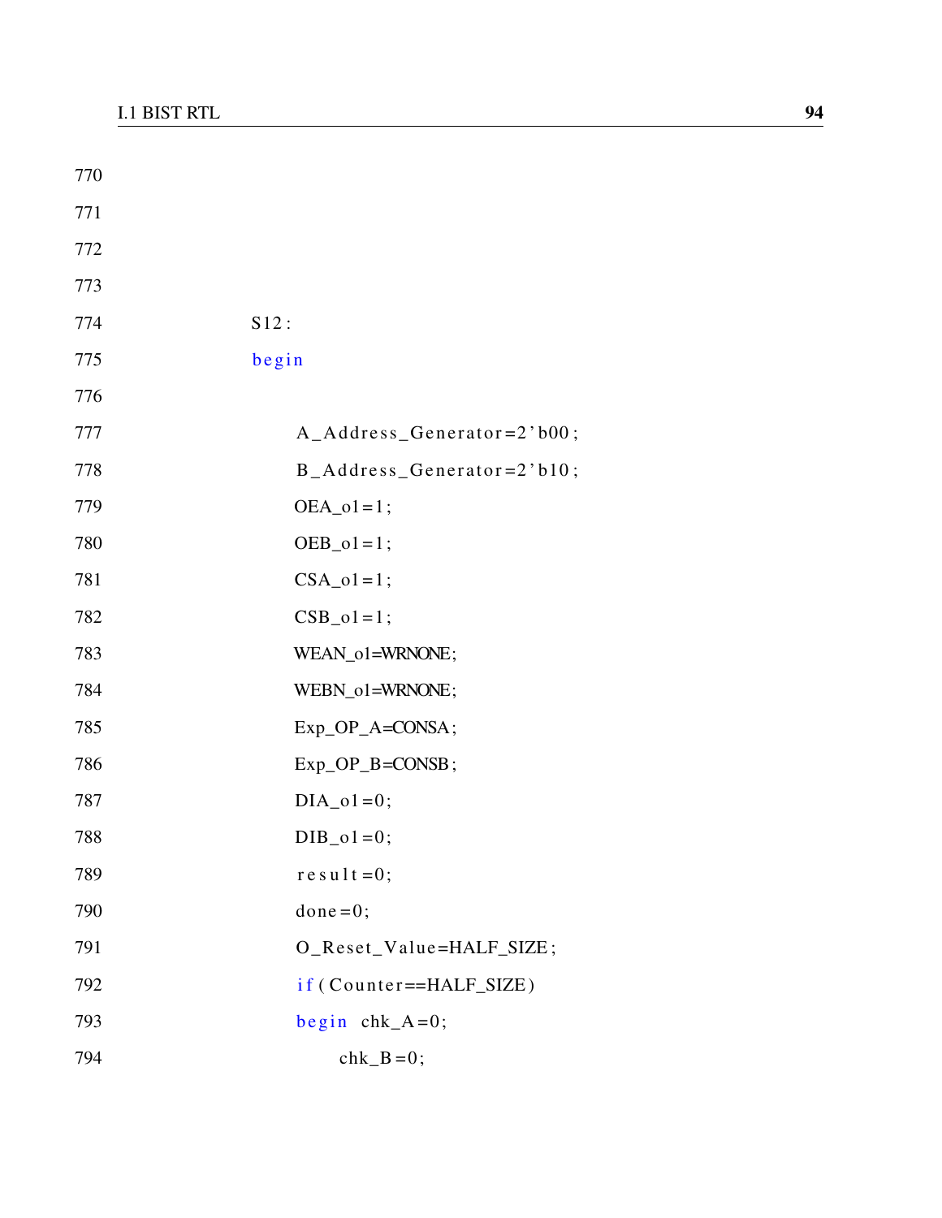```
770
771
772
773
774         S12:
775         begin
776
777             A_Address_Generator=2'b00;
778             B_Address_Generator=2'b10;
779             OEA_o1=1;
780             OEB_o1=1;
781             CSA_o1=1;
782             CSB_o1=1;
783             WEAN_o1=WRNONE;
784             WEBN_o1=WRNONE;
785             Exp_OP_A=CONSA;
786             Exp_OP_B=CONSB;
787             DIA_o1=0;
788             DIB_o1=0;
789             result=0;
790             done=0;
791             O_Reset_Value=HALF_SIZE;
792             if(Counter==HALF_SIZE)
793             begin  chk_A=0;
794                    chk_B=0;
```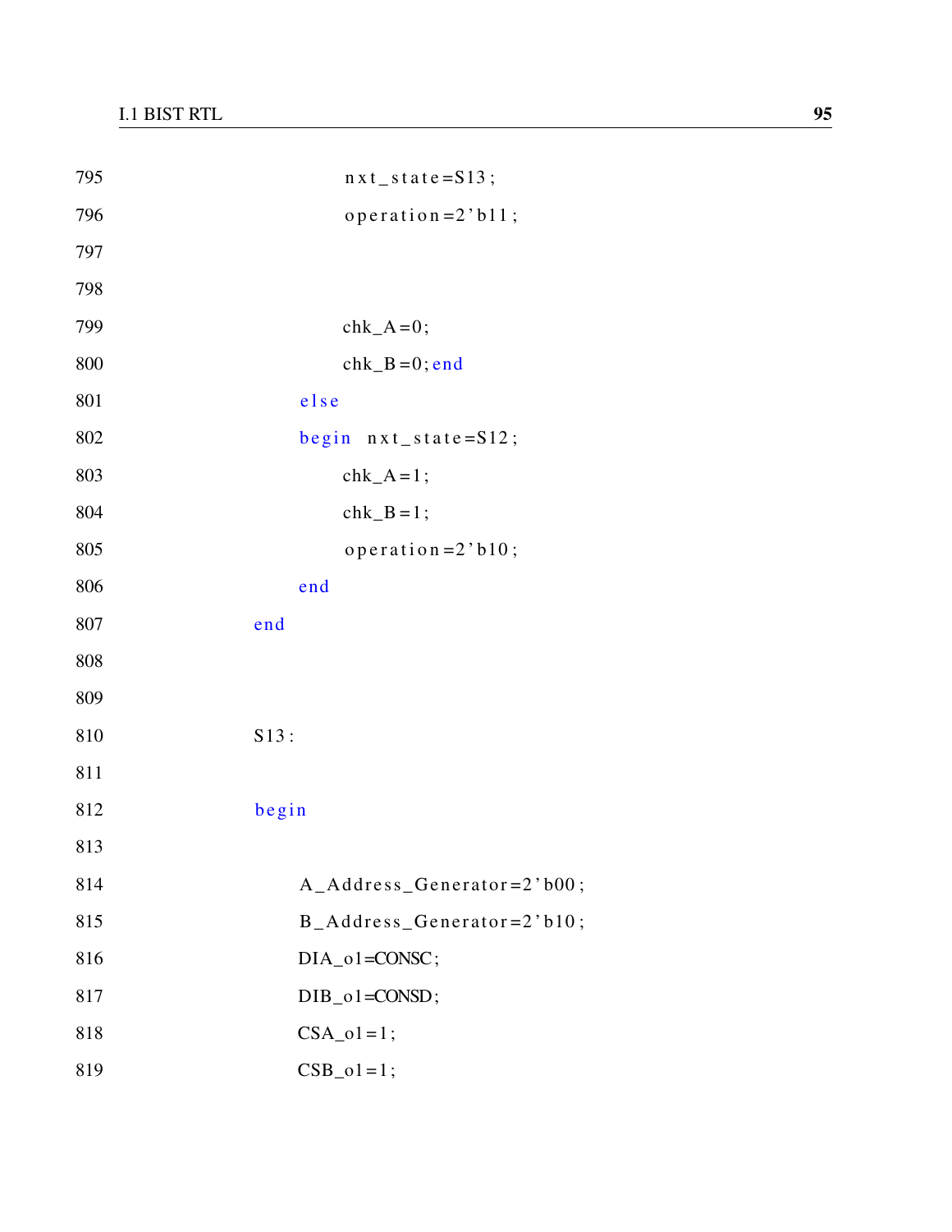```
795                 nxt_state=S13;
796                 operation=2'b11;
797
798
799                 chk_A=0;
800                 chk_B=0;end
801             else
802             begin  nxt_state=S12;
803                 chk_A=1;
804                 chk_B=1;
805                 operation=2'b10;
806             end
807         end
808
809
810         S13:
811
812         begin
813
814             A_Address_Generator=2'b00;
815             B_Address_Generator=2'b10;
816             DIA_o1=CONSC;
817             DIB_o1=CONSD;
818             CSA_o1=1;
819             CSB_o1=1;
```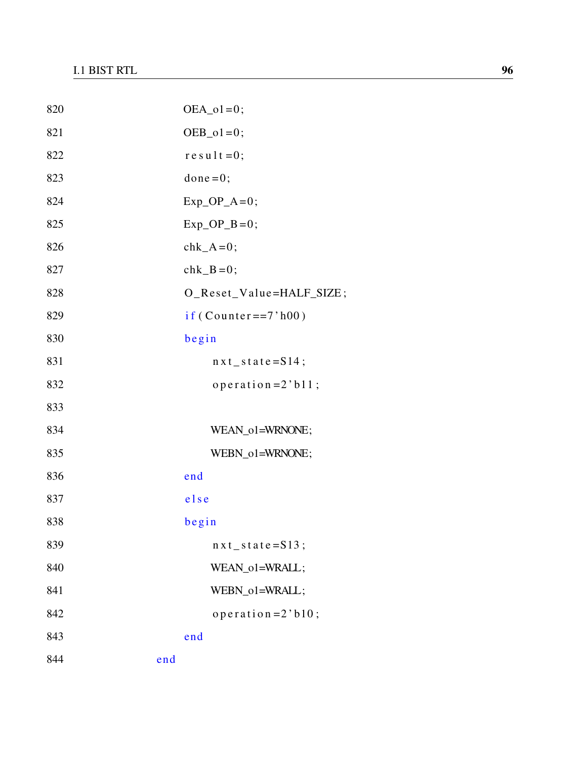```
820                         OEA_o1=0;
821                         OEB_o1=0;
822                         result=0;
823                         done=0;
824                         Exp_OP_A=0;
825                         Exp_OP_B=0;
826                         chk_A=0;
827                         chk_B=0;
828                         O_Reset_Value=HALF_SIZE;
829                         if(Counter==7'h00)
830                         begin
831                                 nxt_state=S14;
832                                 operation=2'b11;
833 
834                                 WEAN_o1=WRNONE;
835                                 WEBN_o1=WRNONE;
836                         end
837                         else
838                         begin
839                                 nxt_state=S13;
840                                 WEAN_o1=WRALL;
841                                 WEBN_o1=WRALL;
842                                 operation=2'b10;
843                         end
844                 end
```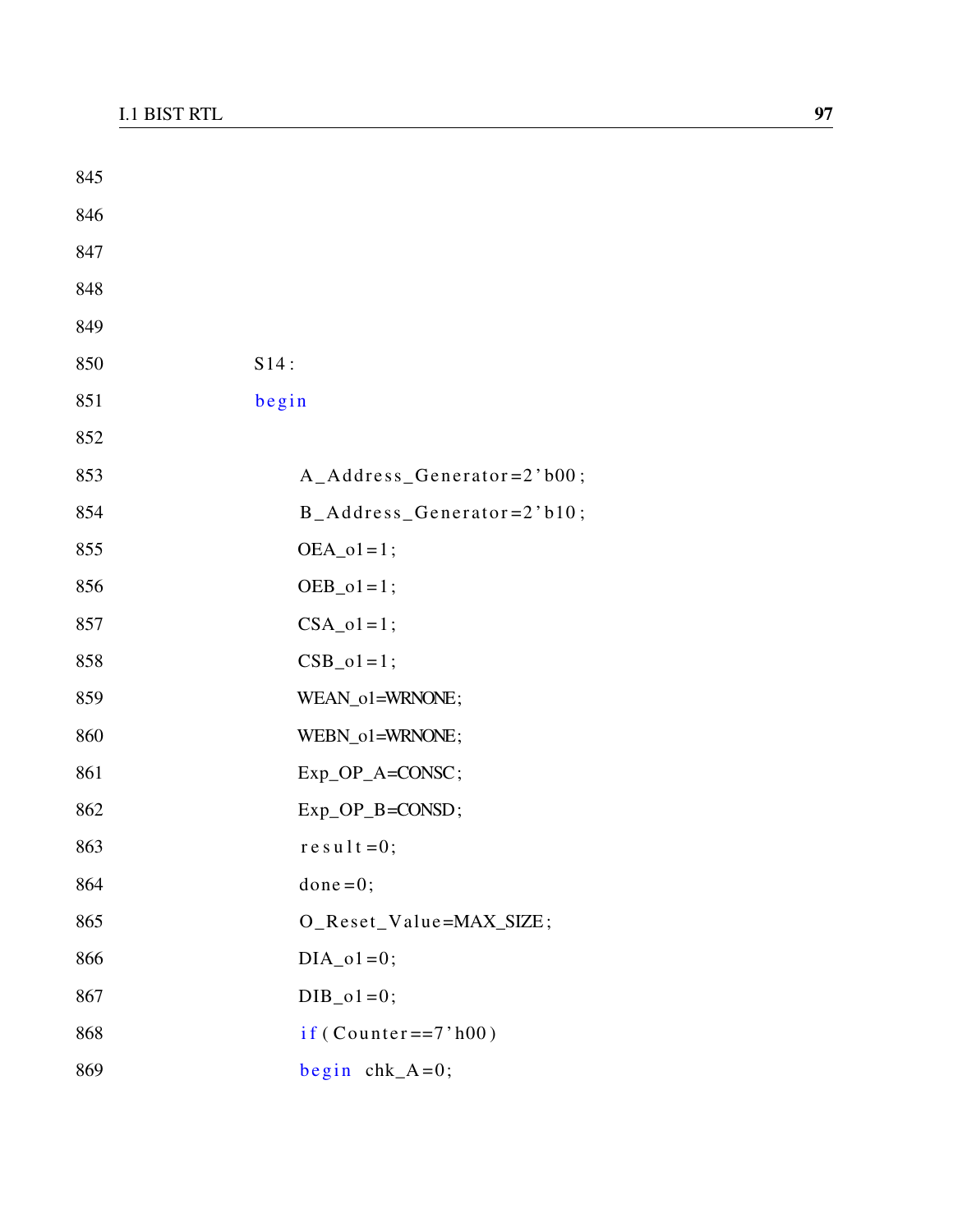```
845
846
847
848
849
850            S14:
851            begin
852
853                A_Address_Generator=2'b00;
854                B_Address_Generator=2'b10;
855                OEA_o1=1;
856                OEB_o1=1;
857                CSA_o1=1;
858                CSB_o1=1;
859                WEAN_o1=WRNONE;
860                WEBN_o1=WRNONE;
861                Exp_OP_A=CONSC;
862                Exp_OP_B=CONSD;
863                result=0;
864                done=0;
865                O_Reset_Value=MAX_SIZE;
866                DIA_o1=0;
867                DIB_o1=0;
868                if(Counter==7'h00)
869                begin  chk_A=0;
```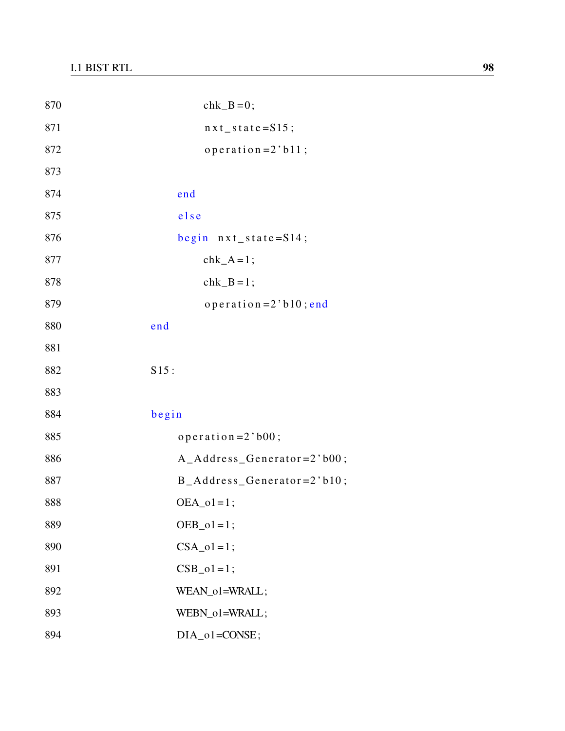```
870                 chk_B=0;
871                 nxt_state=S15;
872                 operation=2'b11;
873
874             end
875             else
876             begin  nxt_state=S14;
877                 chk_A=1;
878                 chk_B=1;
879                 operation=2'b10; end
880         end
881
882         S15:
883
884         begin
885             operation=2'b00;
886             A_Address_Generator=2'b00;
887             B_Address_Generator=2'b10;
888             OEA_o1=1;
889             OEB_o1=1;
890             CSA_o1=1;
891             CSB_o1=1;
892             WEAN_o1=WRALL;
893             WEBN_o1=WRALL;
894             DIA_o1=CONSE;
```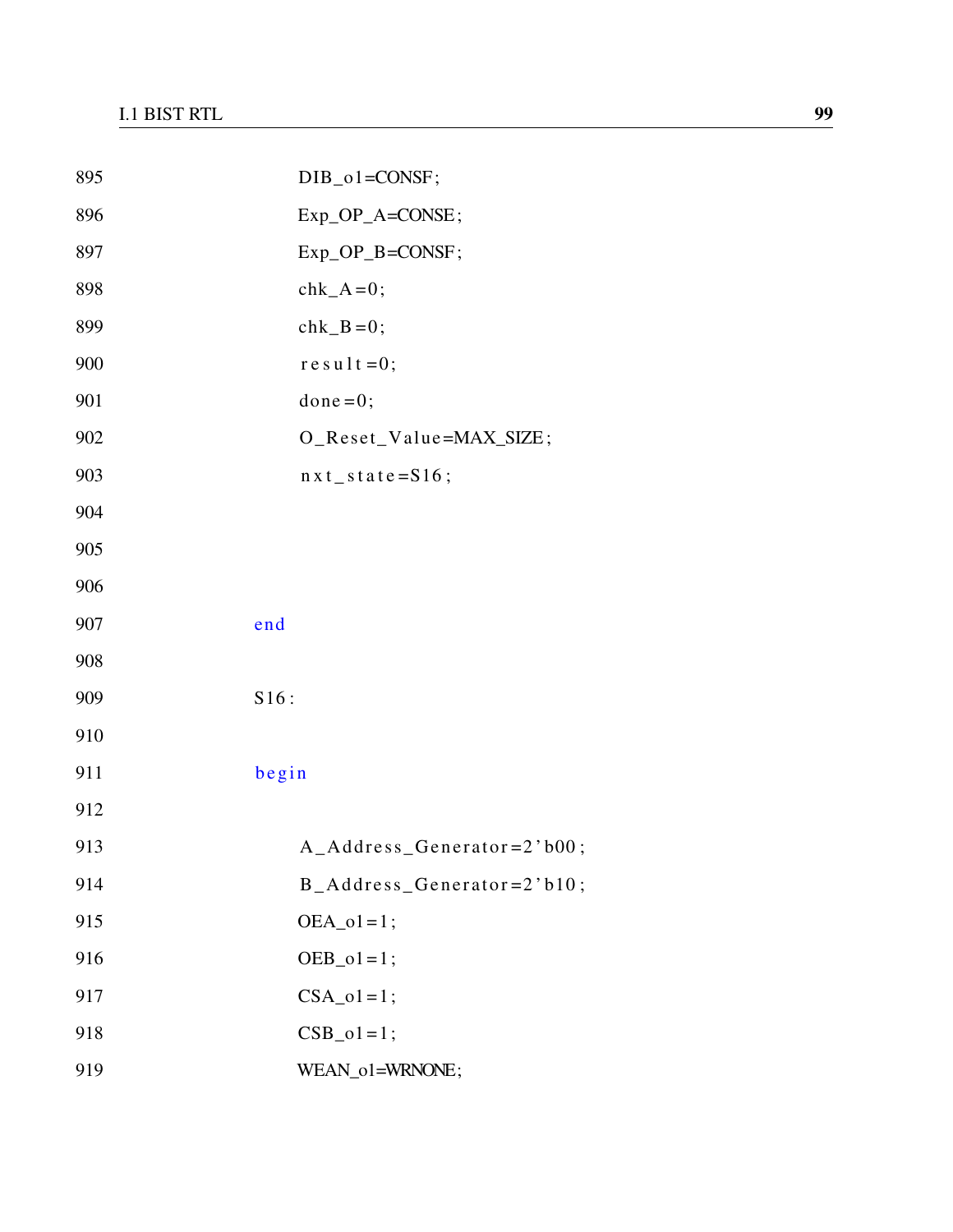```
895                 DIB_o1=CONSF;
896                 Exp_OP_A=CONSE;
897                 Exp_OP_B=CONSF;
898                 chk_A=0;
899                 chk_B=0;
900                 result=0;
901                 done=0;
902                 O_Reset_Value=MAX_SIZE;
903                 nxt_state=S16;
904
905
906
907             end
908
909             S16:
910
911             begin
912
913                 A_Address_Generator=2'b00;
914                 B_Address_Generator=2'b10;
915                 OEA_o1=1;
916                 OEB_o1=1;
917                 CSA_o1=1;
918                 CSB_o1=1;
919                 WEAN_o1=WRNONE;
```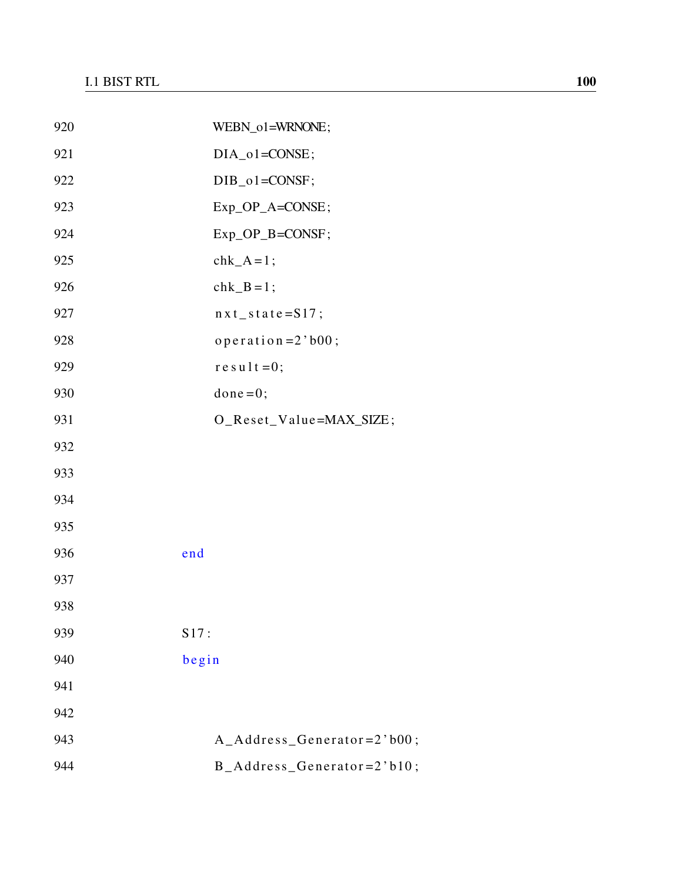```
920                 WEBN_o1=WRNONE;
921                 DIA_o1=CONSE;
922                 DIB_o1=CONSF;
923                 Exp_OP_A=CONSE;
924                 Exp_OP_B=CONSF;
925                 chk_A=1;
926                 chk_B=1;
927                 nxt_state=S17;
928                 operation=2'b00;
929                 result=0;
930                 done=0;
931                 O_Reset_Value=MAX_SIZE;
932
933
934
935
936             end
937
938
939             S17:
940             begin
941
942
943                 A_Address_Generator=2'b00;
944                 B_Address_Generator=2'b10;
```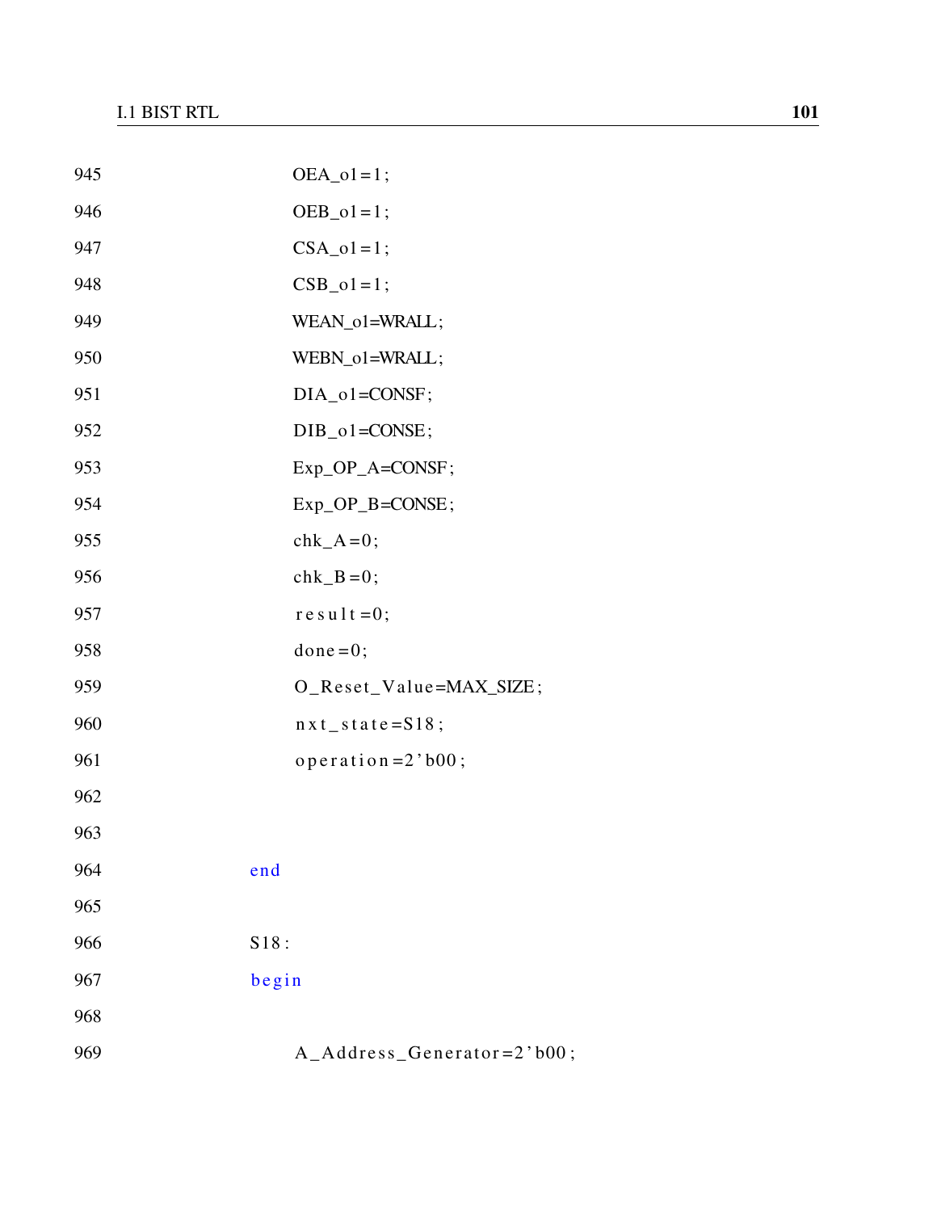```
945                 OEA_o1=1;
946                 OEB_o1=1;
947                 CSA_o1=1;
948                 CSB_o1=1;
949                 WEAN_o1=WRALL;
950                 WEBN_o1=WRALL;
951                 DIA_o1=CONSF;
952                 DIB_o1=CONSE;
953                 Exp_OP_A=CONSF;
954                 Exp_OP_B=CONSE;
955                 chk_A=0;
956                 chk_B=0;
957                 result=0;
958                 done=0;
959                 O_Reset_Value=MAX_SIZE;
960                 nxt_state=S18;
961                 operation=2'b00;
962
963
964             end
965
966             S18:
967             begin
968
969                 A_Address_Generator=2'b00;
```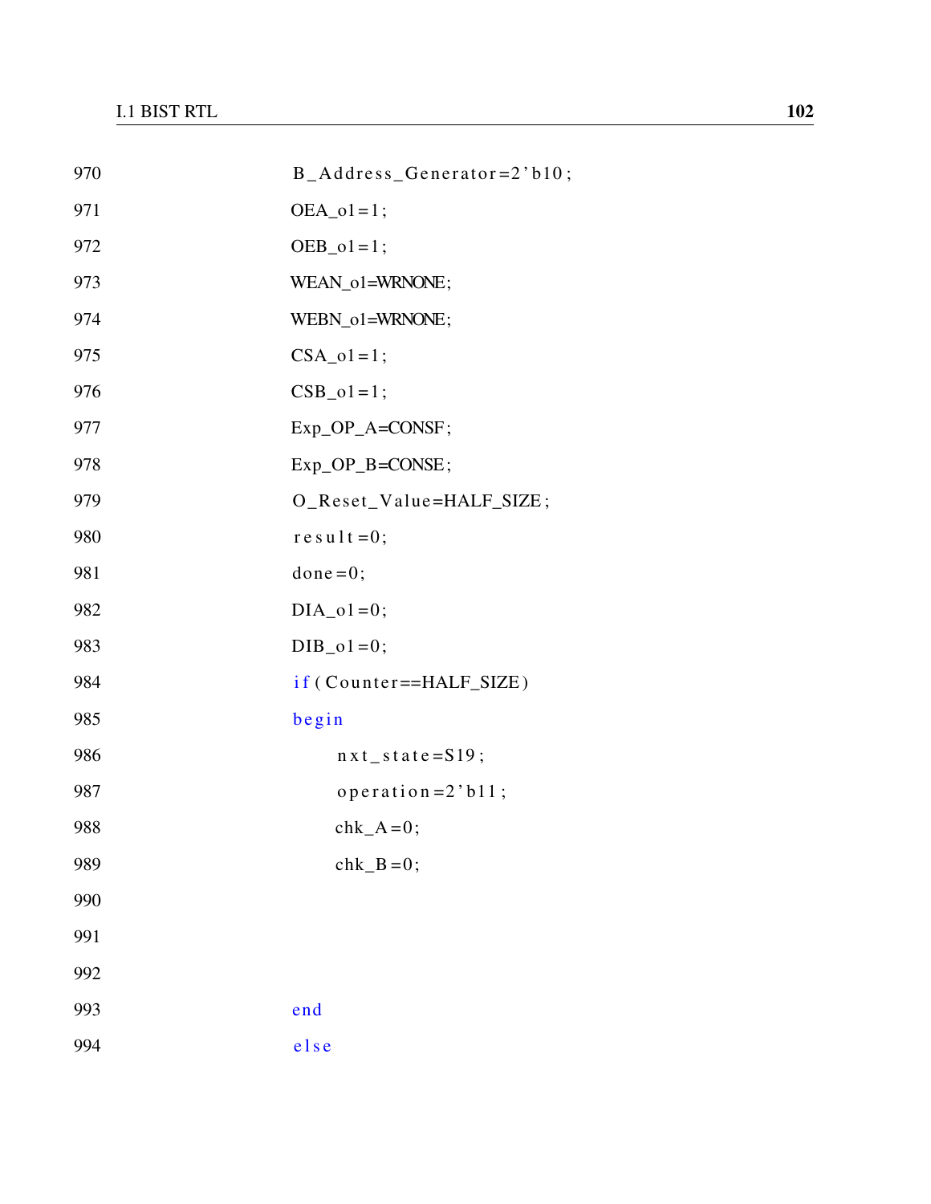```
970                         B_Address_Generator=2'b10;
971                         OEA_o1=1;
972                         OEB_o1=1;
973                         WEAN_o1=WRNONE;
974                         WEBN_o1=WRNONE;
975                         CSA_o1=1;
976                         CSB_o1=1;
977                         Exp_OP_A=CONSF;
978                         Exp_OP_B=CONSE;
979                         O_Reset_Value=HALF_SIZE;
980                         result=0;
981                         done=0;
982                         DIA_o1=0;
983                         DIB_o1=0;
984                         if(Counter==HALF_SIZE)
985                         begin
986                             nxt_state=S19;
987                             operation=2'b11;
988                             chk_A=0;
989                             chk_B=0;
990
991
992
993                         end
994                         else
```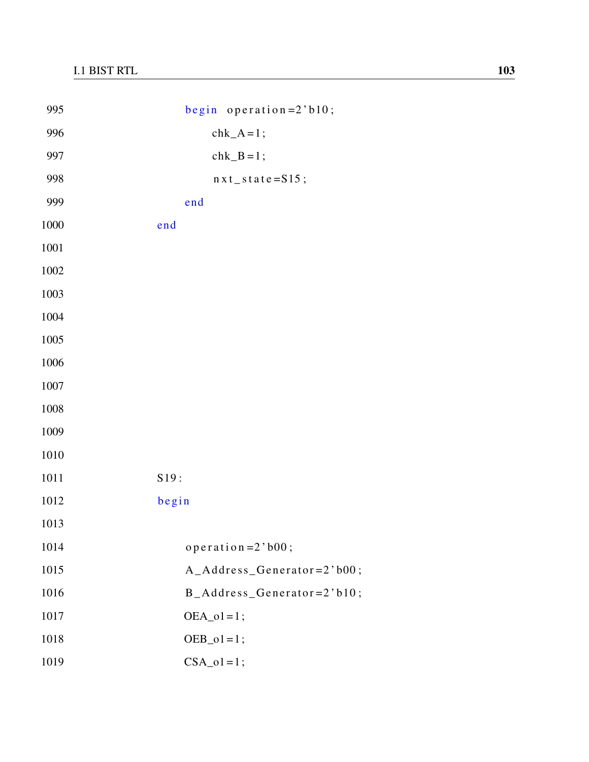```
995                     begin  operation=2'b10;
996                         chk_A=1;
997                         chk_B=1;
998                         nxt_state=S15;
999                     end
1000                end
1001
1002
1003
1004
1005
1006
1007
1008
1009
1010
1011                S19:
1012                begin
1013
1014                    operation=2'b00;
1015                    A_Address_Generator=2'b00;
1016                    B_Address_Generator=2'b10;
1017                    OEA_o1=1;
1018                    OEB_o1=1;
1019                    CSA_o1=1;
```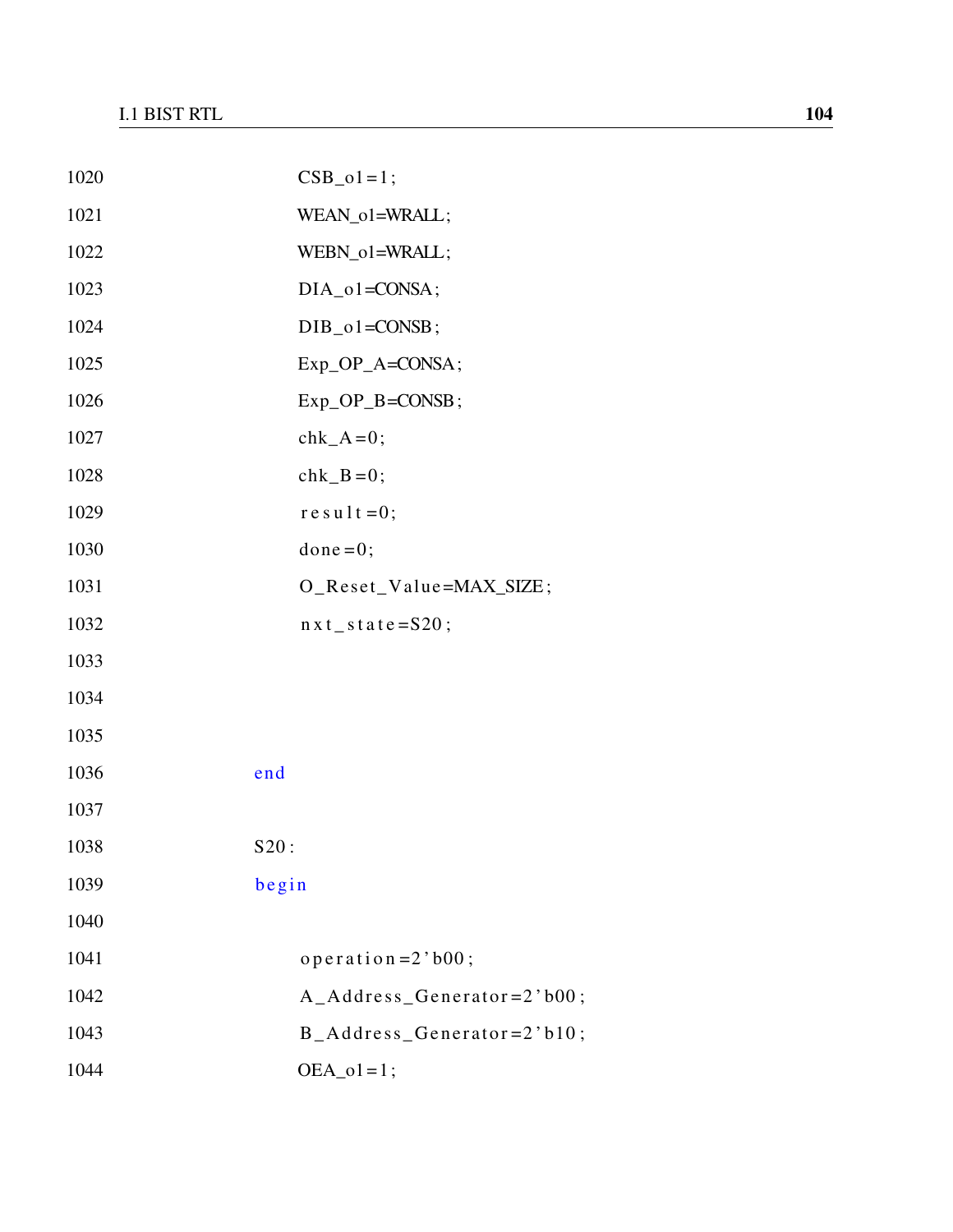```
1020                CSB_o1=1;
1021                WEAN_o1=WRALL;
1022                WEBN_o1=WRALL;
1023                DIA_o1=CONSA;
1024                DIB_o1=CONSB;
1025                Exp_OP_A=CONSA;
1026                Exp_OP_B=CONSB;
1027                chk_A=0;
1028                chk_B=0;
1029                result=0;
1030                done=0;
1031                O_Reset_Value=MAX_SIZE;
1032                nxt_state=S20;
1033
1034
1035
1036            end
1037
1038            S20:
1039            begin
1040
1041                operation=2'b00;
1042                A_Address_Generator=2'b00;
1043                B_Address_Generator=2'b10;
1044                OEA_o1=1;
```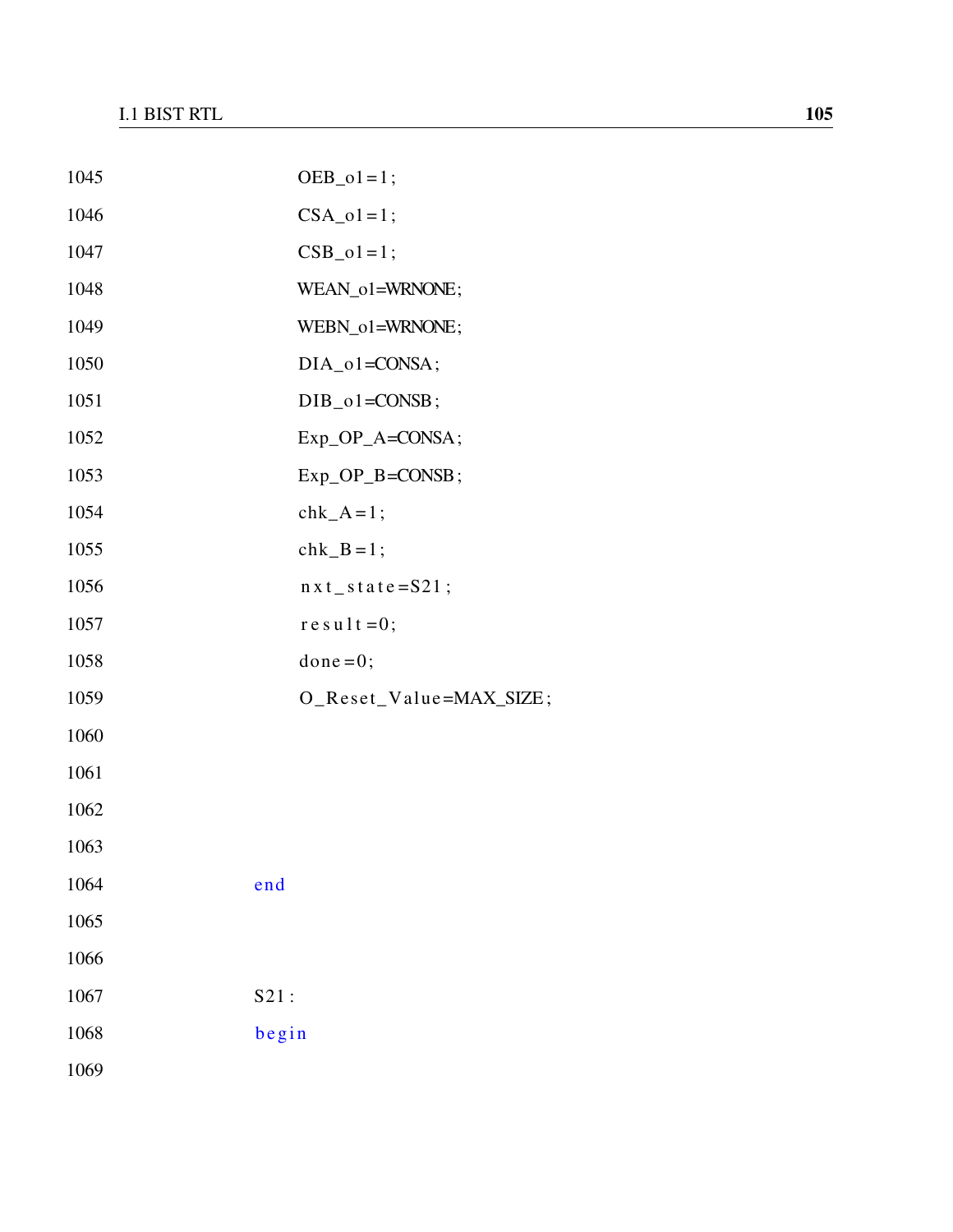```
1045                    OEB_o1=1;
1046                    CSA_o1=1;
1047                    CSB_o1=1;
1048                    WEAN_o1=WRNONE;
1049                    WEBN_o1=WRNONE;
1050                    DIA_o1=CONSA;
1051                    DIB_o1=CONSB;
1052                    Exp_OP_A=CONSA;
1053                    Exp_OP_B=CONSB;
1054                    chk_A=1;
1055                    chk_B=1;
1056                    nxt_state=S21;
1057                    result=0;
1058                    done=0;
1059                    O_Reset_Value=MAX_SIZE;
1060
1061
1062
1063
1064                end
1065
1066
1067                S21:
1068                begin
1069
```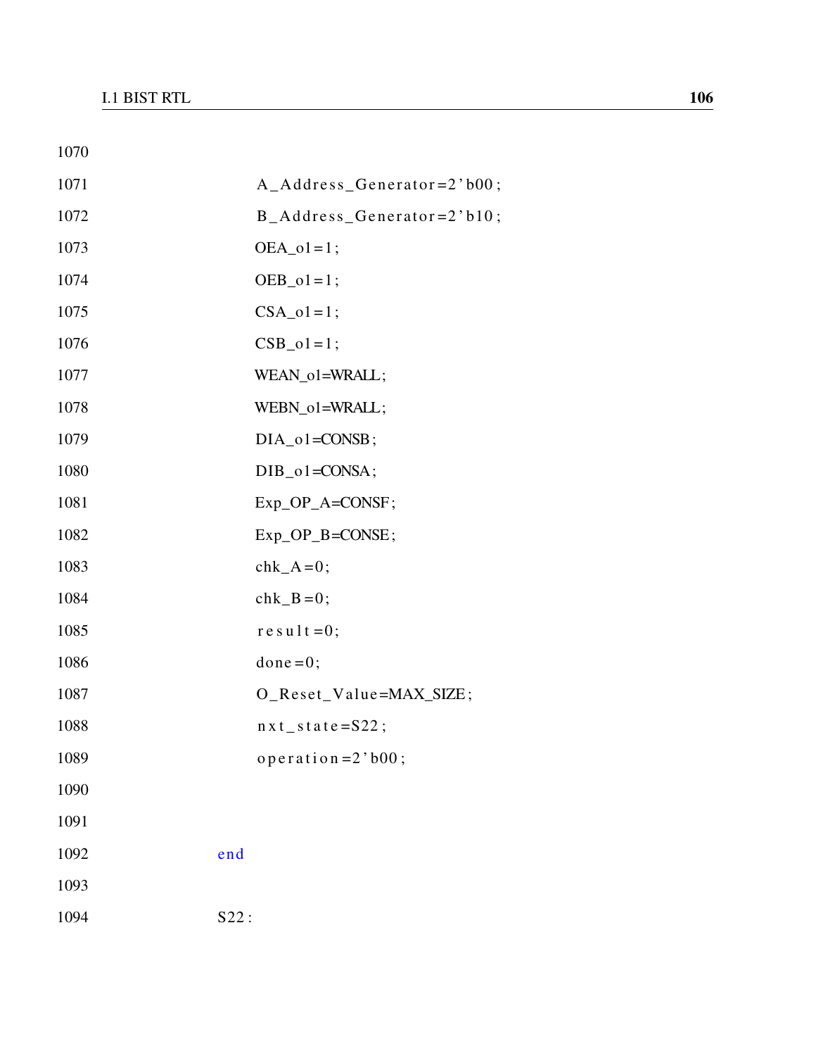```
1070
1071                A_Address_Generator=2'b00;
1072                B_Address_Generator=2'b10;
1073                OEA_o1=1;
1074                OEB_o1=1;
1075                CSA_o1=1;
1076                CSB_o1=1;
1077                WEAN_o1=WRALL;
1078                WEBN_o1=WRALL;
1079                DIA_o1=CONSB;
1080                DIB_o1=CONSA;
1081                Exp_OP_A=CONSF;
1082                Exp_OP_B=CONSE;
1083                chk_A=0;
1084                chk_B=0;
1085                result=0;
1086                done=0;
1087                O_Reset_Value=MAX_SIZE;
1088                nxt_state=S22;
1089                operation=2'b00;
1090
1091
1092            end
1093
1094            S22:
```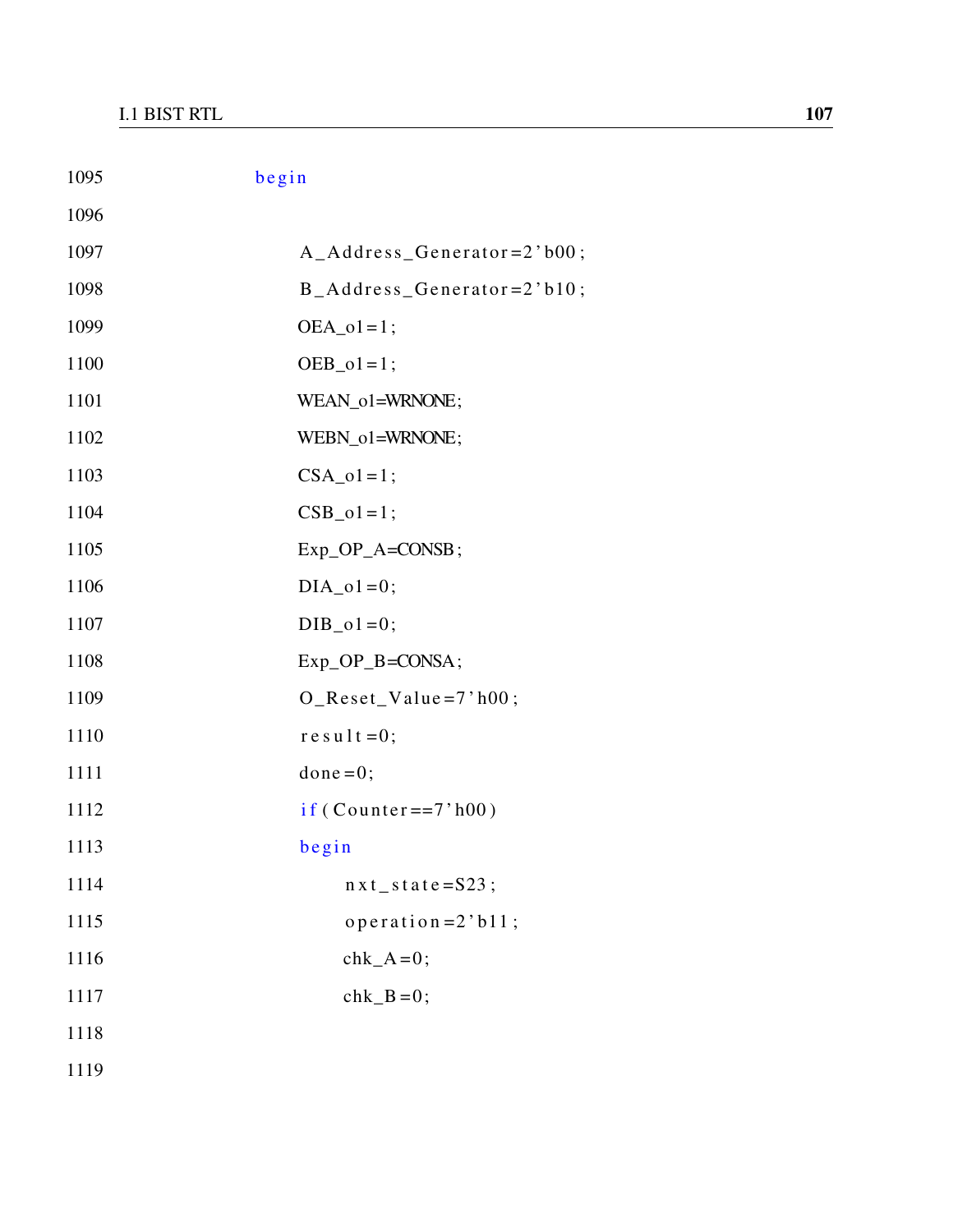```
1095            begin
1096
1097                A_Address_Generator=2'b00;
1098                B_Address_Generator=2'b10;
1099                OEA_o1=1;
1100                OEB_o1=1;
1101                WEAN_o1=WRNONE;
1102                WEBN_o1=WRNONE;
1103                CSA_o1=1;
1104                CSB_o1=1;
1105                Exp_OP_A=CONSB;
1106                DIA_o1=0;
1107                DIB_o1=0;
1108                Exp_OP_B=CONSA;
1109                O_Reset_Value=7'h00;
1110                result=0;
1111                done=0;
1112                if(Counter==7'h00)
1113                begin
1114                    nxt_state=S23;
1115                    operation=2'b11;
1116                    chk_A=0;
1117                    chk_B=0;
1118
1119
```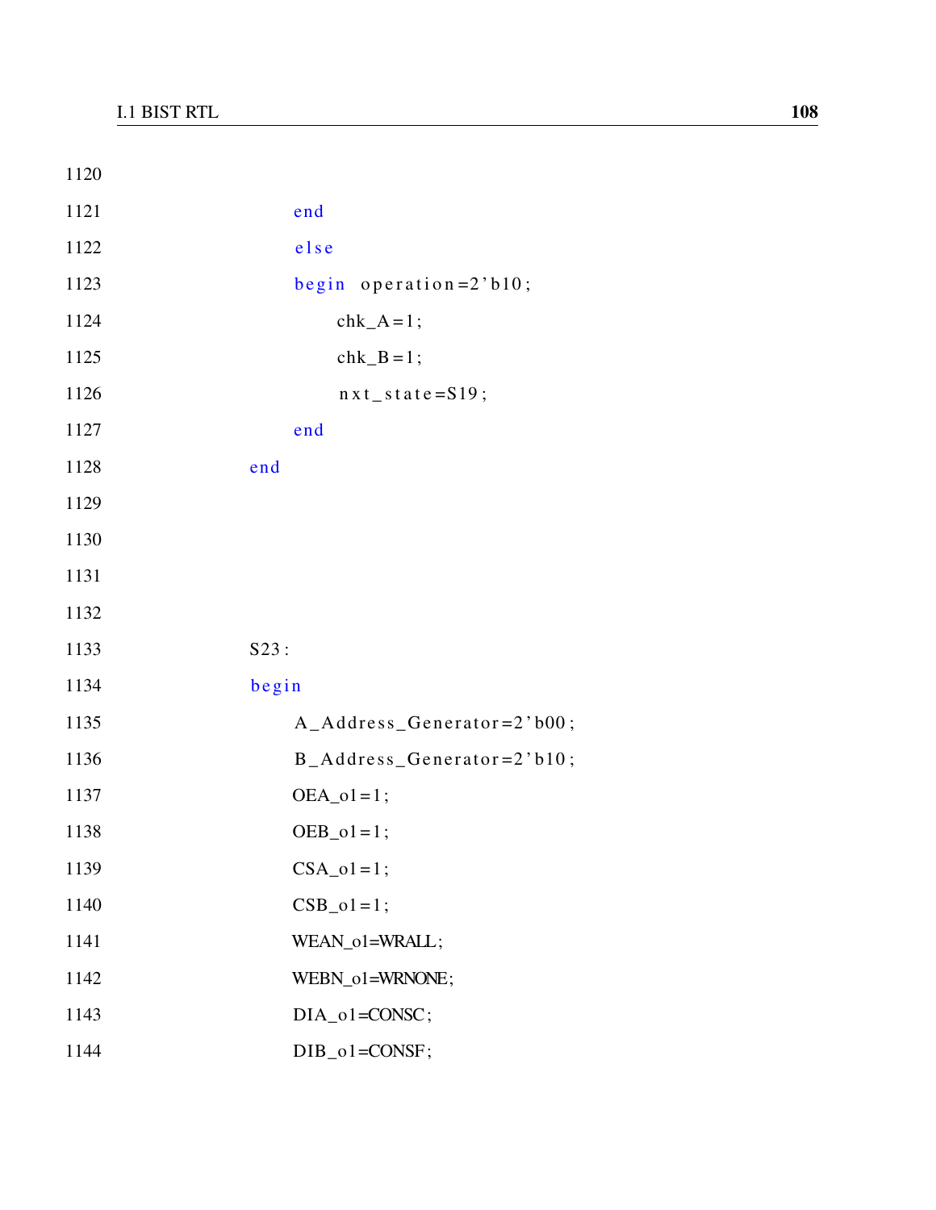```
1120
1121                    end
1122                    else
1123                    begin  operation=2'b10;
1124                        chk_A=1;
1125                        chk_B=1;
1126                        nxt_state=S19;
1127                    end
1128                end
1129
1130
1131
1132
1133                S23:
1134                begin
1135                    A_Address_Generator=2'b00;
1136                    B_Address_Generator=2'b10;
1137                    OEA_o1=1;
1138                    OEB_o1=1;
1139                    CSA_o1=1;
1140                    CSB_o1=1;
1141                    WEAN_o1=WRALL;
1142                    WEBN_o1=WRNONE;
1143                    DIA_o1=CONSC;
1144                    DIB_o1=CONSF;
```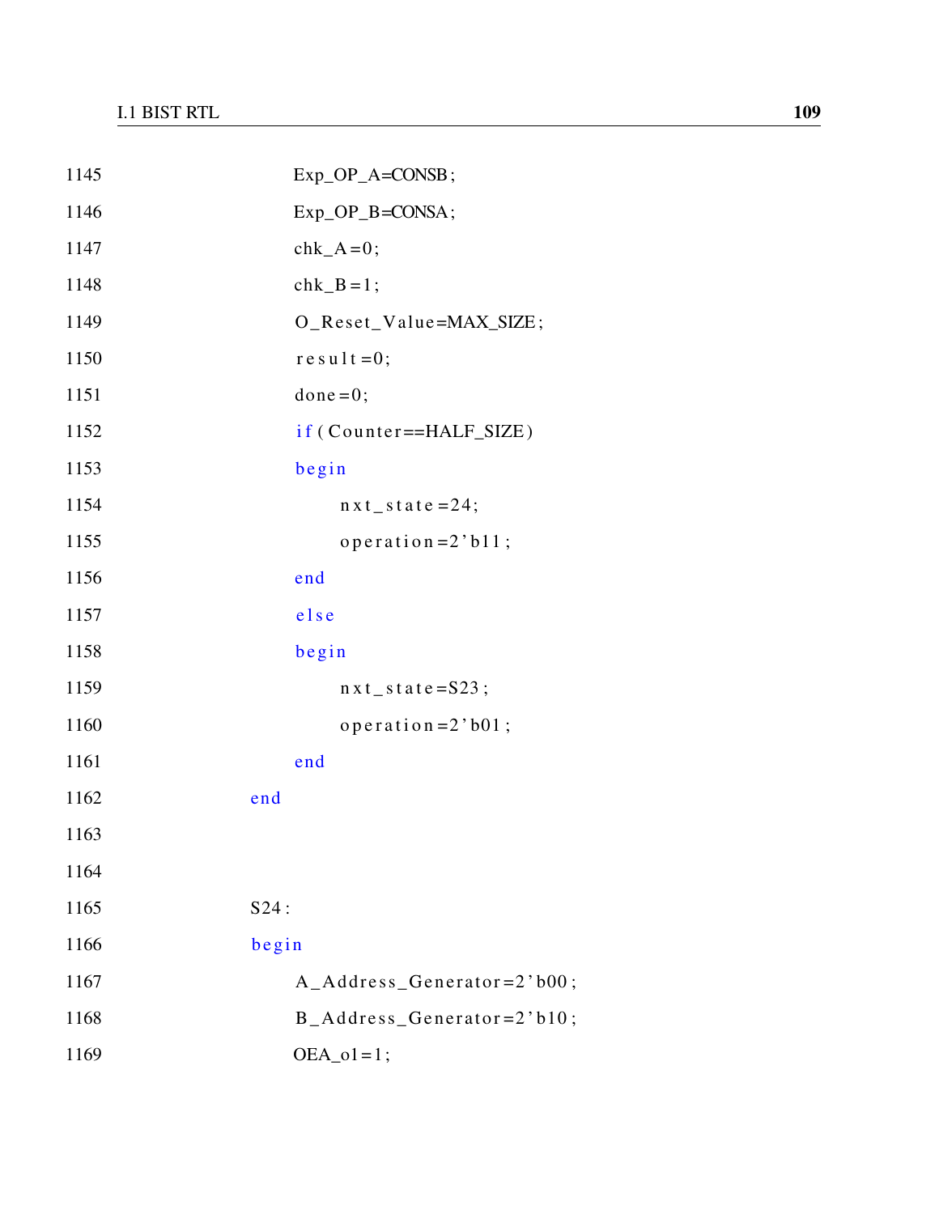```
1145                    Exp_OP_A=CONSB;
1146                    Exp_OP_B=CONSA;
1147                    chk_A=0;
1148                    chk_B=1;
1149                    O_Reset_Value=MAX_SIZE;
1150                    result=0;
1151                    done=0;
1152                    if(Counter==HALF_SIZE)
1153                    begin
1154                        nxt_state=24;
1155                        operation=2'b11;
1156                    end
1157                    else
1158                    begin
1159                        nxt_state=S23;
1160                        operation=2'b01;
1161                    end
1162                end
1163
1164
1165                S24:
1166                begin
1167                    A_Address_Generator=2'b00;
1168                    B_Address_Generator=2'b10;
1169                    OEA_o1=1;
```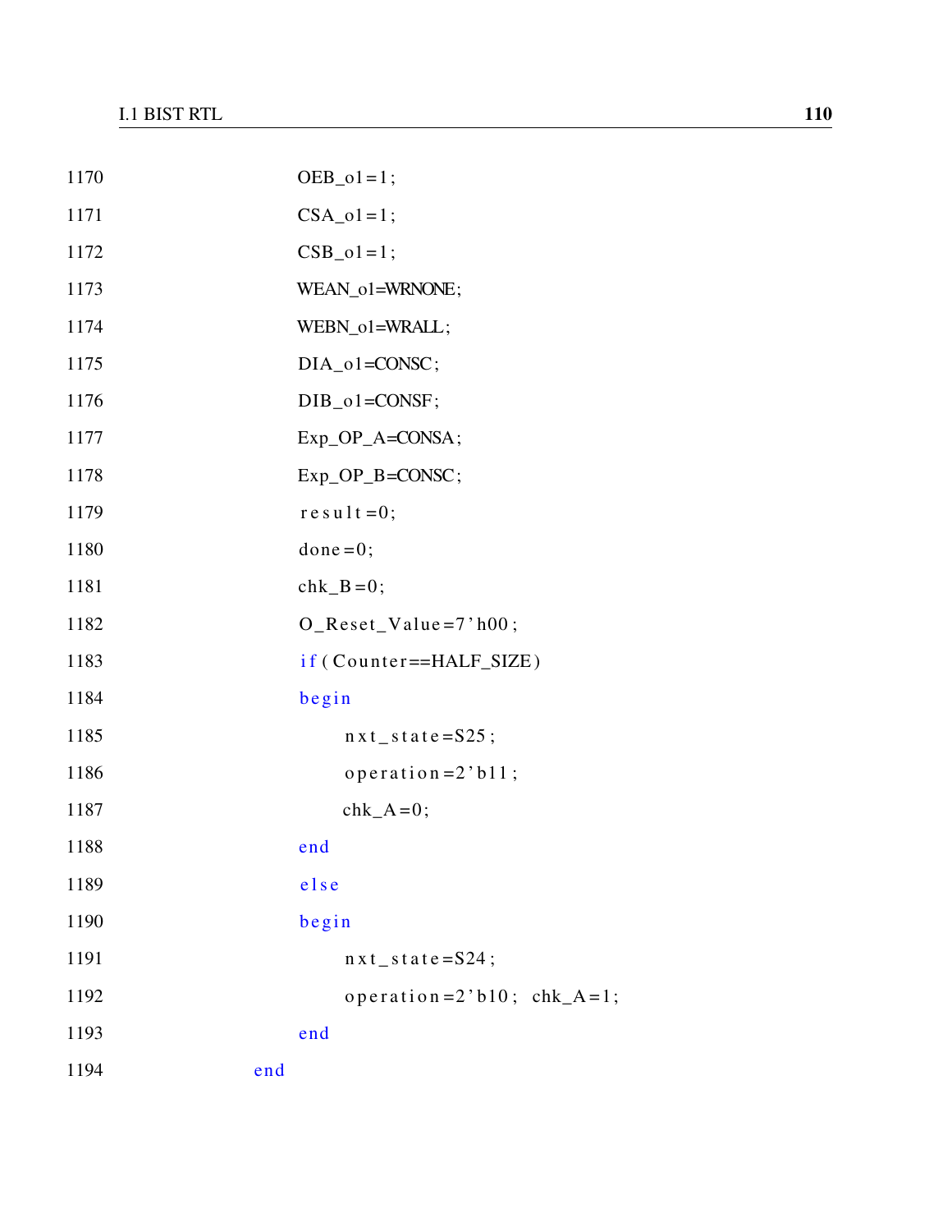```
1170                OEB_o1=1;
1171                CSA_o1=1;
1172                CSB_o1=1;
1173                WEAN_o1=WRNONE;
1174                WEBN_o1=WRALL;
1175                DIA_o1=CONSC;
1176                DIB_o1=CONSF;
1177                Exp_OP_A=CONSA;
1178                Exp_OP_B=CONSC;
1179                result=0;
1180                done=0;
1181                chk_B=0;
1182                O_Reset_Value=7'h00;
1183                if(Counter==HALF_SIZE)
1184                begin
1185                    nxt_state=S25;
1186                    operation=2'b11;
1187                    chk_A=0;
1188                end
1189                else
1190                begin
1191                    nxt_state=S24;
1192                    operation=2'b10; chk_A=1;
1193                end
1194            end
```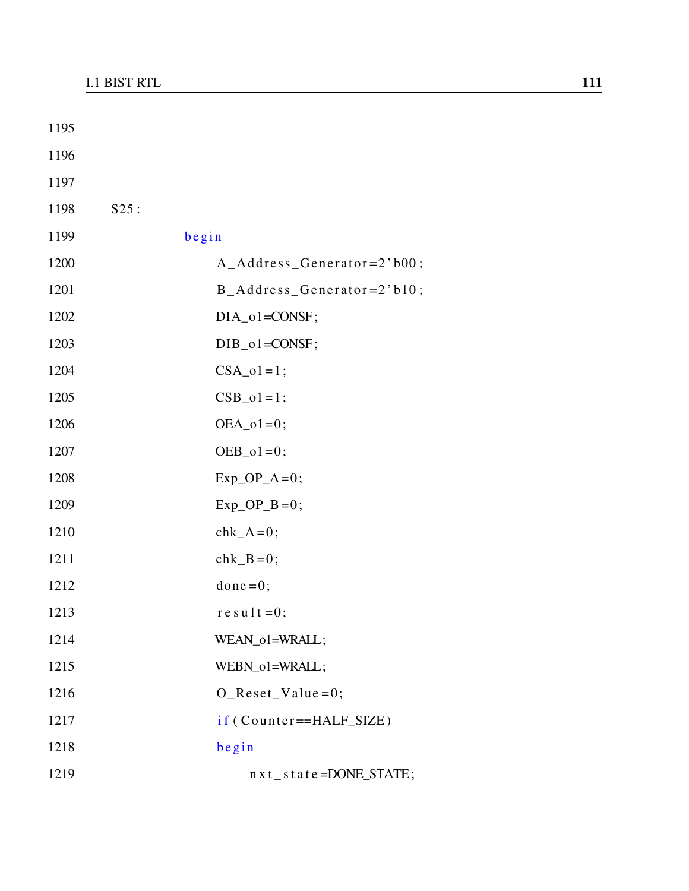```
1195
1196
1197
1198    S25:
1199            begin
1200                A_Address_Generator=2'b00;
1201                B_Address_Generator=2'b10;
1202                DIA_o1=CONSF;
1203                DIB_o1=CONSF;
1204                CSA_o1=1;
1205                CSB_o1=1;
1206                OEA_o1=0;
1207                OEB_o1=0;
1208                Exp_OP_A=0;
1209                Exp_OP_B=0;
1210                chk_A=0;
1211                chk_B=0;
1212                done=0;
1213                result=0;
1214                WEAN_o1=WRALL;
1215                WEBN_o1=WRALL;
1216                O_Reset_Value=0;
1217                if(Counter==HALF_SIZE)
1218                begin
1219                    nxt_state=DONE_STATE;
```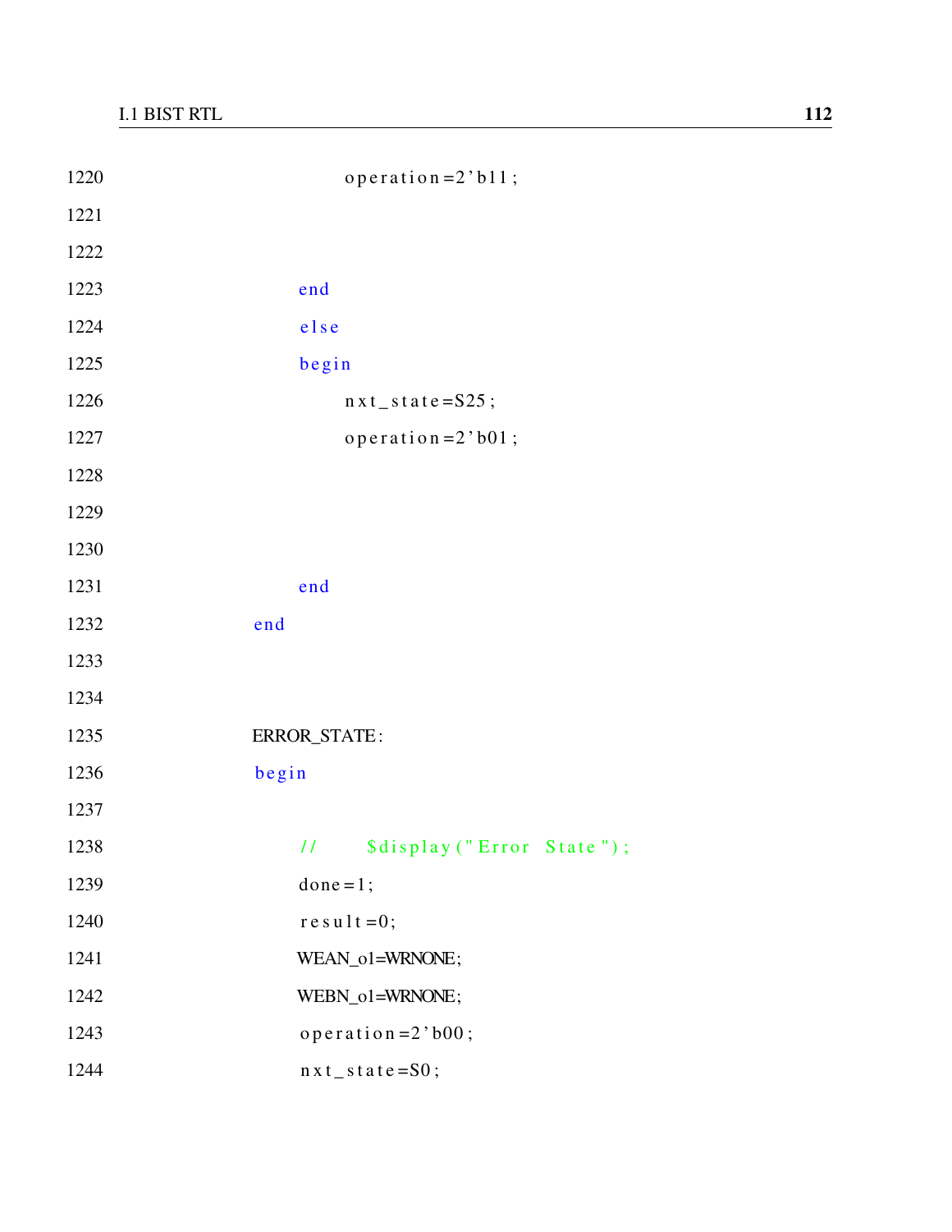```
1220                    operation=2'b11;
1221
1222
1223                end
1224                else
1225                begin
1226                    nxt_state=S25;
1227                    operation=2'b01;
1228
1229
1230
1231                end
1232            end
1233
1234
1235            ERROR_STATE:
1236            begin
1237
1238                //      $display("Error  State");
1239                done=1;
1240                result=0;
1241                WEAN_o1=WRNONE;
1242                WEBN_o1=WRNONE;
1243                operation=2'b00;
1244                nxt_state=S0;
```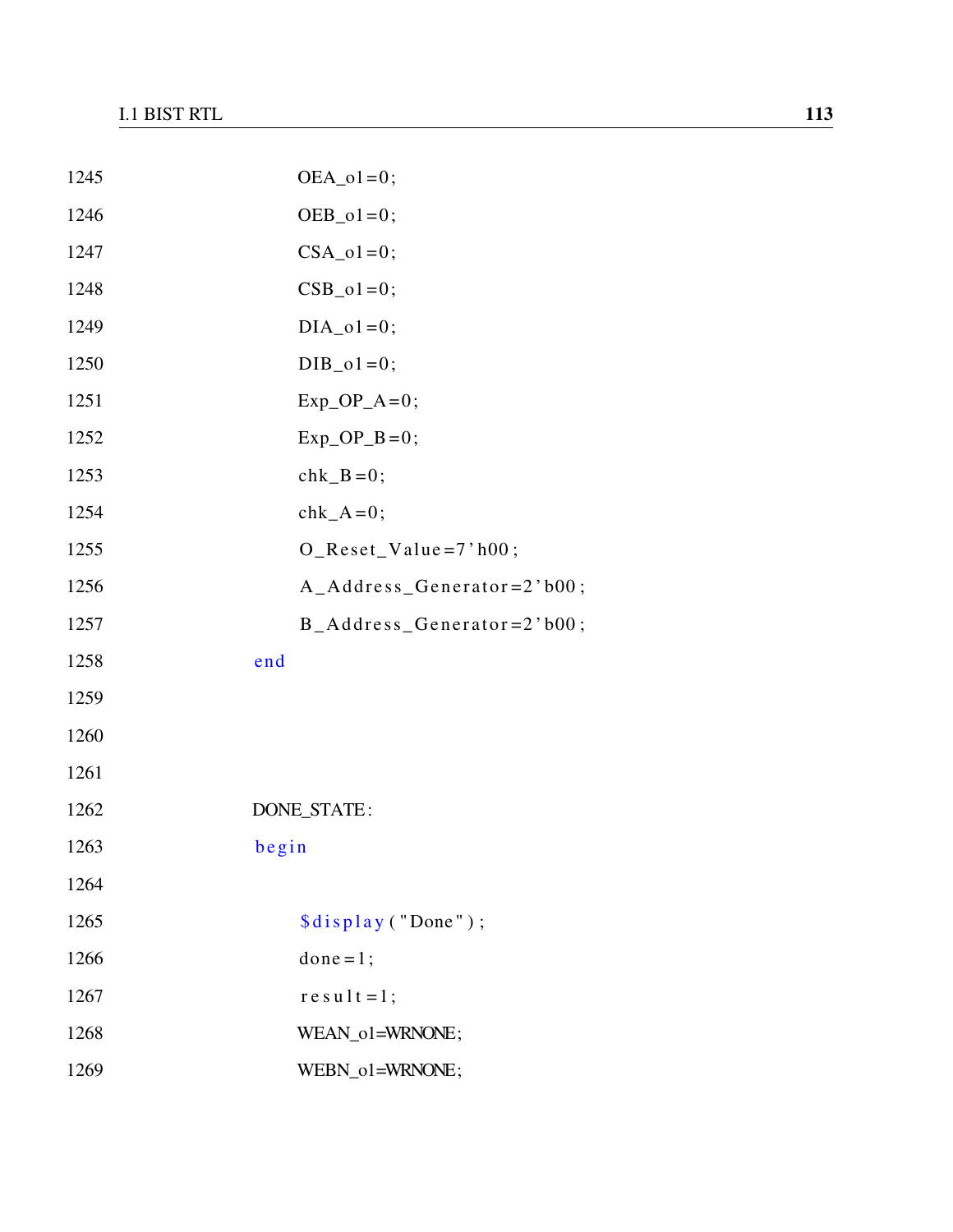```
1245                OEA_o1=0;
1246                OEB_o1=0;
1247                CSA_o1=0;
1248                CSB_o1=0;
1249                DIA_o1=0;
1250                DIB_o1=0;
1251                Exp_OP_A=0;
1252                Exp_OP_B=0;
1253                chk_B=0;
1254                chk_A=0;
1255                O_Reset_Value=7'h00;
1256                A_Address_Generator=2'b00;
1257                B_Address_Generator=2'b00;
1258            end
1259
1260
1261
1262            DONE_STATE:
1263            begin
1264
1265                $display("Done");
1266                done=1;
1267                result=1;
1268                WEAN_o1=WRNONE;
1269                WEBN_o1=WRNONE;
```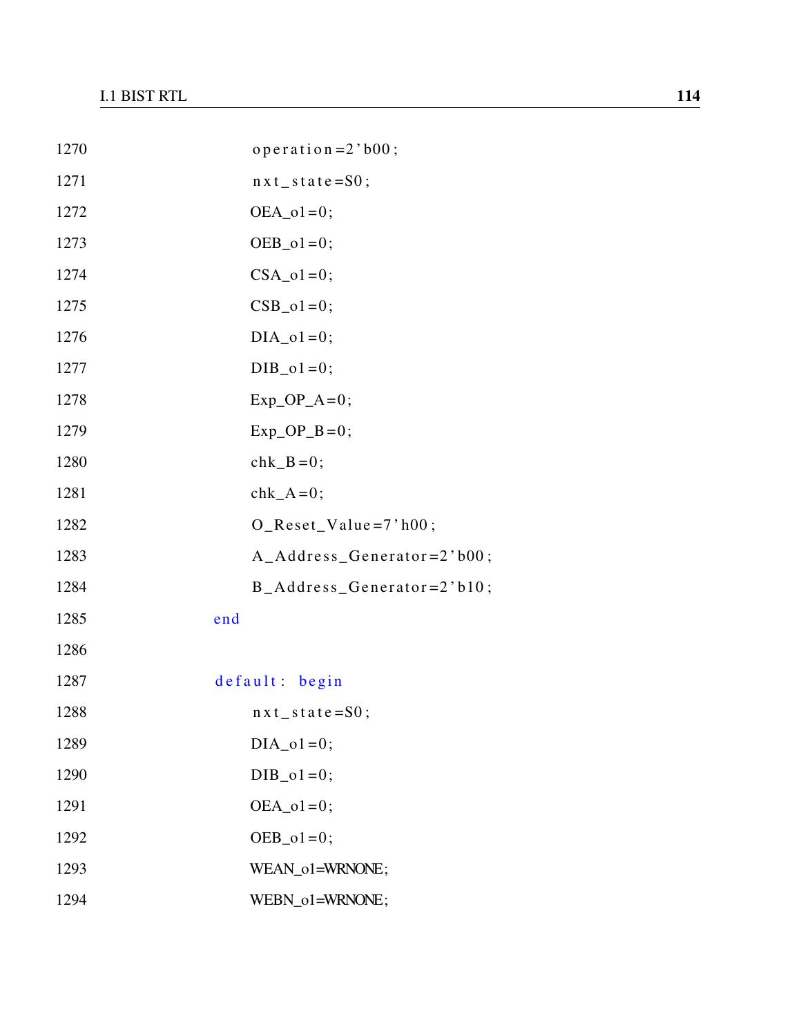```
1270                    operation=2'b00;
1271                    nxt_state=S0;
1272                    OEA_o1=0;
1273                    OEB_o1=0;
1274                    CSA_o1=0;
1275                    CSB_o1=0;
1276                    DIA_o1=0;
1277                    DIB_o1=0;
1278                    Exp_OP_A=0;
1279                    Exp_OP_B=0;
1280                    chk_B=0;
1281                    chk_A=0;
1282                    O_Reset_Value=7'h00;
1283                    A_Address_Generator=2'b00;
1284                    B_Address_Generator=2'b10;
1285                end
1286
1287                default: begin
1288                    nxt_state=S0;
1289                    DIA_o1=0;
1290                    DIB_o1=0;
1291                    OEA_o1=0;
1292                    OEB_o1=0;
1293                    WEAN_o1=WRNONE;
1294                    WEBN_o1=WRNONE;
```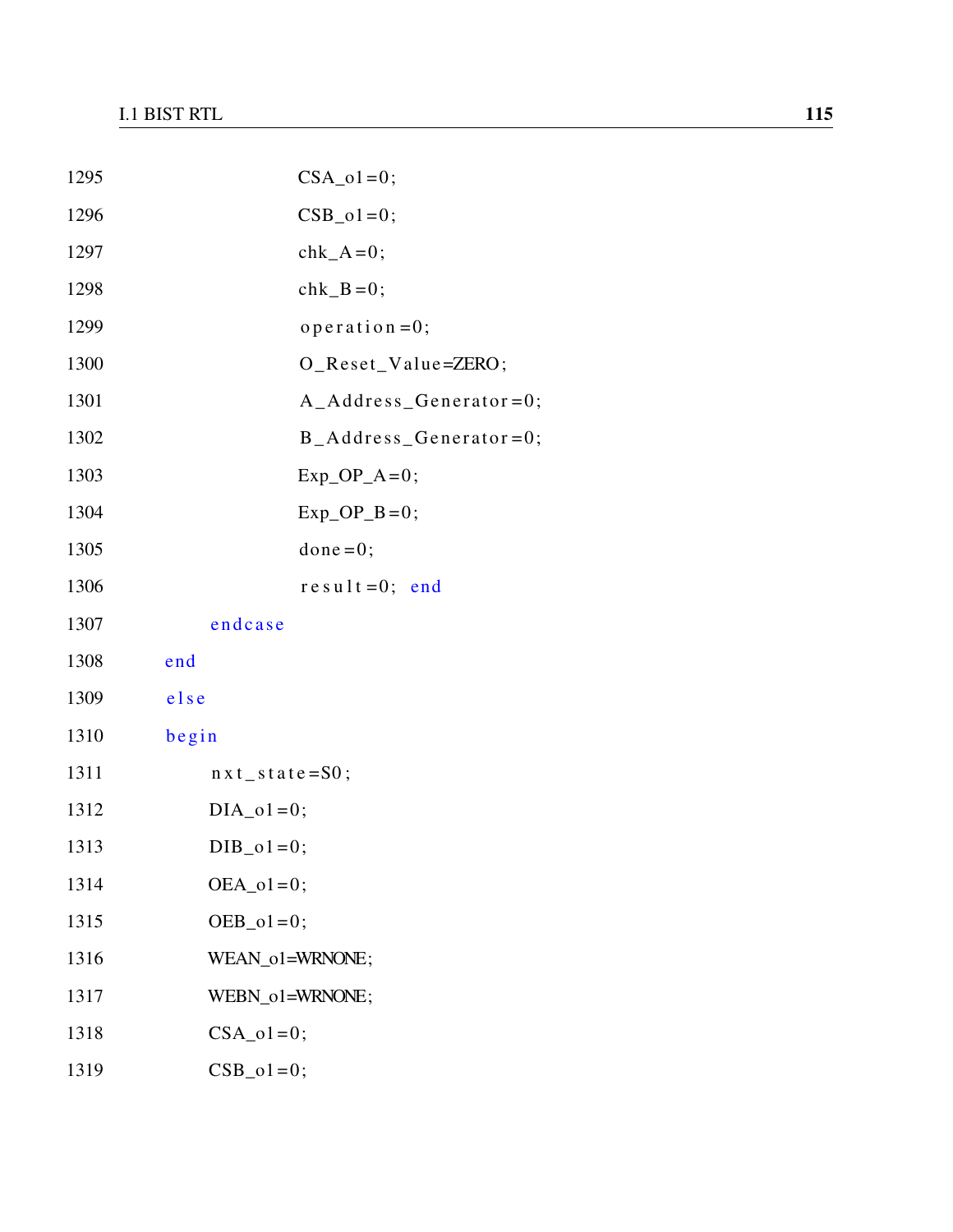```
1295                    CSA_o1=0;
1296                    CSB_o1=0;
1297                    chk_A=0;
1298                    chk_B=0;
1299                    operation=0;
1300                    O_Reset_Value=ZERO;
1301                    A_Address_Generator=0;
1302                    B_Address_Generator=0;
1303                    Exp_OP_A=0;
1304                    Exp_OP_B=0;
1305                    done=0;
1306                    result=0; end
1307            endcase
1308        end
1309        else
1310        begin
1311            nxt_state=S0;
1312            DIA_o1=0;
1313            DIB_o1=0;
1314            OEA_o1=0;
1315            OEB_o1=0;
1316            WEAN_o1=WRNONE;
1317            WEBN_o1=WRNONE;
1318            CSA_o1=0;
1319            CSB_o1=0;
```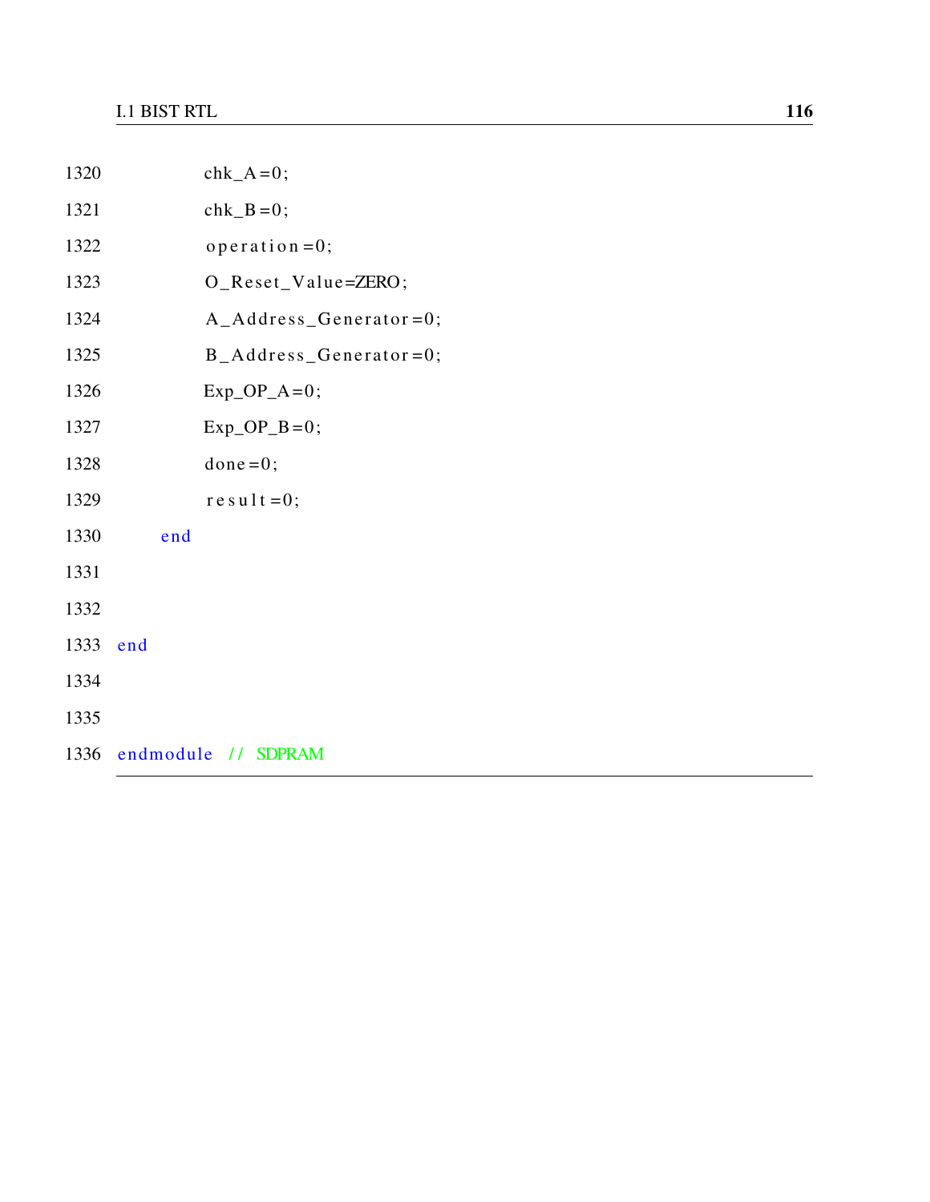```
1320            chk_A=0;
1321            chk_B=0;
1322            operation=0;
1323            O_Reset_Value=ZERO;
1324            A_Address_Generator=0;
1325            B_Address_Generator=0;
1326            Exp_OP_A=0;
1327            Exp_OP_B=0;
1328            done=0;
1329            result=0;
1330        end
1331
1332
1333    end
1334
1335
1336    endmodule  // SDPRAM
```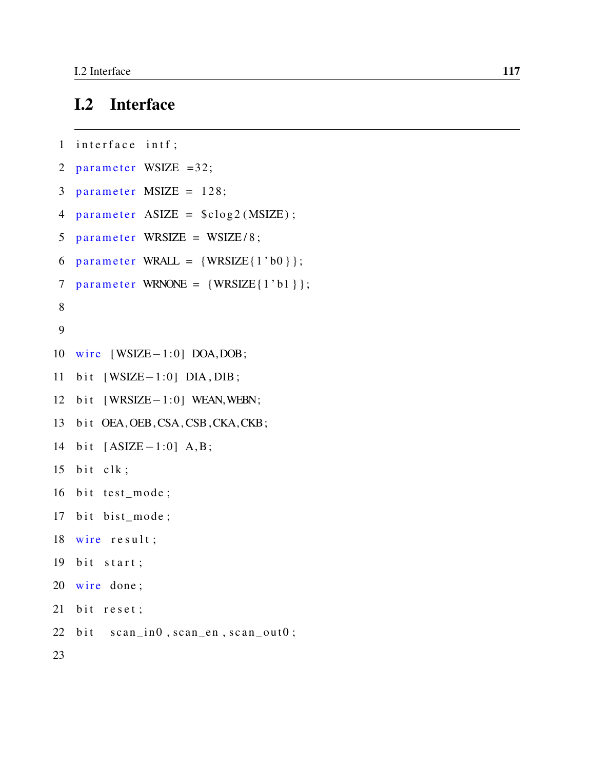## I.2 Interface

```
interface intf;
parameter WSIZE =32;
parameter MSIZE = 128;
parameter ASIZE = $clog2(MSIZE);
parameter WRSIZE = WSIZE/8;
parameter WRALL = {WRSIZE{1'b0}};
parameter WRNONE = {WRSIZE{1'b1}};


wire [WSIZE-1:0] DOA,DOB;
bit [WSIZE-1:0] DIA,DIB;
bit [WRSIZE-1:0] WEAN,WEBN;
bit OEA,OEB,CSA,CSB,CKA,CKB;
bit [ASIZE-1:0] A,B;
bit clk;
bit test_mode;
bit bist_mode;
wire result;
bit start;
wire done;
bit reset;
bit  scan_in0,scan_en,scan_out0;

```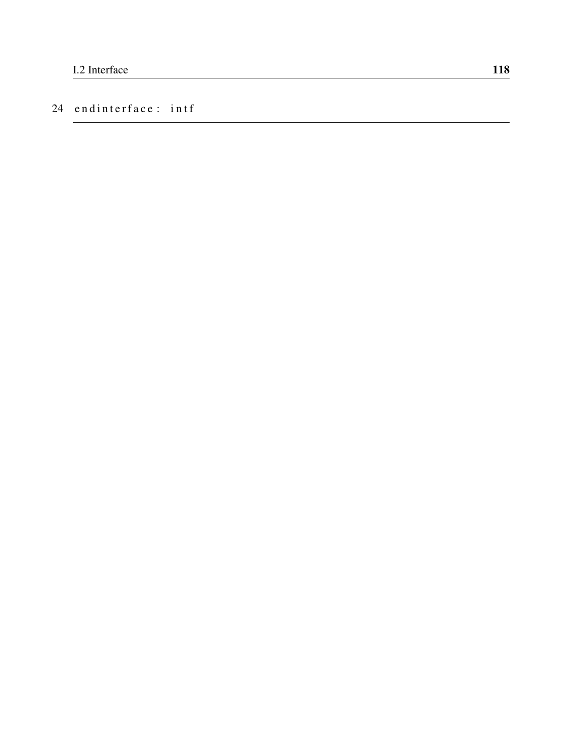```
24 endinterface: intf
```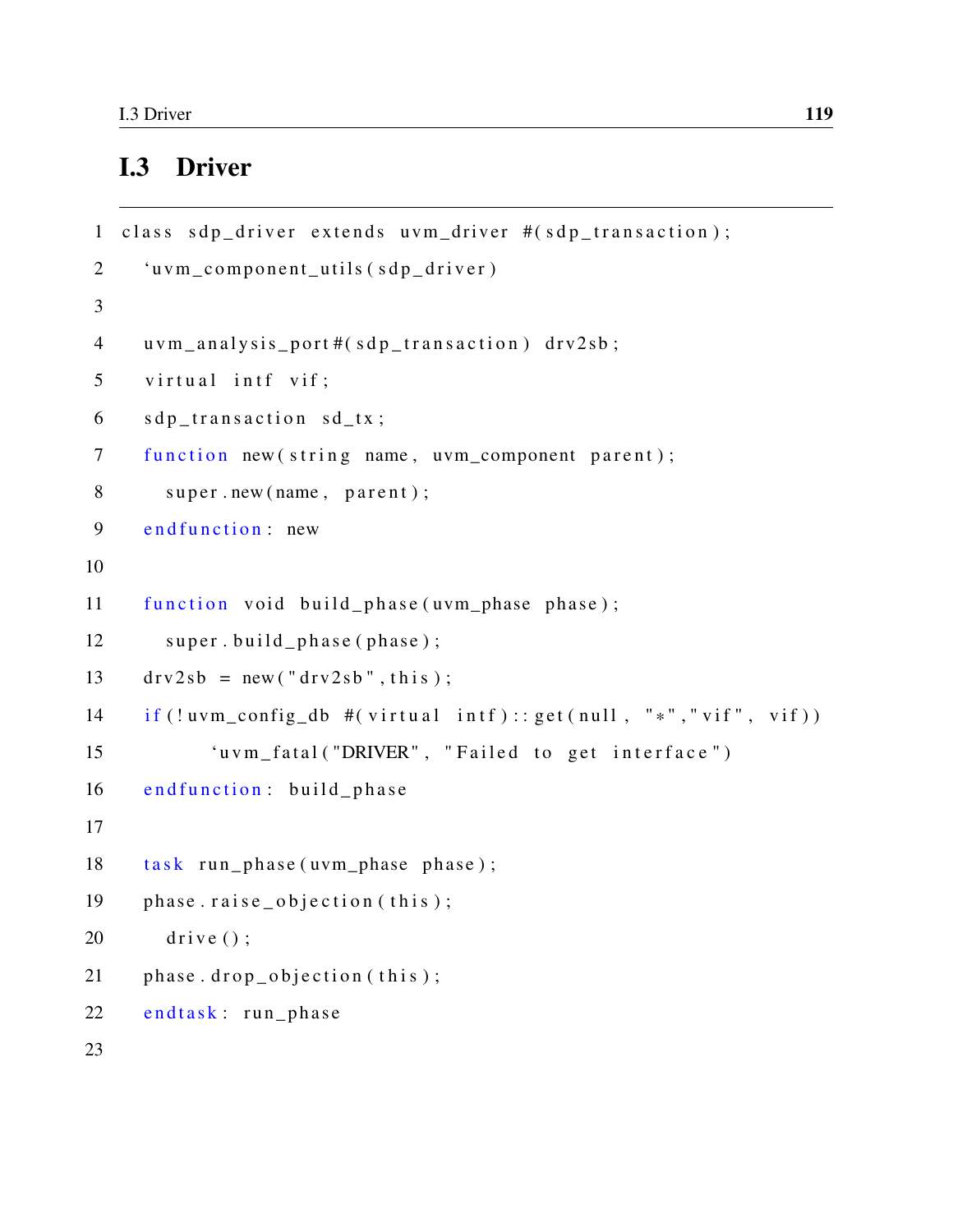## I.3 Driver

```
class sdp_driver extends uvm_driver #(sdp_transaction);
  `uvm_component_utils(sdp_driver)

  uvm_analysis_port#(sdp_transaction) drv2sb;
  virtual intf vif;
  sdp_transaction sd_tx;
  function new(string name, uvm_component parent);
    super.new(name, parent);
  endfunction: new

  function void build_phase(uvm_phase phase);
    super.build_phase(phase);
  drv2sb = new("drv2sb",this);
  if(!uvm_config_db #(virtual intf)::get(null, "*","vif", vif))
        `uvm_fatal("DRIVER", "Failed to get interface")
  endfunction: build_phase

  task run_phase(uvm_phase phase);
  phase.raise_objection(this);
    drive();
  phase.drop_objection(this);
  endtask: run_phase

```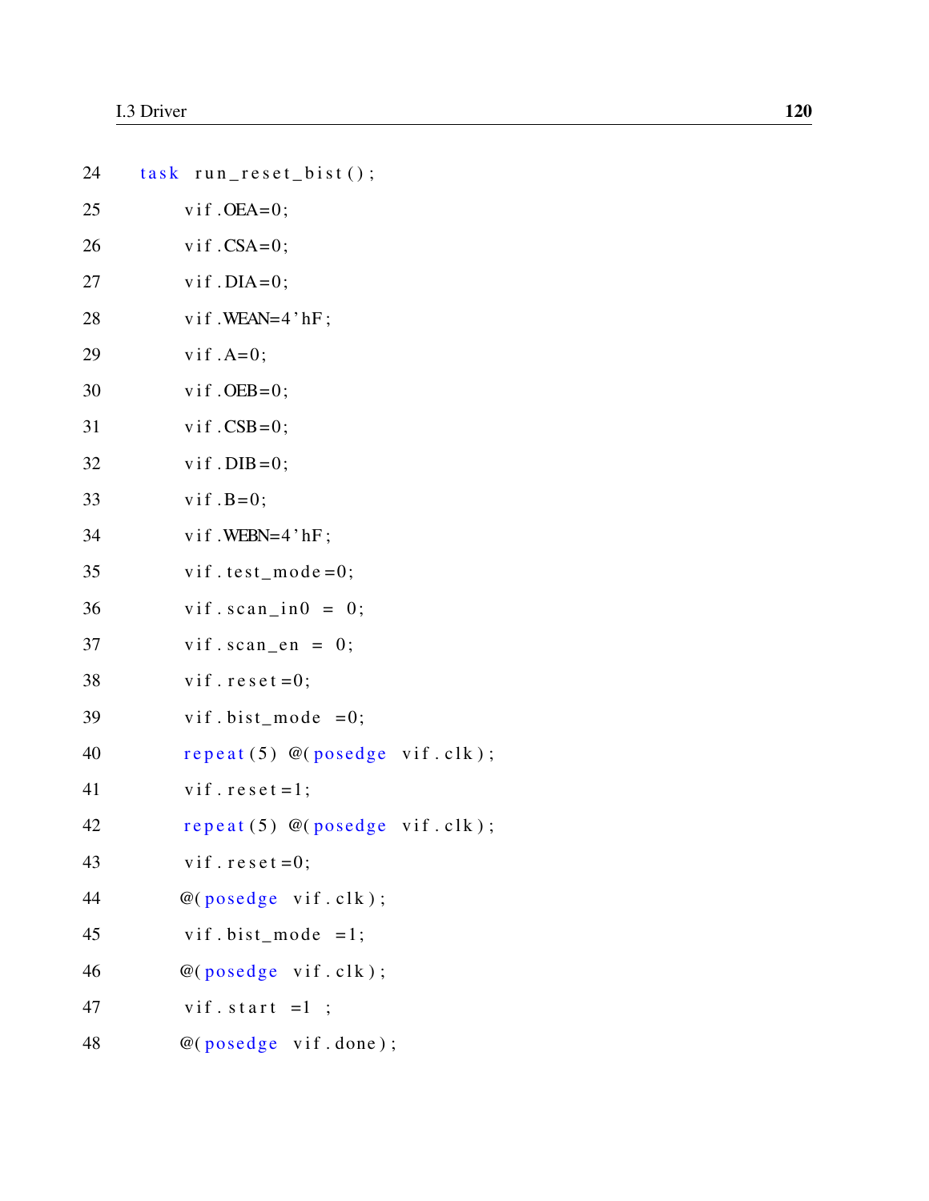```
24    task run_reset_bist();
25        vif.OEA=0;
26        vif.CSA=0;
27        vif.DIA=0;
28        vif.WEAN=4'hF;
29        vif.A=0;
30        vif.OEB=0;
31        vif.CSB=0;
32        vif.DIB=0;
33        vif.B=0;
34        vif.WEBN=4'hF;
35        vif.test_mode=0;
36        vif.scan_in0 = 0;
37        vif.scan_en = 0;
38        vif.reset=0;
39        vif.bist_mode =0;
40        repeat(5) @(posedge vif.clk);
41        vif.reset=1;
42        repeat(5) @(posedge vif.clk);
43        vif.reset=0;
44       @(posedge vif.clk);
45        vif.bist_mode =1;
46       @(posedge vif.clk);
47        vif.start =1 ;
48       @(posedge vif.done);
```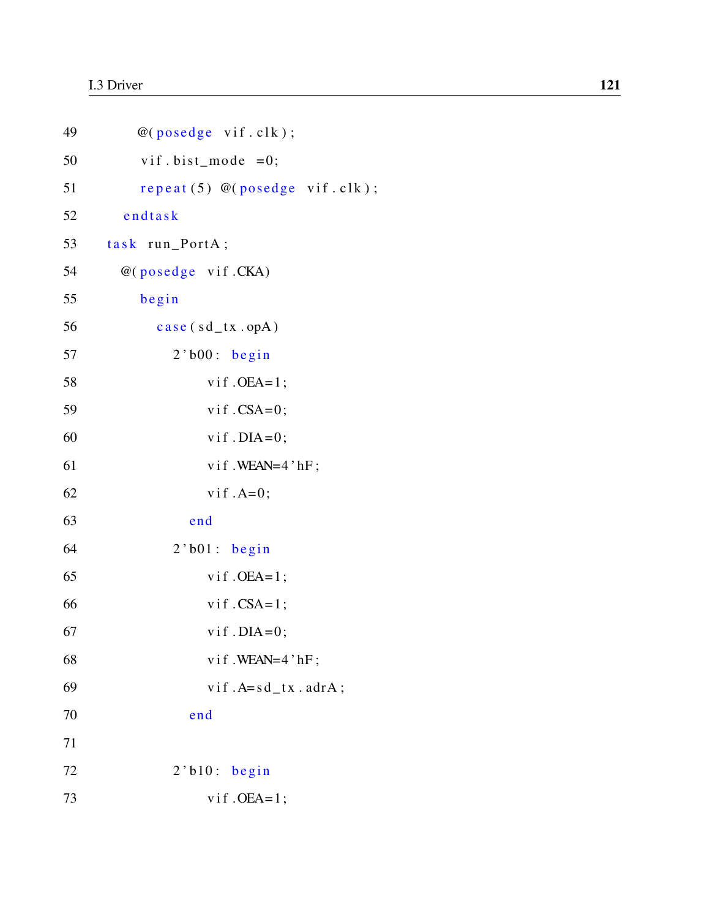```
49         @(posedge vif.clk);
50          vif.bist_mode =0;
51          repeat(5) @(posedge vif.clk);
52       endtask
53   task run_PortA;
54      @(posedge vif.CKA)
55         begin
56            case(sd_tx.opA)
57               2'b00: begin
58                     vif.OEA=1;
59                     vif.CSA=0;
60                     vif.DIA=0;
61                     vif.WEAN=4'hF;
62                     vif.A=0;
63                  end
64               2'b01: begin
65                     vif.OEA=1;
66                     vif.CSA=1;
67                     vif.DIA=0;
68                     vif.WEAN=4'hF;
69                     vif.A=sd_tx.adrA;
70                  end
71
72               2'b10: begin
73                     vif.OEA=1;
```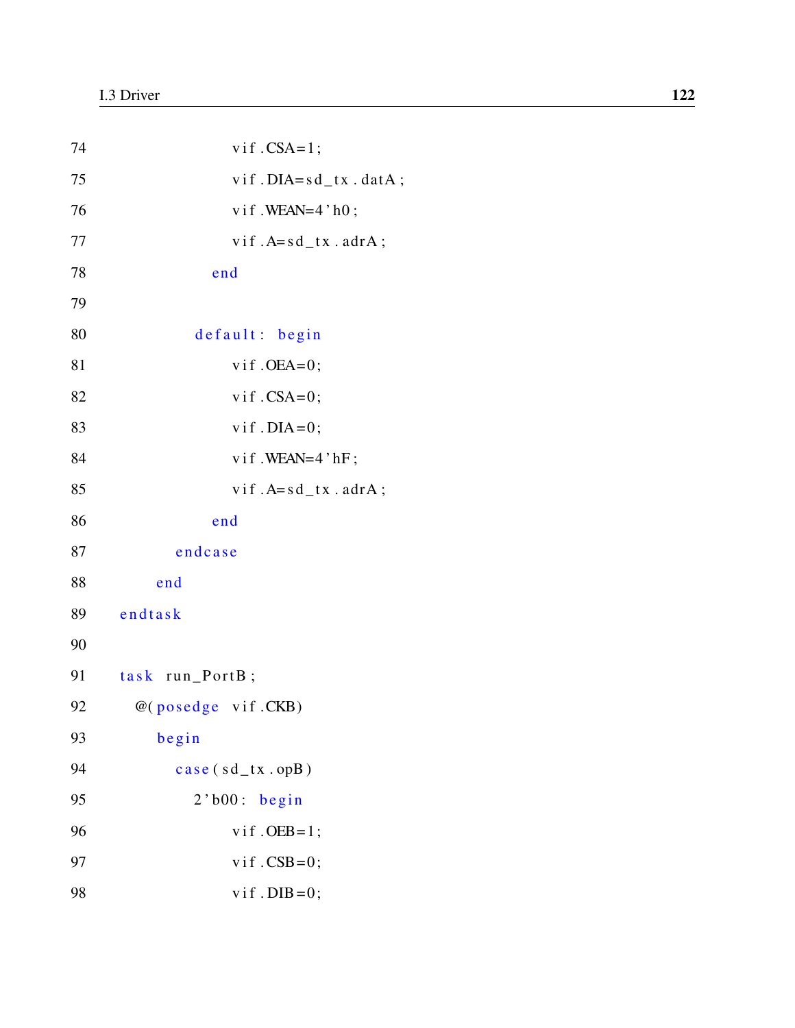```
74                  vif.CSA=1;
75                  vif.DIA=sd_tx.datA;
76                  vif.WEAN=4'h0;
77                  vif.A=sd_tx.adrA;
78                end
79
80              default: begin
81                  vif.OEA=0;
82                  vif.CSA=0;
83                  vif.DIA=0;
84                  vif.WEAN=4'hF;
85                  vif.A=sd_tx.adrA;
86                end
87            endcase
88          end
89    endtask
90
91    task run_PortB;
92      @(posedge vif.CKB)
93          begin
94            case(sd_tx.opB)
95              2'b00: begin
96                  vif.OEB=1;
97                  vif.CSB=0;
98                  vif.DIB=0;
```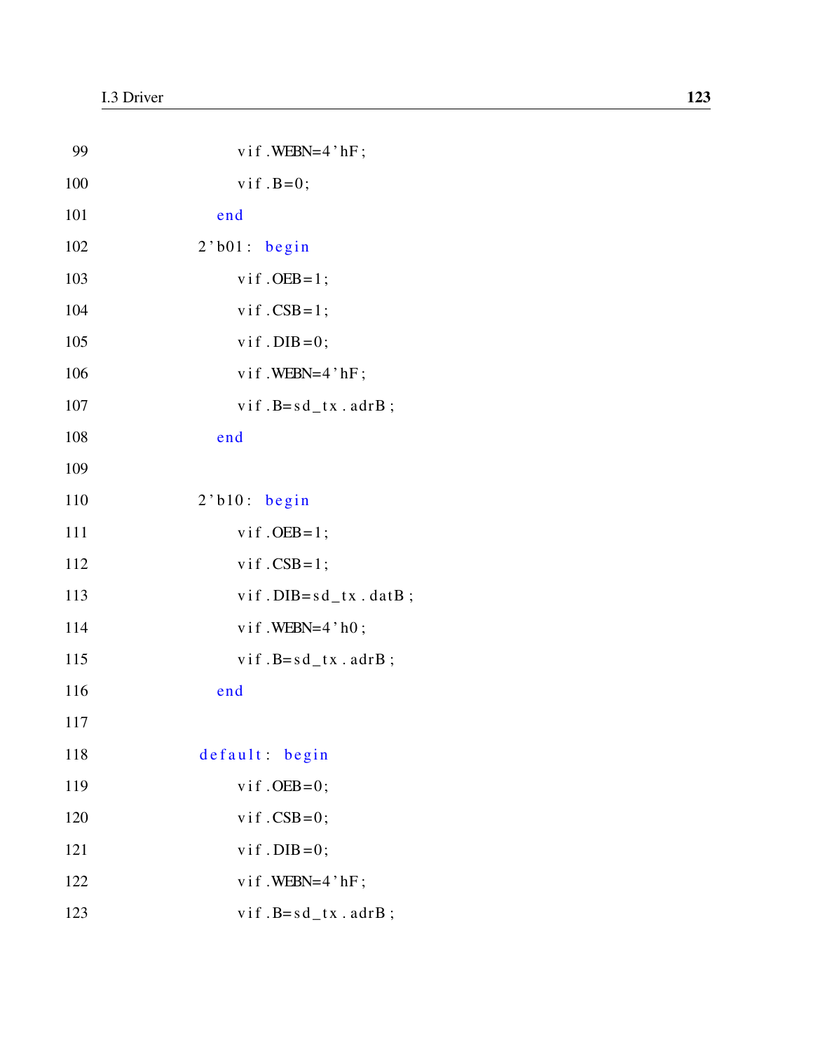```
99                  vif.WEBN=4'hF;
100                 vif.B=0;
101             end
102         2'b01:  begin
103                 vif.OEB=1;
104                 vif.CSB=1;
105                 vif.DIB=0;
106                 vif.WEBN=4'hF;
107                 vif.B=sd_tx.adrB;
108             end
109
110         2'b10:  begin
111                 vif.OEB=1;
112                 vif.CSB=1;
113                 vif.DIB=sd_tx.datB;
114                 vif.WEBN=4'h0;
115                 vif.B=sd_tx.adrB;
116             end
117
118         default:  begin
119                 vif.OEB=0;
120                 vif.CSB=0;
121                 vif.DIB=0;
122                 vif.WEBN=4'hF;
123                 vif.B=sd_tx.adrB;
```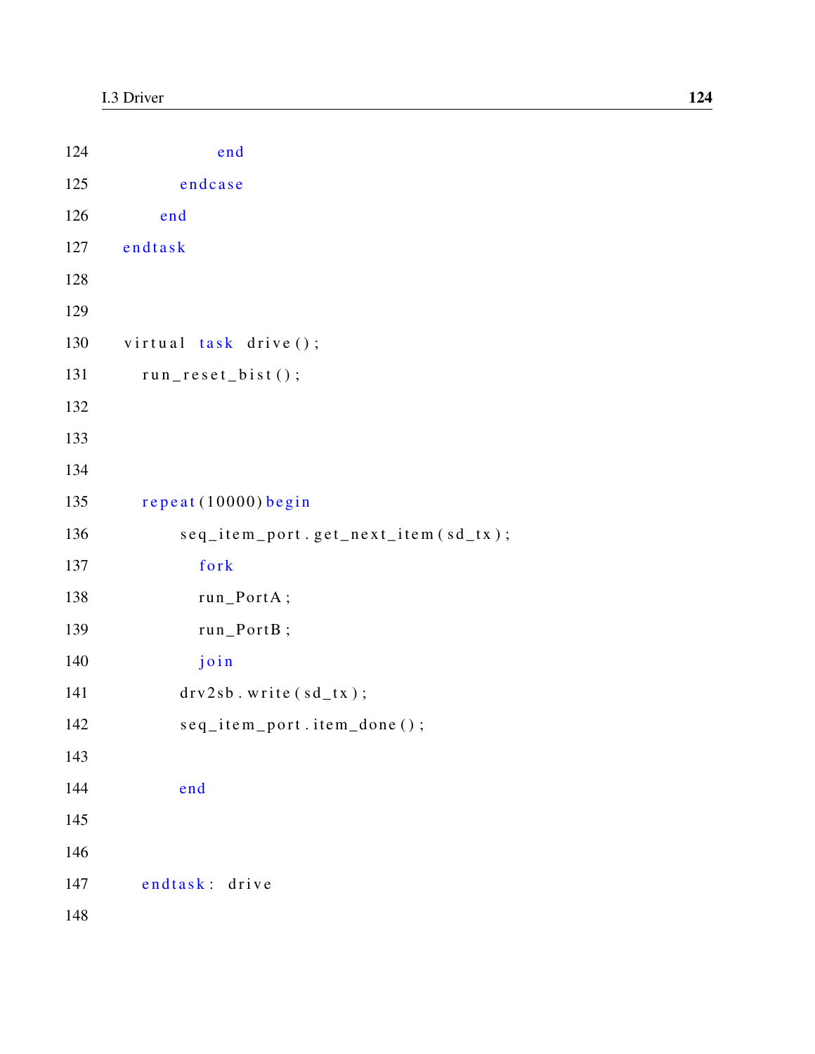```
124                 end
125             endcase
126         end
127     endtask
128
129
130     virtual task drive();
131         run_reset_bist();
132
133
134
135         repeat(10000) begin
136             seq_item_port.get_next_item(sd_tx);
137                 fork
138                 run_PortA;
139                 run_PortB;
140                 join
141             drv2sb.write(sd_tx);
142             seq_item_port.item_done();
143
144             end
145
146
147         endtask: drive
148
```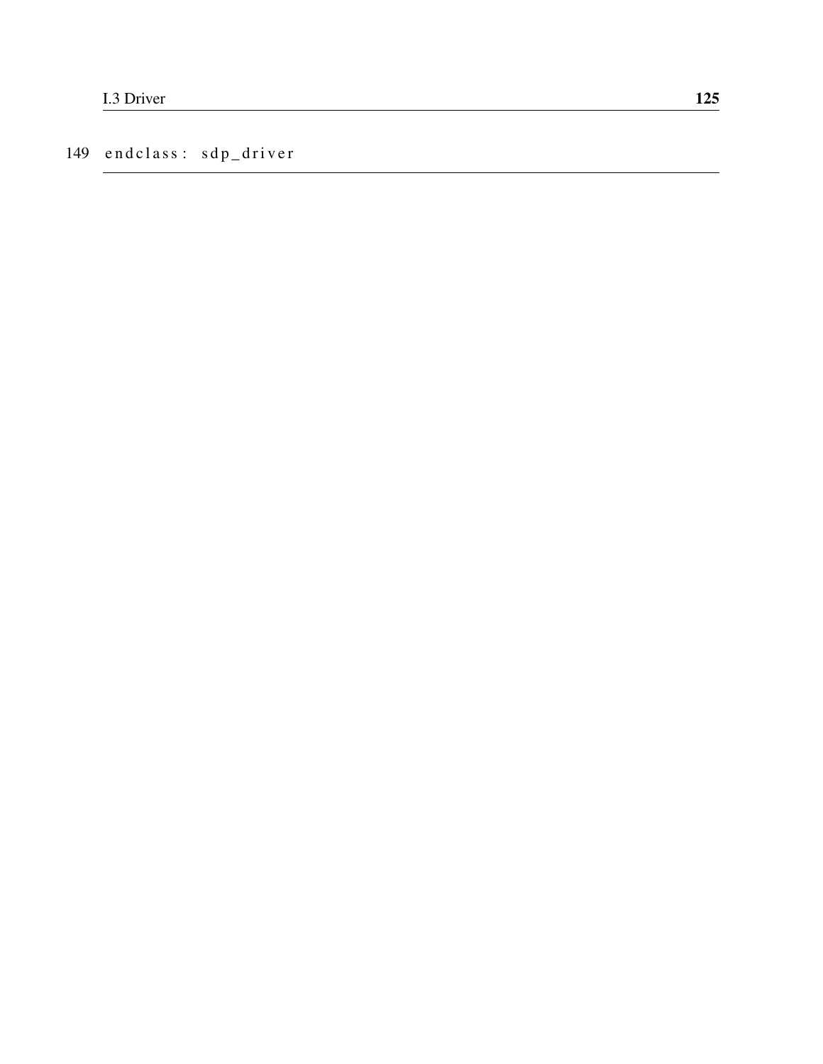```
149 endclass: sdp_driver
```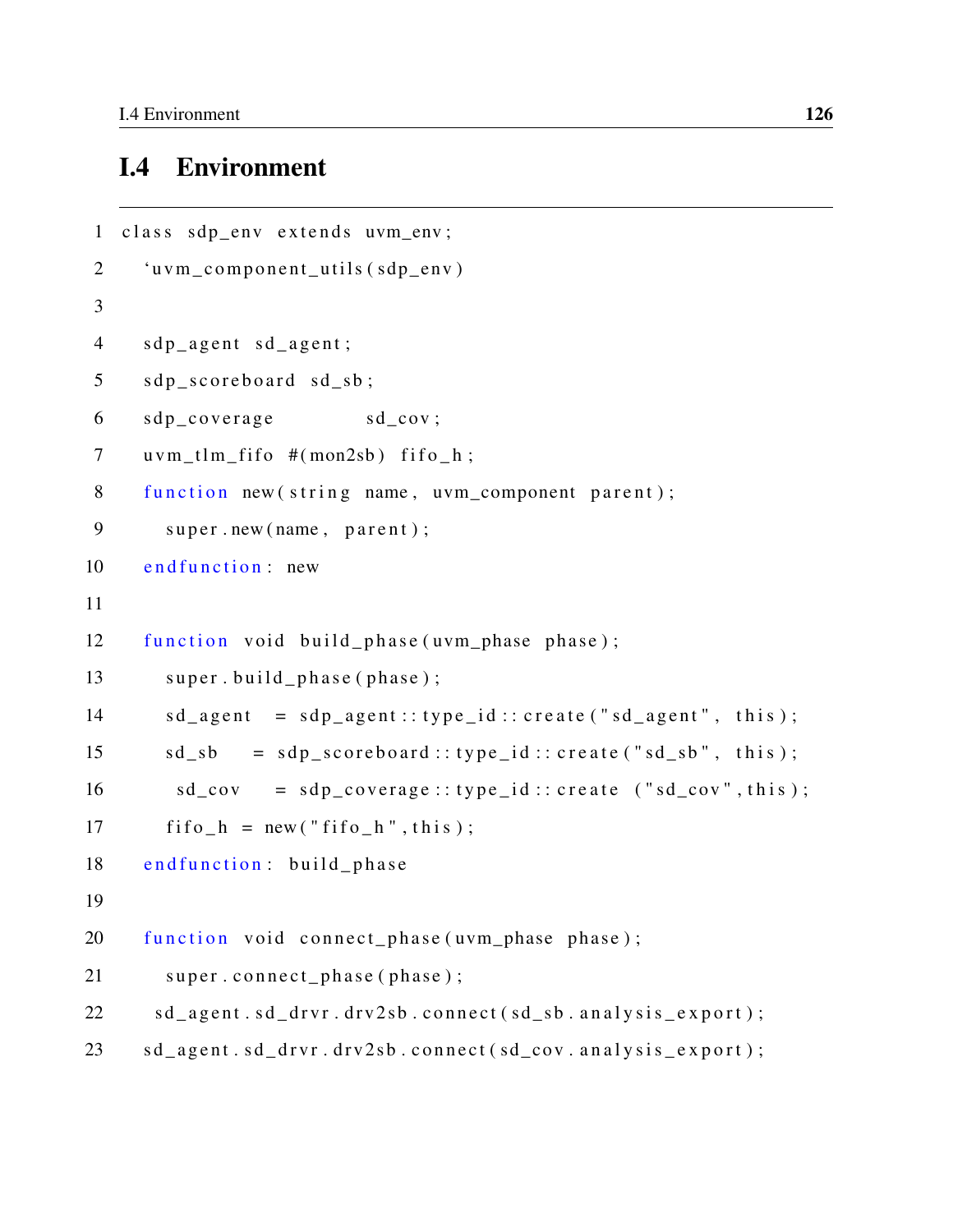## I.4 Environment

```
class sdp_env extends uvm_env;
  `uvm_component_utils(sdp_env)

  sdp_agent sd_agent;
  sdp_scoreboard sd_sb;
  sdp_coverage          sd_cov;
  uvm_tlm_fifo #(mon2sb) fifo_h;
  function new(string name, uvm_component parent);
    super.new(name, parent);
  endfunction: new

  function void build_phase(uvm_phase phase);
    super.build_phase(phase);
    sd_agent   = sdp_agent::type_id::create("sd_agent", this);
    sd_sb    = sdp_scoreboard::type_id::create("sd_sb", this);
     sd_cov    = sdp_coverage::type_id::create ("sd_cov",this);
    fifo_h = new("fifo_h",this);
  endfunction: build_phase

  function void connect_phase(uvm_phase phase);
    super.connect_phase(phase);
   sd_agent.sd_drvr.drv2sb.connect(sd_sb.analysis_export);
  sd_agent.sd_drvr.drv2sb.connect(sd_cov.analysis_export);
```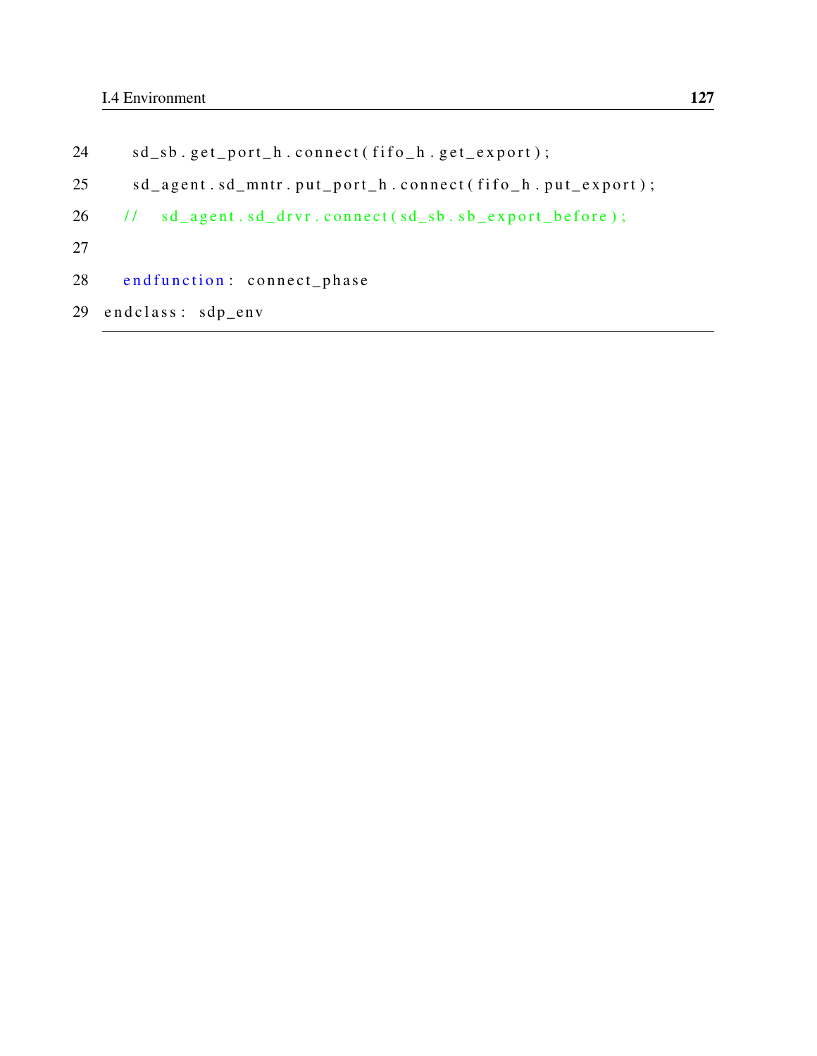```
24      sd_sb.get_port_h.connect(fifo_h.get_export);
25      sd_agent.sd_mntr.put_port_h.connect(fifo_h.put_export);
26    //    sd_agent.sd_drvr.connect(sd_sb.sb_export_before);
27
28    endfunction: connect_phase
29 endclass: sdp_env
```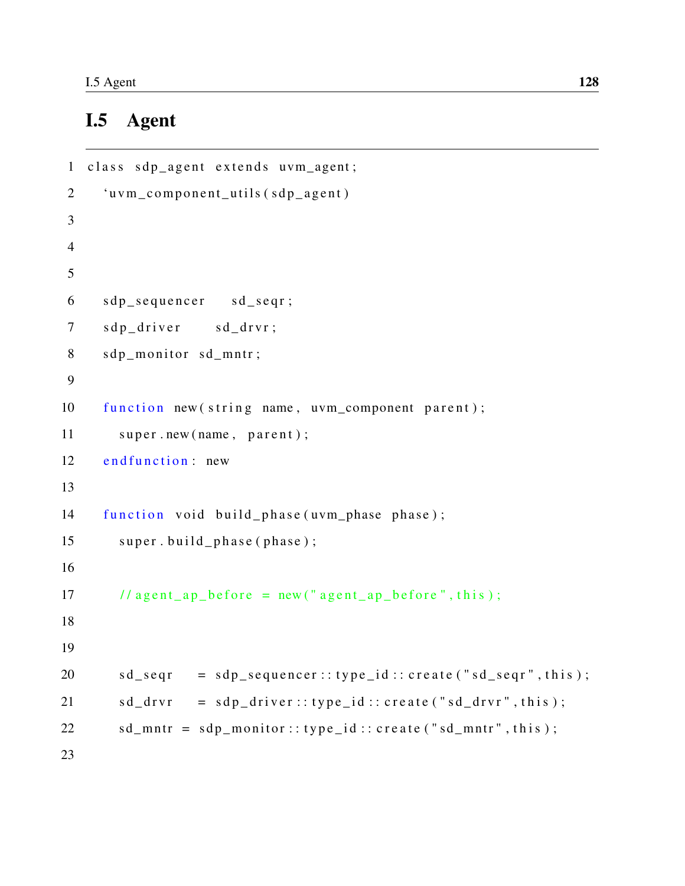## I.5 Agent

```
class sdp_agent extends uvm_agent;
  `uvm_component_utils(sdp_agent)



  sdp_sequencer   sd_seqr;
  sdp_driver     sd_drvr;
  sdp_monitor sd_mntr;

  function new(string name, uvm_component parent);
    super.new(name, parent);
  endfunction: new

  function void build_phase(uvm_phase phase);
    super.build_phase(phase);

    //agent_ap_before = new("agent_ap_before",this);


    sd_seqr   = sdp_sequencer::type_id::create("sd_seqr",this);
    sd_drvr   = sdp_driver::type_id::create("sd_drvr",this);
    sd_mntr = sdp_monitor::type_id::create("sd_mntr",this);

```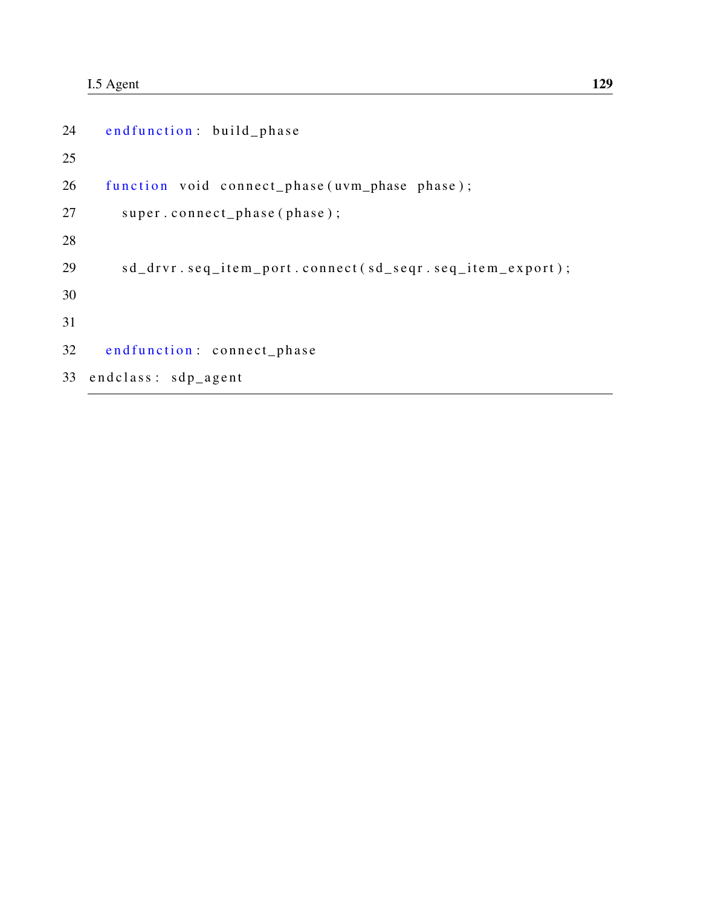```
24   endfunction: build_phase
25
26   function void connect_phase(uvm_phase phase);
27     super.connect_phase(phase);
28
29     sd_drvr.seq_item_port.connect(sd_seqr.seq_item_export);
30
31
32   endfunction: connect_phase
33 endclass: sdp_agent
```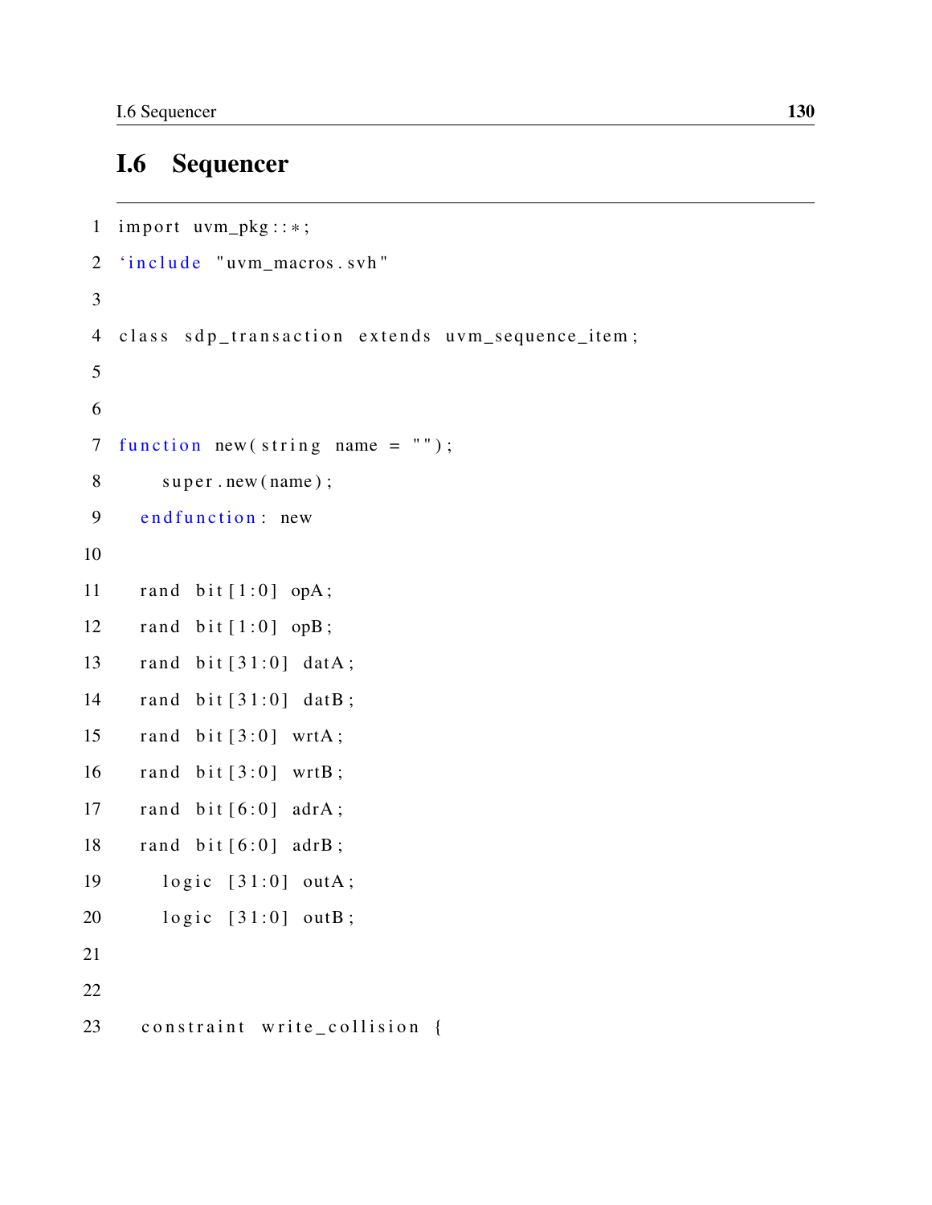## I.6 Sequencer

```
import uvm_pkg::*;
`include "uvm_macros.svh"

class sdp_transaction extends uvm_sequence_item;


function new(string name = "");
    super.new(name);
  endfunction: new

  rand bit[1:0] opA;
  rand bit[1:0] opB;
  rand bit[31:0] datA;
  rand bit[31:0] datB;
  rand bit[3:0] wrtA;
  rand bit[3:0] wrtB;
  rand bit[6:0] adrA;
  rand bit[6:0] adrB;
    logic [31:0] outA;
    logic [31:0] outB;


  constraint write_collision {
```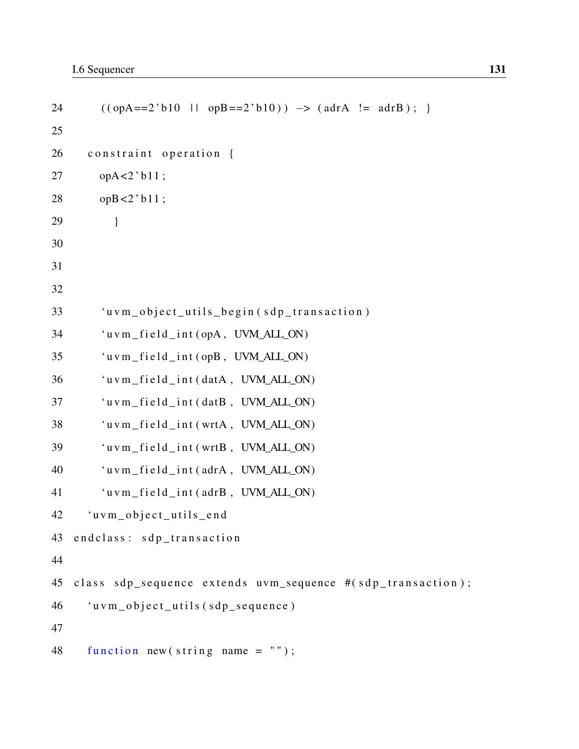```
24      ((opA==2'b10 || opB==2'b10)) -> (adrA != adrB); }
25
26    constraint operation {
27      opA<2'b11;
28      opB<2'b11;
29        }
30
31
32
33      `uvm_object_utils_begin(sdp_transaction)
34      `uvm_field_int(opA, UVM_ALL_ON)
35      `uvm_field_int(opB, UVM_ALL_ON)
36      `uvm_field_int(datA, UVM_ALL_ON)
37      `uvm_field_int(datB, UVM_ALL_ON)
38      `uvm_field_int(wrtA, UVM_ALL_ON)
39      `uvm_field_int(wrtB, UVM_ALL_ON)
40      `uvm_field_int(adrA, UVM_ALL_ON)
41      `uvm_field_int(adrB, UVM_ALL_ON)
42    `uvm_object_utils_end
43  endclass: sdp_transaction
44
45  class sdp_sequence extends uvm_sequence #(sdp_transaction);
46    `uvm_object_utils(sdp_sequence)
47
48    function new(string name = "");
```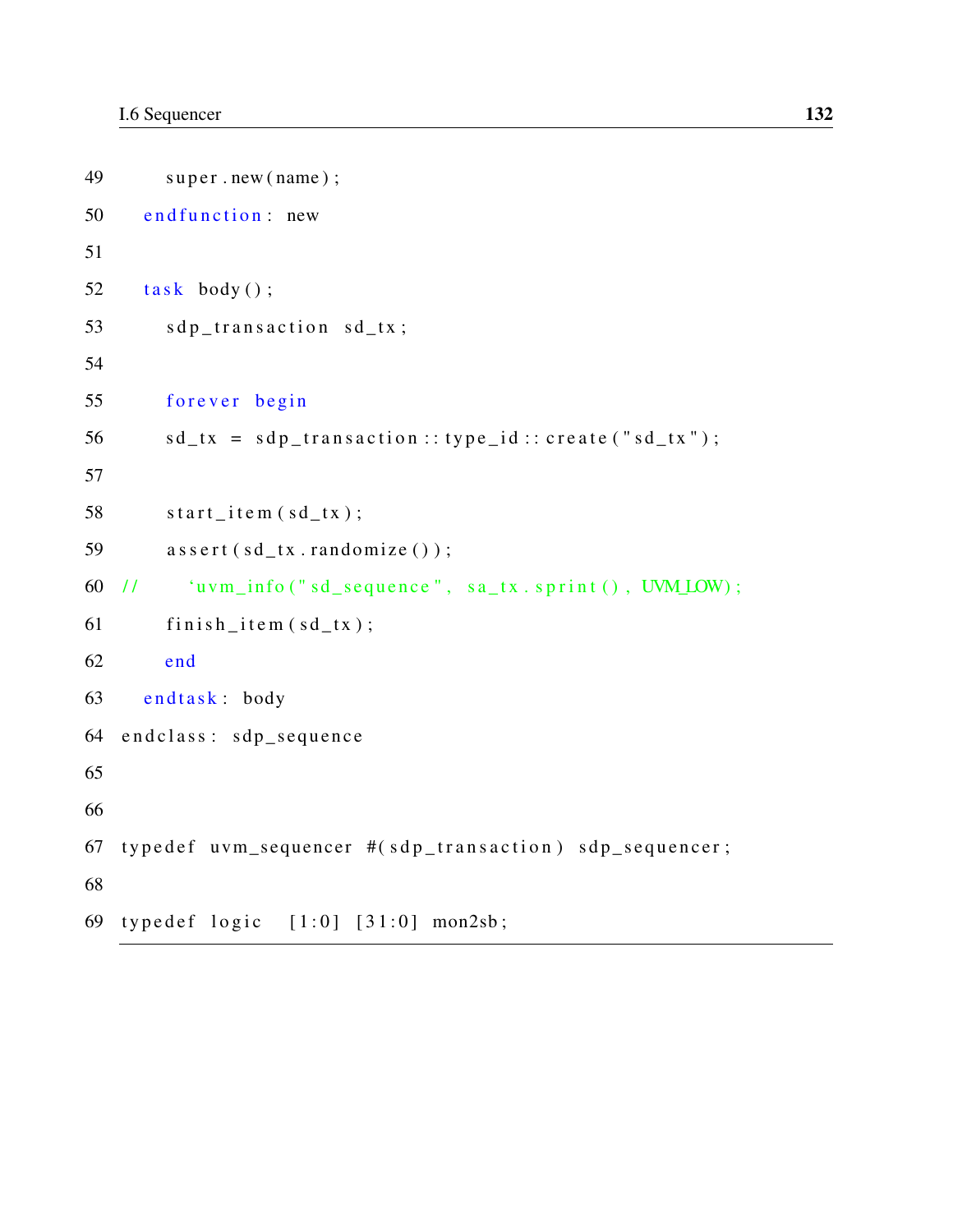```
49      super.new(name);
50    endfunction: new
51
52    task body();
53      sdp_transaction sd_tx;
54
55      forever begin
56      sd_tx = sdp_transaction::type_id::create("sd_tx");
57
58      start_item(sd_tx);
59      assert(sd_tx.randomize());
60  //      `uvm_info("sd_sequence", sa_tx.sprint(), UVM_LOW);
61      finish_item(sd_tx);
62      end
63    endtask: body
64  endclass: sdp_sequence
65
66
67  typedef uvm_sequencer #(sdp_transaction) sdp_sequencer;
68
69  typedef logic  [1:0] [31:0] mon2sb;
```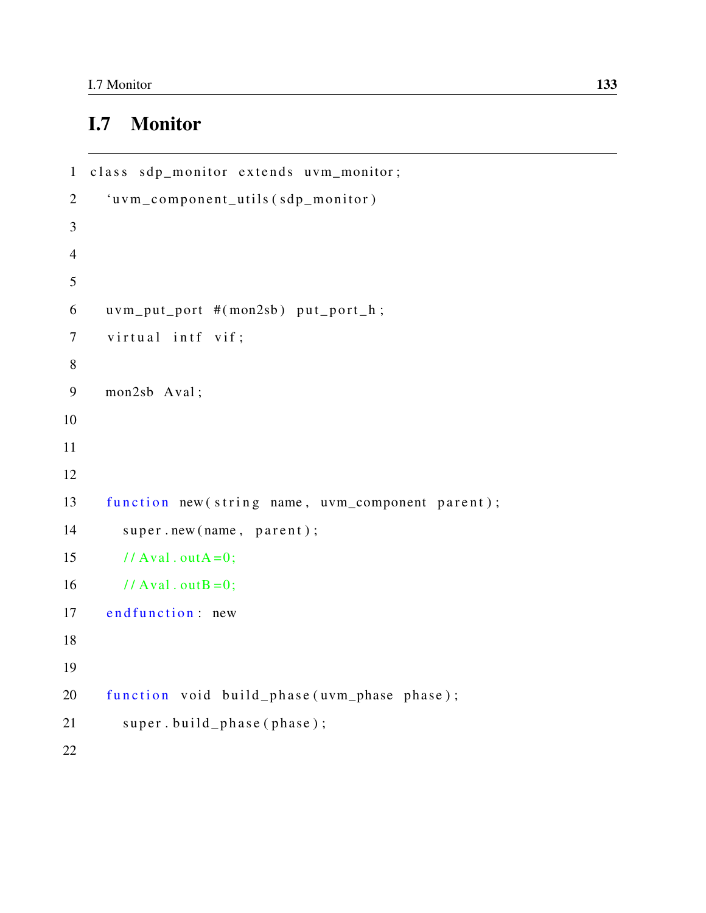## I.7 Monitor

```
class sdp_monitor extends uvm_monitor;
  `uvm_component_utils(sdp_monitor)



  uvm_put_port #(mon2sb) put_port_h;
  virtual intf vif;

  mon2sb Aval;



  function new(string name, uvm_component parent);
    super.new(name, parent);
    //Aval.outA=0;
    //Aval.outB=0;
  endfunction: new


  function void build_phase(uvm_phase phase);
    super.build_phase(phase);

```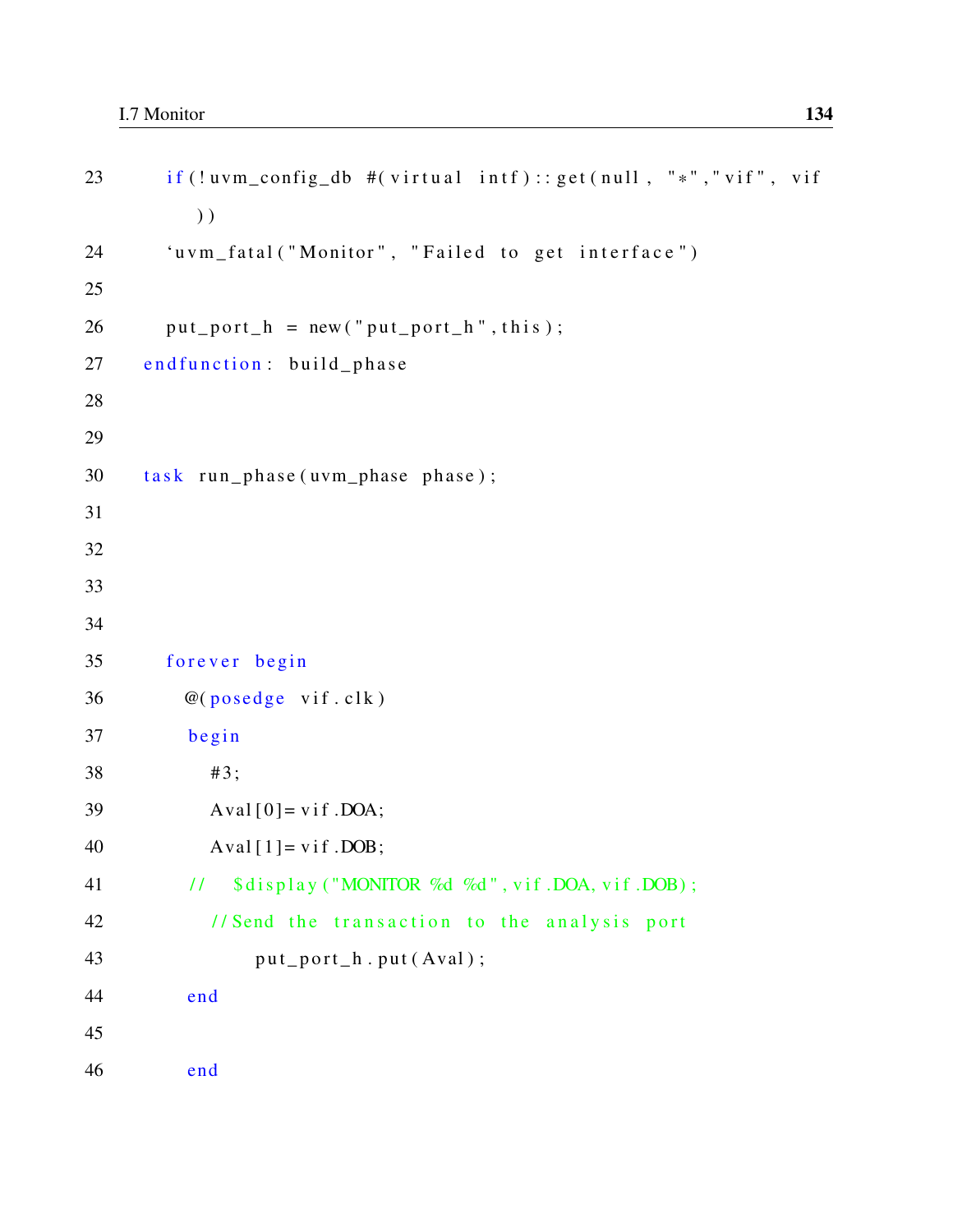```
23      if(!uvm_config_db #(virtual intf)::get(null, "*","vif", vif
          ))
24      `uvm_fatal("Monitor", "Failed to get interface")
25
26      put_port_h = new("put_port_h",this);
27    endfunction: build_phase
28
29
30    task run_phase(uvm_phase phase);
31
32
33
34
35      forever begin
36        @(posedge vif.clk)
37        begin
38          #3;
39          Aval[0]= vif.DOA;
40          Aval[1]= vif.DOB;
41        //   $display("MONITOR %d %d", vif.DOA, vif.DOB);
42          //Send the transaction to the analysis port
43              put_port_h.put(Aval);
44        end
45
46        end
```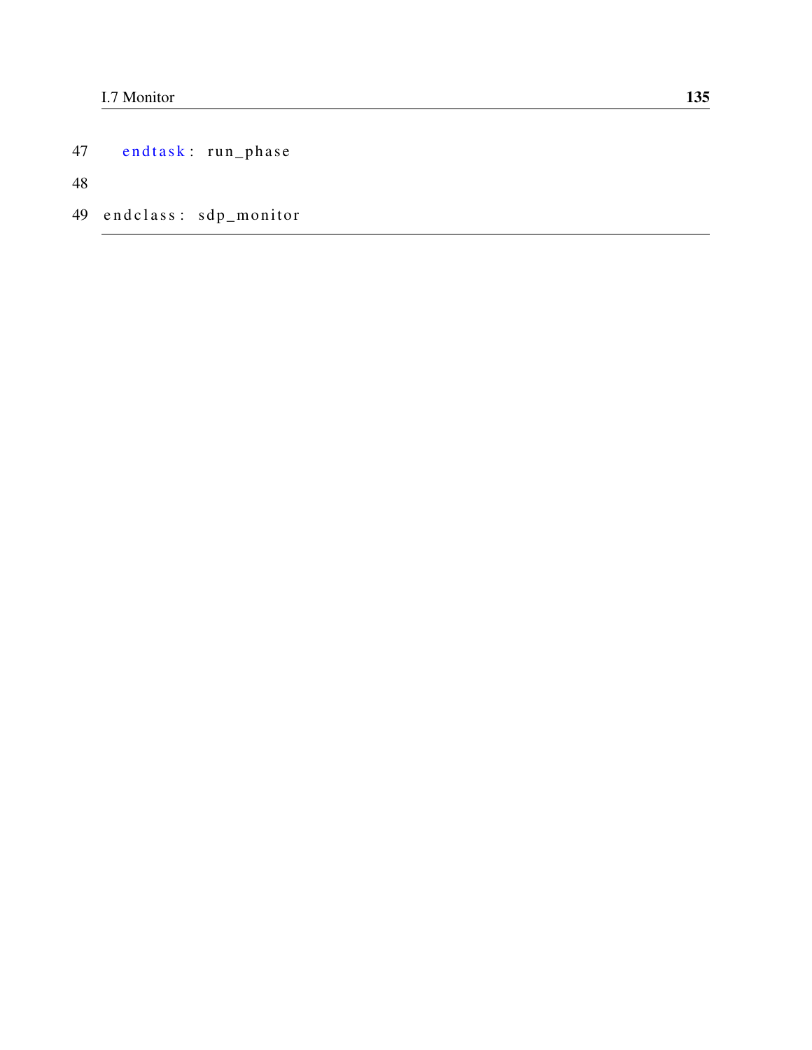```
47   endtask: run_phase
48
49 endclass: sdp_monitor
```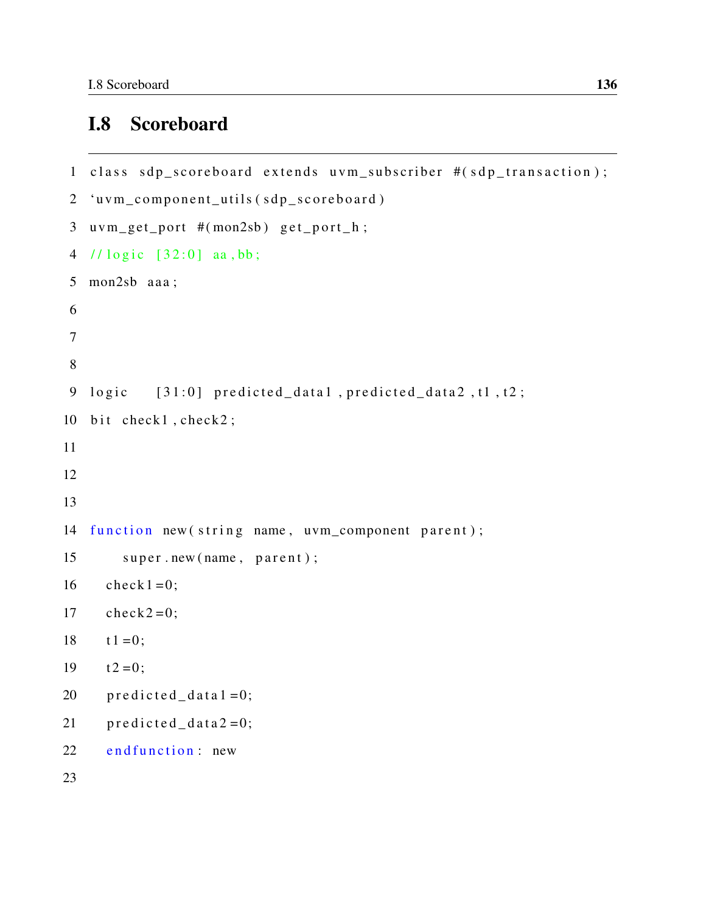## I.8 Scoreboard

```
class sdp_scoreboard extends uvm_subscriber #(sdp_transaction);
`uvm_component_utils(sdp_scoreboard)
uvm_get_port #(mon2sb) get_port_h;
//logic [32:0] aa,bb;
mon2sb aaa;



logic [31:0] predicted_data1,predicted_data2,t1,t2;
bit check1,check2;



function new(string name, uvm_component parent);
    super.new(name, parent);
  check1=0;
  check2=0;
  t1=0;
  t2=0;
  predicted_data1=0;
  predicted_data2=0;
  endfunction: new

```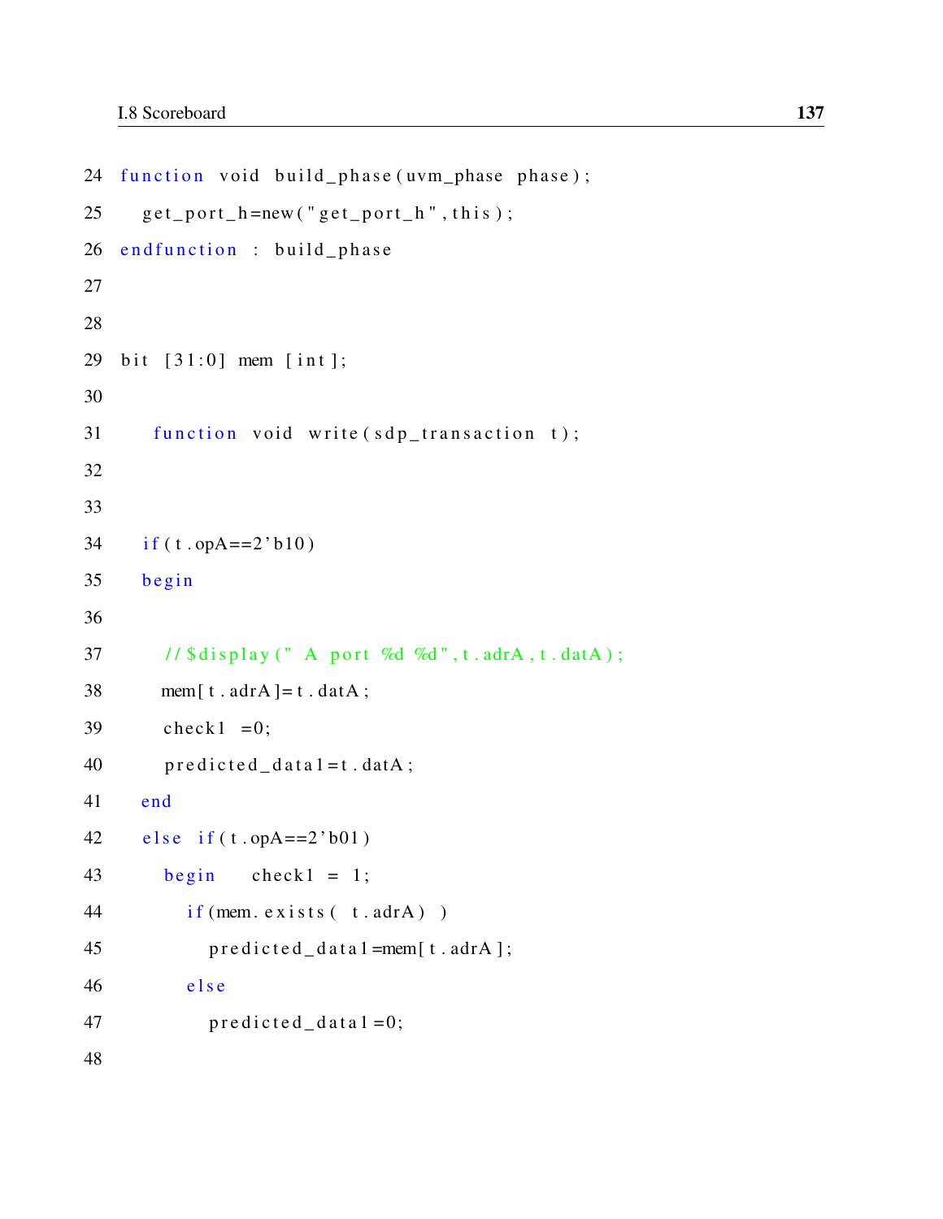```
24 function void build_phase(uvm_phase phase);
25   get_port_h=new("get_port_h",this);
26 endfunction : build_phase
27
28
29 bit [31:0] mem [int];
30
31    function void write(sdp_transaction t);
32
33
34   if(t.opA==2'b10)
35   begin
36
37     //$display(" A port %d %d",t.adrA,t.datA);
38     mem[t.adrA]=t.datA;
39     check1 =0;
40     predicted_data1=t.datA;
41   end
42   else if(t.opA==2'b01)
43     begin    check1 = 1;
44       if(mem.exists( t.adrA) )
45         predicted_data1=mem[t.adrA];
46       else
47         predicted_data1=0;
48
```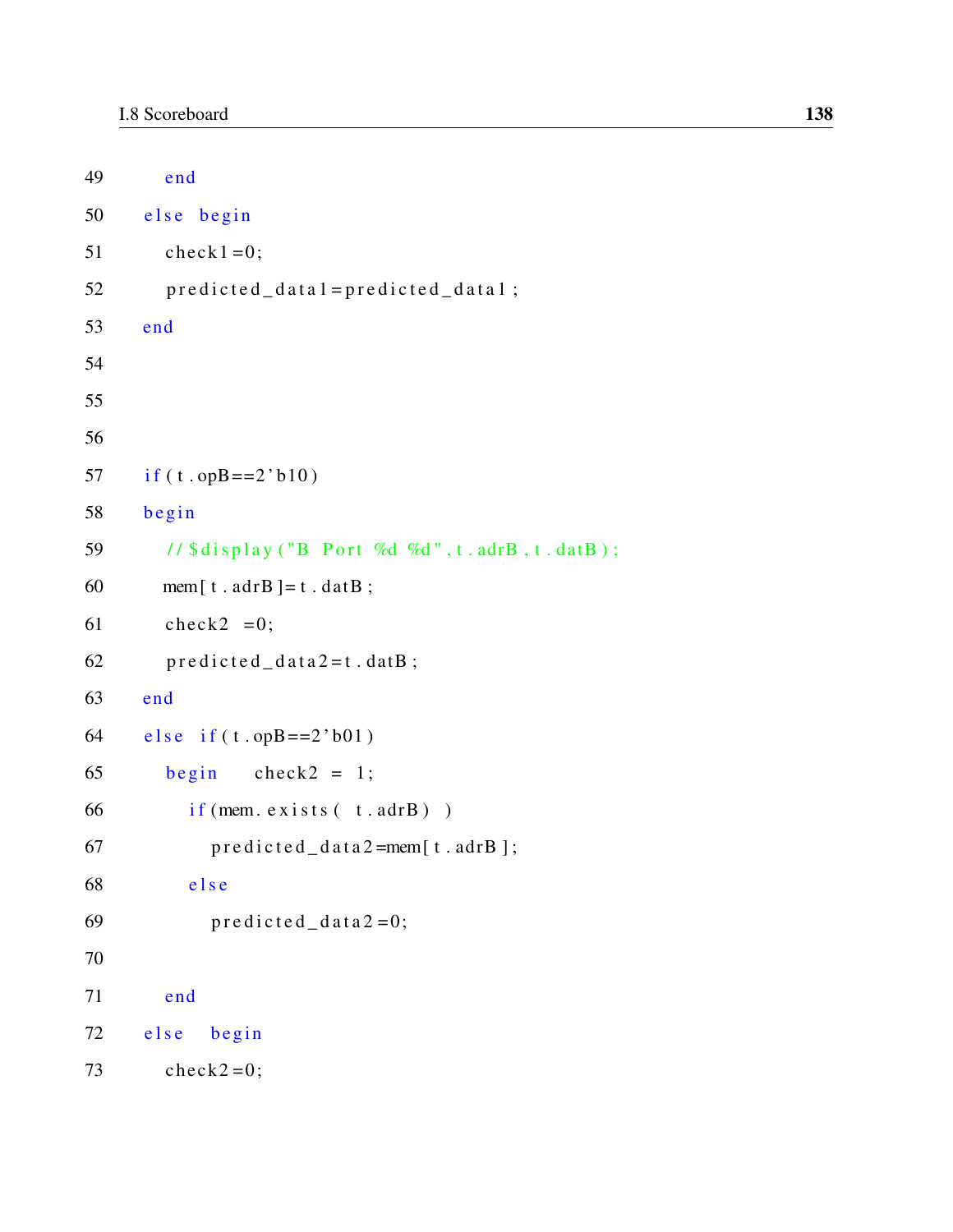```
49        end
50    else  begin
51        check1=0;
52        predicted_data1=predicted_data1;
53    end
54
55
56
57    if(t.opB==2'b10)
58    begin
59        //$display("B  Port  %d  %d",t.adrB,t.datB);
60        mem[t.adrB]=t.datB;
61        check2  =0;
62        predicted_data2=t.datB;
63    end
64    else  if(t.opB==2'b01)
65        begin     check2  =  1;
66            if(mem.exists(  t.adrB)  )
67                predicted_data2=mem[t.adrB];
68            else
69                predicted_data2=0;
70
71        end
72    else   begin
73        check2=0;
```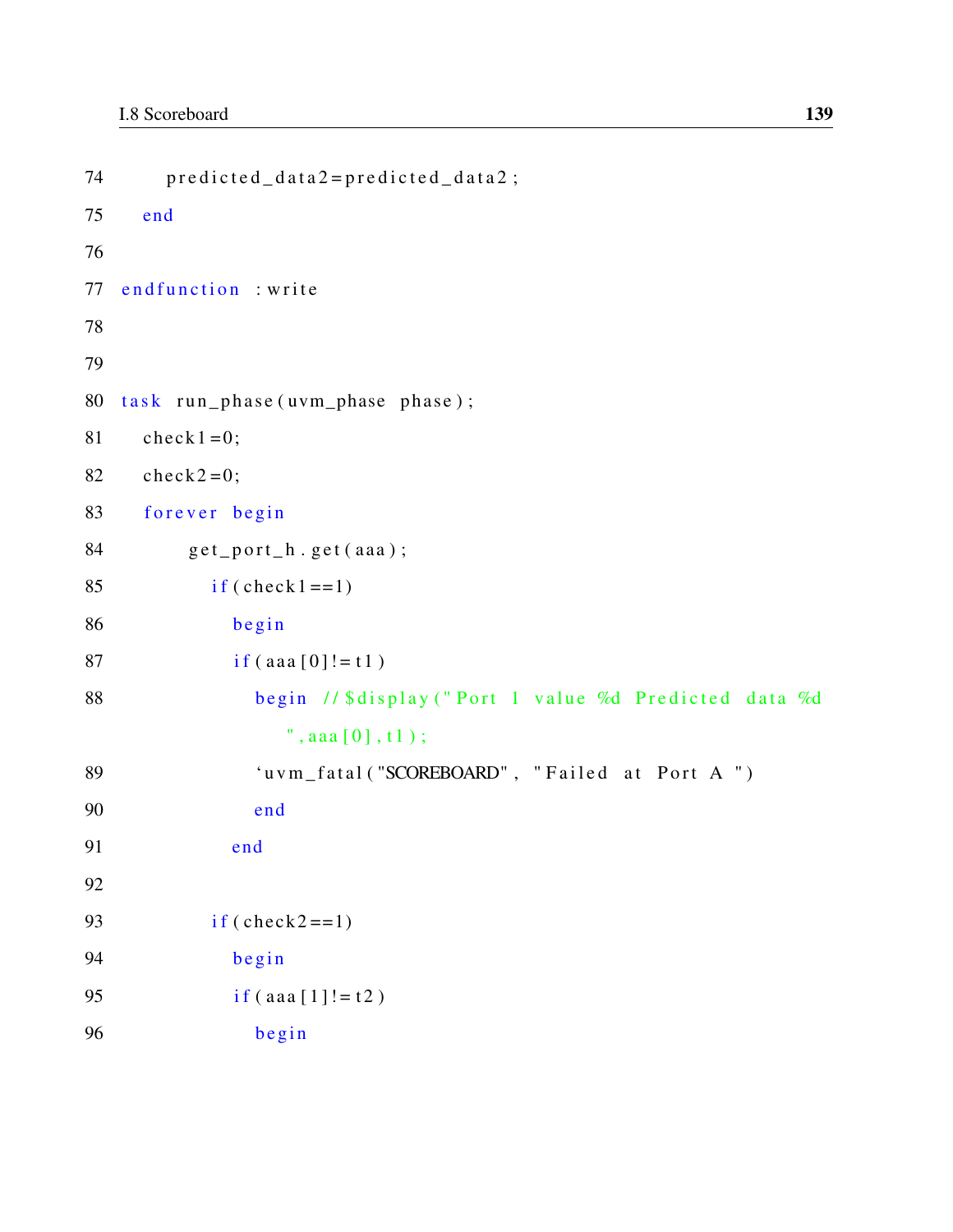```
74        predicted_data2=predicted_data2;
75    end
76
77  endfunction  :write
78
79
80  task  run_phase(uvm_phase  phase);
81    check1=0;
82    check2=0;
83    forever  begin
84          get_port_h.get(aaa);
85            if(check1==1)
86              begin
87              if(aaa[0]!=t1)
88                begin  //$display("Port  1  value  %d  Predicted  data  %d
                     ",aaa[0],t1);
89                `uvm_fatal("SCOREBOARD",  "Failed  at  Port  A  ")
90                end
91              end
92
93            if(check2==1)
94              begin
95              if(aaa[1]!=t2)
96                begin
```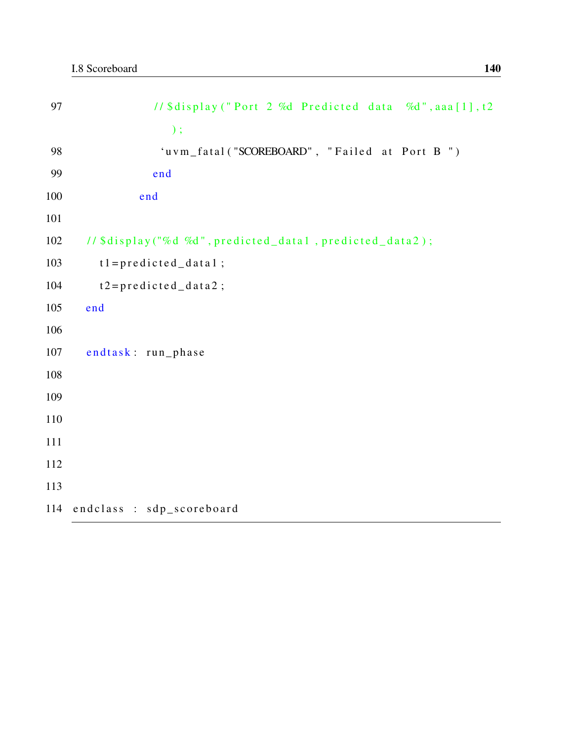```
97                //$display("Port 2 %d Predicted data  %d",aaa[1],t2
                    );
98                 `uvm_fatal("SCOREBOARD", "Failed at Port B ")
99                end
100             end
101
102    //$display("%d %d",predicted_data1 ,predicted_data2);
103       t1=predicted_data1;
104       t2=predicted_data2;
105    end
106
107    endtask: run_phase
108
109
110
111
112
113
114 endclass : sdp_scoreboard
```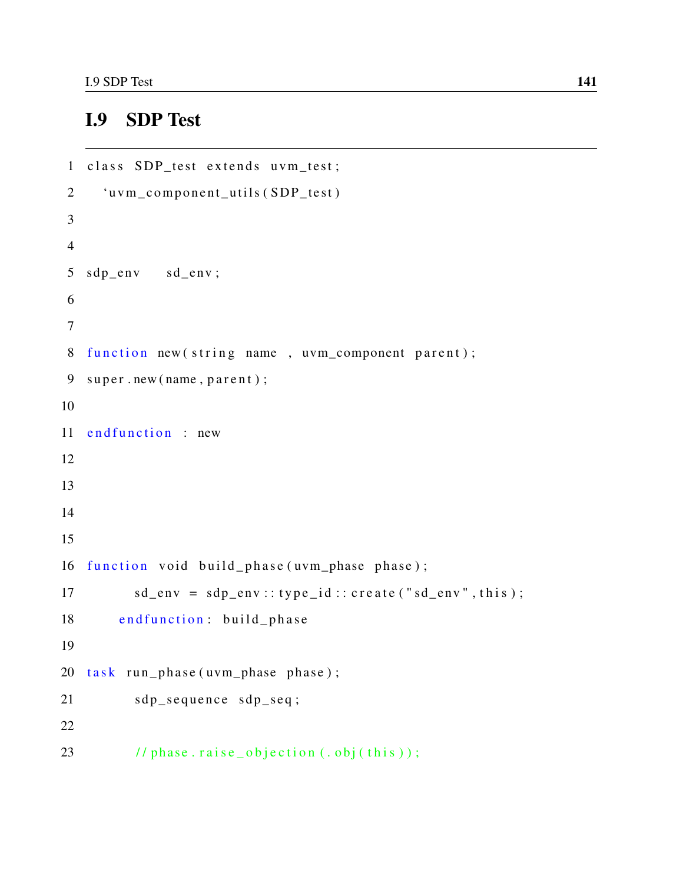## I.9 SDP Test

```
class SDP_test extends uvm_test;
  `uvm_component_utils(SDP_test)


sdp_env    sd_env;


function new(string name , uvm_component parent);
super.new(name,parent);

endfunction : new




function void build_phase(uvm_phase phase);
        sd_env = sdp_env::type_id::create("sd_env",this);
      endfunction: build_phase

task run_phase(uvm_phase phase);
        sdp_sequence sdp_seq;

        //phase.raise_objection(.obj(this));
```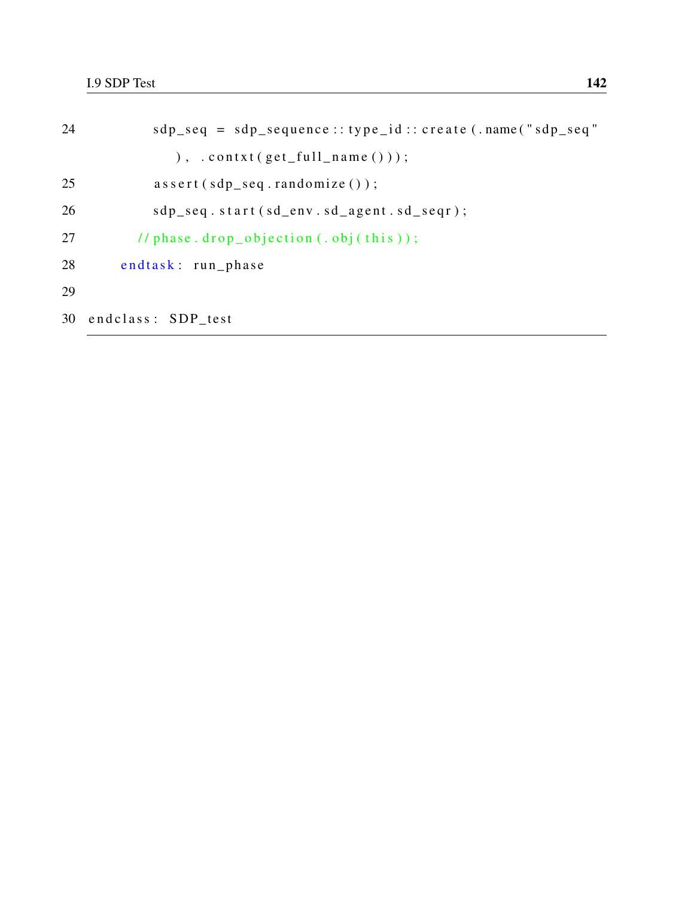```
24          sdp_seq = sdp_sequence::type_id::create(.name("sdp_seq"
               ), .contxt(get_full_name()));
25          assert(sdp_seq.randomize());
26          sdp_seq.start(sd_env.sd_agent.sd_seqr);
27        //phase.drop_objection(.obj(this));
28      endtask: run_phase
29
30  endclass: SDP_test
```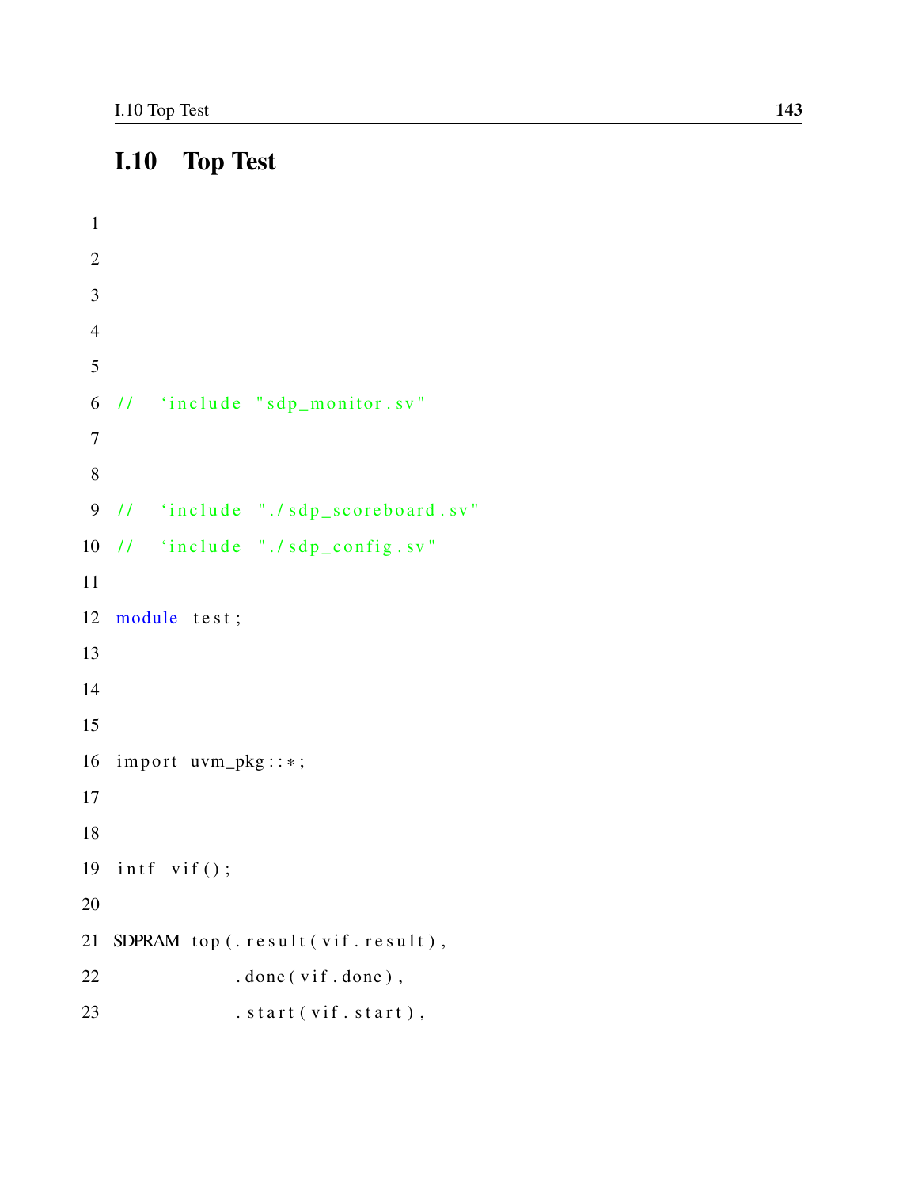## I.10 Top Test

```
// `include "sdp_monitor.sv"


// `include "./sdp_scoreboard.sv"
// `include "./sdp_config.sv"

module test;



import uvm_pkg::*;


intf vif();

SDPRAM top(.result(vif.result),
           .done(vif.done),
           .start(vif.start),
```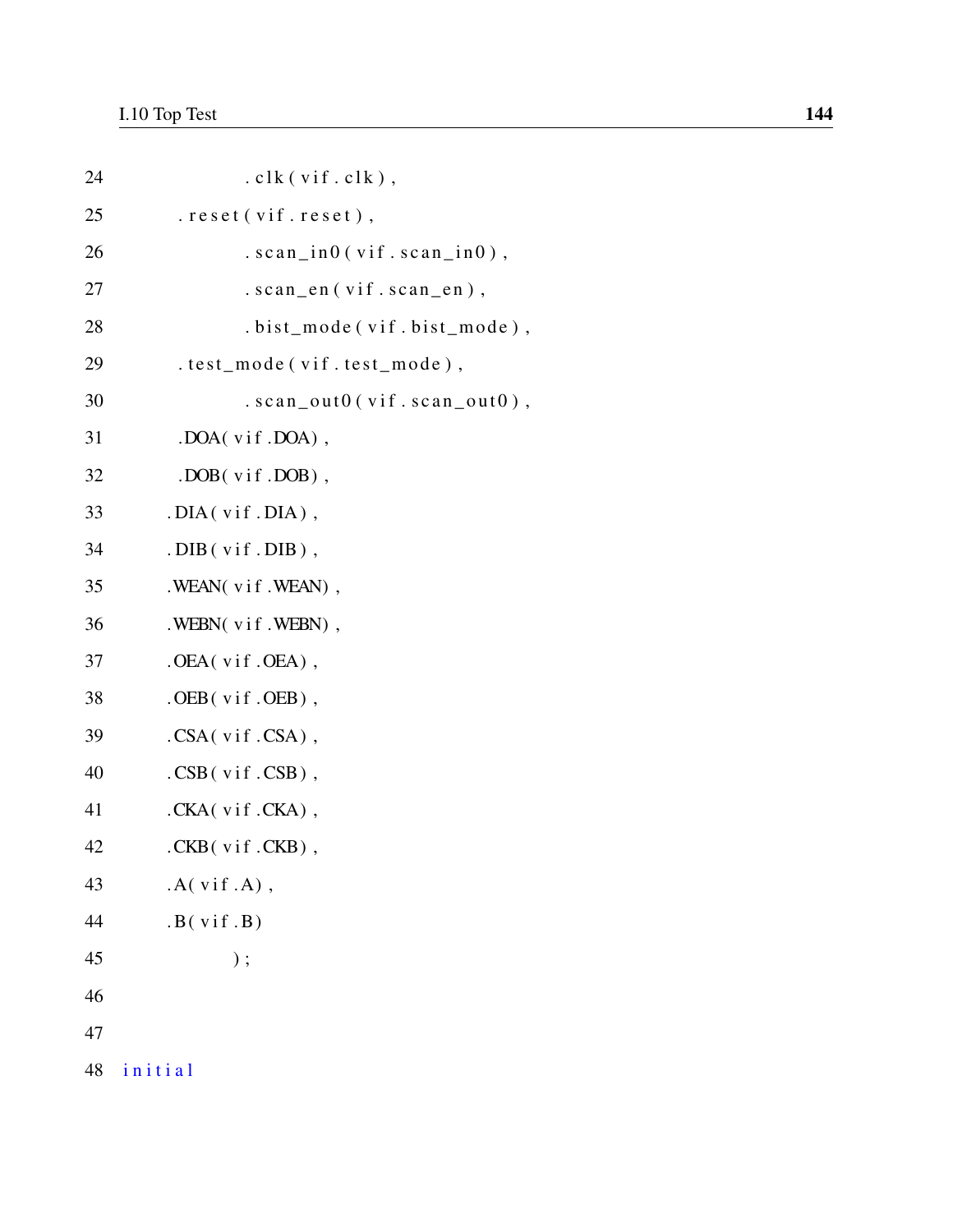```
24                 .clk(vif.clk),
25         .reset(vif.reset),
26                 .scan_in0(vif.scan_in0),
27                 .scan_en(vif.scan_en),
28                 .bist_mode(vif.bist_mode),
29         .test_mode(vif.test_mode),
30                 .scan_out0(vif.scan_out0),
31         .DOA(vif.DOA),
32         .DOB(vif.DOB),
33        .DIA(vif.DIA),
34        .DIB(vif.DIB),
35        .WEAN(vif.WEAN),
36        .WEBN(vif.WEBN),
37        .OEA(vif.OEA),
38        .OEB(vif.OEB),
39        .CSA(vif.CSA),
40        .CSB(vif.CSB),
41        .CKA(vif.CKA),
42        .CKB(vif.CKB),
43        .A(vif.A),
44        .B(vif.B)
45               );
46
47
48 initial
```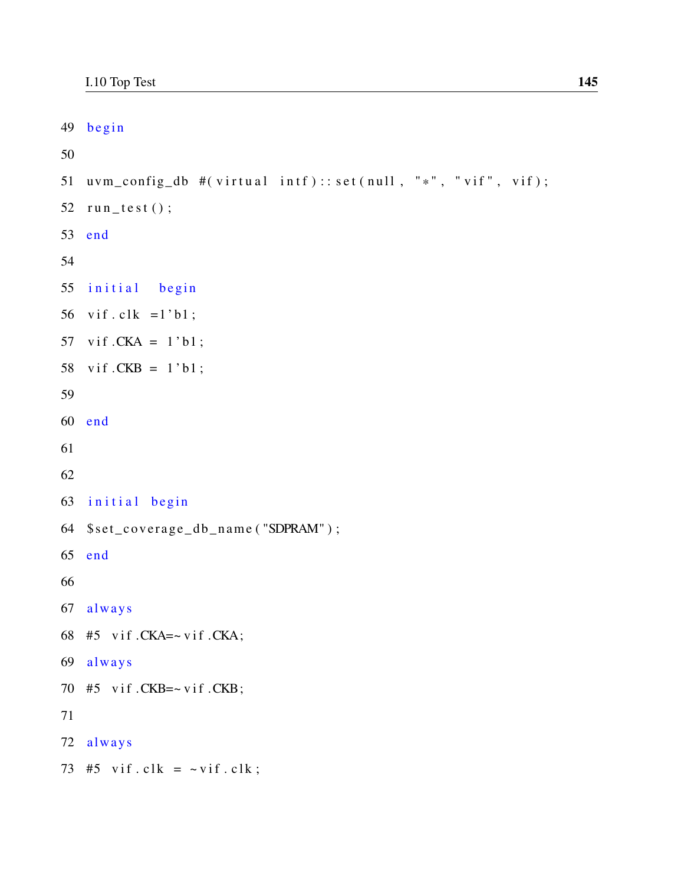```
49 begin
50
51 uvm_config_db #(virtual intf)::set(null, "*", "vif", vif);
52 run_test();
53 end
54
55 initial  begin
56 vif.clk =1'b1;
57 vif.CKA = 1'b1;
58 vif.CKB = 1'b1;
59
60 end
61
62
63 initial begin
64 $set_coverage_db_name("SDPRAM");
65 end
66
67 always
68 #5 vif.CKA=~vif.CKA;
69 always
70 #5 vif.CKB=~vif.CKB;
71
72 always
73 #5 vif.clk = ~vif.clk;
```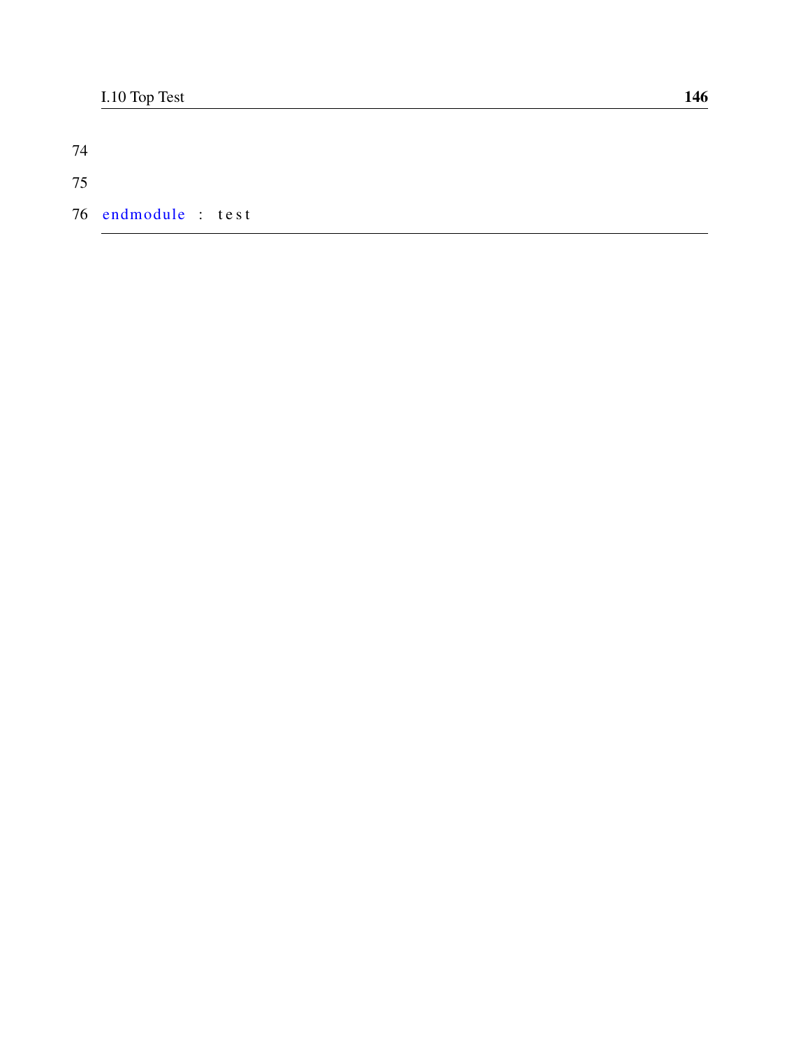```
74
75
76 endmodule : test
```